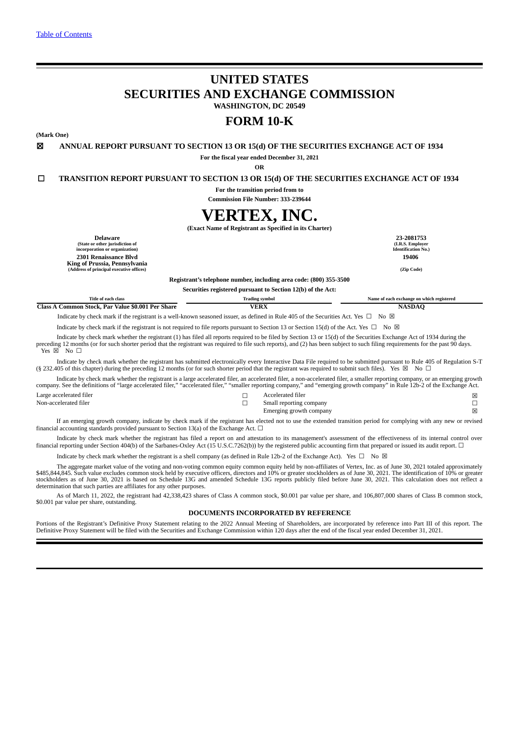[Table of Contents]

# UNITED STATES
# SECURITIES AND EXCHANGE COMMISSION
**WASHINGTON, DC 20549**

# FORM 10-K

**(Mark One)**

☒ **ANNUAL REPORT PURSUANT TO SECTION 13 OR 15(d) OF THE SECURITIES EXCHANGE ACT OF 1934**

**For the fiscal year ended December 31, 2021**

**OR**

☐ **TRANSITION REPORT PURSUANT TO SECTION 13 OR 15(d) OF THE SECURITIES EXCHANGE ACT OF 1934**

**For the transition period from to**

**Commission File Number: 333-239644**

# VERTEX, INC.

**(Exact Name of Registrant as Specified in its Charter)**

| | |
|---|---|
| **Delaware**<br>(State or other jurisdiction of incorporation or organization) | **23-2081753**<br>(I.R.S. Employer Identification No.) |
| **2301 Renaissance Blvd**<br>**King of Prussia, Pennsylvania**<br>(Address of principal executive offices) | **19406**<br>(Zip Code) |

**Registrant's telephone number, including area code: (800) 355-3500**

**Securities registered pursuant to Section 12(b) of the Act:**

| Title of each class | Trading symbol | Name of each exchange on which registered |
|---|---|---|
| **Class A Common Stock, Par Value $0.001 Per Share** | **VERX** | **NASDAQ** |

Indicate by check mark if the registrant is a well-known seasoned issuer, as defined in Rule 405 of the Securities Act. Yes ☐ No ☒

Indicate by check mark if the registrant is not required to file reports pursuant to Section 13 or Section 15(d) of the Act. Yes ☐ No ☒

Indicate by check mark whether the registrant (1) has filed all reports required to be filed by Section 13 or 15(d) of the Securities Exchange Act of 1934 during the preceding 12 months (or for such shorter period that the registrant was required to file such reports), and (2) has been subject to such filing requirements for the past 90 days. Yes ☒ No ☐

Indicate by check mark whether the registrant has submitted electronically every Interactive Data File required to be submitted pursuant to Rule 405 of Regulation S-T (§ 232.405 of this chapter) during the preceding 12 months (or for such shorter period that the registrant was required to submit such files). Yes ☒ No ☐

Indicate by check mark whether the registrant is a large accelerated filer, an accelerated filer, a non-accelerated filer, a smaller reporting company, or an emerging growth company. See the definitions of "large accelerated filer," "accelerated filer," "smaller reporting company," and "emerging growth company" in Rule 12b-2 of the Exchange Act.

| | | | |
|---|---|---|---|
| Large accelerated filer | ☐ | Accelerated filer | ☒ |
| Non-accelerated filer | ☐ | Small reporting company | ☐ |
| | | Emerging growth company | ☒ |

If an emerging growth company, indicate by check mark if the registrant has elected not to use the extended transition period for complying with any new or revised financial accounting standards provided pursuant to Section 13(a) of the Exchange Act. ☐

Indicate by check mark whether the registrant has filed a report on and attestation to its management's assessment of the effectiveness of its internal control over financial reporting under Section 404(b) of the Sarbanes-Oxley Act (15 U.S.C.7262(b)) by the registered public accounting firm that prepared or issued its audit report. ☐

Indicate by check mark whether the registrant is a shell company (as defined in Rule 12b-2 of the Exchange Act). Yes ☐ No ☒

The aggregate market value of the voting and non-voting common equity common equity held by non-affiliates of Vertex, Inc. as of June 30, 2021 totaled approximately $485,844,845. Such value excludes common stock held by executive officers, directors and 10% or greater stockholders as of June 30, 2021. The identification of 10% or greater stockholders as of June 30, 2021 is based on Schedule 13G and amended Schedule 13G reports publicly filed before June 30, 2021. This calculation does not reflect a determination that such parties are affiliates for any other purposes.

As of March 11, 2022, the registrant had 42,338,423 shares of Class A common stock, $0.001 par value per share, and 106,807,000 shares of Class B common stock, $0.001 par value per share, outstanding.

**DOCUMENTS INCORPORATED BY REFERENCE**

Portions of the Registrant's Definitive Proxy Statement relating to the 2022 Annual Meeting of Shareholders, are incorporated by reference into Part III of this report. The Definitive Proxy Statement will be filed with the Securities and Exchange Commission within 120 days after the end of the fiscal year ended December 31, 2021.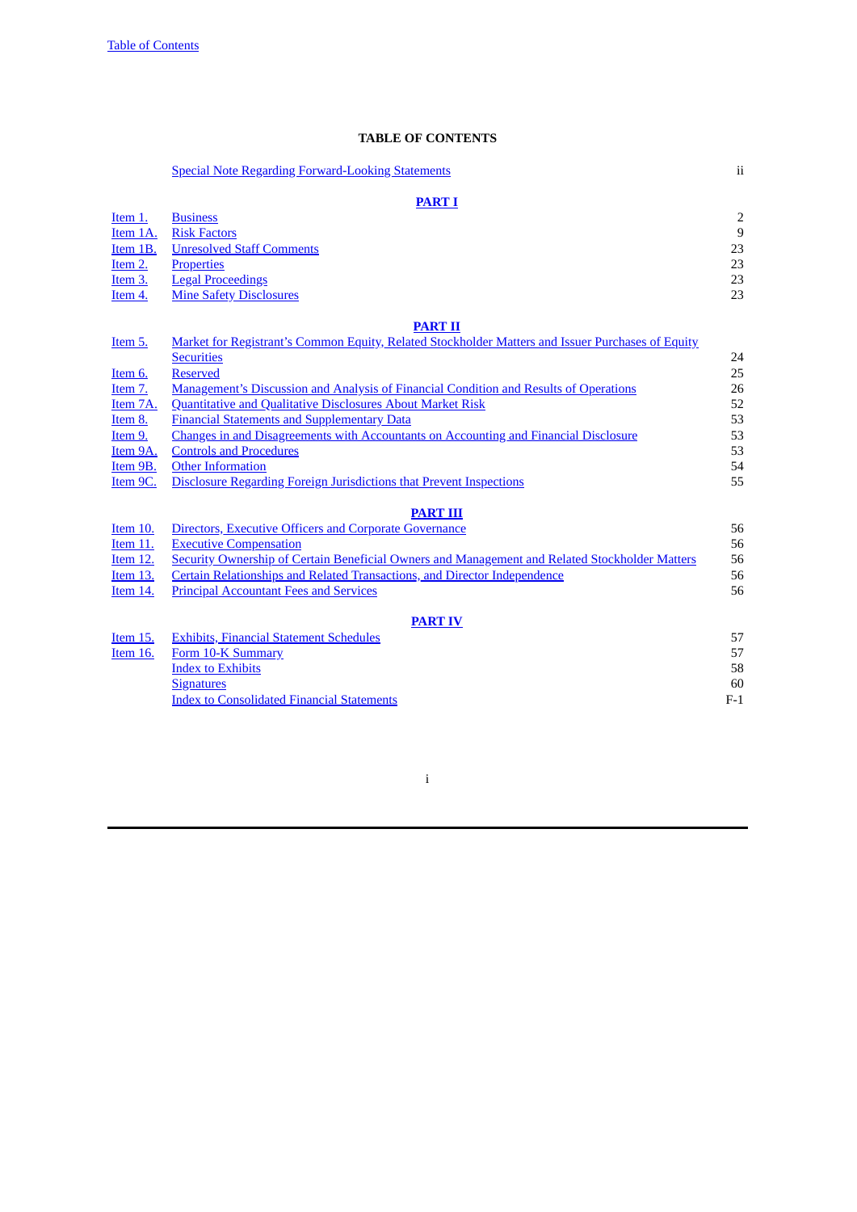# TABLE OF CONTENTS

| | | |
|---|---|---|
| | Special Note Regarding Forward-Looking Statements | ii |
| | **PART I** | |
| Item 1. | Business | 2 |
| Item 1A. | Risk Factors | 9 |
| Item 1B. | Unresolved Staff Comments | 23 |
| Item 2. | Properties | 23 |
| Item 3. | Legal Proceedings | 23 |
| Item 4. | Mine Safety Disclosures | 23 |
| | **PART II** | |
| Item 5. | Market for Registrant's Common Equity, Related Stockholder Matters and Issuer Purchases of Equity Securities | 24 |
| Item 6. | Reserved | 25 |
| Item 7. | Management's Discussion and Analysis of Financial Condition and Results of Operations | 26 |
| Item 7A. | Quantitative and Qualitative Disclosures About Market Risk | 52 |
| Item 8. | Financial Statements and Supplementary Data | 53 |
| Item 9. | Changes in and Disagreements with Accountants on Accounting and Financial Disclosure | 53 |
| Item 9A. | Controls and Procedures | 53 |
| Item 9B. | Other Information | 54 |
| Item 9C. | Disclosure Regarding Foreign Jurisdictions that Prevent Inspections | 55 |
| | **PART III** | |
| Item 10. | Directors, Executive Officers and Corporate Governance | 56 |
| Item 11. | Executive Compensation | 56 |
| Item 12. | Security Ownership of Certain Beneficial Owners and Management and Related Stockholder Matters | 56 |
| Item 13. | Certain Relationships and Related Transactions, and Director Independence | 56 |
| Item 14. | Principal Accountant Fees and Services | 56 |
| | **PART IV** | |
| Item 15. | Exhibits, Financial Statement Schedules | 57 |
| Item 16. | Form 10-K Summary | 57 |
| | Index to Exhibits | 58 |
| | Signatures | 60 |
| | Index to Consolidated Financial Statements | F-1 |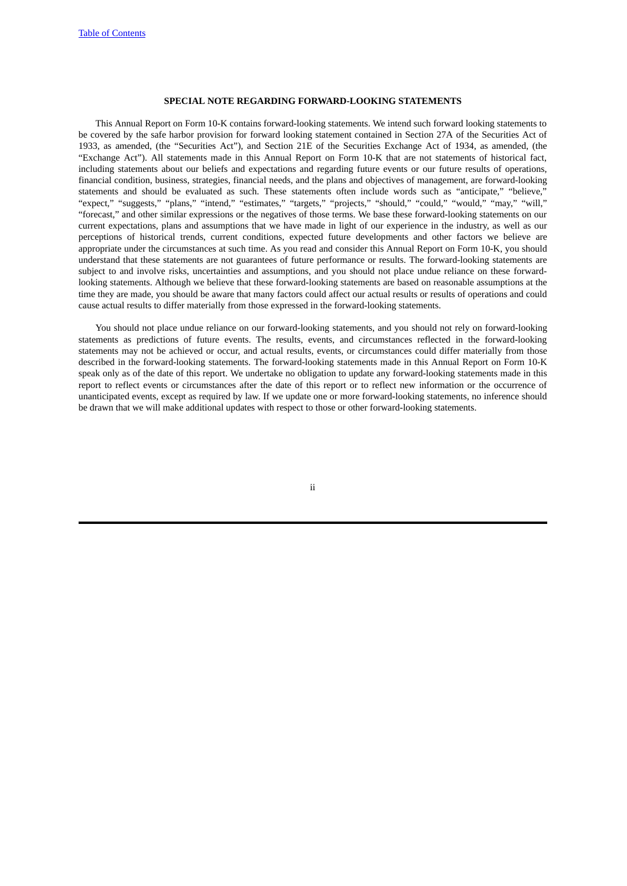## SPECIAL NOTE REGARDING FORWARD-LOOKING STATEMENTS

This Annual Report on Form 10-K contains forward-looking statements. We intend such forward looking statements to be covered by the safe harbor provision for forward looking statement contained in Section 27A of the Securities Act of 1933, as amended, (the "Securities Act"), and Section 21E of the Securities Exchange Act of 1934, as amended, (the "Exchange Act"). All statements made in this Annual Report on Form 10-K that are not statements of historical fact, including statements about our beliefs and expectations and regarding future events or our future results of operations, financial condition, business, strategies, financial needs, and the plans and objectives of management, are forward-looking statements and should be evaluated as such. These statements often include words such as "anticipate," "believe," "expect," "suggests," "plans," "intend," "estimates," "targets," "projects," "should," "could," "would," "may," "will," "forecast," and other similar expressions or the negatives of those terms. We base these forward-looking statements on our current expectations, plans and assumptions that we have made in light of our experience in the industry, as well as our perceptions of historical trends, current conditions, expected future developments and other factors we believe are appropriate under the circumstances at such time. As you read and consider this Annual Report on Form 10-K, you should understand that these statements are not guarantees of future performance or results. The forward-looking statements are subject to and involve risks, uncertainties and assumptions, and you should not place undue reliance on these forward-looking statements. Although we believe that these forward-looking statements are based on reasonable assumptions at the time they are made, you should be aware that many factors could affect our actual results or results of operations and could cause actual results to differ materially from those expressed in the forward-looking statements.

You should not place undue reliance on our forward-looking statements, and you should not rely on forward-looking statements as predictions of future events. The results, events, and circumstances reflected in the forward-looking statements may not be achieved or occur, and actual results, events, or circumstances could differ materially from those described in the forward-looking statements. The forward-looking statements made in this Annual Report on Form 10-K speak only as of the date of this report. We undertake no obligation to update any forward-looking statements made in this report to reflect events or circumstances after the date of this report or to reflect new information or the occurrence of unanticipated events, except as required by law. If we update one or more forward-looking statements, no inference should be drawn that we will make additional updates with respect to those or other forward-looking statements.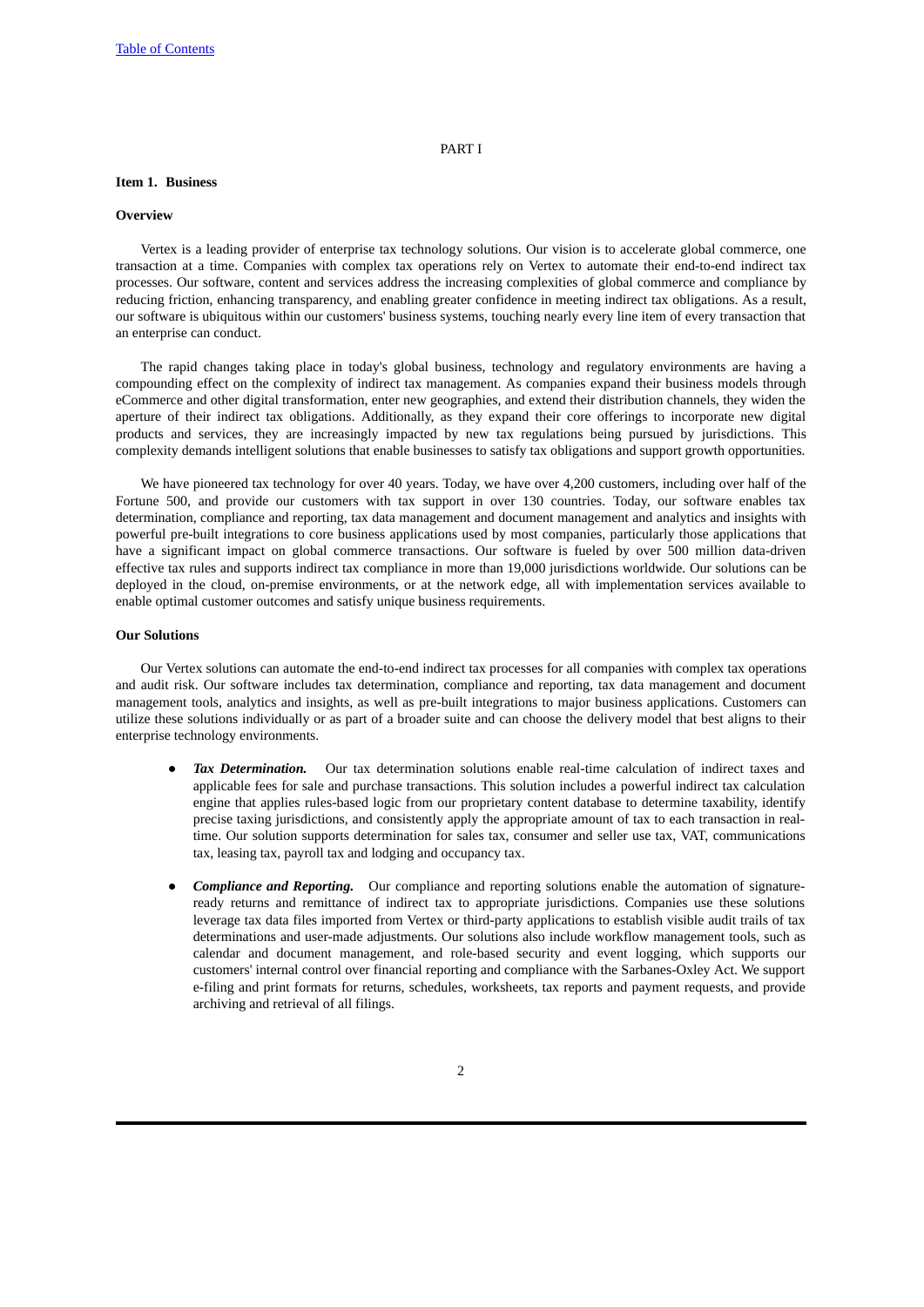PART I

## Item 1. Business

### Overview

Vertex is a leading provider of enterprise tax technology solutions. Our vision is to accelerate global commerce, one transaction at a time. Companies with complex tax operations rely on Vertex to automate their end-to-end indirect tax processes. Our software, content and services address the increasing complexities of global commerce and compliance by reducing friction, enhancing transparency, and enabling greater confidence in meeting indirect tax obligations. As a result, our software is ubiquitous within our customers' business systems, touching nearly every line item of every transaction that an enterprise can conduct.

The rapid changes taking place in today's global business, technology and regulatory environments are having a compounding effect on the complexity of indirect tax management. As companies expand their business models through eCommerce and other digital transformation, enter new geographies, and extend their distribution channels, they widen the aperture of their indirect tax obligations. Additionally, as they expand their core offerings to incorporate new digital products and services, they are increasingly impacted by new tax regulations being pursued by jurisdictions. This complexity demands intelligent solutions that enable businesses to satisfy tax obligations and support growth opportunities.

We have pioneered tax technology for over 40 years. Today, we have over 4,200 customers, including over half of the Fortune 500, and provide our customers with tax support in over 130 countries. Today, our software enables tax determination, compliance and reporting, tax data management and document management and analytics and insights with powerful pre-built integrations to core business applications used by most companies, particularly those applications that have a significant impact on global commerce transactions. Our software is fueled by over 500 million data-driven effective tax rules and supports indirect tax compliance in more than 19,000 jurisdictions worldwide. Our solutions can be deployed in the cloud, on-premise environments, or at the network edge, all with implementation services available to enable optimal customer outcomes and satisfy unique business requirements.

### Our Solutions

Our Vertex solutions can automate the end-to-end indirect tax processes for all companies with complex tax operations and audit risk. Our software includes tax determination, compliance and reporting, tax data management and document management tools, analytics and insights, as well as pre-built integrations to major business applications. Customers can utilize these solutions individually or as part of a broader suite and can choose the delivery model that best aligns to their enterprise technology environments.

- ***Tax Determination.*** Our tax determination solutions enable real-time calculation of indirect taxes and applicable fees for sale and purchase transactions. This solution includes a powerful indirect tax calculation engine that applies rules-based logic from our proprietary content database to determine taxability, identify precise taxing jurisdictions, and consistently apply the appropriate amount of tax to each transaction in real-time. Our solution supports determination for sales tax, consumer and seller use tax, VAT, communications tax, leasing tax, payroll tax and lodging and occupancy tax.

- ***Compliance and Reporting.*** Our compliance and reporting solutions enable the automation of signature-ready returns and remittance of indirect tax to appropriate jurisdictions. Companies use these solutions leverage tax data files imported from Vertex or third-party applications to establish visible audit trails of tax determinations and user-made adjustments. Our solutions also include workflow management tools, such as calendar and document management, and role-based security and event logging, which supports our customers' internal control over financial reporting and compliance with the Sarbanes-Oxley Act. We support e-filing and print formats for returns, schedules, worksheets, tax reports and payment requests, and provide archiving and retrieval of all filings.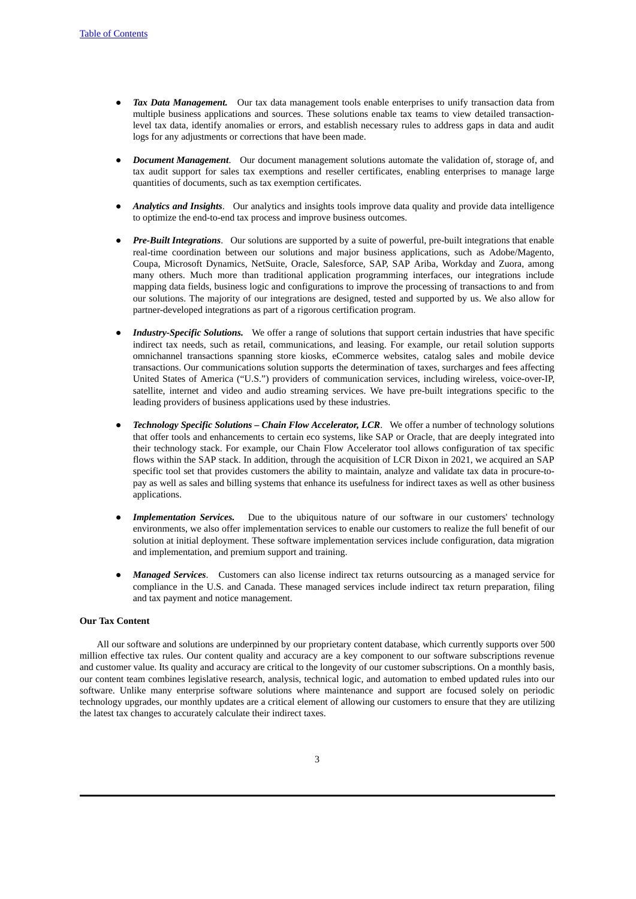- ***Tax Data Management.*** Our tax data management tools enable enterprises to unify transaction data from multiple business applications and sources. These solutions enable tax teams to view detailed transaction-level tax data, identify anomalies or errors, and establish necessary rules to address gaps in data and audit logs for any adjustments or corrections that have been made.

- ***Document Management***. Our document management solutions automate the validation of, storage of, and tax audit support for sales tax exemptions and reseller certificates, enabling enterprises to manage large quantities of documents, such as tax exemption certificates.

- ***Analytics and Insights***. Our analytics and insights tools improve data quality and provide data intelligence to optimize the end-to-end tax process and improve business outcomes.

- ***Pre-Built Integrations***. Our solutions are supported by a suite of powerful, pre-built integrations that enable real-time coordination between our solutions and major business applications, such as Adobe/Magento, Coupa, Microsoft Dynamics, NetSuite, Oracle, Salesforce, SAP, SAP Ariba, Workday and Zuora, among many others. Much more than traditional application programming interfaces, our integrations include mapping data fields, business logic and configurations to improve the processing of transactions to and from our solutions. The majority of our integrations are designed, tested and supported by us. We also allow for partner-developed integrations as part of a rigorous certification program.

- ***Industry-Specific Solutions.*** We offer a range of solutions that support certain industries that have specific indirect tax needs, such as retail, communications, and leasing. For example, our retail solution supports omnichannel transactions spanning store kiosks, eCommerce websites, catalog sales and mobile device transactions. Our communications solution supports the determination of taxes, surcharges and fees affecting United States of America ("U.S.") providers of communication services, including wireless, voice-over-IP, satellite, internet and video and audio streaming services. We have pre-built integrations specific to the leading providers of business applications used by these industries.

- ***Technology Specific Solutions – Chain Flow Accelerator, LCR***. We offer a number of technology solutions that offer tools and enhancements to certain eco systems, like SAP or Oracle, that are deeply integrated into their technology stack. For example, our Chain Flow Accelerator tool allows configuration of tax specific flows within the SAP stack. In addition, through the acquisition of LCR Dixon in 2021, we acquired an SAP specific tool set that provides customers the ability to maintain, analyze and validate tax data in procure-to-pay as well as sales and billing systems that enhance its usefulness for indirect taxes as well as other business applications.

- ***Implementation Services.*** Due to the ubiquitous nature of our software in our customers' technology environments, we also offer implementation services to enable our customers to realize the full benefit of our solution at initial deployment. These software implementation services include configuration, data migration and implementation, and premium support and training.

- ***Managed Services***. Customers can also license indirect tax returns outsourcing as a managed service for compliance in the U.S. and Canada. These managed services include indirect tax return preparation, filing and tax payment and notice management.

**Our Tax Content**

All our software and solutions are underpinned by our proprietary content database, which currently supports over 500 million effective tax rules. Our content quality and accuracy are a key component to our software subscriptions revenue and customer value. Its quality and accuracy are critical to the longevity of our customer subscriptions. On a monthly basis, our content team combines legislative research, analysis, technical logic, and automation to embed updated rules into our software. Unlike many enterprise software solutions where maintenance and support are focused solely on periodic technology upgrades, our monthly updates are a critical element of allowing our customers to ensure that they are utilizing the latest tax changes to accurately calculate their indirect taxes.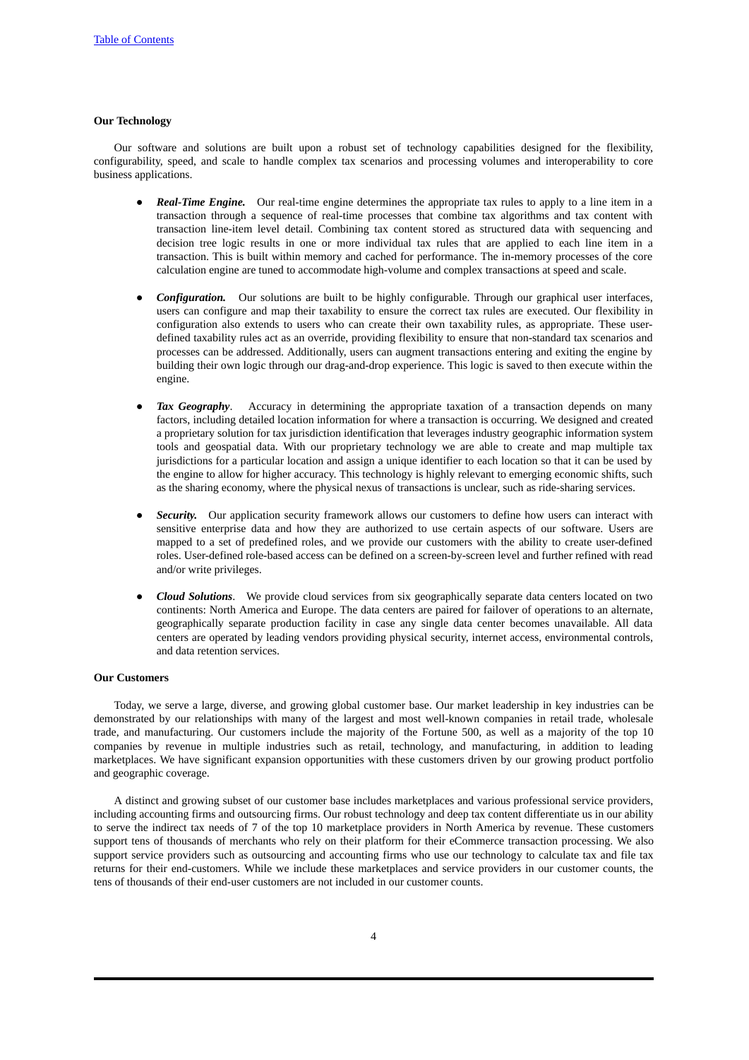**Our Technology**

Our software and solutions are built upon a robust set of technology capabilities designed for the flexibility, configurability, speed, and scale to handle complex tax scenarios and processing volumes and interoperability to core business applications.

- ***Real-Time Engine.*** Our real-time engine determines the appropriate tax rules to apply to a line item in a transaction through a sequence of real-time processes that combine tax algorithms and tax content with transaction line-item level detail. Combining tax content stored as structured data with sequencing and decision tree logic results in one or more individual tax rules that are applied to each line item in a transaction. This is built within memory and cached for performance. The in-memory processes of the core calculation engine are tuned to accommodate high-volume and complex transactions at speed and scale.

- ***Configuration.*** Our solutions are built to be highly configurable. Through our graphical user interfaces, users can configure and map their taxability to ensure the correct tax rules are executed. Our flexibility in configuration also extends to users who can create their own taxability rules, as appropriate. These user-defined taxability rules act as an override, providing flexibility to ensure that non-standard tax scenarios and processes can be addressed. Additionally, users can augment transactions entering and exiting the engine by building their own logic through our drag-and-drop experience. This logic is saved to then execute within the engine.

- ***Tax Geography***. Accuracy in determining the appropriate taxation of a transaction depends on many factors, including detailed location information for where a transaction is occurring. We designed and created a proprietary solution for tax jurisdiction identification that leverages industry geographic information system tools and geospatial data. With our proprietary technology we are able to create and map multiple tax jurisdictions for a particular location and assign a unique identifier to each location so that it can be used by the engine to allow for higher accuracy. This technology is highly relevant to emerging economic shifts, such as the sharing economy, where the physical nexus of transactions is unclear, such as ride-sharing services.

- ***Security.*** Our application security framework allows our customers to define how users can interact with sensitive enterprise data and how they are authorized to use certain aspects of our software. Users are mapped to a set of predefined roles, and we provide our customers with the ability to create user-defined roles. User-defined role-based access can be defined on a screen-by-screen level and further refined with read and/or write privileges.

- ***Cloud Solutions***. We provide cloud services from six geographically separate data centers located on two continents: North America and Europe. The data centers are paired for failover of operations to an alternate, geographically separate production facility in case any single data center becomes unavailable. All data centers are operated by leading vendors providing physical security, internet access, environmental controls, and data retention services.

**Our Customers**

Today, we serve a large, diverse, and growing global customer base. Our market leadership in key industries can be demonstrated by our relationships with many of the largest and most well-known companies in retail trade, wholesale trade, and manufacturing. Our customers include the majority of the Fortune 500, as well as a majority of the top 10 companies by revenue in multiple industries such as retail, technology, and manufacturing, in addition to leading marketplaces. We have significant expansion opportunities with these customers driven by our growing product portfolio and geographic coverage.

A distinct and growing subset of our customer base includes marketplaces and various professional service providers, including accounting firms and outsourcing firms. Our robust technology and deep tax content differentiate us in our ability to serve the indirect tax needs of 7 of the top 10 marketplace providers in North America by revenue. These customers support tens of thousands of merchants who rely on their platform for their eCommerce transaction processing. We also support service providers such as outsourcing and accounting firms who use our technology to calculate tax and file tax returns for their end-customers. While we include these marketplaces and service providers in our customer counts, the tens of thousands of their end-user customers are not included in our customer counts.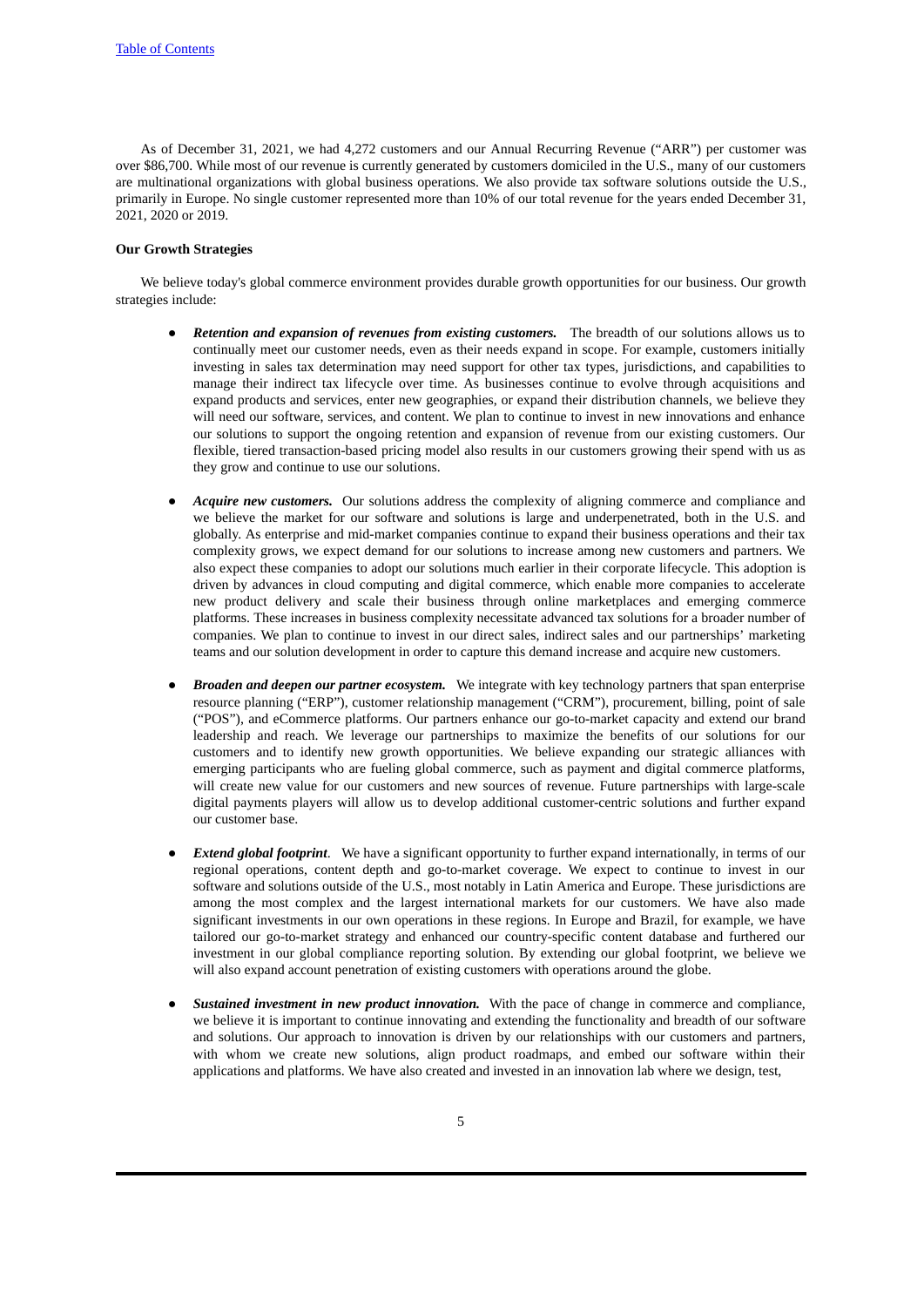As of December 31, 2021, we had 4,272 customers and our Annual Recurring Revenue ("ARR") per customer was over $86,700. While most of our revenue is currently generated by customers domiciled in the U.S., many of our customers are multinational organizations with global business operations. We also provide tax software solutions outside the U.S., primarily in Europe. No single customer represented more than 10% of our total revenue for the years ended December 31, 2021, 2020 or 2019.

**Our Growth Strategies**

We believe today's global commerce environment provides durable growth opportunities for our business. Our growth strategies include:

- ***Retention and expansion of revenues from existing customers.*** The breadth of our solutions allows us to continually meet our customer needs, even as their needs expand in scope. For example, customers initially investing in sales tax determination may need support for other tax types, jurisdictions, and capabilities to manage their indirect tax lifecycle over time. As businesses continue to evolve through acquisitions and expand products and services, enter new geographies, or expand their distribution channels, we believe they will need our software, services, and content. We plan to continue to invest in new innovations and enhance our solutions to support the ongoing retention and expansion of revenue from our existing customers. Our flexible, tiered transaction-based pricing model also results in our customers growing their spend with us as they grow and continue to use our solutions.

- ***Acquire new customers.*** Our solutions address the complexity of aligning commerce and compliance and we believe the market for our software and solutions is large and underpenetrated, both in the U.S. and globally. As enterprise and mid-market companies continue to expand their business operations and their tax complexity grows, we expect demand for our solutions to increase among new customers and partners. We also expect these companies to adopt our solutions much earlier in their corporate lifecycle. This adoption is driven by advances in cloud computing and digital commerce, which enable more companies to accelerate new product delivery and scale their business through online marketplaces and emerging commerce platforms. These increases in business complexity necessitate advanced tax solutions for a broader number of companies. We plan to continue to invest in our direct sales, indirect sales and our partnerships' marketing teams and our solution development in order to capture this demand increase and acquire new customers.

- ***Broaden and deepen our partner ecosystem.*** We integrate with key technology partners that span enterprise resource planning ("ERP"), customer relationship management ("CRM"), procurement, billing, point of sale ("POS"), and eCommerce platforms. Our partners enhance our go-to-market capacity and extend our brand leadership and reach. We leverage our partnerships to maximize the benefits of our solutions for our customers and to identify new growth opportunities. We believe expanding our strategic alliances with emerging participants who are fueling global commerce, such as payment and digital commerce platforms, will create new value for our customers and new sources of revenue. Future partnerships with large-scale digital payments players will allow us to develop additional customer-centric solutions and further expand our customer base.

- ***Extend global footprint***. We have a significant opportunity to further expand internationally, in terms of our regional operations, content depth and go-to-market coverage. We expect to continue to invest in our software and solutions outside of the U.S., most notably in Latin America and Europe. These jurisdictions are among the most complex and the largest international markets for our customers. We have also made significant investments in our own operations in these regions. In Europe and Brazil, for example, we have tailored our go-to-market strategy and enhanced our country-specific content database and furthered our investment in our global compliance reporting solution. By extending our global footprint, we believe we will also expand account penetration of existing customers with operations around the globe.

- ***Sustained investment in new product innovation.*** With the pace of change in commerce and compliance, we believe it is important to continue innovating and extending the functionality and breadth of our software and solutions. Our approach to innovation is driven by our relationships with our customers and partners, with whom we create new solutions, align product roadmaps, and embed our software within their applications and platforms. We have also created and invested in an innovation lab where we design, test,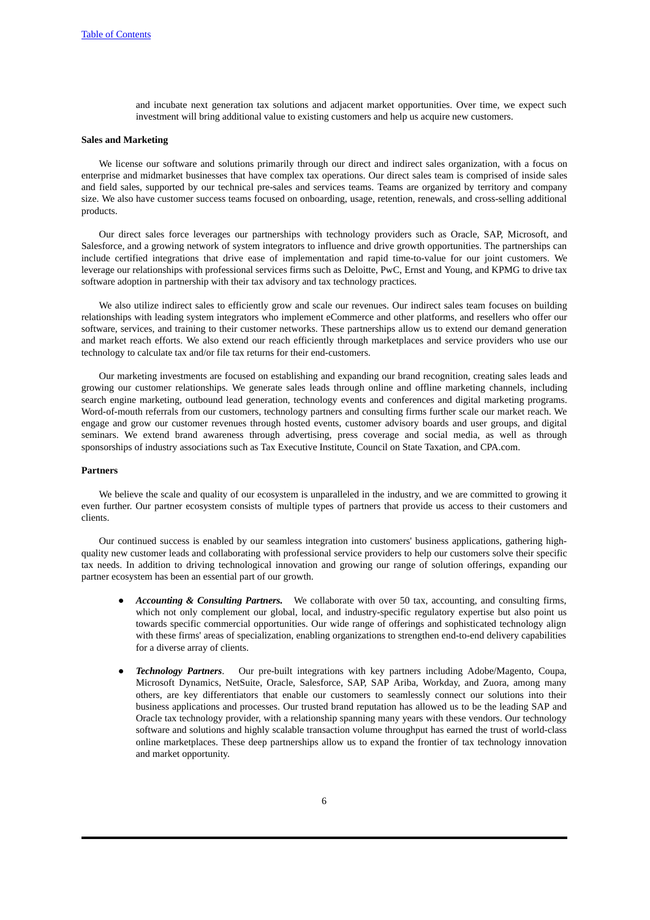and incubate next generation tax solutions and adjacent market opportunities. Over time, we expect such investment will bring additional value to existing customers and help us acquire new customers.

**Sales and Marketing**

We license our software and solutions primarily through our direct and indirect sales organization, with a focus on enterprise and midmarket businesses that have complex tax operations. Our direct sales team is comprised of inside sales and field sales, supported by our technical pre-sales and services teams. Teams are organized by territory and company size. We also have customer success teams focused on onboarding, usage, retention, renewals, and cross-selling additional products.

Our direct sales force leverages our partnerships with technology providers such as Oracle, SAP, Microsoft, and Salesforce, and a growing network of system integrators to influence and drive growth opportunities. The partnerships can include certified integrations that drive ease of implementation and rapid time-to-value for our joint customers. We leverage our relationships with professional services firms such as Deloitte, PwC, Ernst and Young, and KPMG to drive tax software adoption in partnership with their tax advisory and tax technology practices.

We also utilize indirect sales to efficiently grow and scale our revenues. Our indirect sales team focuses on building relationships with leading system integrators who implement eCommerce and other platforms, and resellers who offer our software, services, and training to their customer networks. These partnerships allow us to extend our demand generation and market reach efforts. We also extend our reach efficiently through marketplaces and service providers who use our technology to calculate tax and/or file tax returns for their end-customers.

Our marketing investments are focused on establishing and expanding our brand recognition, creating sales leads and growing our customer relationships. We generate sales leads through online and offline marketing channels, including search engine marketing, outbound lead generation, technology events and conferences and digital marketing programs. Word-of-mouth referrals from our customers, technology partners and consulting firms further scale our market reach. We engage and grow our customer revenues through hosted events, customer advisory boards and user groups, and digital seminars. We extend brand awareness through advertising, press coverage and social media, as well as through sponsorships of industry associations such as Tax Executive Institute, Council on State Taxation, and CPA.com.

**Partners**

We believe the scale and quality of our ecosystem is unparalleled in the industry, and we are committed to growing it even further. Our partner ecosystem consists of multiple types of partners that provide us access to their customers and clients.

Our continued success is enabled by our seamless integration into customers' business applications, gathering high-quality new customer leads and collaborating with professional service providers to help our customers solve their specific tax needs. In addition to driving technological innovation and growing our range of solution offerings, expanding our partner ecosystem has been an essential part of our growth.

- ***Accounting & Consulting Partners.*** We collaborate with over 50 tax, accounting, and consulting firms, which not only complement our global, local, and industry-specific regulatory expertise but also point us towards specific commercial opportunities. Our wide range of offerings and sophisticated technology align with these firms' areas of specialization, enabling organizations to strengthen end-to-end delivery capabilities for a diverse array of clients.
- ***Technology Partners***. Our pre-built integrations with key partners including Adobe/Magento, Coupa, Microsoft Dynamics, NetSuite, Oracle, Salesforce, SAP, SAP Ariba, Workday, and Zuora, among many others, are key differentiators that enable our customers to seamlessly connect our solutions into their business applications and processes. Our trusted brand reputation has allowed us to be the leading SAP and Oracle tax technology provider, with a relationship spanning many years with these vendors. Our technology software and solutions and highly scalable transaction volume throughput has earned the trust of world-class online marketplaces. These deep partnerships allow us to expand the frontier of tax technology innovation and market opportunity.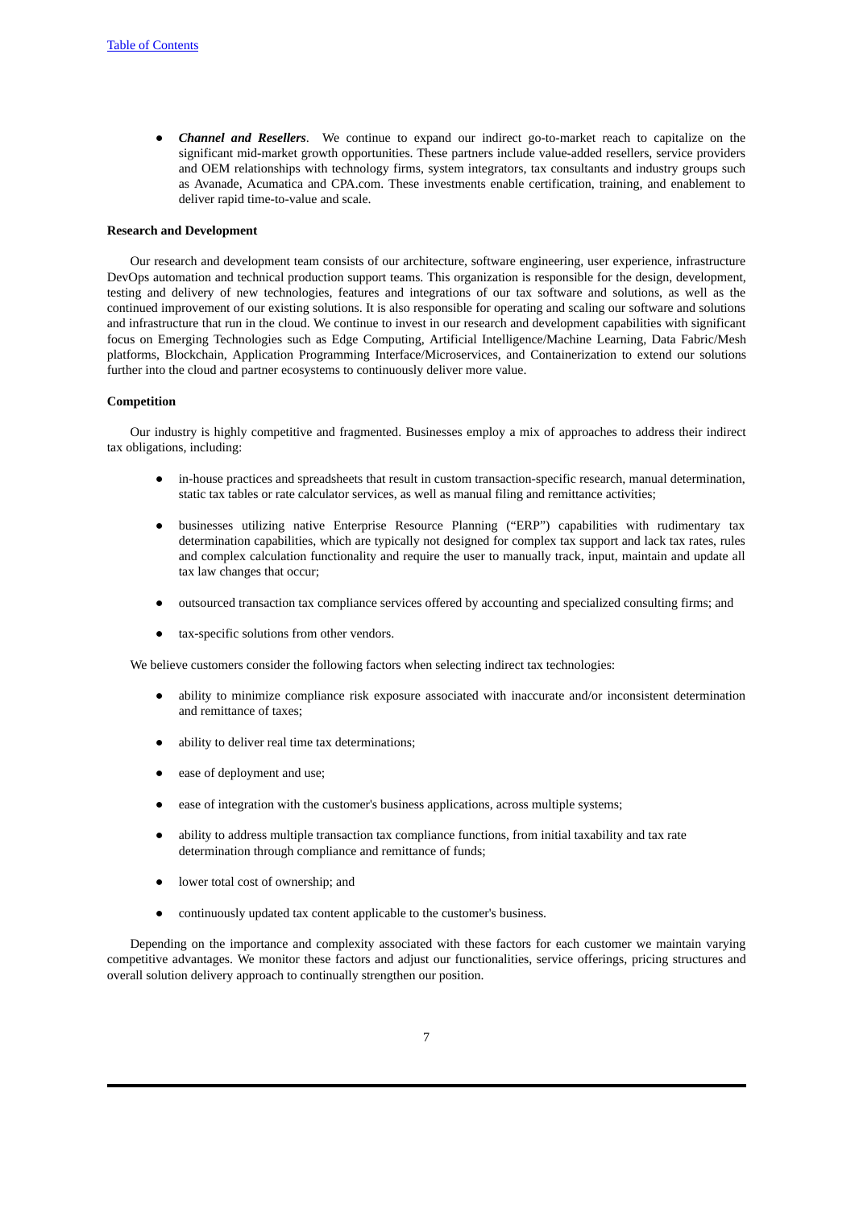- ***Channel and Resellers***. We continue to expand our indirect go-to-market reach to capitalize on the significant mid-market growth opportunities. These partners include value-added resellers, service providers and OEM relationships with technology firms, system integrators, tax consultants and industry groups such as Avanade, Acumatica and CPA.com. These investments enable certification, training, and enablement to deliver rapid time-to-value and scale.

**Research and Development**

Our research and development team consists of our architecture, software engineering, user experience, infrastructure DevOps automation and technical production support teams. This organization is responsible for the design, development, testing and delivery of new technologies, features and integrations of our tax software and solutions, as well as the continued improvement of our existing solutions. It is also responsible for operating and scaling our software and solutions and infrastructure that run in the cloud. We continue to invest in our research and development capabilities with significant focus on Emerging Technologies such as Edge Computing, Artificial Intelligence/Machine Learning, Data Fabric/Mesh platforms, Blockchain, Application Programming Interface/Microservices, and Containerization to extend our solutions further into the cloud and partner ecosystems to continuously deliver more value.

**Competition**

Our industry is highly competitive and fragmented. Businesses employ a mix of approaches to address their indirect tax obligations, including:

- in-house practices and spreadsheets that result in custom transaction-specific research, manual determination, static tax tables or rate calculator services, as well as manual filing and remittance activities;
- businesses utilizing native Enterprise Resource Planning ("ERP") capabilities with rudimentary tax determination capabilities, which are typically not designed for complex tax support and lack tax rates, rules and complex calculation functionality and require the user to manually track, input, maintain and update all tax law changes that occur;
- outsourced transaction tax compliance services offered by accounting and specialized consulting firms; and
- tax-specific solutions from other vendors.

We believe customers consider the following factors when selecting indirect tax technologies:

- ability to minimize compliance risk exposure associated with inaccurate and/or inconsistent determination and remittance of taxes;
- ability to deliver real time tax determinations;
- ease of deployment and use;
- ease of integration with the customer's business applications, across multiple systems;
- ability to address multiple transaction tax compliance functions, from initial taxability and tax rate determination through compliance and remittance of funds;
- lower total cost of ownership; and
- continuously updated tax content applicable to the customer's business.

Depending on the importance and complexity associated with these factors for each customer we maintain varying competitive advantages. We monitor these factors and adjust our functionalities, service offerings, pricing structures and overall solution delivery approach to continually strengthen our position.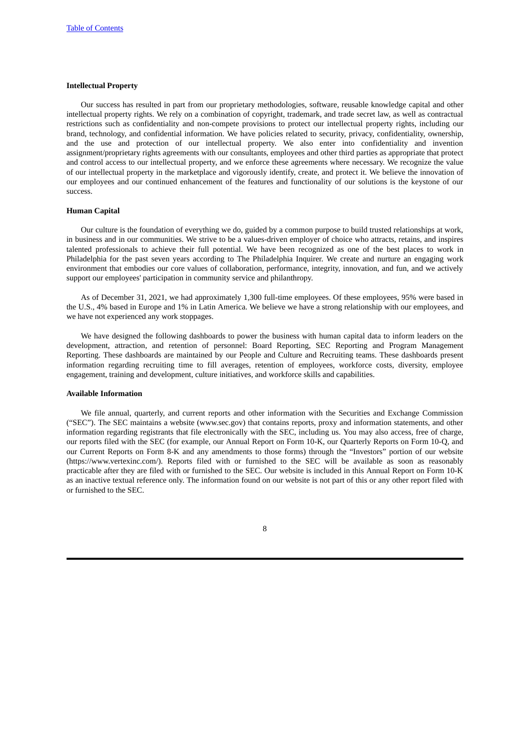**Intellectual Property**

Our success has resulted in part from our proprietary methodologies, software, reusable knowledge capital and other intellectual property rights. We rely on a combination of copyright, trademark, and trade secret law, as well as contractual restrictions such as confidentiality and non-compete provisions to protect our intellectual property rights, including our brand, technology, and confidential information. We have policies related to security, privacy, confidentiality, ownership, and the use and protection of our intellectual property. We also enter into confidentiality and invention assignment/proprietary rights agreements with our consultants, employees and other third parties as appropriate that protect and control access to our intellectual property, and we enforce these agreements where necessary. We recognize the value of our intellectual property in the marketplace and vigorously identify, create, and protect it. We believe the innovation of our employees and our continued enhancement of the features and functionality of our solutions is the keystone of our success.

**Human Capital**

Our culture is the foundation of everything we do, guided by a common purpose to build trusted relationships at work, in business and in our communities. We strive to be a values-driven employer of choice who attracts, retains, and inspires talented professionals to achieve their full potential. We have been recognized as one of the best places to work in Philadelphia for the past seven years according to The Philadelphia Inquirer. We create and nurture an engaging work environment that embodies our core values of collaboration, performance, integrity, innovation, and fun, and we actively support our employees' participation in community service and philanthropy.

As of December 31, 2021, we had approximately 1,300 full-time employees. Of these employees, 95% were based in the U.S., 4% based in Europe and 1% in Latin America. We believe we have a strong relationship with our employees, and we have not experienced any work stoppages.

We have designed the following dashboards to power the business with human capital data to inform leaders on the development, attraction, and retention of personnel: Board Reporting, SEC Reporting and Program Management Reporting. These dashboards are maintained by our People and Culture and Recruiting teams. These dashboards present information regarding recruiting time to fill averages, retention of employees, workforce costs, diversity, employee engagement, training and development, culture initiatives, and workforce skills and capabilities.

**Available Information**

We file annual, quarterly, and current reports and other information with the Securities and Exchange Commission ("SEC"). The SEC maintains a website (www.sec.gov) that contains reports, proxy and information statements, and other information regarding registrants that file electronically with the SEC, including us. You may also access, free of charge, our reports filed with the SEC (for example, our Annual Report on Form 10-K, our Quarterly Reports on Form 10-Q, and our Current Reports on Form 8-K and any amendments to those forms) through the "Investors" portion of our website (https://www.vertexinc.com/). Reports filed with or furnished to the SEC will be available as soon as reasonably practicable after they are filed with or furnished to the SEC. Our website is included in this Annual Report on Form 10-K as an inactive textual reference only. The information found on our website is not part of this or any other report filed with or furnished to the SEC.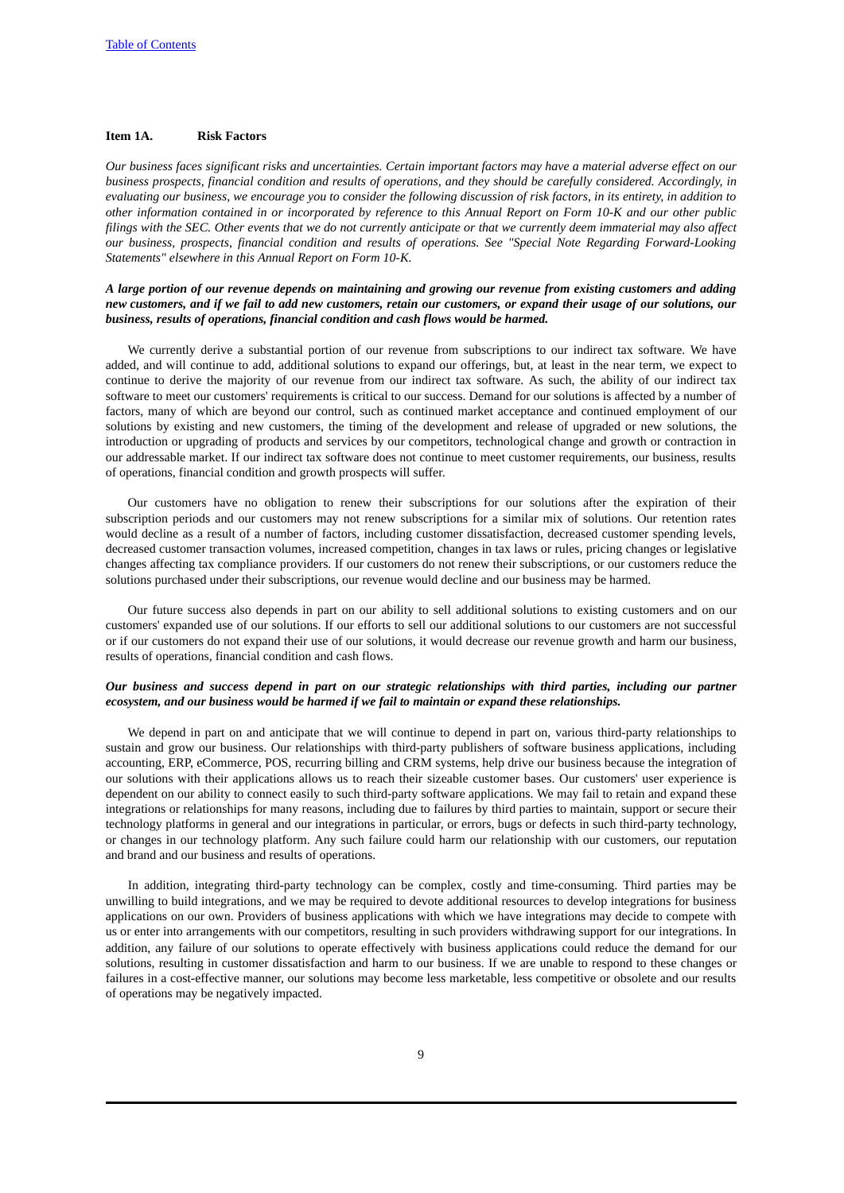## Item 1A. Risk Factors

*Our business faces significant risks and uncertainties. Certain important factors may have a material adverse effect on our business prospects, financial condition and results of operations, and they should be carefully considered. Accordingly, in evaluating our business, we encourage you to consider the following discussion of risk factors, in its entirety, in addition to other information contained in or incorporated by reference to this Annual Report on Form 10-K and our other public filings with the SEC. Other events that we do not currently anticipate or that we currently deem immaterial may also affect our business, prospects, financial condition and results of operations. See "Special Note Regarding Forward-Looking Statements" elsewhere in this Annual Report on Form 10-K.*

***A large portion of our revenue depends on maintaining and growing our revenue from existing customers and adding new customers, and if we fail to add new customers, retain our customers, or expand their usage of our solutions, our business, results of operations, financial condition and cash flows would be harmed.***

We currently derive a substantial portion of our revenue from subscriptions to our indirect tax software. We have added, and will continue to add, additional solutions to expand our offerings, but, at least in the near term, we expect to continue to derive the majority of our revenue from our indirect tax software. As such, the ability of our indirect tax software to meet our customers' requirements is critical to our success. Demand for our solutions is affected by a number of factors, many of which are beyond our control, such as continued market acceptance and continued employment of our solutions by existing and new customers, the timing of the development and release of upgraded or new solutions, the introduction or upgrading of products and services by our competitors, technological change and growth or contraction in our addressable market. If our indirect tax software does not continue to meet customer requirements, our business, results of operations, financial condition and growth prospects will suffer.

Our customers have no obligation to renew their subscriptions for our solutions after the expiration of their subscription periods and our customers may not renew subscriptions for a similar mix of solutions. Our retention rates would decline as a result of a number of factors, including customer dissatisfaction, decreased customer spending levels, decreased customer transaction volumes, increased competition, changes in tax laws or rules, pricing changes or legislative changes affecting tax compliance providers. If our customers do not renew their subscriptions, or our customers reduce the solutions purchased under their subscriptions, our revenue would decline and our business may be harmed.

Our future success also depends in part on our ability to sell additional solutions to existing customers and on our customers' expanded use of our solutions. If our efforts to sell our additional solutions to our customers are not successful or if our customers do not expand their use of our solutions, it would decrease our revenue growth and harm our business, results of operations, financial condition and cash flows.

***Our business and success depend in part on our strategic relationships with third parties, including our partner ecosystem, and our business would be harmed if we fail to maintain or expand these relationships.***

We depend in part on and anticipate that we will continue to depend in part on, various third-party relationships to sustain and grow our business. Our relationships with third-party publishers of software business applications, including accounting, ERP, eCommerce, POS, recurring billing and CRM systems, help drive our business because the integration of our solutions with their applications allows us to reach their sizeable customer bases. Our customers' user experience is dependent on our ability to connect easily to such third-party software applications. We may fail to retain and expand these integrations or relationships for many reasons, including due to failures by third parties to maintain, support or secure their technology platforms in general and our integrations in particular, or errors, bugs or defects in such third-party technology, or changes in our technology platform. Any such failure could harm our relationship with our customers, our reputation and brand and our business and results of operations.

In addition, integrating third-party technology can be complex, costly and time-consuming. Third parties may be unwilling to build integrations, and we may be required to devote additional resources to develop integrations for business applications on our own. Providers of business applications with which we have integrations may decide to compete with us or enter into arrangements with our competitors, resulting in such providers withdrawing support for our integrations. In addition, any failure of our solutions to operate effectively with business applications could reduce the demand for our solutions, resulting in customer dissatisfaction and harm to our business. If we are unable to respond to these changes or failures in a cost-effective manner, our solutions may become less marketable, less competitive or obsolete and our results of operations may be negatively impacted.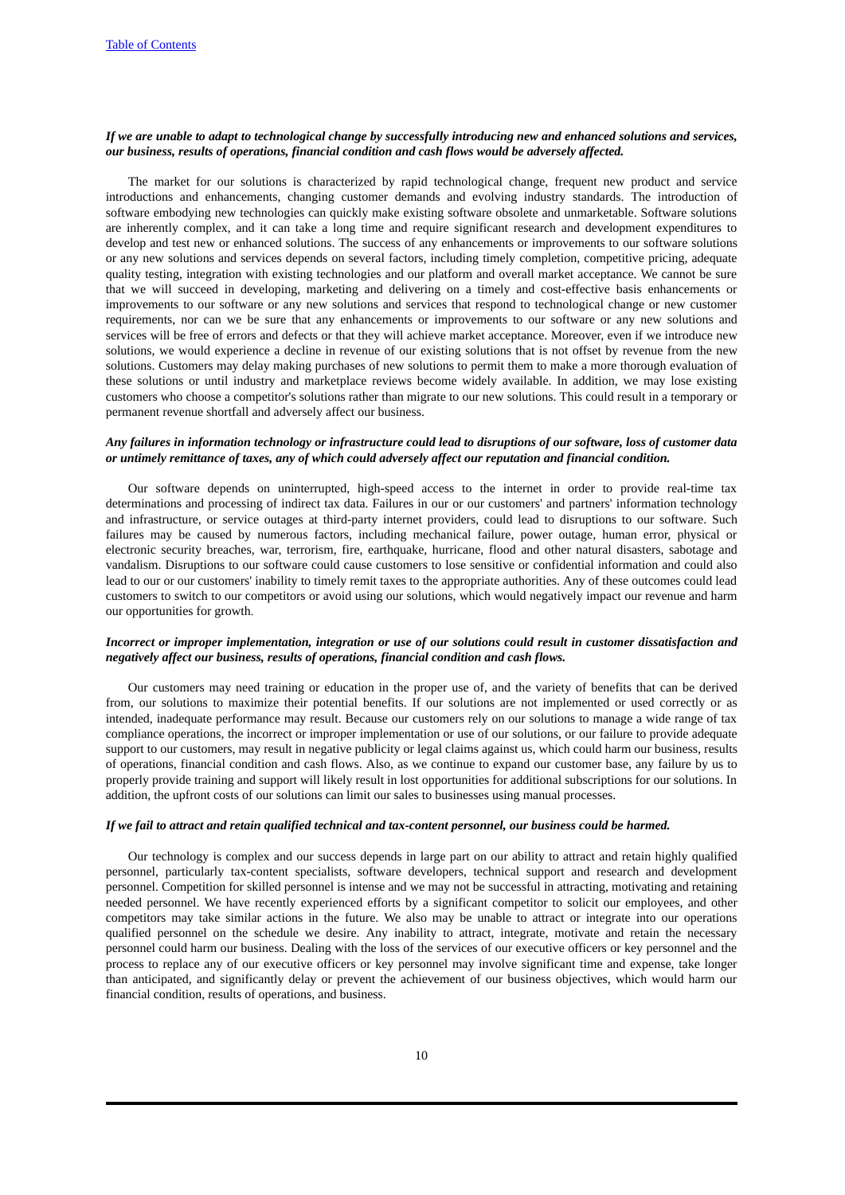***If we are unable to adapt to technological change by successfully introducing new and enhanced solutions and services, our business, results of operations, financial condition and cash flows would be adversely affected.***

The market for our solutions is characterized by rapid technological change, frequent new product and service introductions and enhancements, changing customer demands and evolving industry standards. The introduction of software embodying new technologies can quickly make existing software obsolete and unmarketable. Software solutions are inherently complex, and it can take a long time and require significant research and development expenditures to develop and test new or enhanced solutions. The success of any enhancements or improvements to our software solutions or any new solutions and services depends on several factors, including timely completion, competitive pricing, adequate quality testing, integration with existing technologies and our platform and overall market acceptance. We cannot be sure that we will succeed in developing, marketing and delivering on a timely and cost-effective basis enhancements or improvements to our software or any new solutions and services that respond to technological change or new customer requirements, nor can we be sure that any enhancements or improvements to our software or any new solutions and services will be free of errors and defects or that they will achieve market acceptance. Moreover, even if we introduce new solutions, we would experience a decline in revenue of our existing solutions that is not offset by revenue from the new solutions. Customers may delay making purchases of new solutions to permit them to make a more thorough evaluation of these solutions or until industry and marketplace reviews become widely available. In addition, we may lose existing customers who choose a competitor's solutions rather than migrate to our new solutions. This could result in a temporary or permanent revenue shortfall and adversely affect our business.

***Any failures in information technology or infrastructure could lead to disruptions of our software, loss of customer data or untimely remittance of taxes, any of which could adversely affect our reputation and financial condition.***

Our software depends on uninterrupted, high-speed access to the internet in order to provide real-time tax determinations and processing of indirect tax data. Failures in our or our customers' and partners' information technology and infrastructure, or service outages at third-party internet providers, could lead to disruptions to our software. Such failures may be caused by numerous factors, including mechanical failure, power outage, human error, physical or electronic security breaches, war, terrorism, fire, earthquake, hurricane, flood and other natural disasters, sabotage and vandalism. Disruptions to our software could cause customers to lose sensitive or confidential information and could also lead to our or our customers' inability to timely remit taxes to the appropriate authorities. Any of these outcomes could lead customers to switch to our competitors or avoid using our solutions, which would negatively impact our revenue and harm our opportunities for growth.

***Incorrect or improper implementation, integration or use of our solutions could result in customer dissatisfaction and negatively affect our business, results of operations, financial condition and cash flows.***

Our customers may need training or education in the proper use of, and the variety of benefits that can be derived from, our solutions to maximize their potential benefits. If our solutions are not implemented or used correctly or as intended, inadequate performance may result. Because our customers rely on our solutions to manage a wide range of tax compliance operations, the incorrect or improper implementation or use of our solutions, or our failure to provide adequate support to our customers, may result in negative publicity or legal claims against us, which could harm our business, results of operations, financial condition and cash flows. Also, as we continue to expand our customer base, any failure by us to properly provide training and support will likely result in lost opportunities for additional subscriptions for our solutions. In addition, the upfront costs of our solutions can limit our sales to businesses using manual processes.

***If we fail to attract and retain qualified technical and tax-content personnel, our business could be harmed.***

Our technology is complex and our success depends in large part on our ability to attract and retain highly qualified personnel, particularly tax-content specialists, software developers, technical support and research and development personnel. Competition for skilled personnel is intense and we may not be successful in attracting, motivating and retaining needed personnel. We have recently experienced efforts by a significant competitor to solicit our employees, and other competitors may take similar actions in the future. We also may be unable to attract or integrate into our operations qualified personnel on the schedule we desire. Any inability to attract, integrate, motivate and retain the necessary personnel could harm our business. Dealing with the loss of the services of our executive officers or key personnel and the process to replace any of our executive officers or key personnel may involve significant time and expense, take longer than anticipated, and significantly delay or prevent the achievement of our business objectives, which would harm our financial condition, results of operations, and business.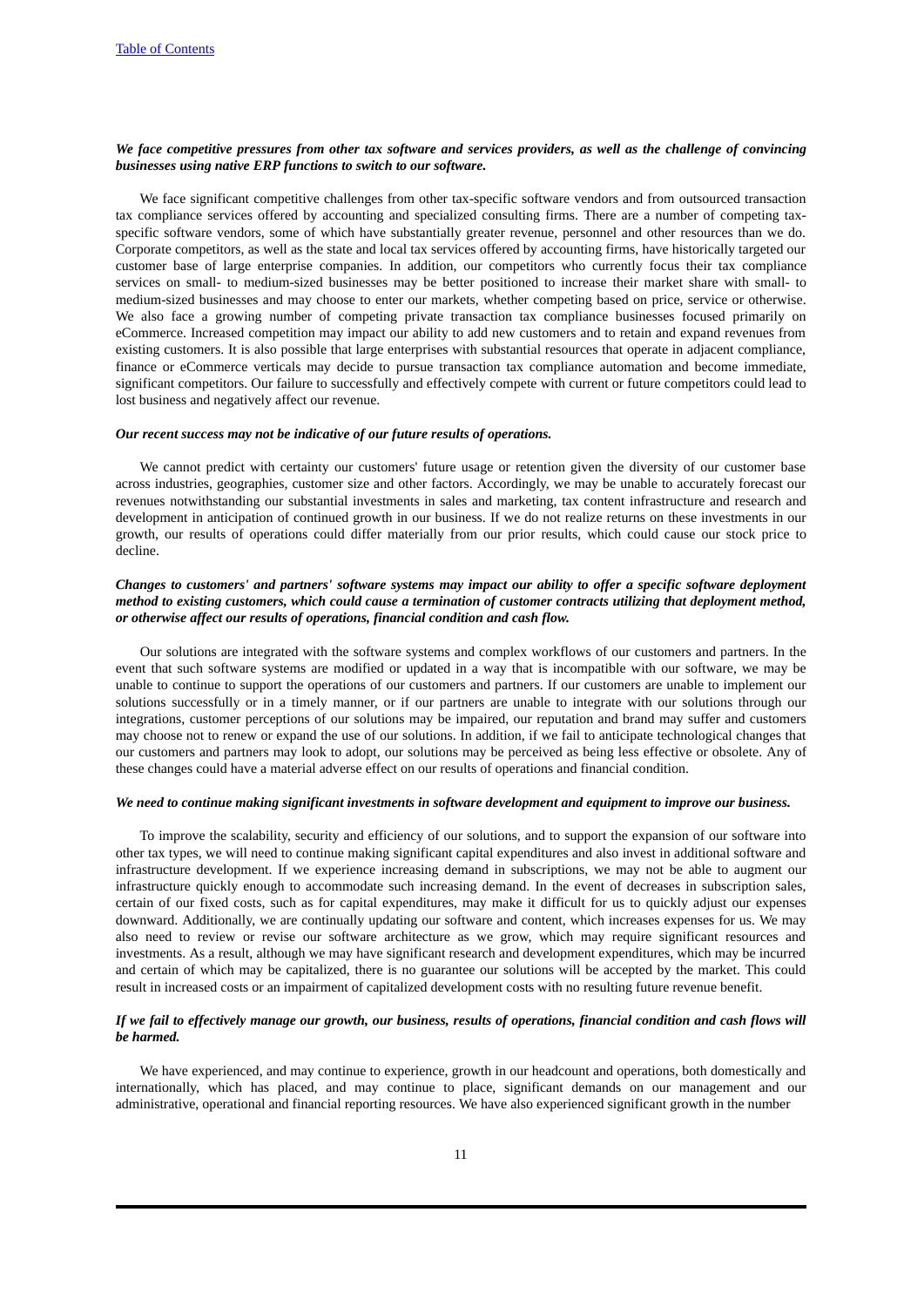***We face competitive pressures from other tax software and services providers, as well as the challenge of convincing businesses using native ERP functions to switch to our software.***

We face significant competitive challenges from other tax-specific software vendors and from outsourced transaction tax compliance services offered by accounting and specialized consulting firms. There are a number of competing tax-specific software vendors, some of which have substantially greater revenue, personnel and other resources than we do. Corporate competitors, as well as the state and local tax services offered by accounting firms, have historically targeted our customer base of large enterprise companies. In addition, our competitors who currently focus their tax compliance services on small- to medium-sized businesses may be better positioned to increase their market share with small- to medium-sized businesses and may choose to enter our markets, whether competing based on price, service or otherwise. We also face a growing number of competing private transaction tax compliance businesses focused primarily on eCommerce. Increased competition may impact our ability to add new customers and to retain and expand revenues from existing customers. It is also possible that large enterprises with substantial resources that operate in adjacent compliance, finance or eCommerce verticals may decide to pursue transaction tax compliance automation and become immediate, significant competitors. Our failure to successfully and effectively compete with current or future competitors could lead to lost business and negatively affect our revenue.

***Our recent success may not be indicative of our future results of operations.***

We cannot predict with certainty our customers' future usage or retention given the diversity of our customer base across industries, geographies, customer size and other factors. Accordingly, we may be unable to accurately forecast our revenues notwithstanding our substantial investments in sales and marketing, tax content infrastructure and research and development in anticipation of continued growth in our business. If we do not realize returns on these investments in our growth, our results of operations could differ materially from our prior results, which could cause our stock price to decline.

***Changes to customers' and partners' software systems may impact our ability to offer a specific software deployment method to existing customers, which could cause a termination of customer contracts utilizing that deployment method, or otherwise affect our results of operations, financial condition and cash flow.***

Our solutions are integrated with the software systems and complex workflows of our customers and partners. In the event that such software systems are modified or updated in a way that is incompatible with our software, we may be unable to continue to support the operations of our customers and partners. If our customers are unable to implement our solutions successfully or in a timely manner, or if our partners are unable to integrate with our solutions through our integrations, customer perceptions of our solutions may be impaired, our reputation and brand may suffer and customers may choose not to renew or expand the use of our solutions. In addition, if we fail to anticipate technological changes that our customers and partners may look to adopt, our solutions may be perceived as being less effective or obsolete. Any of these changes could have a material adverse effect on our results of operations and financial condition.

***We need to continue making significant investments in software development and equipment to improve our business.***

To improve the scalability, security and efficiency of our solutions, and to support the expansion of our software into other tax types, we will need to continue making significant capital expenditures and also invest in additional software and infrastructure development. If we experience increasing demand in subscriptions, we may not be able to augment our infrastructure quickly enough to accommodate such increasing demand. In the event of decreases in subscription sales, certain of our fixed costs, such as for capital expenditures, may make it difficult for us to quickly adjust our expenses downward. Additionally, we are continually updating our software and content, which increases expenses for us. We may also need to review or revise our software architecture as we grow, which may require significant resources and investments. As a result, although we may have significant research and development expenditures, which may be incurred and certain of which may be capitalized, there is no guarantee our solutions will be accepted by the market. This could result in increased costs or an impairment of capitalized development costs with no resulting future revenue benefit.

***If we fail to effectively manage our growth, our business, results of operations, financial condition and cash flows will be harmed.***

We have experienced, and may continue to experience, growth in our headcount and operations, both domestically and internationally, which has placed, and may continue to place, significant demands on our management and our administrative, operational and financial reporting resources. We have also experienced significant growth in the number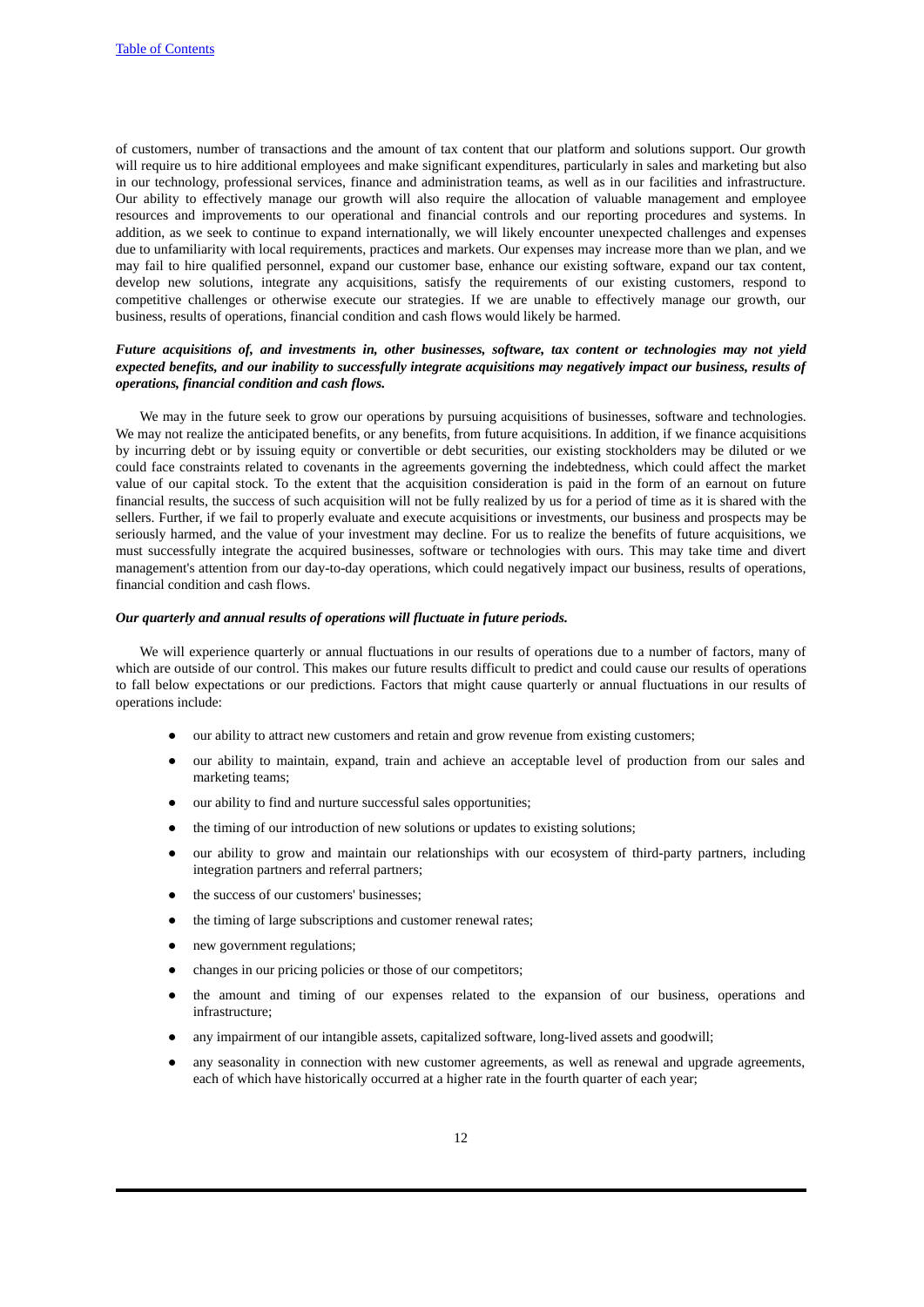of customers, number of transactions and the amount of tax content that our platform and solutions support. Our growth will require us to hire additional employees and make significant expenditures, particularly in sales and marketing but also in our technology, professional services, finance and administration teams, as well as in our facilities and infrastructure. Our ability to effectively manage our growth will also require the allocation of valuable management and employee resources and improvements to our operational and financial controls and our reporting procedures and systems. In addition, as we seek to continue to expand internationally, we will likely encounter unexpected challenges and expenses due to unfamiliarity with local requirements, practices and markets. Our expenses may increase more than we plan, and we may fail to hire qualified personnel, expand our customer base, enhance our existing software, expand our tax content, develop new solutions, integrate any acquisitions, satisfy the requirements of our existing customers, respond to competitive challenges or otherwise execute our strategies. If we are unable to effectively manage our growth, our business, results of operations, financial condition and cash flows would likely be harmed.

***Future acquisitions of, and investments in, other businesses, software, tax content or technologies may not yield expected benefits, and our inability to successfully integrate acquisitions may negatively impact our business, results of operations, financial condition and cash flows.***

We may in the future seek to grow our operations by pursuing acquisitions of businesses, software and technologies. We may not realize the anticipated benefits, or any benefits, from future acquisitions. In addition, if we finance acquisitions by incurring debt or by issuing equity or convertible or debt securities, our existing stockholders may be diluted or we could face constraints related to covenants in the agreements governing the indebtedness, which could affect the market value of our capital stock. To the extent that the acquisition consideration is paid in the form of an earnout on future financial results, the success of such acquisition will not be fully realized by us for a period of time as it is shared with the sellers. Further, if we fail to properly evaluate and execute acquisitions or investments, our business and prospects may be seriously harmed, and the value of your investment may decline. For us to realize the benefits of future acquisitions, we must successfully integrate the acquired businesses, software or technologies with ours. This may take time and divert management's attention from our day-to-day operations, which could negatively impact our business, results of operations, financial condition and cash flows.

***Our quarterly and annual results of operations will fluctuate in future periods.***

We will experience quarterly or annual fluctuations in our results of operations due to a number of factors, many of which are outside of our control. This makes our future results difficult to predict and could cause our results of operations to fall below expectations or our predictions. Factors that might cause quarterly or annual fluctuations in our results of operations include:

- our ability to attract new customers and retain and grow revenue from existing customers;
- our ability to maintain, expand, train and achieve an acceptable level of production from our sales and marketing teams;
- our ability to find and nurture successful sales opportunities;
- the timing of our introduction of new solutions or updates to existing solutions;
- our ability to grow and maintain our relationships with our ecosystem of third-party partners, including integration partners and referral partners;
- the success of our customers' businesses;
- the timing of large subscriptions and customer renewal rates;
- new government regulations;
- changes in our pricing policies or those of our competitors;
- the amount and timing of our expenses related to the expansion of our business, operations and infrastructure;
- any impairment of our intangible assets, capitalized software, long-lived assets and goodwill;
- any seasonality in connection with new customer agreements, as well as renewal and upgrade agreements, each of which have historically occurred at a higher rate in the fourth quarter of each year;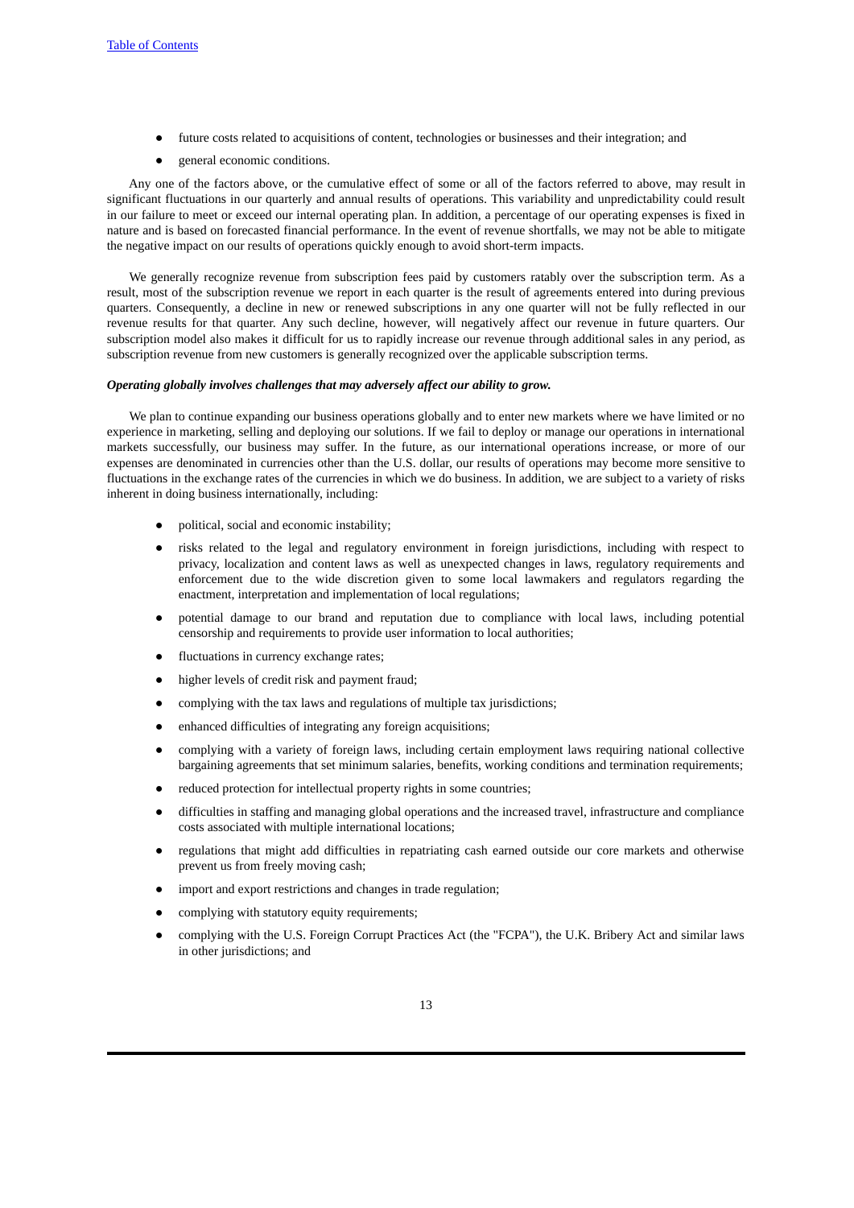- future costs related to acquisitions of content, technologies or businesses and their integration; and
- general economic conditions.

Any one of the factors above, or the cumulative effect of some or all of the factors referred to above, may result in significant fluctuations in our quarterly and annual results of operations. This variability and unpredictability could result in our failure to meet or exceed our internal operating plan. In addition, a percentage of our operating expenses is fixed in nature and is based on forecasted financial performance. In the event of revenue shortfalls, we may not be able to mitigate the negative impact on our results of operations quickly enough to avoid short-term impacts.

We generally recognize revenue from subscription fees paid by customers ratably over the subscription term. As a result, most of the subscription revenue we report in each quarter is the result of agreements entered into during previous quarters. Consequently, a decline in new or renewed subscriptions in any one quarter will not be fully reflected in our revenue results for that quarter. Any such decline, however, will negatively affect our revenue in future quarters. Our subscription model also makes it difficult for us to rapidly increase our revenue through additional sales in any period, as subscription revenue from new customers is generally recognized over the applicable subscription terms.

***Operating globally involves challenges that may adversely affect our ability to grow.***

We plan to continue expanding our business operations globally and to enter new markets where we have limited or no experience in marketing, selling and deploying our solutions. If we fail to deploy or manage our operations in international markets successfully, our business may suffer. In the future, as our international operations increase, or more of our expenses are denominated in currencies other than the U.S. dollar, our results of operations may become more sensitive to fluctuations in the exchange rates of the currencies in which we do business. In addition, we are subject to a variety of risks inherent in doing business internationally, including:

- political, social and economic instability;
- risks related to the legal and regulatory environment in foreign jurisdictions, including with respect to privacy, localization and content laws as well as unexpected changes in laws, regulatory requirements and enforcement due to the wide discretion given to some local lawmakers and regulators regarding the enactment, interpretation and implementation of local regulations;
- potential damage to our brand and reputation due to compliance with local laws, including potential censorship and requirements to provide user information to local authorities;
- fluctuations in currency exchange rates;
- higher levels of credit risk and payment fraud;
- complying with the tax laws and regulations of multiple tax jurisdictions;
- enhanced difficulties of integrating any foreign acquisitions;
- complying with a variety of foreign laws, including certain employment laws requiring national collective bargaining agreements that set minimum salaries, benefits, working conditions and termination requirements;
- reduced protection for intellectual property rights in some countries;
- difficulties in staffing and managing global operations and the increased travel, infrastructure and compliance costs associated with multiple international locations;
- regulations that might add difficulties in repatriating cash earned outside our core markets and otherwise prevent us from freely moving cash;
- import and export restrictions and changes in trade regulation;
- complying with statutory equity requirements;
- complying with the U.S. Foreign Corrupt Practices Act (the "FCPA"), the U.K. Bribery Act and similar laws in other jurisdictions; and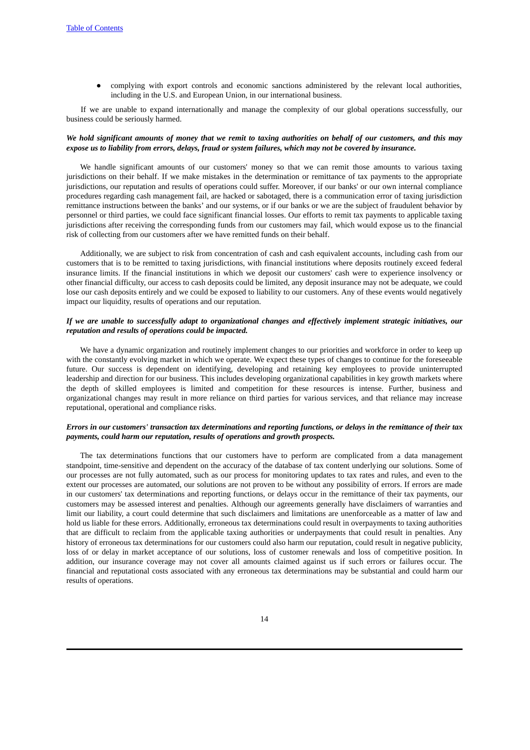- complying with export controls and economic sanctions administered by the relevant local authorities, including in the U.S. and European Union, in our international business.

If we are unable to expand internationally and manage the complexity of our global operations successfully, our business could be seriously harmed.

***We hold significant amounts of money that we remit to taxing authorities on behalf of our customers, and this may expose us to liability from errors, delays, fraud or system failures, which may not be covered by insurance.***

We handle significant amounts of our customers' money so that we can remit those amounts to various taxing jurisdictions on their behalf. If we make mistakes in the determination or remittance of tax payments to the appropriate jurisdictions, our reputation and results of operations could suffer. Moreover, if our banks' or our own internal compliance procedures regarding cash management fail, are hacked or sabotaged, there is a communication error of taxing jurisdiction remittance instructions between the banks' and our systems, or if our banks or we are the subject of fraudulent behavior by personnel or third parties, we could face significant financial losses. Our efforts to remit tax payments to applicable taxing jurisdictions after receiving the corresponding funds from our customers may fail, which would expose us to the financial risk of collecting from our customers after we have remitted funds on their behalf.

Additionally, we are subject to risk from concentration of cash and cash equivalent accounts, including cash from our customers that is to be remitted to taxing jurisdictions, with financial institutions where deposits routinely exceed federal insurance limits. If the financial institutions in which we deposit our customers' cash were to experience insolvency or other financial difficulty, our access to cash deposits could be limited, any deposit insurance may not be adequate, we could lose our cash deposits entirely and we could be exposed to liability to our customers. Any of these events would negatively impact our liquidity, results of operations and our reputation.

***If we are unable to successfully adapt to organizational changes and effectively implement strategic initiatives, our reputation and results of operations could be impacted.***

We have a dynamic organization and routinely implement changes to our priorities and workforce in order to keep up with the constantly evolving market in which we operate. We expect these types of changes to continue for the foreseeable future. Our success is dependent on identifying, developing and retaining key employees to provide uninterrupted leadership and direction for our business. This includes developing organizational capabilities in key growth markets where the depth of skilled employees is limited and competition for these resources is intense. Further, business and organizational changes may result in more reliance on third parties for various services, and that reliance may increase reputational, operational and compliance risks.

***Errors in our customers' transaction tax determinations and reporting functions, or delays in the remittance of their tax payments, could harm our reputation, results of operations and growth prospects.***

The tax determinations functions that our customers have to perform are complicated from a data management standpoint, time-sensitive and dependent on the accuracy of the database of tax content underlying our solutions. Some of our processes are not fully automated, such as our process for monitoring updates to tax rates and rules, and even to the extent our processes are automated, our solutions are not proven to be without any possibility of errors. If errors are made in our customers' tax determinations and reporting functions, or delays occur in the remittance of their tax payments, our customers may be assessed interest and penalties. Although our agreements generally have disclaimers of warranties and limit our liability, a court could determine that such disclaimers and limitations are unenforceable as a matter of law and hold us liable for these errors. Additionally, erroneous tax determinations could result in overpayments to taxing authorities that are difficult to reclaim from the applicable taxing authorities or underpayments that could result in penalties. Any history of erroneous tax determinations for our customers could also harm our reputation, could result in negative publicity, loss of or delay in market acceptance of our solutions, loss of customer renewals and loss of competitive position. In addition, our insurance coverage may not cover all amounts claimed against us if such errors or failures occur. The financial and reputational costs associated with any erroneous tax determinations may be substantial and could harm our results of operations.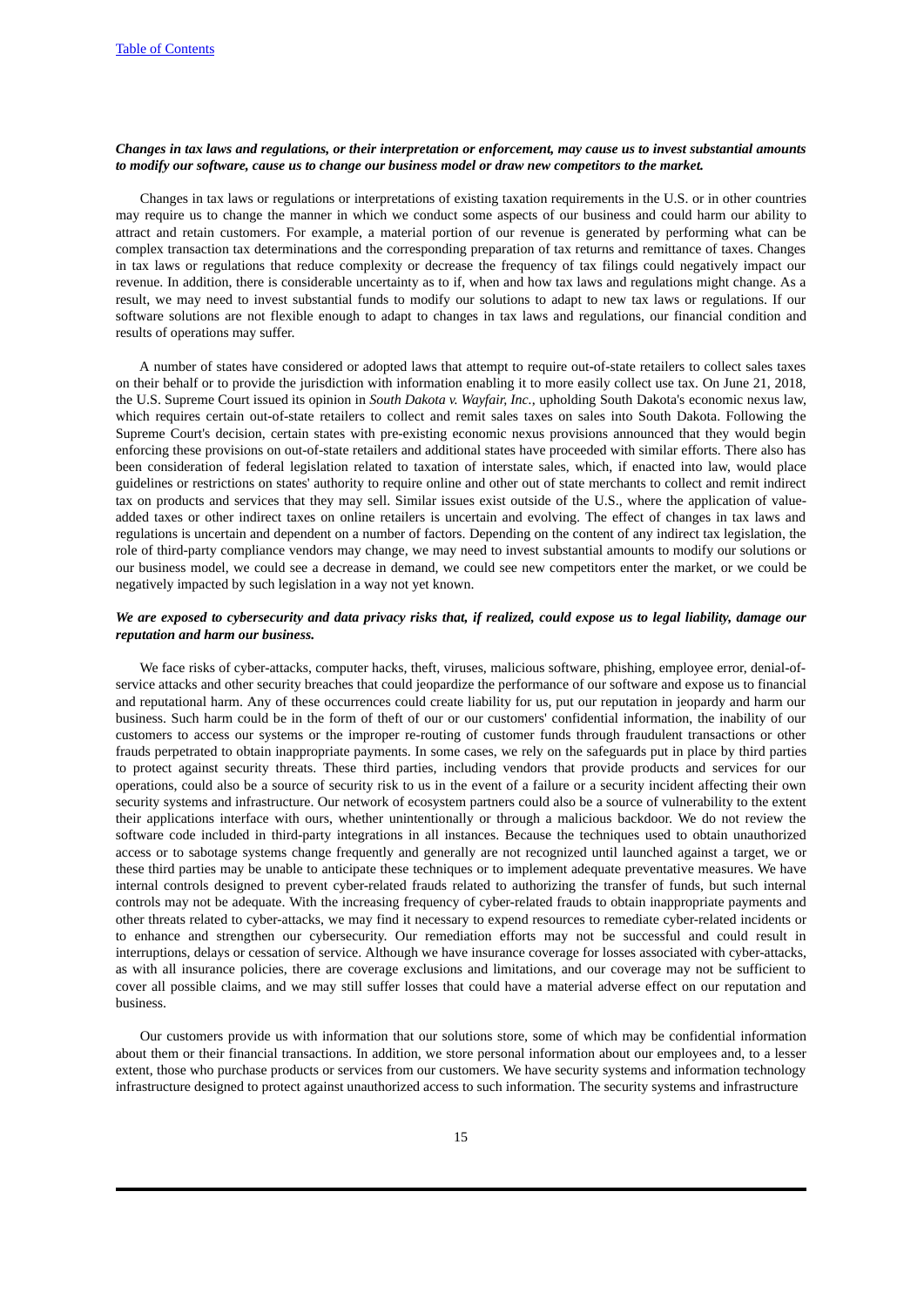***Changes in tax laws and regulations, or their interpretation or enforcement, may cause us to invest substantial amounts to modify our software, cause us to change our business model or draw new competitors to the market.***

Changes in tax laws or regulations or interpretations of existing taxation requirements in the U.S. or in other countries may require us to change the manner in which we conduct some aspects of our business and could harm our ability to attract and retain customers. For example, a material portion of our revenue is generated by performing what can be complex transaction tax determinations and the corresponding preparation of tax returns and remittance of taxes. Changes in tax laws or regulations that reduce complexity or decrease the frequency of tax filings could negatively impact our revenue. In addition, there is considerable uncertainty as to if, when and how tax laws and regulations might change. As a result, we may need to invest substantial funds to modify our solutions to adapt to new tax laws or regulations. If our software solutions are not flexible enough to adapt to changes in tax laws and regulations, our financial condition and results of operations may suffer.

A number of states have considered or adopted laws that attempt to require out-of-state retailers to collect sales taxes on their behalf or to provide the jurisdiction with information enabling it to more easily collect use tax. On June 21, 2018, the U.S. Supreme Court issued its opinion in *South Dakota v. Wayfair, Inc.*, upholding South Dakota's economic nexus law, which requires certain out-of-state retailers to collect and remit sales taxes on sales into South Dakota. Following the Supreme Court's decision, certain states with pre-existing economic nexus provisions announced that they would begin enforcing these provisions on out-of-state retailers and additional states have proceeded with similar efforts. There also has been consideration of federal legislation related to taxation of interstate sales, which, if enacted into law, would place guidelines or restrictions on states' authority to require online and other out of state merchants to collect and remit indirect tax on products and services that they may sell. Similar issues exist outside of the U.S., where the application of value-added taxes or other indirect taxes on online retailers is uncertain and evolving. The effect of changes in tax laws and regulations is uncertain and dependent on a number of factors. Depending on the content of any indirect tax legislation, the role of third-party compliance vendors may change, we may need to invest substantial amounts to modify our solutions or our business model, we could see a decrease in demand, we could see new competitors enter the market, or we could be negatively impacted by such legislation in a way not yet known.

***We are exposed to cybersecurity and data privacy risks that, if realized, could expose us to legal liability, damage our reputation and harm our business.***

We face risks of cyber-attacks, computer hacks, theft, viruses, malicious software, phishing, employee error, denial-of-service attacks and other security breaches that could jeopardize the performance of our software and expose us to financial and reputational harm. Any of these occurrences could create liability for us, put our reputation in jeopardy and harm our business. Such harm could be in the form of theft of our or our customers' confidential information, the inability of our customers to access our systems or the improper re-routing of customer funds through fraudulent transactions or other frauds perpetrated to obtain inappropriate payments. In some cases, we rely on the safeguards put in place by third parties to protect against security threats. These third parties, including vendors that provide products and services for our operations, could also be a source of security risk to us in the event of a failure or a security incident affecting their own security systems and infrastructure. Our network of ecosystem partners could also be a source of vulnerability to the extent their applications interface with ours, whether unintentionally or through a malicious backdoor. We do not review the software code included in third-party integrations in all instances. Because the techniques used to obtain unauthorized access or to sabotage systems change frequently and generally are not recognized until launched against a target, we or these third parties may be unable to anticipate these techniques or to implement adequate preventative measures. We have internal controls designed to prevent cyber-related frauds related to authorizing the transfer of funds, but such internal controls may not be adequate. With the increasing frequency of cyber-related frauds to obtain inappropriate payments and other threats related to cyber-attacks, we may find it necessary to expend resources to remediate cyber-related incidents or to enhance and strengthen our cybersecurity. Our remediation efforts may not be successful and could result in interruptions, delays or cessation of service. Although we have insurance coverage for losses associated with cyber-attacks, as with all insurance policies, there are coverage exclusions and limitations, and our coverage may not be sufficient to cover all possible claims, and we may still suffer losses that could have a material adverse effect on our reputation and business.

Our customers provide us with information that our solutions store, some of which may be confidential information about them or their financial transactions. In addition, we store personal information about our employees and, to a lesser extent, those who purchase products or services from our customers. We have security systems and information technology infrastructure designed to protect against unauthorized access to such information. The security systems and infrastructure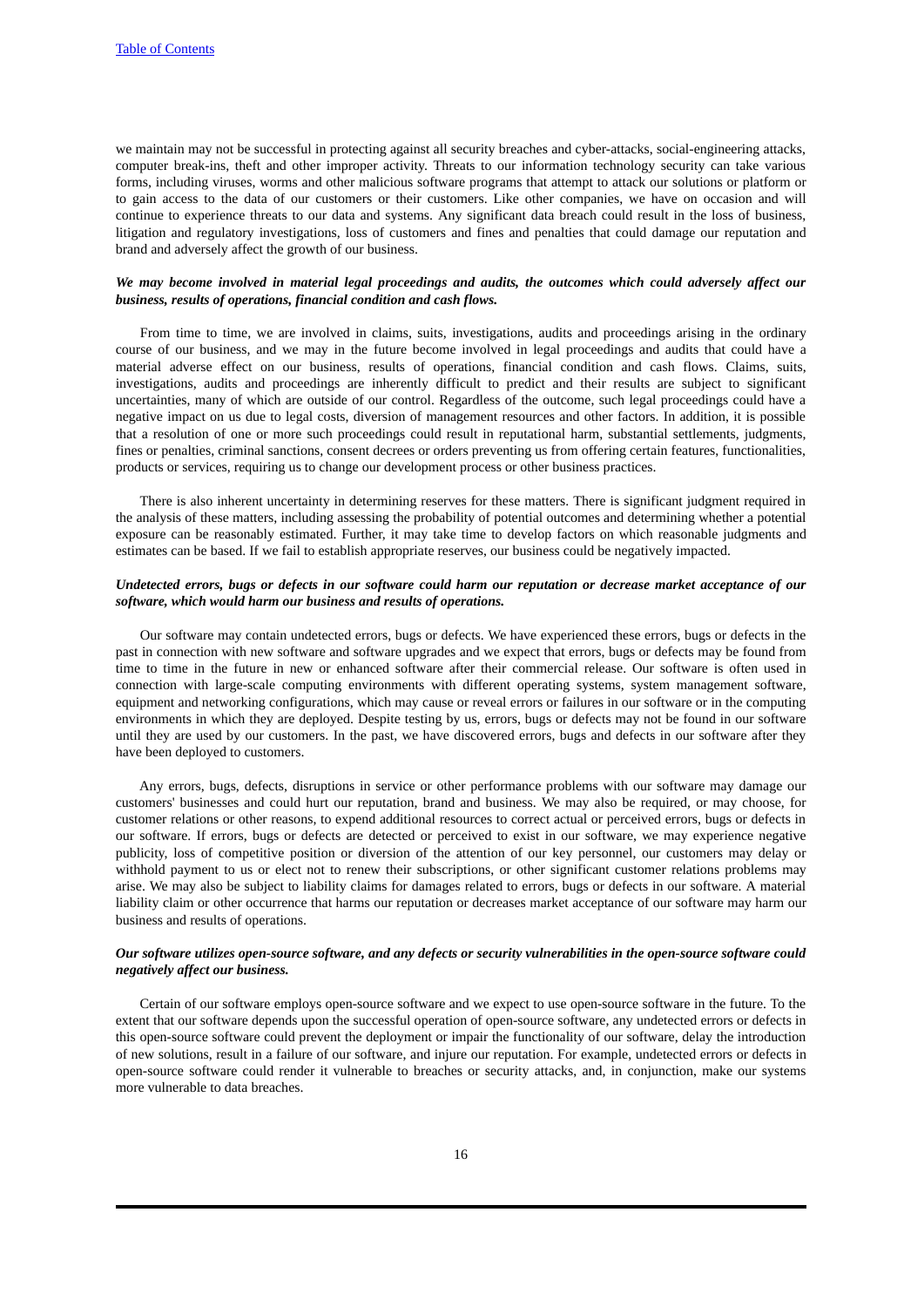we maintain may not be successful in protecting against all security breaches and cyber-attacks, social-engineering attacks, computer break-ins, theft and other improper activity. Threats to our information technology security can take various forms, including viruses, worms and other malicious software programs that attempt to attack our solutions or platform or to gain access to the data of our customers or their customers. Like other companies, we have on occasion and will continue to experience threats to our data and systems. Any significant data breach could result in the loss of business, litigation and regulatory investigations, loss of customers and fines and penalties that could damage our reputation and brand and adversely affect the growth of our business.

***We may become involved in material legal proceedings and audits, the outcomes which could adversely affect our business, results of operations, financial condition and cash flows.***

From time to time, we are involved in claims, suits, investigations, audits and proceedings arising in the ordinary course of our business, and we may in the future become involved in legal proceedings and audits that could have a material adverse effect on our business, results of operations, financial condition and cash flows. Claims, suits, investigations, audits and proceedings are inherently difficult to predict and their results are subject to significant uncertainties, many of which are outside of our control. Regardless of the outcome, such legal proceedings could have a negative impact on us due to legal costs, diversion of management resources and other factors. In addition, it is possible that a resolution of one or more such proceedings could result in reputational harm, substantial settlements, judgments, fines or penalties, criminal sanctions, consent decrees or orders preventing us from offering certain features, functionalities, products or services, requiring us to change our development process or other business practices.

There is also inherent uncertainty in determining reserves for these matters. There is significant judgment required in the analysis of these matters, including assessing the probability of potential outcomes and determining whether a potential exposure can be reasonably estimated. Further, it may take time to develop factors on which reasonable judgments and estimates can be based. If we fail to establish appropriate reserves, our business could be negatively impacted.

***Undetected errors, bugs or defects in our software could harm our reputation or decrease market acceptance of our software, which would harm our business and results of operations.***

Our software may contain undetected errors, bugs or defects. We have experienced these errors, bugs or defects in the past in connection with new software and software upgrades and we expect that errors, bugs or defects may be found from time to time in the future in new or enhanced software after their commercial release. Our software is often used in connection with large-scale computing environments with different operating systems, system management software, equipment and networking configurations, which may cause or reveal errors or failures in our software or in the computing environments in which they are deployed. Despite testing by us, errors, bugs or defects may not be found in our software until they are used by our customers. In the past, we have discovered errors, bugs and defects in our software after they have been deployed to customers.

Any errors, bugs, defects, disruptions in service or other performance problems with our software may damage our customers' businesses and could hurt our reputation, brand and business. We may also be required, or may choose, for customer relations or other reasons, to expend additional resources to correct actual or perceived errors, bugs or defects in our software. If errors, bugs or defects are detected or perceived to exist in our software, we may experience negative publicity, loss of competitive position or diversion of the attention of our key personnel, our customers may delay or withhold payment to us or elect not to renew their subscriptions, or other significant customer relations problems may arise. We may also be subject to liability claims for damages related to errors, bugs or defects in our software. A material liability claim or other occurrence that harms our reputation or decreases market acceptance of our software may harm our business and results of operations.

***Our software utilizes open-source software, and any defects or security vulnerabilities in the open-source software could negatively affect our business.***

Certain of our software employs open-source software and we expect to use open-source software in the future. To the extent that our software depends upon the successful operation of open-source software, any undetected errors or defects in this open-source software could prevent the deployment or impair the functionality of our software, delay the introduction of new solutions, result in a failure of our software, and injure our reputation. For example, undetected errors or defects in open-source software could render it vulnerable to breaches or security attacks, and, in conjunction, make our systems more vulnerable to data breaches.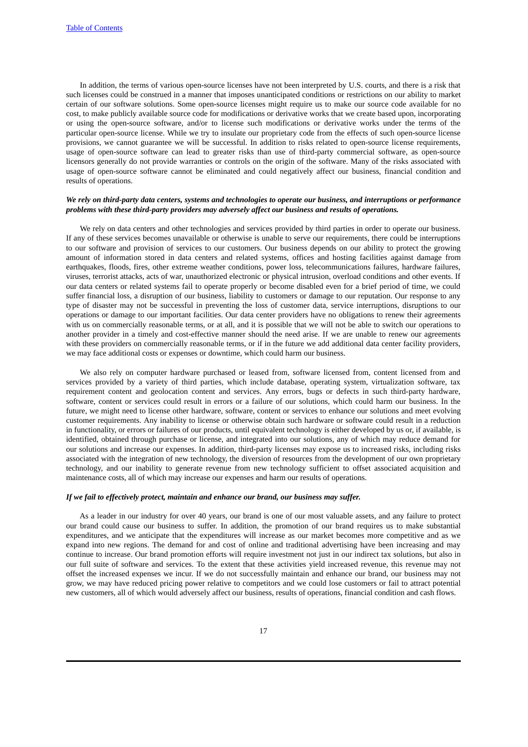In addition, the terms of various open-source licenses have not been interpreted by U.S. courts, and there is a risk that such licenses could be construed in a manner that imposes unanticipated conditions or restrictions on our ability to market certain of our software solutions. Some open-source licenses might require us to make our source code available for no cost, to make publicly available source code for modifications or derivative works that we create based upon, incorporating or using the open-source software, and/or to license such modifications or derivative works under the terms of the particular open-source license. While we try to insulate our proprietary code from the effects of such open-source license provisions, we cannot guarantee we will be successful. In addition to risks related to open-source license requirements, usage of open-source software can lead to greater risks than use of third-party commercial software, as open-source licensors generally do not provide warranties or controls on the origin of the software. Many of the risks associated with usage of open-source software cannot be eliminated and could negatively affect our business, financial condition and results of operations.

***We rely on third-party data centers, systems and technologies to operate our business, and interruptions or performance problems with these third-party providers may adversely affect our business and results of operations.***

We rely on data centers and other technologies and services provided by third parties in order to operate our business. If any of these services becomes unavailable or otherwise is unable to serve our requirements, there could be interruptions to our software and provision of services to our customers. Our business depends on our ability to protect the growing amount of information stored in data centers and related systems, offices and hosting facilities against damage from earthquakes, floods, fires, other extreme weather conditions, power loss, telecommunications failures, hardware failures, viruses, terrorist attacks, acts of war, unauthorized electronic or physical intrusion, overload conditions and other events. If our data centers or related systems fail to operate properly or become disabled even for a brief period of time, we could suffer financial loss, a disruption of our business, liability to customers or damage to our reputation. Our response to any type of disaster may not be successful in preventing the loss of customer data, service interruptions, disruptions to our operations or damage to our important facilities. Our data center providers have no obligations to renew their agreements with us on commercially reasonable terms, or at all, and it is possible that we will not be able to switch our operations to another provider in a timely and cost-effective manner should the need arise. If we are unable to renew our agreements with these providers on commercially reasonable terms, or if in the future we add additional data center facility providers, we may face additional costs or expenses or downtime, which could harm our business.

We also rely on computer hardware purchased or leased from, software licensed from, content licensed from and services provided by a variety of third parties, which include database, operating system, virtualization software, tax requirement content and geolocation content and services. Any errors, bugs or defects in such third-party hardware, software, content or services could result in errors or a failure of our solutions, which could harm our business. In the future, we might need to license other hardware, software, content or services to enhance our solutions and meet evolving customer requirements. Any inability to license or otherwise obtain such hardware or software could result in a reduction in functionality, or errors or failures of our products, until equivalent technology is either developed by us or, if available, is identified, obtained through purchase or license, and integrated into our solutions, any of which may reduce demand for our solutions and increase our expenses. In addition, third-party licenses may expose us to increased risks, including risks associated with the integration of new technology, the diversion of resources from the development of our own proprietary technology, and our inability to generate revenue from new technology sufficient to offset associated acquisition and maintenance costs, all of which may increase our expenses and harm our results of operations.

***If we fail to effectively protect, maintain and enhance our brand, our business may suffer.***

As a leader in our industry for over 40 years, our brand is one of our most valuable assets, and any failure to protect our brand could cause our business to suffer. In addition, the promotion of our brand requires us to make substantial expenditures, and we anticipate that the expenditures will increase as our market becomes more competitive and as we expand into new regions. The demand for and cost of online and traditional advertising have been increasing and may continue to increase. Our brand promotion efforts will require investment not just in our indirect tax solutions, but also in our full suite of software and services. To the extent that these activities yield increased revenue, this revenue may not offset the increased expenses we incur. If we do not successfully maintain and enhance our brand, our business may not grow, we may have reduced pricing power relative to competitors and we could lose customers or fail to attract potential new customers, all of which would adversely affect our business, results of operations, financial condition and cash flows.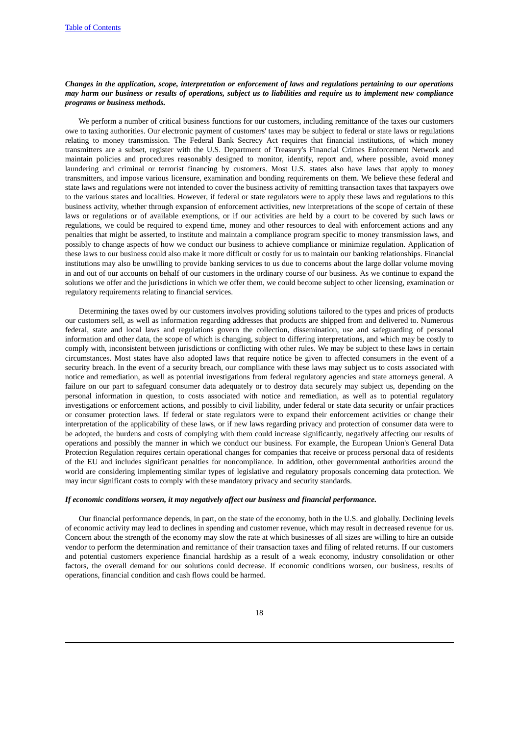***Changes in the application, scope, interpretation or enforcement of laws and regulations pertaining to our operations may harm our business or results of operations, subject us to liabilities and require us to implement new compliance programs or business methods.***

We perform a number of critical business functions for our customers, including remittance of the taxes our customers owe to taxing authorities. Our electronic payment of customers' taxes may be subject to federal or state laws or regulations relating to money transmission. The Federal Bank Secrecy Act requires that financial institutions, of which money transmitters are a subset, register with the U.S. Department of Treasury's Financial Crimes Enforcement Network and maintain policies and procedures reasonably designed to monitor, identify, report and, where possible, avoid money laundering and criminal or terrorist financing by customers. Most U.S. states also have laws that apply to money transmitters, and impose various licensure, examination and bonding requirements on them. We believe these federal and state laws and regulations were not intended to cover the business activity of remitting transaction taxes that taxpayers owe to the various states and localities. However, if federal or state regulators were to apply these laws and regulations to this business activity, whether through expansion of enforcement activities, new interpretations of the scope of certain of these laws or regulations or of available exemptions, or if our activities are held by a court to be covered by such laws or regulations, we could be required to expend time, money and other resources to deal with enforcement actions and any penalties that might be asserted, to institute and maintain a compliance program specific to money transmission laws, and possibly to change aspects of how we conduct our business to achieve compliance or minimize regulation. Application of these laws to our business could also make it more difficult or costly for us to maintain our banking relationships. Financial institutions may also be unwilling to provide banking services to us due to concerns about the large dollar volume moving in and out of our accounts on behalf of our customers in the ordinary course of our business. As we continue to expand the solutions we offer and the jurisdictions in which we offer them, we could become subject to other licensing, examination or regulatory requirements relating to financial services.

Determining the taxes owed by our customers involves providing solutions tailored to the types and prices of products our customers sell, as well as information regarding addresses that products are shipped from and delivered to. Numerous federal, state and local laws and regulations govern the collection, dissemination, use and safeguarding of personal information and other data, the scope of which is changing, subject to differing interpretations, and which may be costly to comply with, inconsistent between jurisdictions or conflicting with other rules. We may be subject to these laws in certain circumstances. Most states have also adopted laws that require notice be given to affected consumers in the event of a security breach. In the event of a security breach, our compliance with these laws may subject us to costs associated with notice and remediation, as well as potential investigations from federal regulatory agencies and state attorneys general. A failure on our part to safeguard consumer data adequately or to destroy data securely may subject us, depending on the personal information in question, to costs associated with notice and remediation, as well as to potential regulatory investigations or enforcement actions, and possibly to civil liability, under federal or state data security or unfair practices or consumer protection laws. If federal or state regulators were to expand their enforcement activities or change their interpretation of the applicability of these laws, or if new laws regarding privacy and protection of consumer data were to be adopted, the burdens and costs of complying with them could increase significantly, negatively affecting our results of operations and possibly the manner in which we conduct our business. For example, the European Union's General Data Protection Regulation requires certain operational changes for companies that receive or process personal data of residents of the EU and includes significant penalties for noncompliance. In addition, other governmental authorities around the world are considering implementing similar types of legislative and regulatory proposals concerning data protection. We may incur significant costs to comply with these mandatory privacy and security standards.

***If economic conditions worsen, it may negatively affect our business and financial performance.***

Our financial performance depends, in part, on the state of the economy, both in the U.S. and globally. Declining levels of economic activity may lead to declines in spending and customer revenue, which may result in decreased revenue for us. Concern about the strength of the economy may slow the rate at which businesses of all sizes are willing to hire an outside vendor to perform the determination and remittance of their transaction taxes and filing of related returns. If our customers and potential customers experience financial hardship as a result of a weak economy, industry consolidation or other factors, the overall demand for our solutions could decrease. If economic conditions worsen, our business, results of operations, financial condition and cash flows could be harmed.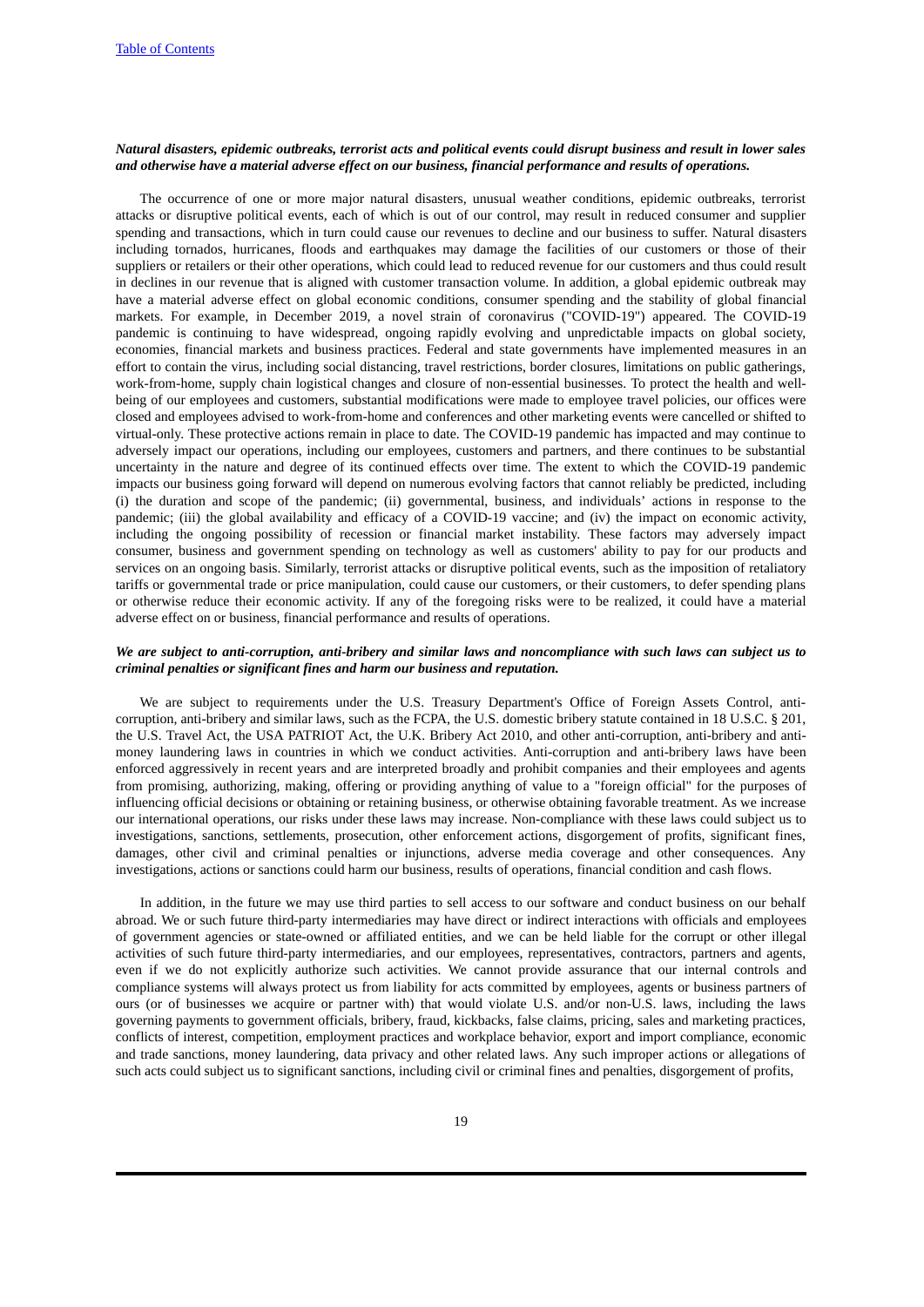***Natural disasters, epidemic outbreaks, terrorist acts and political events could disrupt business and result in lower sales and otherwise have a material adverse effect on our business, financial performance and results of operations.***

The occurrence of one or more major natural disasters, unusual weather conditions, epidemic outbreaks, terrorist attacks or disruptive political events, each of which is out of our control, may result in reduced consumer and supplier spending and transactions, which in turn could cause our revenues to decline and our business to suffer. Natural disasters including tornados, hurricanes, floods and earthquakes may damage the facilities of our customers or those of their suppliers or retailers or their other operations, which could lead to reduced revenue for our customers and thus could result in declines in our revenue that is aligned with customer transaction volume. In addition, a global epidemic outbreak may have a material adverse effect on global economic conditions, consumer spending and the stability of global financial markets. For example, in December 2019, a novel strain of coronavirus ("COVID-19") appeared. The COVID-19 pandemic is continuing to have widespread, ongoing rapidly evolving and unpredictable impacts on global society, economies, financial markets and business practices. Federal and state governments have implemented measures in an effort to contain the virus, including social distancing, travel restrictions, border closures, limitations on public gatherings, work-from-home, supply chain logistical changes and closure of non-essential businesses. To protect the health and well-being of our employees and customers, substantial modifications were made to employee travel policies, our offices were closed and employees advised to work-from-home and conferences and other marketing events were cancelled or shifted to virtual-only. These protective actions remain in place to date. The COVID-19 pandemic has impacted and may continue to adversely impact our operations, including our employees, customers and partners, and there continues to be substantial uncertainty in the nature and degree of its continued effects over time. The extent to which the COVID-19 pandemic impacts our business going forward will depend on numerous evolving factors that cannot reliably be predicted, including (i) the duration and scope of the pandemic; (ii) governmental, business, and individuals' actions in response to the pandemic; (iii) the global availability and efficacy of a COVID-19 vaccine; and (iv) the impact on economic activity, including the ongoing possibility of recession or financial market instability. These factors may adversely impact consumer, business and government spending on technology as well as customers' ability to pay for our products and services on an ongoing basis. Similarly, terrorist attacks or disruptive political events, such as the imposition of retaliatory tariffs or governmental trade or price manipulation, could cause our customers, or their customers, to defer spending plans or otherwise reduce their economic activity. If any of the foregoing risks were to be realized, it could have a material adverse effect on or business, financial performance and results of operations.

***We are subject to anti-corruption, anti-bribery and similar laws and noncompliance with such laws can subject us to criminal penalties or significant fines and harm our business and reputation.***

We are subject to requirements under the U.S. Treasury Department's Office of Foreign Assets Control, anti-corruption, anti-bribery and similar laws, such as the FCPA, the U.S. domestic bribery statute contained in 18 U.S.C. § 201, the U.S. Travel Act, the USA PATRIOT Act, the U.K. Bribery Act 2010, and other anti-corruption, anti-bribery and anti-money laundering laws in countries in which we conduct activities. Anti-corruption and anti-bribery laws have been enforced aggressively in recent years and are interpreted broadly and prohibit companies and their employees and agents from promising, authorizing, making, offering or providing anything of value to a "foreign official" for the purposes of influencing official decisions or obtaining or retaining business, or otherwise obtaining favorable treatment. As we increase our international operations, our risks under these laws may increase. Non-compliance with these laws could subject us to investigations, sanctions, settlements, prosecution, other enforcement actions, disgorgement of profits, significant fines, damages, other civil and criminal penalties or injunctions, adverse media coverage and other consequences. Any investigations, actions or sanctions could harm our business, results of operations, financial condition and cash flows.

In addition, in the future we may use third parties to sell access to our software and conduct business on our behalf abroad. We or such future third-party intermediaries may have direct or indirect interactions with officials and employees of government agencies or state-owned or affiliated entities, and we can be held liable for the corrupt or other illegal activities of such future third-party intermediaries, and our employees, representatives, contractors, partners and agents, even if we do not explicitly authorize such activities. We cannot provide assurance that our internal controls and compliance systems will always protect us from liability for acts committed by employees, agents or business partners of ours (or of businesses we acquire or partner with) that would violate U.S. and/or non-U.S. laws, including the laws governing payments to government officials, bribery, fraud, kickbacks, false claims, pricing, sales and marketing practices, conflicts of interest, competition, employment practices and workplace behavior, export and import compliance, economic and trade sanctions, money laundering, data privacy and other related laws. Any such improper actions or allegations of such acts could subject us to significant sanctions, including civil or criminal fines and penalties, disgorgement of profits,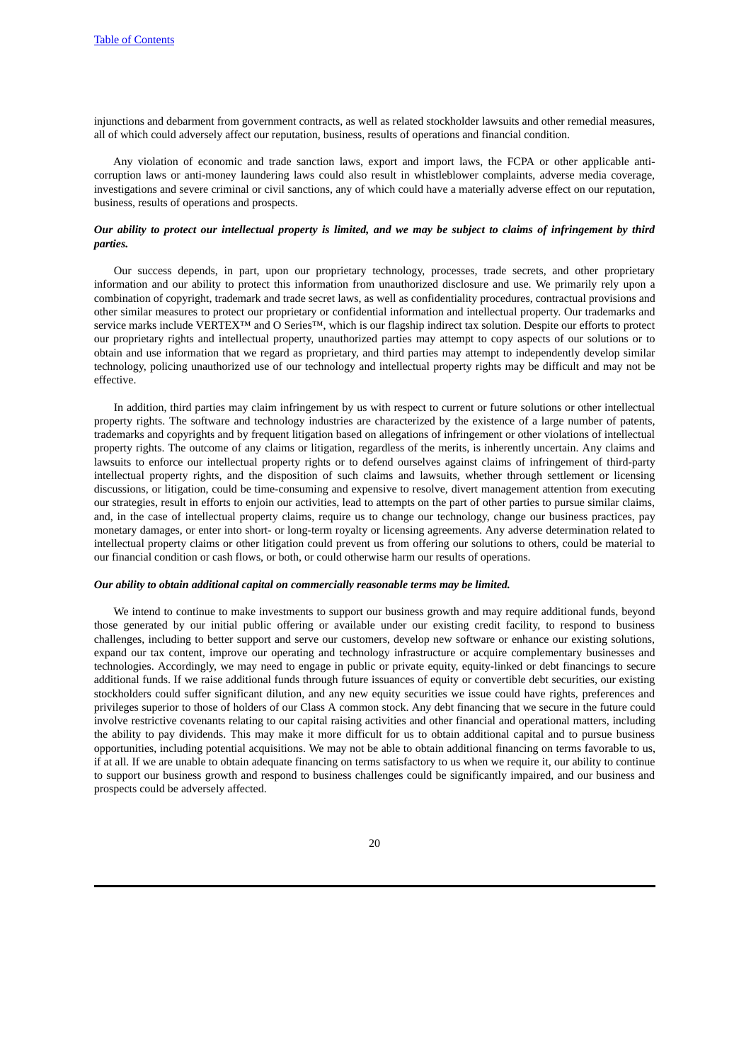injunctions and debarment from government contracts, as well as related stockholder lawsuits and other remedial measures, all of which could adversely affect our reputation, business, results of operations and financial condition.

Any violation of economic and trade sanction laws, export and import laws, the FCPA or other applicable anti-corruption laws or anti-money laundering laws could also result in whistleblower complaints, adverse media coverage, investigations and severe criminal or civil sanctions, any of which could have a materially adverse effect on our reputation, business, results of operations and prospects.

***Our ability to protect our intellectual property is limited, and we may be subject to claims of infringement by third parties.***

Our success depends, in part, upon our proprietary technology, processes, trade secrets, and other proprietary information and our ability to protect this information from unauthorized disclosure and use. We primarily rely upon a combination of copyright, trademark and trade secret laws, as well as confidentiality procedures, contractual provisions and other similar measures to protect our proprietary or confidential information and intellectual property. Our trademarks and service marks include VERTEX™ and O Series™, which is our flagship indirect tax solution. Despite our efforts to protect our proprietary rights and intellectual property, unauthorized parties may attempt to copy aspects of our solutions or to obtain and use information that we regard as proprietary, and third parties may attempt to independently develop similar technology, policing unauthorized use of our technology and intellectual property rights may be difficult and may not be effective.

In addition, third parties may claim infringement by us with respect to current or future solutions or other intellectual property rights. The software and technology industries are characterized by the existence of a large number of patents, trademarks and copyrights and by frequent litigation based on allegations of infringement or other violations of intellectual property rights. The outcome of any claims or litigation, regardless of the merits, is inherently uncertain. Any claims and lawsuits to enforce our intellectual property rights or to defend ourselves against claims of infringement of third-party intellectual property rights, and the disposition of such claims and lawsuits, whether through settlement or licensing discussions, or litigation, could be time-consuming and expensive to resolve, divert management attention from executing our strategies, result in efforts to enjoin our activities, lead to attempts on the part of other parties to pursue similar claims, and, in the case of intellectual property claims, require us to change our technology, change our business practices, pay monetary damages, or enter into short- or long-term royalty or licensing agreements. Any adverse determination related to intellectual property claims or other litigation could prevent us from offering our solutions to others, could be material to our financial condition or cash flows, or both, or could otherwise harm our results of operations.

***Our ability to obtain additional capital on commercially reasonable terms may be limited.***

We intend to continue to make investments to support our business growth and may require additional funds, beyond those generated by our initial public offering or available under our existing credit facility, to respond to business challenges, including to better support and serve our customers, develop new software or enhance our existing solutions, expand our tax content, improve our operating and technology infrastructure or acquire complementary businesses and technologies. Accordingly, we may need to engage in public or private equity, equity-linked or debt financings to secure additional funds. If we raise additional funds through future issuances of equity or convertible debt securities, our existing stockholders could suffer significant dilution, and any new equity securities we issue could have rights, preferences and privileges superior to those of holders of our Class A common stock. Any debt financing that we secure in the future could involve restrictive covenants relating to our capital raising activities and other financial and operational matters, including the ability to pay dividends. This may make it more difficult for us to obtain additional capital and to pursue business opportunities, including potential acquisitions. We may not be able to obtain additional financing on terms favorable to us, if at all. If we are unable to obtain adequate financing on terms satisfactory to us when we require it, our ability to continue to support our business growth and respond to business challenges could be significantly impaired, and our business and prospects could be adversely affected.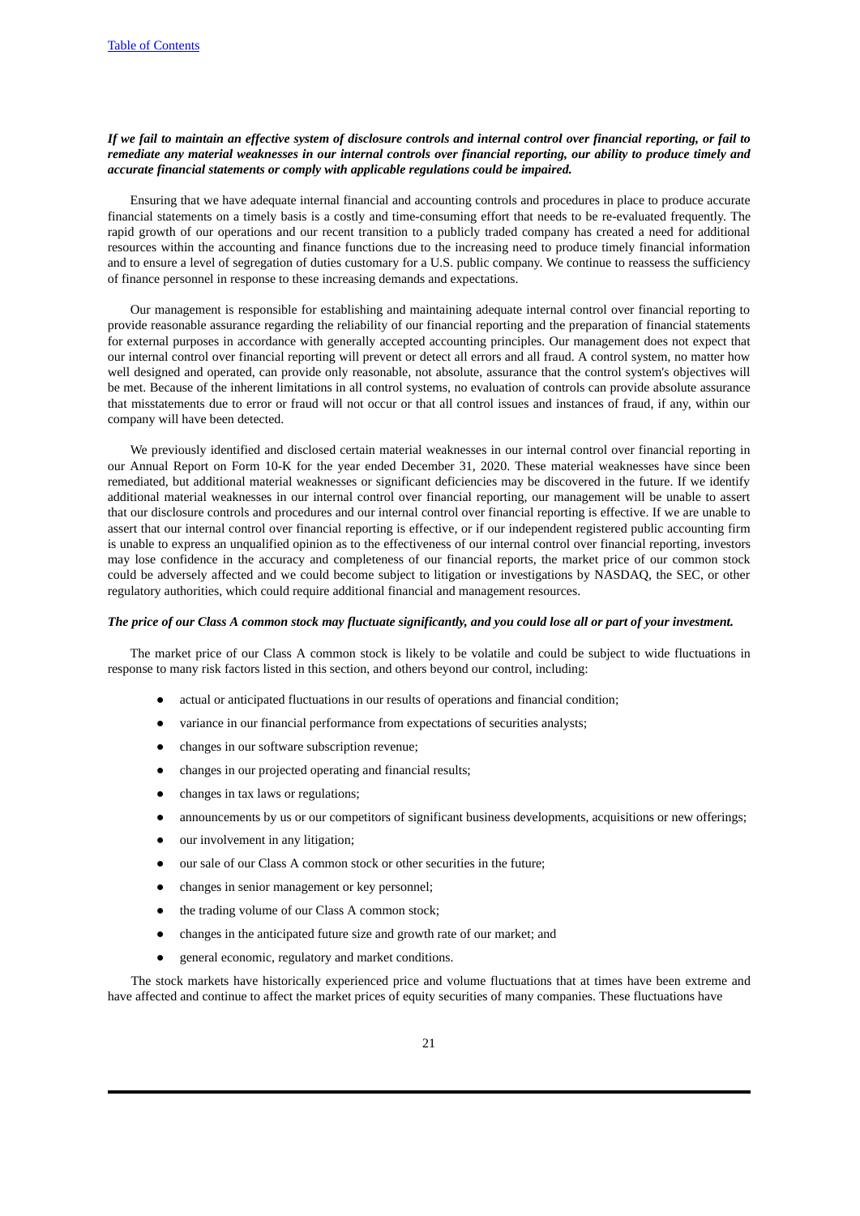***If we fail to maintain an effective system of disclosure controls and internal control over financial reporting, or fail to remediate any material weaknesses in our internal controls over financial reporting, our ability to produce timely and accurate financial statements or comply with applicable regulations could be impaired.***

Ensuring that we have adequate internal financial and accounting controls and procedures in place to produce accurate financial statements on a timely basis is a costly and time-consuming effort that needs to be re-evaluated frequently. The rapid growth of our operations and our recent transition to a publicly traded company has created a need for additional resources within the accounting and finance functions due to the increasing need to produce timely financial information and to ensure a level of segregation of duties customary for a U.S. public company. We continue to reassess the sufficiency of finance personnel in response to these increasing demands and expectations.

Our management is responsible for establishing and maintaining adequate internal control over financial reporting to provide reasonable assurance regarding the reliability of our financial reporting and the preparation of financial statements for external purposes in accordance with generally accepted accounting principles. Our management does not expect that our internal control over financial reporting will prevent or detect all errors and all fraud. A control system, no matter how well designed and operated, can provide only reasonable, not absolute, assurance that the control system's objectives will be met. Because of the inherent limitations in all control systems, no evaluation of controls can provide absolute assurance that misstatements due to error or fraud will not occur or that all control issues and instances of fraud, if any, within our company will have been detected.

We previously identified and disclosed certain material weaknesses in our internal control over financial reporting in our Annual Report on Form 10-K for the year ended December 31, 2020. These material weaknesses have since been remediated, but additional material weaknesses or significant deficiencies may be discovered in the future. If we identify additional material weaknesses in our internal control over financial reporting, our management will be unable to assert that our disclosure controls and procedures and our internal control over financial reporting is effective. If we are unable to assert that our internal control over financial reporting is effective, or if our independent registered public accounting firm is unable to express an unqualified opinion as to the effectiveness of our internal control over financial reporting, investors may lose confidence in the accuracy and completeness of our financial reports, the market price of our common stock could be adversely affected and we could become subject to litigation or investigations by NASDAQ, the SEC, or other regulatory authorities, which could require additional financial and management resources.

***The price of our Class A common stock may fluctuate significantly, and you could lose all or part of your investment.***

The market price of our Class A common stock is likely to be volatile and could be subject to wide fluctuations in response to many risk factors listed in this section, and others beyond our control, including:

- actual or anticipated fluctuations in our results of operations and financial condition;
- variance in our financial performance from expectations of securities analysts;
- changes in our software subscription revenue;
- changes in our projected operating and financial results;
- changes in tax laws or regulations;
- announcements by us or our competitors of significant business developments, acquisitions or new offerings;
- our involvement in any litigation;
- our sale of our Class A common stock or other securities in the future;
- changes in senior management or key personnel;
- the trading volume of our Class A common stock;
- changes in the anticipated future size and growth rate of our market; and
- general economic, regulatory and market conditions.

The stock markets have historically experienced price and volume fluctuations that at times have been extreme and have affected and continue to affect the market prices of equity securities of many companies. These fluctuations have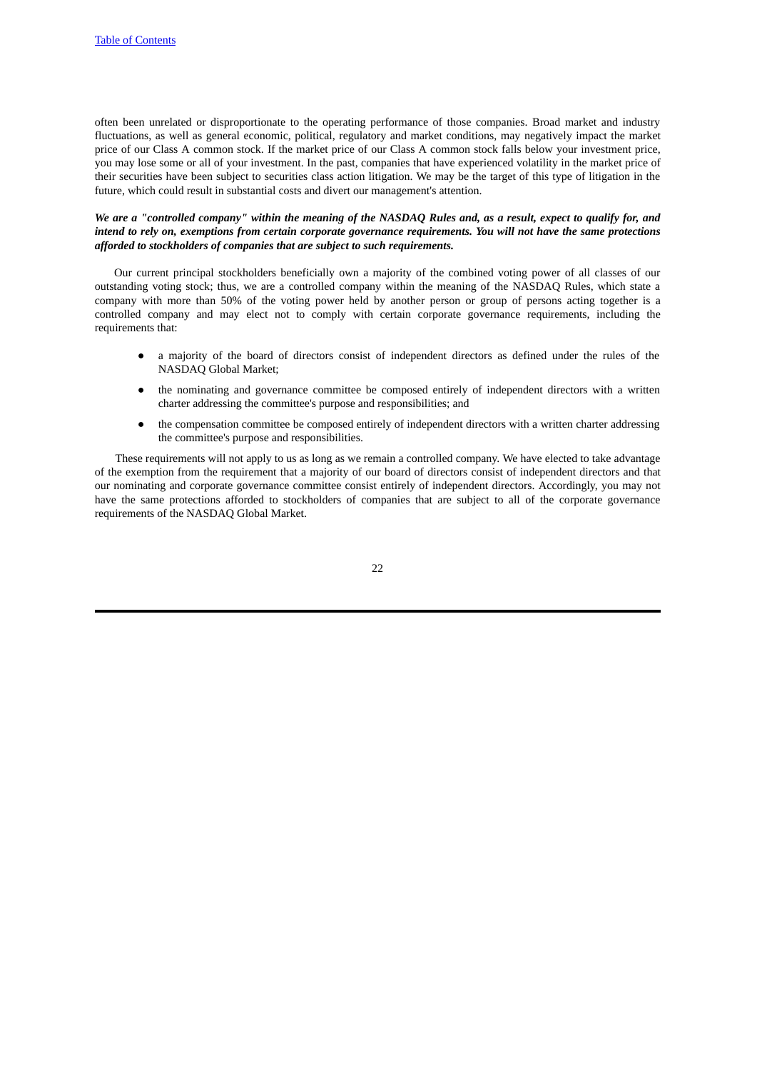often been unrelated or disproportionate to the operating performance of those companies. Broad market and industry fluctuations, as well as general economic, political, regulatory and market conditions, may negatively impact the market price of our Class A common stock. If the market price of our Class A common stock falls below your investment price, you may lose some or all of your investment. In the past, companies that have experienced volatility in the market price of their securities have been subject to securities class action litigation. We may be the target of this type of litigation in the future, which could result in substantial costs and divert our management's attention.

***We are a "controlled company" within the meaning of the NASDAQ Rules and, as a result, expect to qualify for, and intend to rely on, exemptions from certain corporate governance requirements. You will not have the same protections afforded to stockholders of companies that are subject to such requirements.***

Our current principal stockholders beneficially own a majority of the combined voting power of all classes of our outstanding voting stock; thus, we are a controlled company within the meaning of the NASDAQ Rules, which state a company with more than 50% of the voting power held by another person or group of persons acting together is a controlled company and may elect not to comply with certain corporate governance requirements, including the requirements that:

- a majority of the board of directors consist of independent directors as defined under the rules of the NASDAQ Global Market;
- the nominating and governance committee be composed entirely of independent directors with a written charter addressing the committee's purpose and responsibilities; and
- the compensation committee be composed entirely of independent directors with a written charter addressing the committee's purpose and responsibilities.

These requirements will not apply to us as long as we remain a controlled company. We have elected to take advantage of the exemption from the requirement that a majority of our board of directors consist of independent directors and that our nominating and corporate governance committee consist entirely of independent directors. Accordingly, you may not have the same protections afforded to stockholders of companies that are subject to all of the corporate governance requirements of the NASDAQ Global Market.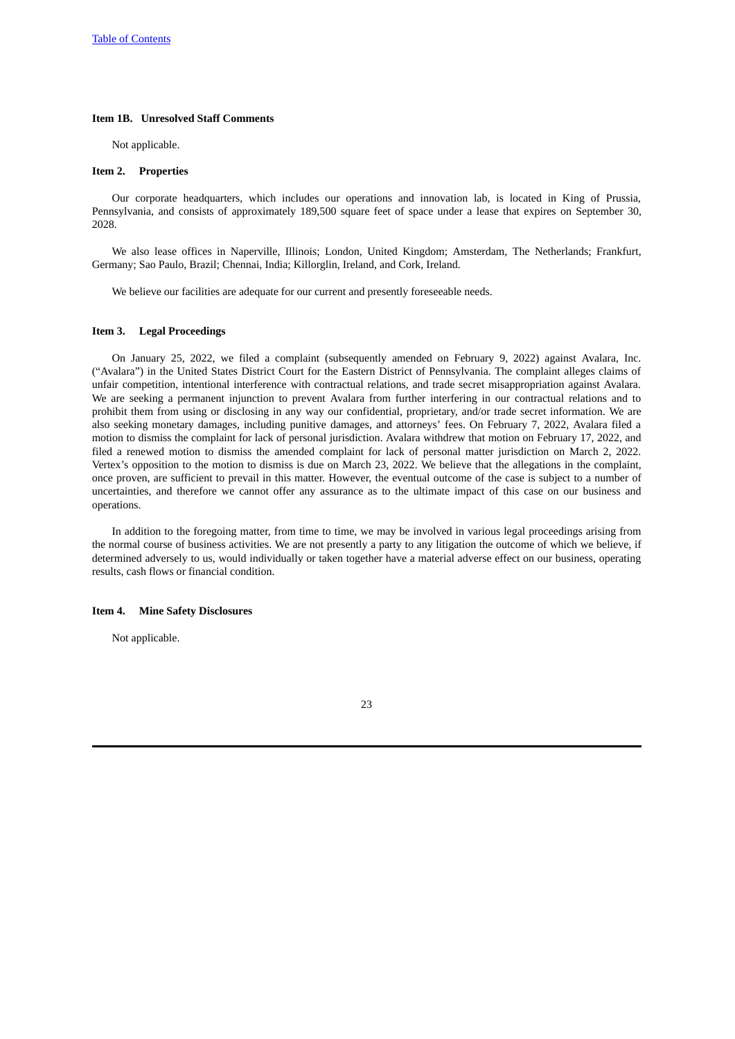### Item 1B. Unresolved Staff Comments

Not applicable.

### Item 2. Properties

Our corporate headquarters, which includes our operations and innovation lab, is located in King of Prussia, Pennsylvania, and consists of approximately 189,500 square feet of space under a lease that expires on September 30, 2028.

We also lease offices in Naperville, Illinois; London, United Kingdom; Amsterdam, The Netherlands; Frankfurt, Germany; Sao Paulo, Brazil; Chennai, India; Killorglin, Ireland, and Cork, Ireland.

We believe our facilities are adequate for our current and presently foreseeable needs.

### Item 3. Legal Proceedings

On January 25, 2022, we filed a complaint (subsequently amended on February 9, 2022) against Avalara, Inc. ("Avalara") in the United States District Court for the Eastern District of Pennsylvania. The complaint alleges claims of unfair competition, intentional interference with contractual relations, and trade secret misappropriation against Avalara. We are seeking a permanent injunction to prevent Avalara from further interfering in our contractual relations and to prohibit them from using or disclosing in any way our confidential, proprietary, and/or trade secret information. We are also seeking monetary damages, including punitive damages, and attorneys' fees. On February 7, 2022, Avalara filed a motion to dismiss the complaint for lack of personal jurisdiction. Avalara withdrew that motion on February 17, 2022, and filed a renewed motion to dismiss the amended complaint for lack of personal matter jurisdiction on March 2, 2022. Vertex's opposition to the motion to dismiss is due on March 23, 2022. We believe that the allegations in the complaint, once proven, are sufficient to prevail in this matter. However, the eventual outcome of the case is subject to a number of uncertainties, and therefore we cannot offer any assurance as to the ultimate impact of this case on our business and operations.

In addition to the foregoing matter, from time to time, we may be involved in various legal proceedings arising from the normal course of business activities. We are not presently a party to any litigation the outcome of which we believe, if determined adversely to us, would individually or taken together have a material adverse effect on our business, operating results, cash flows or financial condition.

### Item 4. Mine Safety Disclosures

Not applicable.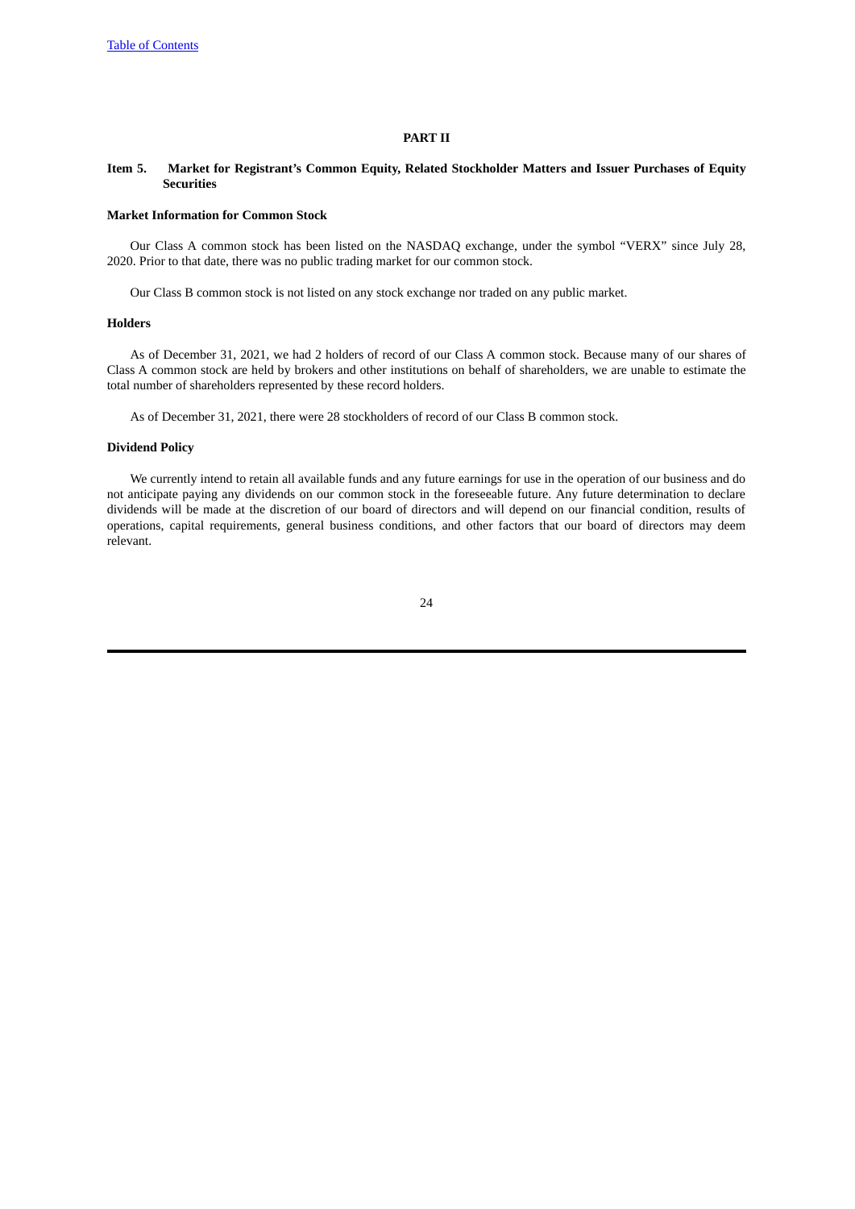# PART II

## Item 5. Market for Registrant's Common Equity, Related Stockholder Matters and Issuer Purchases of Equity Securities

### Market Information for Common Stock

Our Class A common stock has been listed on the NASDAQ exchange, under the symbol "VERX" since July 28, 2020. Prior to that date, there was no public trading market for our common stock.

Our Class B common stock is not listed on any stock exchange nor traded on any public market.

### Holders

As of December 31, 2021, we had 2 holders of record of our Class A common stock. Because many of our shares of Class A common stock are held by brokers and other institutions on behalf of shareholders, we are unable to estimate the total number of shareholders represented by these record holders.

As of December 31, 2021, there were 28 stockholders of record of our Class B common stock.

### Dividend Policy

We currently intend to retain all available funds and any future earnings for use in the operation of our business and do not anticipate paying any dividends on our common stock in the foreseeable future. Any future determination to declare dividends will be made at the discretion of our board of directors and will depend on our financial condition, results of operations, capital requirements, general business conditions, and other factors that our board of directors may deem relevant.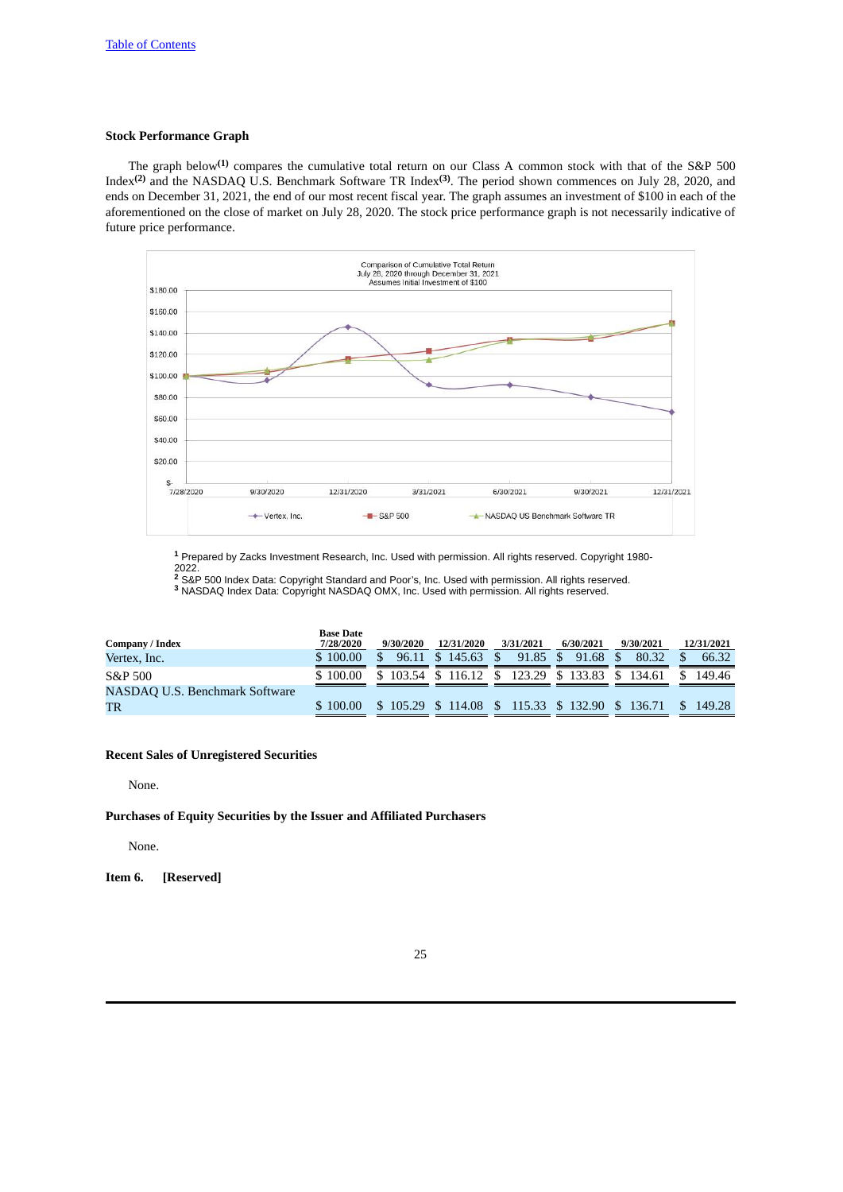**Stock Performance Graph**

The graph below[(1)] compares the cumulative total return on our Class A common stock with that of the S&P 500 Index[(2)] and the NASDAQ U.S. Benchmark Software TR Index[(3)]. The period shown commences on July 28, 2020, and ends on December 31, 2021, the end of our most recent fiscal year. The graph assumes an investment of $100 in each of the aforementioned on the close of market on July 28, 2020. The stock price performance graph is not necessarily indicative of future price performance.

Comparison of Cumulative Total Return
July 28, 2020 through December 31, 2021
Assumes Initial Investment of $100

[1] Prepared by Zacks Investment Research, Inc. Used with permission. All rights reserved. Copyright 1980-2022.
[2] S&P 500 Index Data: Copyright Standard and Poor's, Inc. Used with permission. All rights reserved.
[3] NASDAQ Index Data: Copyright NASDAQ OMX, Inc. Used with permission. All rights reserved.

| Company / Index | Base Date 7/28/2020 | 9/30/2020 | 12/31/2020 | 3/31/2021 | 6/30/2021 | 9/30/2021 | 12/31/2021 |
|---|---|---|---|---|---|---|---|
| Vertex, Inc. | $ 100.00 | $ 96.11 | $ 145.63 | $ 91.85 | $ 91.68 | $ 80.32 | $ 66.32 |
| S&P 500 | $ 100.00 | $ 103.54 | $ 116.12 | $ 123.29 | $ 133.83 | $ 134.61 | $ 149.46 |
| NASDAQ U.S. Benchmark Software TR | $ 100.00 | $ 105.29 | $ 114.08 | $ 115.33 | $ 132.90 | $ 136.71 | $ 149.28 |

**Recent Sales of Unregistered Securities**

None.

**Purchases of Equity Securities by the Issuer and Affiliated Purchasers**

None.

**Item 6. [Reserved]**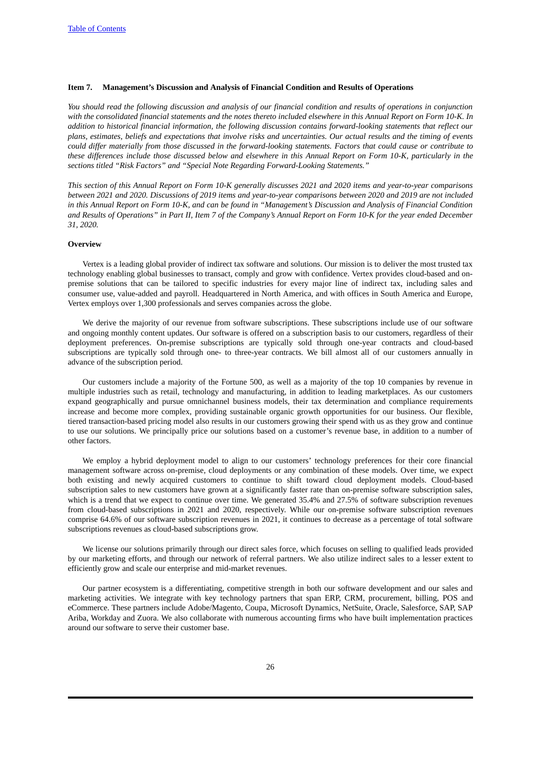## Item 7. Management's Discussion and Analysis of Financial Condition and Results of Operations

*You should read the following discussion and analysis of our financial condition and results of operations in conjunction with the consolidated financial statements and the notes thereto included elsewhere in this Annual Report on Form 10-K. In addition to historical financial information, the following discussion contains forward-looking statements that reflect our plans, estimates, beliefs and expectations that involve risks and uncertainties. Our actual results and the timing of events could differ materially from those discussed in the forward-looking statements. Factors that could cause or contribute to these differences include those discussed below and elsewhere in this Annual Report on Form 10-K, particularly in the sections titled "Risk Factors" and "Special Note Regarding Forward-Looking Statements."*

*This section of this Annual Report on Form 10-K generally discusses 2021 and 2020 items and year-to-year comparisons between 2021 and 2020. Discussions of 2019 items and year-to-year comparisons between 2020 and 2019 are not included in this Annual Report on Form 10-K, and can be found in "Management's Discussion and Analysis of Financial Condition and Results of Operations" in Part II, Item 7 of the Company's Annual Report on Form 10-K for the year ended December 31, 2020.*

### Overview

Vertex is a leading global provider of indirect tax software and solutions. Our mission is to deliver the most trusted tax technology enabling global businesses to transact, comply and grow with confidence. Vertex provides cloud-based and on-premise solutions that can be tailored to specific industries for every major line of indirect tax, including sales and consumer use, value-added and payroll. Headquartered in North America, and with offices in South America and Europe, Vertex employs over 1,300 professionals and serves companies across the globe.

We derive the majority of our revenue from software subscriptions. These subscriptions include use of our software and ongoing monthly content updates. Our software is offered on a subscription basis to our customers, regardless of their deployment preferences. On-premise subscriptions are typically sold through one-year contracts and cloud-based subscriptions are typically sold through one- to three-year contracts. We bill almost all of our customers annually in advance of the subscription period.

Our customers include a majority of the Fortune 500, as well as a majority of the top 10 companies by revenue in multiple industries such as retail, technology and manufacturing, in addition to leading marketplaces. As our customers expand geographically and pursue omnichannel business models, their tax determination and compliance requirements increase and become more complex, providing sustainable organic growth opportunities for our business. Our flexible, tiered transaction-based pricing model also results in our customers growing their spend with us as they grow and continue to use our solutions. We principally price our solutions based on a customer's revenue base, in addition to a number of other factors.

We employ a hybrid deployment model to align to our customers' technology preferences for their core financial management software across on-premise, cloud deployments or any combination of these models. Over time, we expect both existing and newly acquired customers to continue to shift toward cloud deployment models. Cloud-based subscription sales to new customers have grown at a significantly faster rate than on-premise software subscription sales, which is a trend that we expect to continue over time. We generated 35.4% and 27.5% of software subscription revenues from cloud-based subscriptions in 2021 and 2020, respectively. While our on-premise software subscription revenues comprise 64.6% of our software subscription revenues in 2021, it continues to decrease as a percentage of total software subscriptions revenues as cloud-based subscriptions grow.

We license our solutions primarily through our direct sales force, which focuses on selling to qualified leads provided by our marketing efforts, and through our network of referral partners. We also utilize indirect sales to a lesser extent to efficiently grow and scale our enterprise and mid-market revenues.

Our partner ecosystem is a differentiating, competitive strength in both our software development and our sales and marketing activities. We integrate with key technology partners that span ERP, CRM, procurement, billing, POS and eCommerce. These partners include Adobe/Magento, Coupa, Microsoft Dynamics, NetSuite, Oracle, Salesforce, SAP, SAP Ariba, Workday and Zuora. We also collaborate with numerous accounting firms who have built implementation practices around our software to serve their customer base.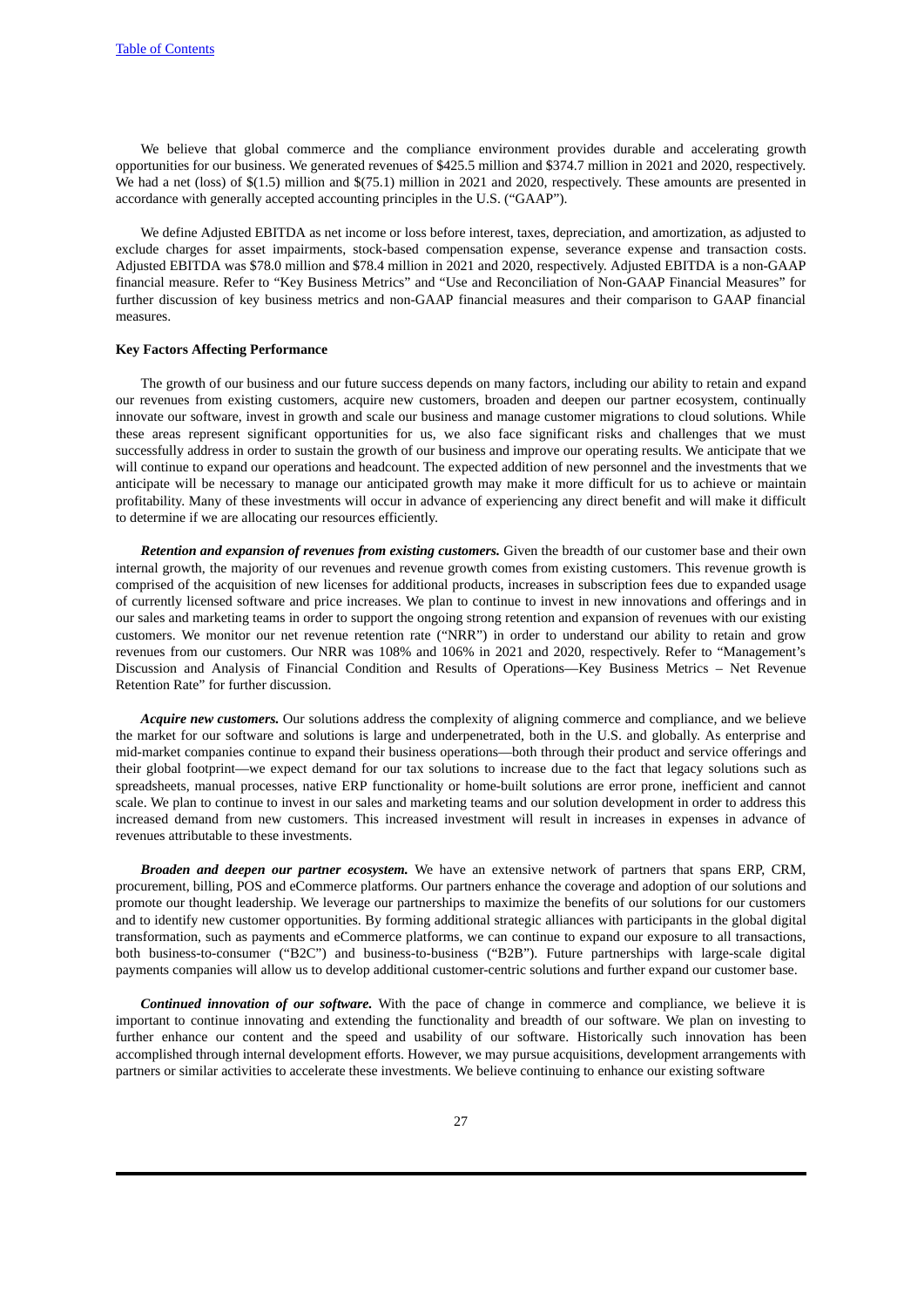We believe that global commerce and the compliance environment provides durable and accelerating growth opportunities for our business. We generated revenues of $425.5 million and $374.7 million in 2021 and 2020, respectively. We had a net (loss) of $(1.5) million and $(75.1) million in 2021 and 2020, respectively. These amounts are presented in accordance with generally accepted accounting principles in the U.S. ("GAAP").

We define Adjusted EBITDA as net income or loss before interest, taxes, depreciation, and amortization, as adjusted to exclude charges for asset impairments, stock-based compensation expense, severance expense and transaction costs. Adjusted EBITDA was $78.0 million and $78.4 million in 2021 and 2020, respectively. Adjusted EBITDA is a non-GAAP financial measure. Refer to "Key Business Metrics" and "Use and Reconciliation of Non-GAAP Financial Measures" for further discussion of key business metrics and non-GAAP financial measures and their comparison to GAAP financial measures.

**Key Factors Affecting Performance**

The growth of our business and our future success depends on many factors, including our ability to retain and expand our revenues from existing customers, acquire new customers, broaden and deepen our partner ecosystem, continually innovate our software, invest in growth and scale our business and manage customer migrations to cloud solutions. While these areas represent significant opportunities for us, we also face significant risks and challenges that we must successfully address in order to sustain the growth of our business and improve our operating results. We anticipate that we will continue to expand our operations and headcount. The expected addition of new personnel and the investments that we anticipate will be necessary to manage our anticipated growth may make it more difficult for us to achieve or maintain profitability. Many of these investments will occur in advance of experiencing any direct benefit and will make it difficult to determine if we are allocating our resources efficiently.

***Retention and expansion of revenues from existing customers.*** Given the breadth of our customer base and their own internal growth, the majority of our revenues and revenue growth comes from existing customers. This revenue growth is comprised of the acquisition of new licenses for additional products, increases in subscription fees due to expanded usage of currently licensed software and price increases. We plan to continue to invest in new innovations and offerings and in our sales and marketing teams in order to support the ongoing strong retention and expansion of revenues with our existing customers. We monitor our net revenue retention rate ("NRR") in order to understand our ability to retain and grow revenues from our customers. Our NRR was 108% and 106% in 2021 and 2020, respectively. Refer to "Management's Discussion and Analysis of Financial Condition and Results of Operations—Key Business Metrics – Net Revenue Retention Rate" for further discussion.

***Acquire new customers.*** Our solutions address the complexity of aligning commerce and compliance, and we believe the market for our software and solutions is large and underpenetrated, both in the U.S. and globally. As enterprise and mid-market companies continue to expand their business operations—both through their product and service offerings and their global footprint—we expect demand for our tax solutions to increase due to the fact that legacy solutions such as spreadsheets, manual processes, native ERP functionality or home-built solutions are error prone, inefficient and cannot scale. We plan to continue to invest in our sales and marketing teams and our solution development in order to address this increased demand from new customers. This increased investment will result in increases in expenses in advance of revenues attributable to these investments.

***Broaden and deepen our partner ecosystem.*** We have an extensive network of partners that spans ERP, CRM, procurement, billing, POS and eCommerce platforms. Our partners enhance the coverage and adoption of our solutions and promote our thought leadership. We leverage our partnerships to maximize the benefits of our solutions for our customers and to identify new customer opportunities. By forming additional strategic alliances with participants in the global digital transformation, such as payments and eCommerce platforms, we can continue to expand our exposure to all transactions, both business-to-consumer ("B2C") and business-to-business ("B2B"). Future partnerships with large-scale digital payments companies will allow us to develop additional customer-centric solutions and further expand our customer base.

***Continued innovation of our software.*** With the pace of change in commerce and compliance, we believe it is important to continue innovating and extending the functionality and breadth of our software. We plan on investing to further enhance our content and the speed and usability of our software. Historically such innovation has been accomplished through internal development efforts. However, we may pursue acquisitions, development arrangements with partners or similar activities to accelerate these investments. We believe continuing to enhance our existing software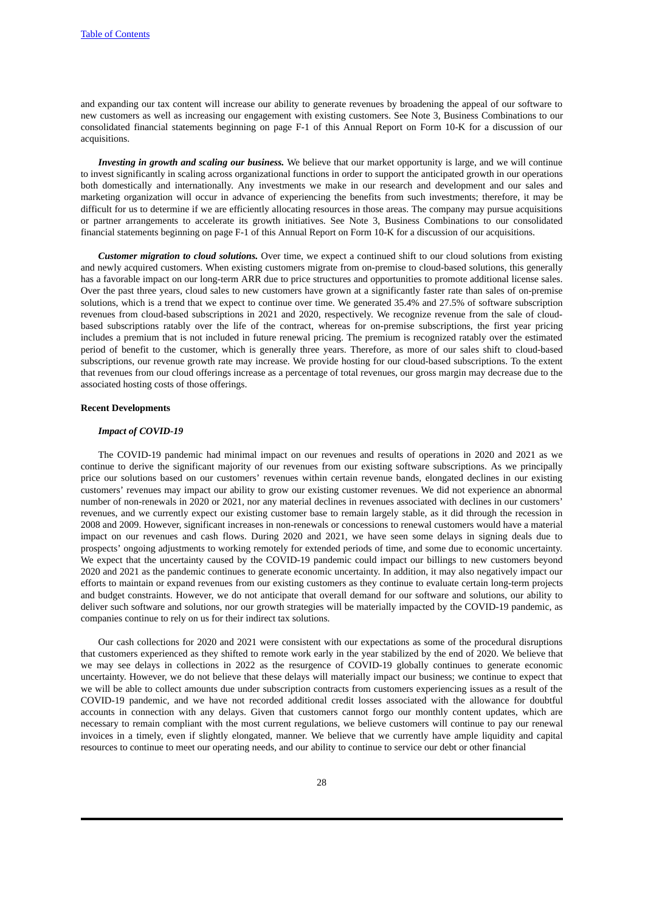and expanding our tax content will increase our ability to generate revenues by broadening the appeal of our software to new customers as well as increasing our engagement with existing customers. See Note 3, Business Combinations to our consolidated financial statements beginning on page F-1 of this Annual Report on Form 10-K for a discussion of our acquisitions.

***Investing in growth and scaling our business.*** We believe that our market opportunity is large, and we will continue to invest significantly in scaling across organizational functions in order to support the anticipated growth in our operations both domestically and internationally. Any investments we make in our research and development and our sales and marketing organization will occur in advance of experiencing the benefits from such investments; therefore, it may be difficult for us to determine if we are efficiently allocating resources in those areas. The company may pursue acquisitions or partner arrangements to accelerate its growth initiatives. See Note 3, Business Combinations to our consolidated financial statements beginning on page F-1 of this Annual Report on Form 10-K for a discussion of our acquisitions.

***Customer migration to cloud solutions.*** Over time, we expect a continued shift to our cloud solutions from existing and newly acquired customers. When existing customers migrate from on-premise to cloud-based solutions, this generally has a favorable impact on our long-term ARR due to price structures and opportunities to promote additional license sales. Over the past three years, cloud sales to new customers have grown at a significantly faster rate than sales of on-premise solutions, which is a trend that we expect to continue over time. We generated 35.4% and 27.5% of software subscription revenues from cloud-based subscriptions in 2021 and 2020, respectively. We recognize revenue from the sale of cloud-based subscriptions ratably over the life of the contract, whereas for on-premise subscriptions, the first year pricing includes a premium that is not included in future renewal pricing. The premium is recognized ratably over the estimated period of benefit to the customer, which is generally three years. Therefore, as more of our sales shift to cloud-based subscriptions, our revenue growth rate may increase. We provide hosting for our cloud-based subscriptions. To the extent that revenues from our cloud offerings increase as a percentage of total revenues, our gross margin may decrease due to the associated hosting costs of those offerings.

**Recent Developments**

***Impact of COVID-19***

The COVID-19 pandemic had minimal impact on our revenues and results of operations in 2020 and 2021 as we continue to derive the significant majority of our revenues from our existing software subscriptions. As we principally price our solutions based on our customers' revenues within certain revenue bands, elongated declines in our existing customers' revenues may impact our ability to grow our existing customer revenues. We did not experience an abnormal number of non-renewals in 2020 or 2021, nor any material declines in revenues associated with declines in our customers' revenues, and we currently expect our existing customer base to remain largely stable, as it did through the recession in 2008 and 2009. However, significant increases in non-renewals or concessions to renewal customers would have a material impact on our revenues and cash flows. During 2020 and 2021, we have seen some delays in signing deals due to prospects' ongoing adjustments to working remotely for extended periods of time, and some due to economic uncertainty. We expect that the uncertainty caused by the COVID-19 pandemic could impact our billings to new customers beyond 2020 and 2021 as the pandemic continues to generate economic uncertainty. In addition, it may also negatively impact our efforts to maintain or expand revenues from our existing customers as they continue to evaluate certain long-term projects and budget constraints. However, we do not anticipate that overall demand for our software and solutions, our ability to deliver such software and solutions, nor our growth strategies will be materially impacted by the COVID-19 pandemic, as companies continue to rely on us for their indirect tax solutions.

Our cash collections for 2020 and 2021 were consistent with our expectations as some of the procedural disruptions that customers experienced as they shifted to remote work early in the year stabilized by the end of 2020. We believe that we may see delays in collections in 2022 as the resurgence of COVID-19 globally continues to generate economic uncertainty. However, we do not believe that these delays will materially impact our business; we continue to expect that we will be able to collect amounts due under subscription contracts from customers experiencing issues as a result of the COVID-19 pandemic, and we have not recorded additional credit losses associated with the allowance for doubtful accounts in connection with any delays. Given that customers cannot forgo our monthly content updates, which are necessary to remain compliant with the most current regulations, we believe customers will continue to pay our renewal invoices in a timely, even if slightly elongated, manner. We believe that we currently have ample liquidity and capital resources to continue to meet our operating needs, and our ability to continue to service our debt or other financial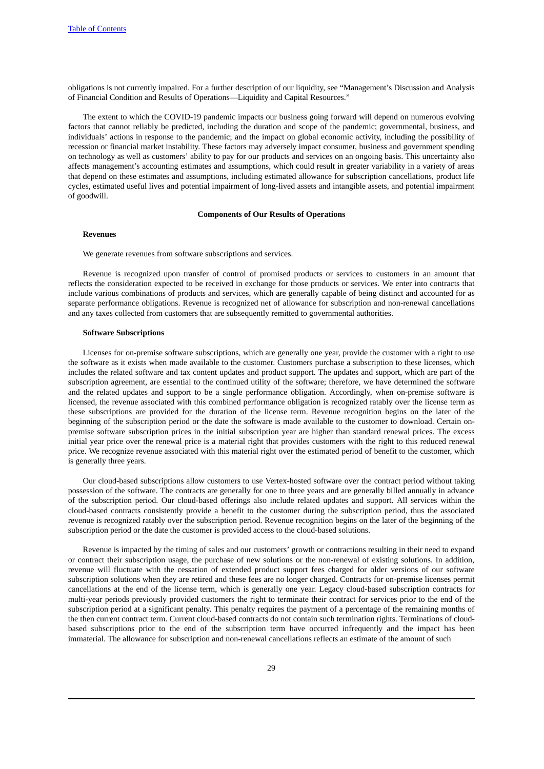obligations is not currently impaired. For a further description of our liquidity, see "Management's Discussion and Analysis of Financial Condition and Results of Operations—Liquidity and Capital Resources."

The extent to which the COVID-19 pandemic impacts our business going forward will depend on numerous evolving factors that cannot reliably be predicted, including the duration and scope of the pandemic; governmental, business, and individuals' actions in response to the pandemic; and the impact on global economic activity, including the possibility of recession or financial market instability. These factors may adversely impact consumer, business and government spending on technology as well as customers' ability to pay for our products and services on an ongoing basis. This uncertainty also affects management's accounting estimates and assumptions, which could result in greater variability in a variety of areas that depend on these estimates and assumptions, including estimated allowance for subscription cancellations, product life cycles, estimated useful lives and potential impairment of long-lived assets and intangible assets, and potential impairment of goodwill.

## Components of Our Results of Operations

### Revenues

We generate revenues from software subscriptions and services.

Revenue is recognized upon transfer of control of promised products or services to customers in an amount that reflects the consideration expected to be received in exchange for those products or services. We enter into contracts that include various combinations of products and services, which are generally capable of being distinct and accounted for as separate performance obligations. Revenue is recognized net of allowance for subscription and non-renewal cancellations and any taxes collected from customers that are subsequently remitted to governmental authorities.

### Software Subscriptions

Licenses for on-premise software subscriptions, which are generally one year, provide the customer with a right to use the software as it exists when made available to the customer. Customers purchase a subscription to these licenses, which includes the related software and tax content updates and product support. The updates and support, which are part of the subscription agreement, are essential to the continued utility of the software; therefore, we have determined the software and the related updates and support to be a single performance obligation. Accordingly, when on-premise software is licensed, the revenue associated with this combined performance obligation is recognized ratably over the license term as these subscriptions are provided for the duration of the license term. Revenue recognition begins on the later of the beginning of the subscription period or the date the software is made available to the customer to download. Certain on-premise software subscription prices in the initial subscription year are higher than standard renewal prices. The excess initial year price over the renewal price is a material right that provides customers with the right to this reduced renewal price. We recognize revenue associated with this material right over the estimated period of benefit to the customer, which is generally three years.

Our cloud-based subscriptions allow customers to use Vertex-hosted software over the contract period without taking possession of the software. The contracts are generally for one to three years and are generally billed annually in advance of the subscription period. Our cloud-based offerings also include related updates and support. All services within the cloud-based contracts consistently provide a benefit to the customer during the subscription period, thus the associated revenue is recognized ratably over the subscription period. Revenue recognition begins on the later of the beginning of the subscription period or the date the customer is provided access to the cloud-based solutions.

Revenue is impacted by the timing of sales and our customers' growth or contractions resulting in their need to expand or contract their subscription usage, the purchase of new solutions or the non-renewal of existing solutions. In addition, revenue will fluctuate with the cessation of extended product support fees charged for older versions of our software subscription solutions when they are retired and these fees are no longer charged. Contracts for on-premise licenses permit cancellations at the end of the license term, which is generally one year. Legacy cloud-based subscription contracts for multi-year periods previously provided customers the right to terminate their contract for services prior to the end of the subscription period at a significant penalty. This penalty requires the payment of a percentage of the remaining months of the then current contract term. Current cloud-based contracts do not contain such termination rights. Terminations of cloud-based subscriptions prior to the end of the subscription term have occurred infrequently and the impact has been immaterial. The allowance for subscription and non-renewal cancellations reflects an estimate of the amount of such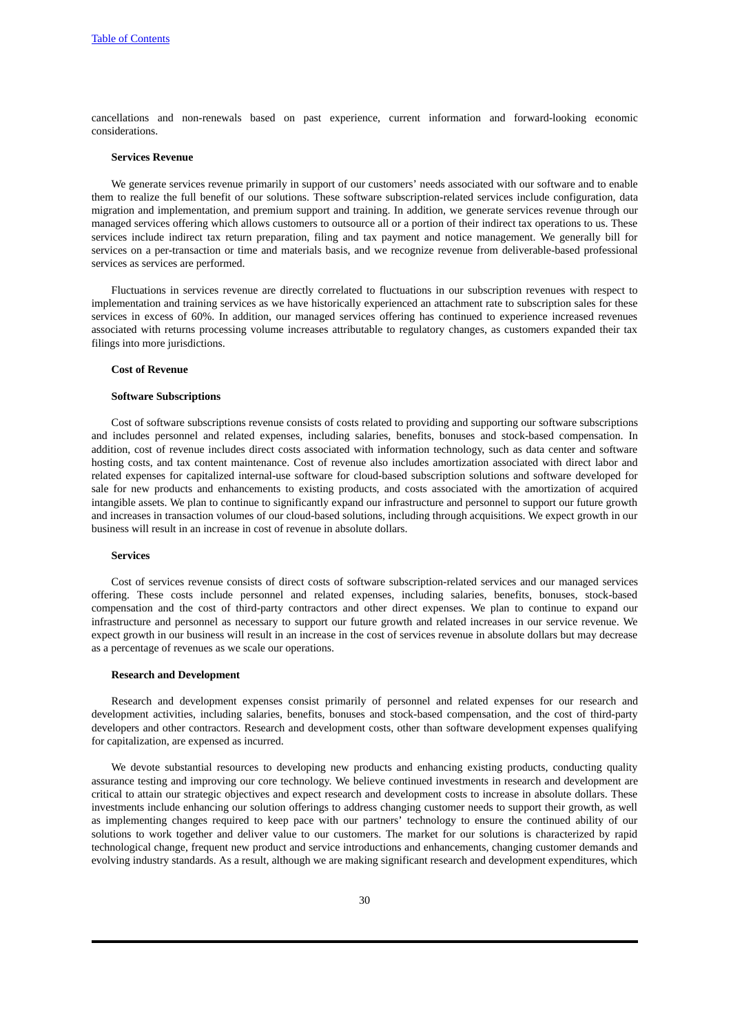cancellations and non-renewals based on past experience, current information and forward-looking economic considerations.

**Services Revenue**

We generate services revenue primarily in support of our customers' needs associated with our software and to enable them to realize the full benefit of our solutions. These software subscription-related services include configuration, data migration and implementation, and premium support and training. In addition, we generate services revenue through our managed services offering which allows customers to outsource all or a portion of their indirect tax operations to us. These services include indirect tax return preparation, filing and tax payment and notice management. We generally bill for services on a per-transaction or time and materials basis, and we recognize revenue from deliverable-based professional services as services are performed.

Fluctuations in services revenue are directly correlated to fluctuations in our subscription revenues with respect to implementation and training services as we have historically experienced an attachment rate to subscription sales for these services in excess of 60%. In addition, our managed services offering has continued to experience increased revenues associated with returns processing volume increases attributable to regulatory changes, as customers expanded their tax filings into more jurisdictions.

**Cost of Revenue**

**Software Subscriptions**

Cost of software subscriptions revenue consists of costs related to providing and supporting our software subscriptions and includes personnel and related expenses, including salaries, benefits, bonuses and stock-based compensation. In addition, cost of revenue includes direct costs associated with information technology, such as data center and software hosting costs, and tax content maintenance. Cost of revenue also includes amortization associated with direct labor and related expenses for capitalized internal-use software for cloud-based subscription solutions and software developed for sale for new products and enhancements to existing products, and costs associated with the amortization of acquired intangible assets. We plan to continue to significantly expand our infrastructure and personnel to support our future growth and increases in transaction volumes of our cloud-based solutions, including through acquisitions. We expect growth in our business will result in an increase in cost of revenue in absolute dollars.

**Services**

Cost of services revenue consists of direct costs of software subscription-related services and our managed services offering. These costs include personnel and related expenses, including salaries, benefits, bonuses, stock-based compensation and the cost of third-party contractors and other direct expenses. We plan to continue to expand our infrastructure and personnel as necessary to support our future growth and related increases in our service revenue. We expect growth in our business will result in an increase in the cost of services revenue in absolute dollars but may decrease as a percentage of revenues as we scale our operations.

**Research and Development**

Research and development expenses consist primarily of personnel and related expenses for our research and development activities, including salaries, benefits, bonuses and stock-based compensation, and the cost of third-party developers and other contractors. Research and development costs, other than software development expenses qualifying for capitalization, are expensed as incurred.

We devote substantial resources to developing new products and enhancing existing products, conducting quality assurance testing and improving our core technology. We believe continued investments in research and development are critical to attain our strategic objectives and expect research and development costs to increase in absolute dollars. These investments include enhancing our solution offerings to address changing customer needs to support their growth, as well as implementing changes required to keep pace with our partners' technology to ensure the continued ability of our solutions to work together and deliver value to our customers. The market for our solutions is characterized by rapid technological change, frequent new product and service introductions and enhancements, changing customer demands and evolving industry standards. As a result, although we are making significant research and development expenditures, which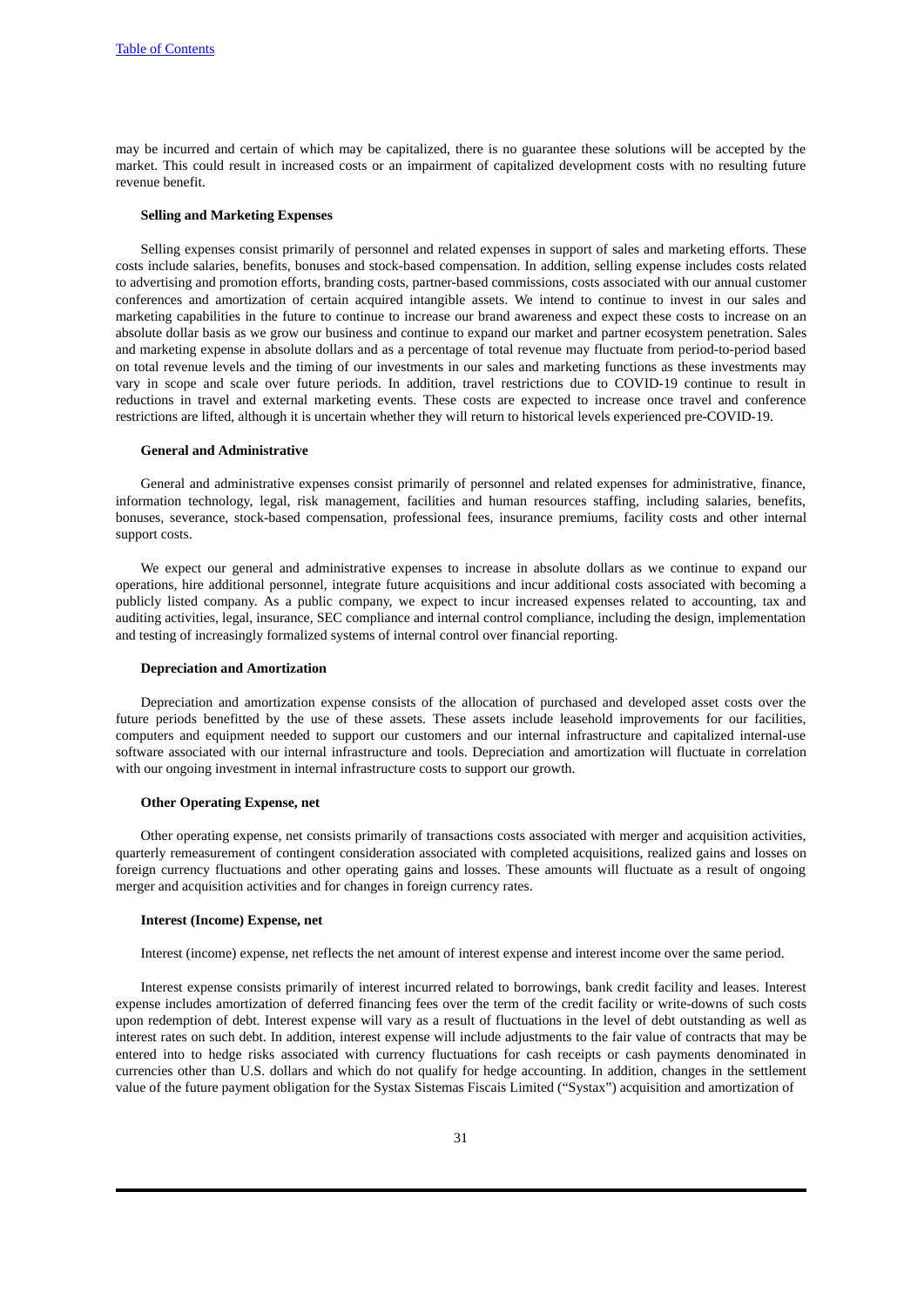may be incurred and certain of which may be capitalized, there is no guarantee these solutions will be accepted by the market. This could result in increased costs or an impairment of capitalized development costs with no resulting future revenue benefit.

**Selling and Marketing Expenses**

Selling expenses consist primarily of personnel and related expenses in support of sales and marketing efforts. These costs include salaries, benefits, bonuses and stock-based compensation. In addition, selling expense includes costs related to advertising and promotion efforts, branding costs, partner-based commissions, costs associated with our annual customer conferences and amortization of certain acquired intangible assets. We intend to continue to invest in our sales and marketing capabilities in the future to continue to increase our brand awareness and expect these costs to increase on an absolute dollar basis as we grow our business and continue to expand our market and partner ecosystem penetration. Sales and marketing expense in absolute dollars and as a percentage of total revenue may fluctuate from period-to-period based on total revenue levels and the timing of our investments in our sales and marketing functions as these investments may vary in scope and scale over future periods. In addition, travel restrictions due to COVID-19 continue to result in reductions in travel and external marketing events. These costs are expected to increase once travel and conference restrictions are lifted, although it is uncertain whether they will return to historical levels experienced pre-COVID-19.

**General and Administrative**

General and administrative expenses consist primarily of personnel and related expenses for administrative, finance, information technology, legal, risk management, facilities and human resources staffing, including salaries, benefits, bonuses, severance, stock-based compensation, professional fees, insurance premiums, facility costs and other internal support costs.

We expect our general and administrative expenses to increase in absolute dollars as we continue to expand our operations, hire additional personnel, integrate future acquisitions and incur additional costs associated with becoming a publicly listed company. As a public company, we expect to incur increased expenses related to accounting, tax and auditing activities, legal, insurance, SEC compliance and internal control compliance, including the design, implementation and testing of increasingly formalized systems of internal control over financial reporting.

**Depreciation and Amortization**

Depreciation and amortization expense consists of the allocation of purchased and developed asset costs over the future periods benefitted by the use of these assets. These assets include leasehold improvements for our facilities, computers and equipment needed to support our customers and our internal infrastructure and capitalized internal-use software associated with our internal infrastructure and tools. Depreciation and amortization will fluctuate in correlation with our ongoing investment in internal infrastructure costs to support our growth.

**Other Operating Expense, net**

Other operating expense, net consists primarily of transactions costs associated with merger and acquisition activities, quarterly remeasurement of contingent consideration associated with completed acquisitions, realized gains and losses on foreign currency fluctuations and other operating gains and losses. These amounts will fluctuate as a result of ongoing merger and acquisition activities and for changes in foreign currency rates.

**Interest (Income) Expense, net**

Interest (income) expense, net reflects the net amount of interest expense and interest income over the same period.

Interest expense consists primarily of interest incurred related to borrowings, bank credit facility and leases. Interest expense includes amortization of deferred financing fees over the term of the credit facility or write-downs of such costs upon redemption of debt. Interest expense will vary as a result of fluctuations in the level of debt outstanding as well as interest rates on such debt. In addition, interest expense will include adjustments to the fair value of contracts that may be entered into to hedge risks associated with currency fluctuations for cash receipts or cash payments denominated in currencies other than U.S. dollars and which do not qualify for hedge accounting. In addition, changes in the settlement value of the future payment obligation for the Systax Sistemas Fiscais Limited ("Systax") acquisition and amortization of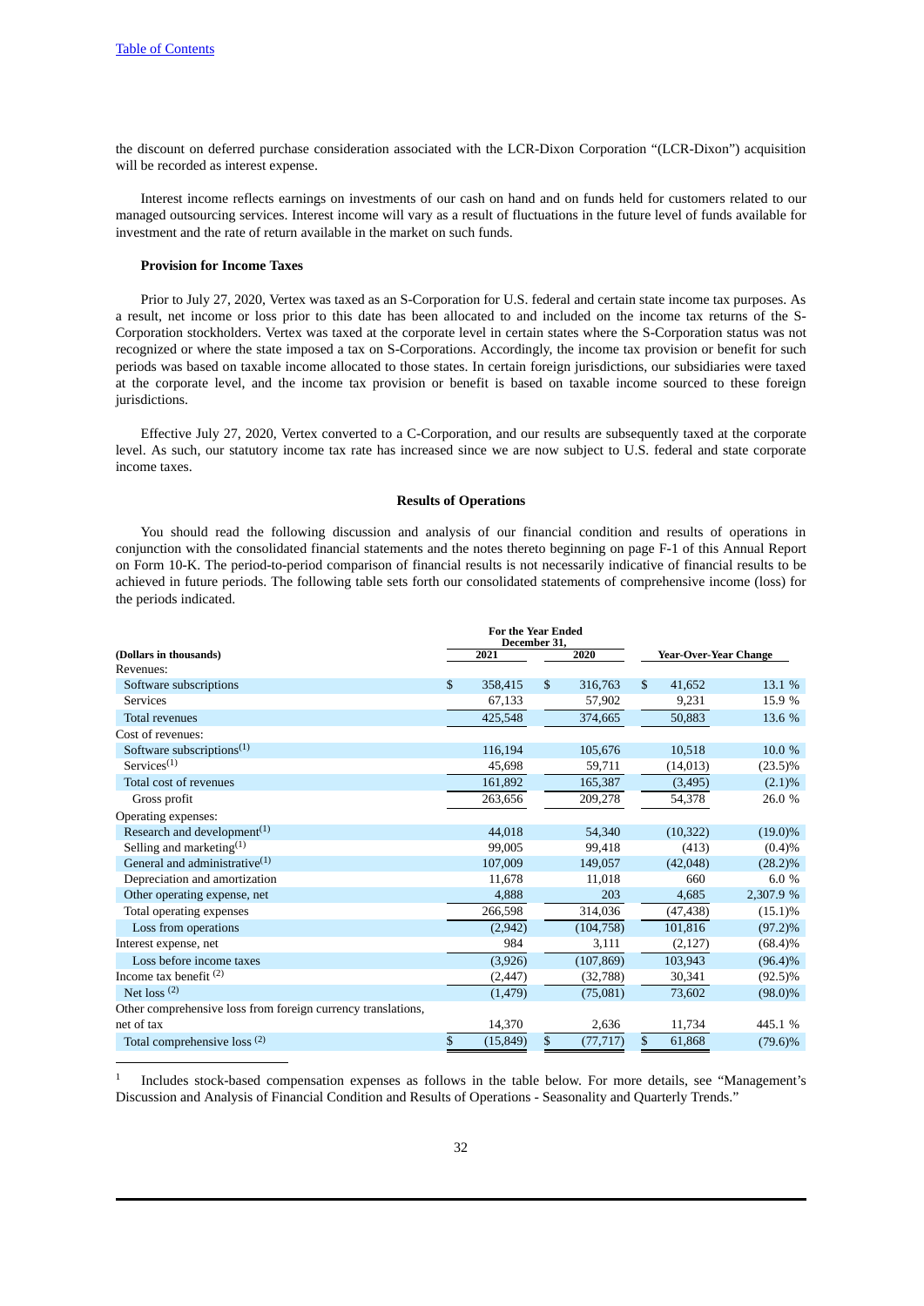the discount on deferred purchase consideration associated with the LCR-Dixon Corporation "(LCR-Dixon") acquisition will be recorded as interest expense.

Interest income reflects earnings on investments of our cash on hand and on funds held for customers related to our managed outsourcing services. Interest income will vary as a result of fluctuations in the future level of funds available for investment and the rate of return available in the market on such funds.

**Provision for Income Taxes**

Prior to July 27, 2020, Vertex was taxed as an S-Corporation for U.S. federal and certain state income tax purposes. As a result, net income or loss prior to this date has been allocated to and included on the income tax returns of the S-Corporation stockholders. Vertex was taxed at the corporate level in certain states where the S-Corporation status was not recognized or where the state imposed a tax on S-Corporations. Accordingly, the income tax provision or benefit for such periods was based on taxable income allocated to those states. In certain foreign jurisdictions, our subsidiaries were taxed at the corporate level, and the income tax provision or benefit is based on taxable income sourced to these foreign jurisdictions.

Effective July 27, 2020, Vertex converted to a C-Corporation, and our results are subsequently taxed at the corporate level. As such, our statutory income tax rate has increased since we are now subject to U.S. federal and state corporate income taxes.

**Results of Operations**

You should read the following discussion and analysis of our financial condition and results of operations in conjunction with the consolidated financial statements and the notes thereto beginning on page F-1 of this Annual Report on Form 10-K. The period-to-period comparison of financial results is not necessarily indicative of financial results to be achieved in future periods. The following table sets forth our consolidated statements of comprehensive income (loss) for the periods indicated.

| (Dollars in thousands) | For the Year Ended December 31, 2021 | 2020 | Year-Over-Year Change | |
|---|---|---|---|---|
| Revenues: | | | | |
| Software subscriptions | $ 358,415 | $ 316,763 | $ 41,652 | 13.1 % |
| Services | 67,133 | 57,902 | 9,231 | 15.9 % |
| Total revenues | 425,548 | 374,665 | 50,883 | 13.6 % |
| Cost of revenues: | | | | |
| Software subscriptions[(1)] | 116,194 | 105,676 | 10,518 | 10.0 % |
| Services[(1)] | 45,698 | 59,711 | (14,013) | (23.5)% |
| Total cost of revenues | 161,892 | 165,387 | (3,495) | (2.1)% |
| Gross profit | 263,656 | 209,278 | 54,378 | 26.0 % |
| Operating expenses: | | | | |
| Research and development[(1)] | 44,018 | 54,340 | (10,322) | (19.0)% |
| Selling and marketing[(1)] | 99,005 | 99,418 | (413) | (0.4)% |
| General and administrative[(1)] | 107,009 | 149,057 | (42,048) | (28.2)% |
| Depreciation and amortization | 11,678 | 11,018 | 660 | 6.0 % |
| Other operating expense, net | 4,888 | 203 | 4,685 | 2,307.9 % |
| Total operating expenses | 266,598 | 314,036 | (47,438) | (15.1)% |
| Loss from operations | (2,942) | (104,758) | 101,816 | (97.2)% |
| Interest expense, net | 984 | 3,111 | (2,127) | (68.4)% |
| Loss before income taxes | (3,926) | (107,869) | 103,943 | (96.4)% |
| Income tax benefit [(2)] | (2,447) | (32,788) | 30,341 | (92.5)% |
| Net loss [(2)] | (1,479) | (75,081) | 73,602 | (98.0)% |
| Other comprehensive loss from foreign currency translations, net of tax | 14,370 | 2,636 | 11,734 | 445.1 % |
| Total comprehensive loss [(2)] | $ (15,849) | $ (77,717) | $ 61,868 | (79.6)% |

[1] Includes stock-based compensation expenses as follows in the table below. For more details, see "Management's Discussion and Analysis of Financial Condition and Results of Operations - Seasonality and Quarterly Trends."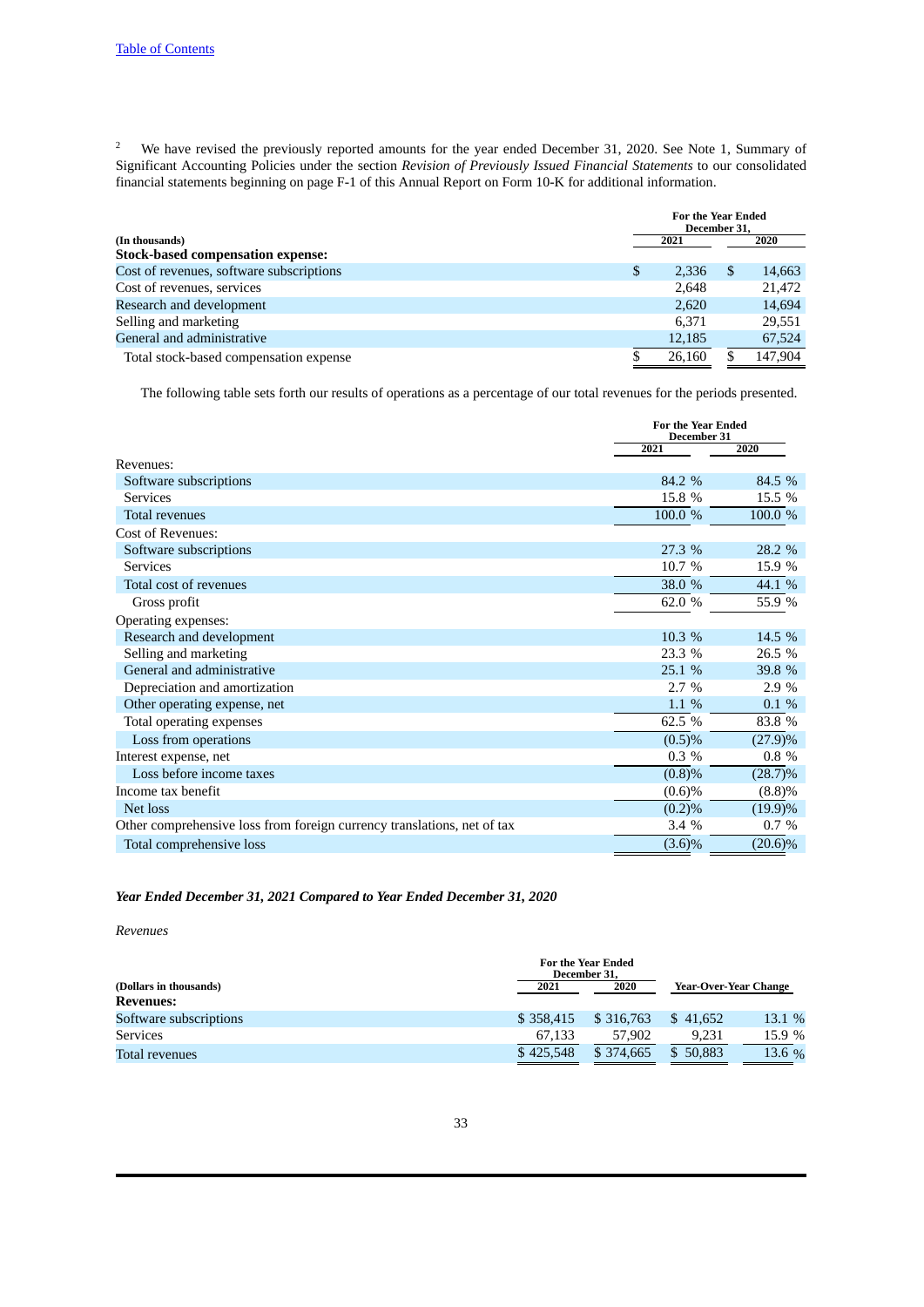2 We have revised the previously reported amounts for the year ended December 31, 2020. See Note 1, Summary of Significant Accounting Policies under the section *Revision of Previously Issued Financial Statements* to our consolidated financial statements beginning on page F-1 of this Annual Report on Form 10-K for additional information.

| (In thousands) | For the Year Ended December 31, 2021 | 2020 |
|---|---|---|
| **Stock-based compensation expense:** | | |
| Cost of revenues, software subscriptions | $ 2,336 | $ 14,663 |
| Cost of revenues, services | 2,648 | 21,472 |
| Research and development | 2,620 | 14,694 |
| Selling and marketing | 6,371 | 29,551 |
| General and administrative | 12,185 | 67,524 |
| Total stock-based compensation expense | $ 26,160 | $ 147,904 |

The following table sets forth our results of operations as a percentage of our total revenues for the periods presented.

| | For the Year Ended December 31 2021 | 2020 |
|---|---|---|
| Revenues: | | |
| Software subscriptions | 84.2 % | 84.5 % |
| Services | 15.8 % | 15.5 % |
| Total revenues | 100.0 % | 100.0 % |
| Cost of Revenues: | | |
| Software subscriptions | 27.3 % | 28.2 % |
| Services | 10.7 % | 15.9 % |
| Total cost of revenues | 38.0 % | 44.1 % |
| Gross profit | 62.0 % | 55.9 % |
| Operating expenses: | | |
| Research and development | 10.3 % | 14.5 % |
| Selling and marketing | 23.3 % | 26.5 % |
| General and administrative | 25.1 % | 39.8 % |
| Depreciation and amortization | 2.7 % | 2.9 % |
| Other operating expense, net | 1.1 % | 0.1 % |
| Total operating expenses | 62.5 % | 83.8 % |
| Loss from operations | (0.5)% | (27.9)% |
| Interest expense, net | 0.3 % | 0.8 % |
| Loss before income taxes | (0.8)% | (28.7)% |
| Income tax benefit | (0.6)% | (8.8)% |
| Net loss | (0.2)% | (19.9)% |
| Other comprehensive loss from foreign currency translations, net of tax | 3.4 % | 0.7 % |
| Total comprehensive loss | (3.6)% | (20.6)% |

***Year Ended December 31, 2021 Compared to Year Ended December 31, 2020***

*Revenues*

| (Dollars in thousands) | For the Year Ended December 31, 2021 | 2020 | Year-Over-Year Change | |
|---|---|---|---|---|
| **Revenues:** | | | | |
| Software subscriptions | $ 358,415 | $ 316,763 | $ 41,652 | 13.1 % |
| Services | 67,133 | 57,902 | 9,231 | 15.9 % |
| Total revenues | $ 425,548 | $ 374,665 | $ 50,883 | 13.6 % |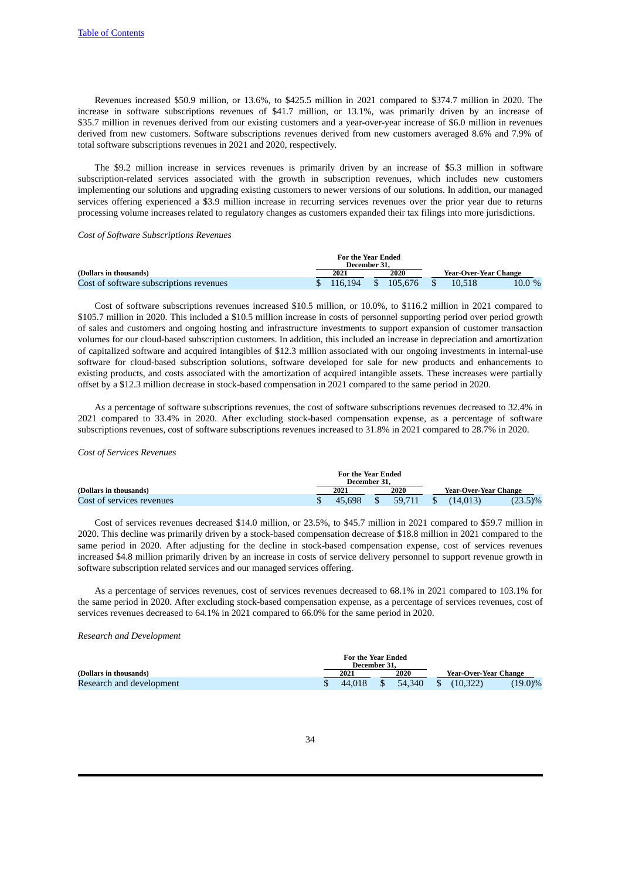Revenues increased $50.9 million, or 13.6%, to $425.5 million in 2021 compared to $374.7 million in 2020. The increase in software subscriptions revenues of $41.7 million, or 13.1%, was primarily driven by an increase of $35.7 million in revenues derived from our existing customers and a year-over-year increase of $6.0 million in revenues derived from new customers. Software subscriptions revenues derived from new customers averaged 8.6% and 7.9% of total software subscriptions revenues in 2021 and 2020, respectively.

The $9.2 million increase in services revenues is primarily driven by an increase of $5.3 million in software subscription-related services associated with the growth in subscription revenues, which includes new customers implementing our solutions and upgrading existing customers to newer versions of our solutions. In addition, our managed services offering experienced a $3.9 million increase in recurring services revenues over the prior year due to returns processing volume increases related to regulatory changes as customers expanded their tax filings into more jurisdictions.

*Cost of Software Subscriptions Revenues*

| (Dollars in thousands) | For the Year Ended December 31, 2021 | For the Year Ended December 31, 2020 | Year-Over-Year Change | |
|---|---|---|---|---|
| Cost of software subscriptions revenues | $ 116,194 | $ 105,676 | $ 10,518 | 10.0 % |

Cost of software subscriptions revenues increased $10.5 million, or 10.0%, to $116.2 million in 2021 compared to $105.7 million in 2020. This included a $10.5 million increase in costs of personnel supporting period over period growth of sales and customers and ongoing hosting and infrastructure investments to support expansion of customer transaction volumes for our cloud-based subscription customers. In addition, this included an increase in depreciation and amortization of capitalized software and acquired intangibles of $12.3 million associated with our ongoing investments in internal-use software for cloud-based subscription solutions, software developed for sale for new products and enhancements to existing products, and costs associated with the amortization of acquired intangible assets. These increases were partially offset by a $12.3 million decrease in stock-based compensation in 2021 compared to the same period in 2020.

As a percentage of software subscriptions revenues, the cost of software subscriptions revenues decreased to 32.4% in 2021 compared to 33.4% in 2020. After excluding stock-based compensation expense, as a percentage of software subscriptions revenues, cost of software subscriptions revenues increased to 31.8% in 2021 compared to 28.7% in 2020.

*Cost of Services Revenues*

| (Dollars in thousands) | For the Year Ended December 31, 2021 | For the Year Ended December 31, 2020 | Year-Over-Year Change | |
|---|---|---|---|---|
| Cost of services revenues | $ 45,698 | $ 59,711 | $ (14,013) | (23.5)% |

Cost of services revenues decreased $14.0 million, or 23.5%, to $45.7 million in 2021 compared to $59.7 million in 2020. This decline was primarily driven by a stock-based compensation decrease of $18.8 million in 2021 compared to the same period in 2020. After adjusting for the decline in stock-based compensation expense, cost of services revenues increased $4.8 million primarily driven by an increase in costs of service delivery personnel to support revenue growth in software subscription related services and our managed services offering.

As a percentage of services revenues, cost of services revenues decreased to 68.1% in 2021 compared to 103.1% for the same period in 2020. After excluding stock-based compensation expense, as a percentage of services revenues, cost of services revenues decreased to 64.1% in 2021 compared to 66.0% for the same period in 2020.

*Research and Development*

| (Dollars in thousands) | For the Year Ended December 31, 2021 | For the Year Ended December 31, 2020 | Year-Over-Year Change | |
|---|---|---|---|---|
| Research and development | $ 44,018 | $ 54,340 | $ (10,322) | (19.0)% |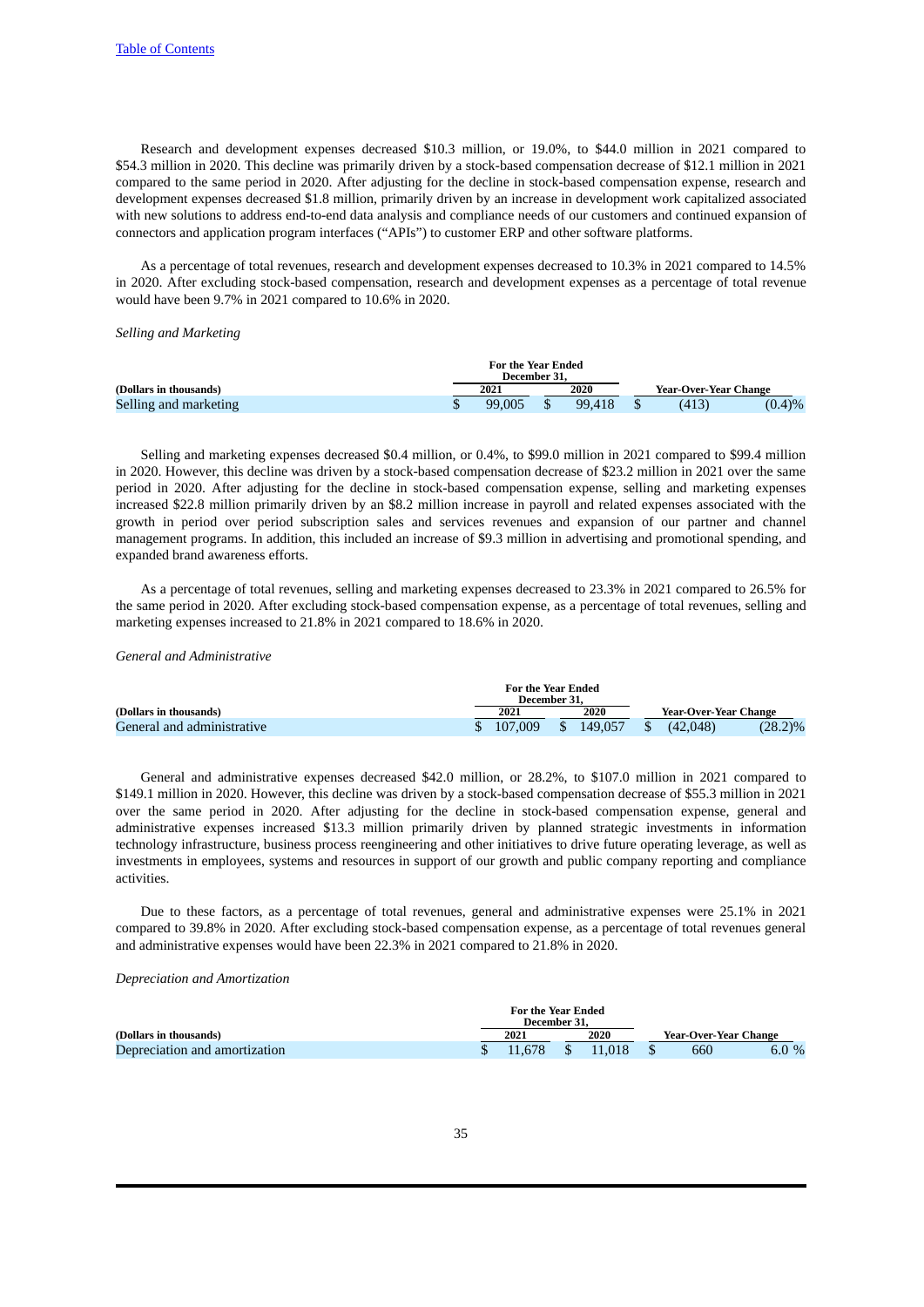Research and development expenses decreased $10.3 million, or 19.0%, to $44.0 million in 2021 compared to $54.3 million in 2020. This decline was primarily driven by a stock-based compensation decrease of $12.1 million in 2021 compared to the same period in 2020. After adjusting for the decline in stock-based compensation expense, research and development expenses decreased $1.8 million, primarily driven by an increase in development work capitalized associated with new solutions to address end-to-end data analysis and compliance needs of our customers and continued expansion of connectors and application program interfaces ("APIs") to customer ERP and other software platforms.

As a percentage of total revenues, research and development expenses decreased to 10.3% in 2021 compared to 14.5% in 2020. After excluding stock-based compensation, research and development expenses as a percentage of total revenue would have been 9.7% in 2021 compared to 10.6% in 2020.

*Selling and Marketing*

| | For the Year Ended December 31, | | | |
|---|---|---|---|---|
| **(Dollars in thousands)** | **2021** | **2020** | **Year-Over-Year Change** | |
| Selling and marketing | $ 99,005 | $ 99,418 | $ (413) | (0.4)% |

Selling and marketing expenses decreased $0.4 million, or 0.4%, to $99.0 million in 2021 compared to $99.4 million in 2020. However, this decline was driven by a stock-based compensation decrease of $23.2 million in 2021 over the same period in 2020. After adjusting for the decline in stock-based compensation expense, selling and marketing expenses increased $22.8 million primarily driven by an $8.2 million increase in payroll and related expenses associated with the growth in period over period subscription sales and services revenues and expansion of our partner and channel management programs. In addition, this included an increase of $9.3 million in advertising and promotional spending, and expanded brand awareness efforts.

As a percentage of total revenues, selling and marketing expenses decreased to 23.3% in 2021 compared to 26.5% for the same period in 2020. After excluding stock-based compensation expense, as a percentage of total revenues, selling and marketing expenses increased to 21.8% in 2021 compared to 18.6% in 2020.

*General and Administrative*

| | For the Year Ended December 31, | | | |
|---|---|---|---|---|
| **(Dollars in thousands)** | **2021** | **2020** | **Year-Over-Year Change** | |
| General and administrative | $ 107,009 | $ 149,057 | $ (42,048) | (28.2)% |

General and administrative expenses decreased $42.0 million, or 28.2%, to $107.0 million in 2021 compared to $149.1 million in 2020. However, this decline was driven by a stock-based compensation decrease of $55.3 million in 2021 over the same period in 2020. After adjusting for the decline in stock-based compensation expense, general and administrative expenses increased $13.3 million primarily driven by planned strategic investments in information technology infrastructure, business process reengineering and other initiatives to drive future operating leverage, as well as investments in employees, systems and resources in support of our growth and public company reporting and compliance activities.

Due to these factors, as a percentage of total revenues, general and administrative expenses were 25.1% in 2021 compared to 39.8% in 2020. After excluding stock-based compensation expense, as a percentage of total revenues general and administrative expenses would have been 22.3% in 2021 compared to 21.8% in 2020.

*Depreciation and Amortization*

| | For the Year Ended December 31, | | | |
|---|---|---|---|---|
| **(Dollars in thousands)** | **2021** | **2020** | **Year-Over-Year Change** | |
| Depreciation and amortization | $ 11,678 | $ 11,018 | $ 660 | 6.0 % |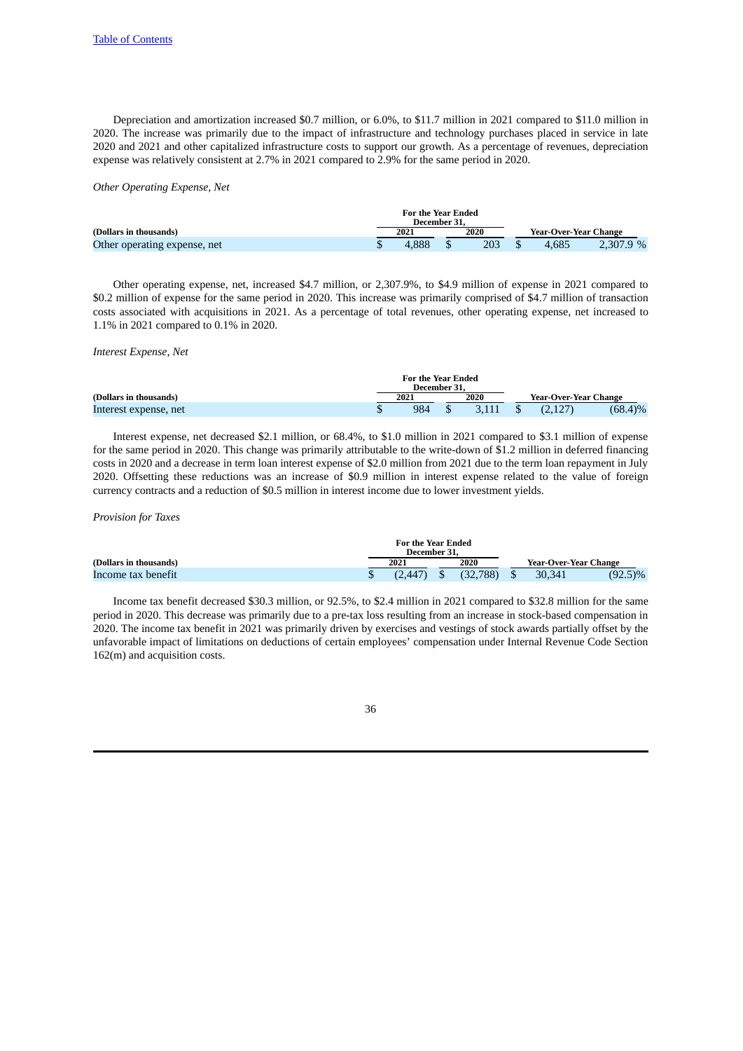Depreciation and amortization increased $0.7 million, or 6.0%, to $11.7 million in 2021 compared to $11.0 million in 2020. The increase was primarily due to the impact of infrastructure and technology purchases placed in service in late 2020 and 2021 and other capitalized infrastructure costs to support our growth. As a percentage of revenues, depreciation expense was relatively consistent at 2.7% in 2021 compared to 2.9% for the same period in 2020.

*Other Operating Expense, Net*

| | For the Year Ended December 31, | | | |
|---|---|---|---|---|
| **(Dollars in thousands)** | **2021** | **2020** | **Year-Over-Year Change** | |
| Other operating expense, net | $ 4,888 | $ 203 | $ 4,685 | 2,307.9 % |

Other operating expense, net, increased $4.7 million, or 2,307.9%, to $4.9 million of expense in 2021 compared to $0.2 million of expense for the same period in 2020. This increase was primarily comprised of $4.7 million of transaction costs associated with acquisitions in 2021. As a percentage of total revenues, other operating expense, net increased to 1.1% in 2021 compared to 0.1% in 2020.

*Interest Expense, Net*

| | For the Year Ended December 31, | | | |
|---|---|---|---|---|
| **(Dollars in thousands)** | **2021** | **2020** | **Year-Over-Year Change** | |
| Interest expense, net | $ 984 | $ 3,111 | $ (2,127) | (68.4)% |

Interest expense, net decreased $2.1 million, or 68.4%, to $1.0 million in 2021 compared to $3.1 million of expense for the same period in 2020. This change was primarily attributable to the write-down of $1.2 million in deferred financing costs in 2020 and a decrease in term loan interest expense of $2.0 million from 2021 due to the term loan repayment in July 2020. Offsetting these reductions was an increase of $0.9 million in interest expense related to the value of foreign currency contracts and a reduction of $0.5 million in interest income due to lower investment yields.

*Provision for Taxes*

| | For the Year Ended December 31, | | | |
|---|---|---|---|---|
| **(Dollars in thousands)** | **2021** | **2020** | **Year-Over-Year Change** | |
| Income tax benefit | $ (2,447) | $ (32,788) | $ 30,341 | (92.5)% |

Income tax benefit decreased $30.3 million, or 92.5%, to $2.4 million in 2021 compared to $32.8 million for the same period in 2020. This decrease was primarily due to a pre-tax loss resulting from an increase in stock-based compensation in 2020. The income tax benefit in 2021 was primarily driven by exercises and vestings of stock awards partially offset by the unfavorable impact of limitations on deductions of certain employees' compensation under Internal Revenue Code Section 162(m) and acquisition costs.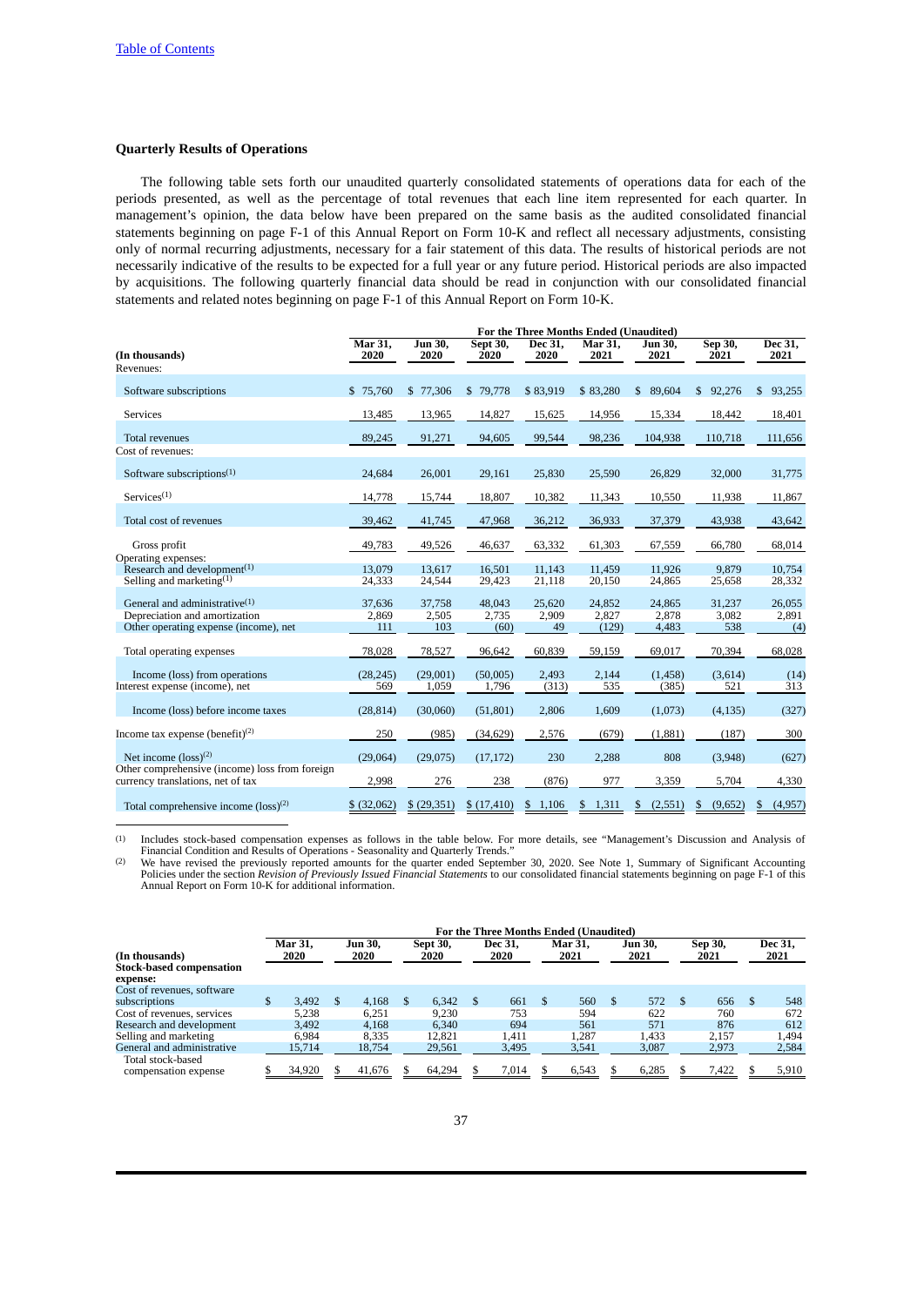[Table of Contents](#)

### Quarterly Results of Operations

The following table sets forth our unaudited quarterly consolidated statements of operations data for each of the periods presented, as well as the percentage of total revenues that each line item represented for each quarter. In management's opinion, the data below have been prepared on the same basis as the audited consolidated financial statements beginning on page F-1 of this Annual Report on Form 10-K and reflect all necessary adjustments, consisting only of normal recurring adjustments, necessary for a fair statement of this data. The results of historical periods are not necessarily indicative of the results to be expected for a full year or any future period. Historical periods are also impacted by acquisitions. The following quarterly financial data should be read in conjunction with our consolidated financial statements and related notes beginning on page F-1 of this Annual Report on Form 10-K.

| | For the Three Months Ended (Unaudited) | | | | | | | |
|---|---|---|---|---|---|---|---|---|
| (In thousands) | Mar 31, 2020 | Jun 30, 2020 | Sept 30, 2020 | Dec 31, 2020 | Mar 31, 2021 | Jun 30, 2021 | Sep 30, 2021 | Dec 31, 2021 |
| Revenues: | | | | | | | | |
| Software subscriptions | $ 75,760 | $ 77,306 | $ 79,778 | $ 83,919 | $ 83,280 | $ 89,604 | $ 92,276 | $ 93,255 |
| Services | 13,485 | 13,965 | 14,827 | 15,625 | 14,956 | 15,334 | 18,442 | 18,401 |
| Total revenues | 89,245 | 91,271 | 94,605 | 99,544 | 98,236 | 104,938 | 110,718 | 111,656 |
| Cost of revenues: | | | | | | | | |
| Software subscriptions[(1)] | 24,684 | 26,001 | 29,161 | 25,830 | 25,590 | 26,829 | 32,000 | 31,775 |
| Services[(1)] | 14,778 | 15,744 | 18,807 | 10,382 | 11,343 | 10,550 | 11,938 | 11,867 |
| Total cost of revenues | 39,462 | 41,745 | 47,968 | 36,212 | 36,933 | 37,379 | 43,938 | 43,642 |
| Gross profit | 49,783 | 49,526 | 46,637 | 63,332 | 61,303 | 67,559 | 66,780 | 68,014 |
| Operating expenses: | | | | | | | | |
| Research and development[(1)] | 13,079 | 13,617 | 16,501 | 11,143 | 11,459 | 11,926 | 9,879 | 10,754 |
| Selling and marketing[(1)] | 24,333 | 24,544 | 29,423 | 21,118 | 20,150 | 24,865 | 25,658 | 28,332 |
| General and administrative[(1)] | 37,636 | 37,758 | 48,043 | 25,620 | 24,852 | 24,865 | 31,237 | 26,055 |
| Depreciation and amortization | 2,869 | 2,505 | 2,735 | 2,909 | 2,827 | 2,878 | 3,082 | 2,891 |
| Other operating expense (income), net | 111 | 103 | (60) | 49 | (129) | 4,483 | 538 | (4) |
| Total operating expenses | 78,028 | 78,527 | 96,642 | 60,839 | 59,159 | 69,017 | 70,394 | 68,028 |
| Income (loss) from operations | (28,245) | (29,001) | (50,005) | 2,493 | 2,144 | (1,458) | (3,614) | (14) |
| Interest expense (income), net | 569 | 1,059 | 1,796 | (313) | 535 | (385) | 521 | 313 |
| Income (loss) before income taxes | (28,814) | (30,060) | (51,801) | 2,806 | 1,609 | (1,073) | (4,135) | (327) |
| Income tax expense (benefit)[(2)] | 250 | (985) | (34,629) | 2,576 | (679) | (1,881) | (187) | 300 |
| Net income (loss)[(2)] | (29,064) | (29,075) | (17,172) | 230 | 2,288 | 808 | (3,948) | (627) |
| Other comprehensive (income) loss from foreign currency translations, net of tax | 2,998 | 276 | 238 | (876) | 977 | 3,359 | 5,704 | 4,330 |
| Total comprehensive income (loss)[(2)] | $ (32,062) | $ (29,351) | $ (17,410) | $ 1,106 | $ 1,311 | $ (2,551) | $ (9,652) | $ (4,957) |

(1) Includes stock-based compensation expenses as follows in the table below. For more details, see "Management's Discussion and Analysis of Financial Condition and Results of Operations - Seasonality and Quarterly Trends."

(2) We have revised the previously reported amounts for the quarter ended September 30, 2020. See Note 1, Summary of Significant Accounting Policies under the section *Revision of Previously Issued Financial Statements* to our consolidated financial statements beginning on page F-1 of this Annual Report on Form 10-K for additional information.

| | For the Three Months Ended (Unaudited) | | | | | | | |
|---|---|---|---|---|---|---|---|---|
| (In thousands) | Mar 31, 2020 | Jun 30, 2020 | Sept 30, 2020 | Dec 31, 2020 | Mar 31, 2021 | Jun 30, 2021 | Sep 30, 2021 | Dec 31, 2021 |
| **Stock-based compensation expense:** | | | | | | | | |
| Cost of revenues, software subscriptions | $ 3,492 | $ 4,168 | $ 6,342 | $ 661 | $ 560 | $ 572 | $ 656 | $ 548 |
| Cost of revenues, services | 5,238 | 6,251 | 9,230 | 753 | 594 | 622 | 760 | 672 |
| Research and development | 3,492 | 4,168 | 6,340 | 694 | 561 | 571 | 876 | 612 |
| Selling and marketing | 6,984 | 8,335 | 12,821 | 1,411 | 1,287 | 1,433 | 2,157 | 1,494 |
| General and administrative | 15,714 | 18,754 | 29,561 | 3,495 | 3,541 | 3,087 | 2,973 | 2,584 |
| Total stock-based compensation expense | $ 34,920 | $ 41,676 | $ 64,294 | $ 7,014 | $ 6,543 | $ 6,285 | $ 7,422 | $ 5,910 |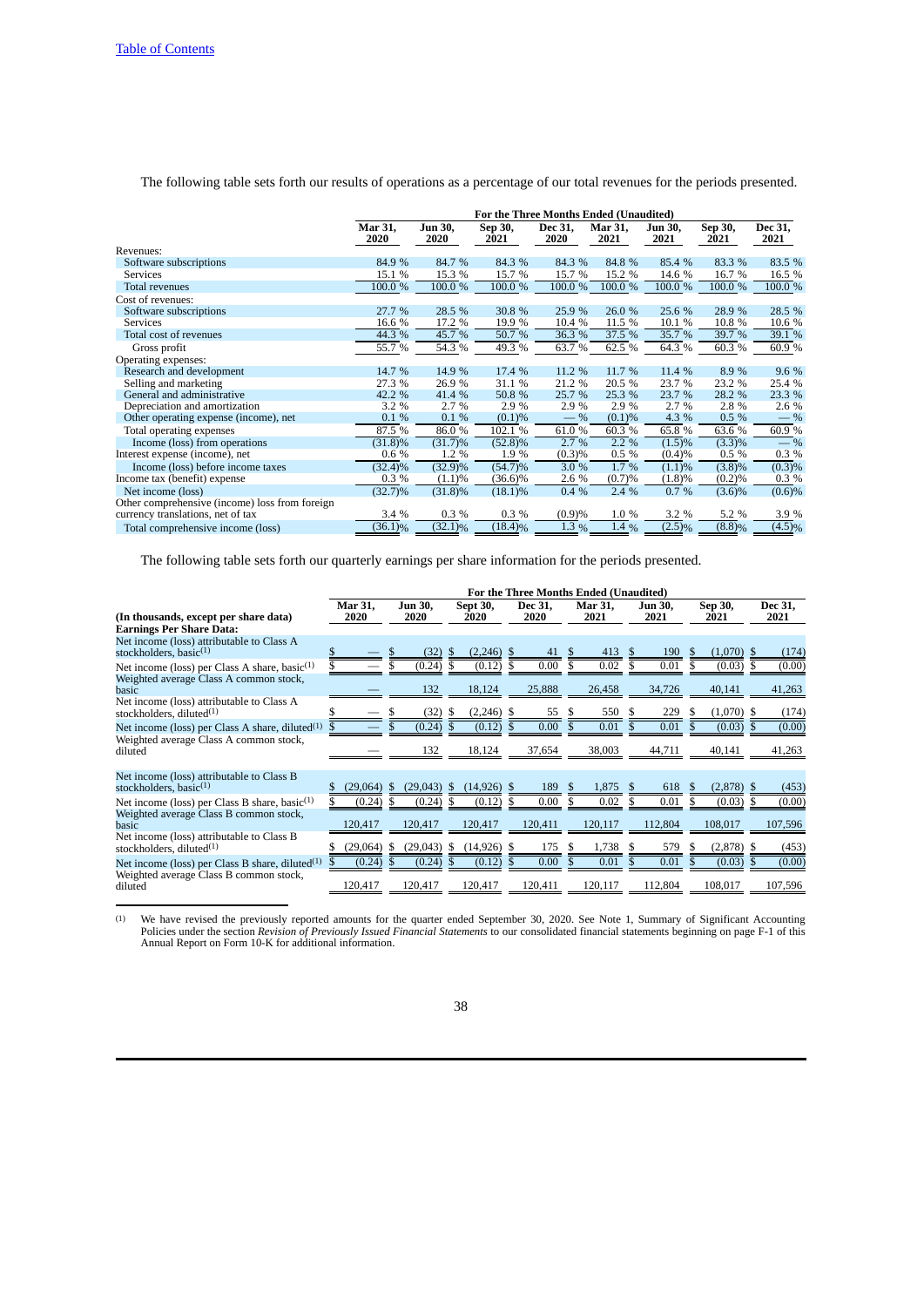The following table sets forth our results of operations as a percentage of our total revenues for the periods presented.

| | For the Three Months Ended (Unaudited) | | | | | | | |
|---|---|---|---|---|---|---|---|---|
| | Mar 31, 2020 | Jun 30, 2020 | Sep 30, 2021 | Dec 31, 2020 | Mar 31, 2021 | Jun 30, 2021 | Sep 30, 2021 | Dec 31, 2021 |
| Revenues: | | | | | | | | |
| Software subscriptions | 84.9 % | 84.7 % | 84.3 % | 84.3 % | 84.8 % | 85.4 % | 83.3 % | 83.5 % |
| Services | 15.1 % | 15.3 % | 15.7 % | 15.7 % | 15.2 % | 14.6 % | 16.7 % | 16.5 % |
| Total revenues | 100.0 % | 100.0 % | 100.0 % | 100.0 % | 100.0 % | 100.0 % | 100.0 % | 100.0 % |
| Cost of revenues: | | | | | | | | |
| Software subscriptions | 27.7 % | 28.5 % | 30.8 % | 25.9 % | 26.0 % | 25.6 % | 28.9 % | 28.5 % |
| Services | 16.6 % | 17.2 % | 19.9 % | 10.4 % | 11.5 % | 10.1 % | 10.8 % | 10.6 % |
| Total cost of revenues | 44.3 % | 45.7 % | 50.7 % | 36.3 % | 37.5 % | 35.7 % | 39.7 % | 39.1 % |
| Gross profit | 55.7 % | 54.3 % | 49.3 % | 63.7 % | 62.5 % | 64.3 % | 60.3 % | 60.9 % |
| Operating expenses: | | | | | | | | |
| Research and development | 14.7 % | 14.9 % | 17.4 % | 11.2 % | 11.7 % | 11.4 % | 8.9 % | 9.6 % |
| Selling and marketing | 27.3 % | 26.9 % | 31.1 % | 21.2 % | 20.5 % | 23.7 % | 23.2 % | 25.4 % |
| General and administrative | 42.2 % | 41.4 % | 50.8 % | 25.7 % | 25.3 % | 23.7 % | 28.2 % | 23.3 % |
| Depreciation and amortization | 3.2 % | 2.7 % | 2.9 % | 2.9 % | 2.9 % | 2.7 % | 2.8 % | 2.6 % |
| Other operating expense (income), net | 0.1 % | 0.1 % | (0.1)% | — % | (0.1)% | 4.3 % | 0.5 % | — % |
| Total operating expenses | 87.5 % | 86.0 % | 102.1 % | 61.0 % | 60.3 % | 65.8 % | 63.6 % | 60.9 % |
| Income (loss) from operations | (31.8)% | (31.7)% | (52.8)% | 2.7 % | 2.2 % | (1.5)% | (3.3)% | — % |
| Interest expense (income), net | 0.6 % | 1.2 % | 1.9 % | (0.3)% | 0.5 % | (0.4)% | 0.5 % | 0.3 % |
| Income (loss) before income taxes | (32.4)% | (32.9)% | (54.7)% | 3.0 % | 1.7 % | (1.1)% | (3.8)% | (0.3)% |
| Income tax (benefit) expense | 0.3 % | (1.1)% | (36.6)% | 2.6 % | (0.7)% | (1.8)% | (0.2)% | 0.3 % |
| Net income (loss) | (32.7)% | (31.8)% | (18.1)% | 0.4 % | 2.4 % | 0.7 % | (3.6)% | (0.6)% |
| Other comprehensive (income) loss from foreign currency translations, net of tax | 3.4 % | 0.3 % | 0.3 % | (0.9)% | 1.0 % | 3.2 % | 5.2 % | 3.9 % |
| Total comprehensive income (loss) | (36.1)% | (32.1)% | (18.4)% | 1.3 % | 1.4 % | (2.5)% | (8.8)% | (4.5)% |

The following table sets forth our quarterly earnings per share information for the periods presented.

| | For the Three Months Ended (Unaudited) | | | | | | | |
|---|---|---|---|---|---|---|---|---|
| (In thousands, except per share data) | Mar 31, 2020 | Jun 30, 2020 | Sept 30, 2020 | Dec 31, 2020 | Mar 31, 2021 | Jun 30, 2021 | Sep 30, 2021 | Dec 31, 2021 |
| **Earnings Per Share Data:** | | | | | | | | |
| Net income (loss) attributable to Class A stockholders, basic[(1)] | $ — | $ (32) | $ (2,246) | $ 41 | $ 413 | $ 190 | $ (1,070) | $ (174) |
| Net income (loss) per Class A share, basic[(1)] | $ — | $ (0.24) | $ (0.12) | $ 0.00 | $ 0.02 | $ 0.01 | $ (0.03) | $ (0.00) |
| Weighted average Class A common stock, basic | — | 132 | 18,124 | 25,888 | 26,458 | 34,726 | 40,141 | 41,263 |
| Net income (loss) attributable to Class A stockholders, diluted[(1)] | $ — | $ (32) | $ (2,246) | $ 55 | $ 550 | $ 229 | $ (1,070) | $ (174) |
| Net income (loss) per Class A share, diluted[(1)] | $ — | $ (0.24) | $ (0.12) | $ 0.00 | $ 0.01 | $ 0.01 | $ (0.03) | $ (0.00) |
| Weighted average Class A common stock, diluted | — | 132 | 18,124 | 37,654 | 38,003 | 44,711 | 40,141 | 41,263 |
| Net income (loss) attributable to Class B stockholders, basic[(1)] | $ (29,064) | $ (29,043) | $ (14,926) | $ 189 | $ 1,875 | $ 618 | $ (2,878) | $ (453) |
| Net income (loss) per Class B share, basic[(1)] | $ (0.24) | $ (0.24) | $ (0.12) | $ 0.00 | $ 0.02 | $ 0.01 | $ (0.03) | $ (0.00) |
| Weighted average Class B common stock, basic | 120,417 | 120,417 | 120,417 | 120,411 | 120,117 | 112,804 | 108,017 | 107,596 |
| Net income (loss) attributable to Class B stockholders, diluted[(1)] | $ (29,064) | $ (29,043) | $ (14,926) | $ 175 | $ 1,738 | $ 579 | $ (2,878) | $ (453) |
| Net income (loss) per Class B share, diluted[(1)] | $ (0.24) | $ (0.24) | $ (0.12) | $ 0.00 | $ 0.01 | $ 0.01 | $ (0.03) | $ (0.00) |
| Weighted average Class B common stock, diluted | 120,417 | 120,417 | 120,417 | 120,411 | 120,117 | 112,804 | 108,017 | 107,596 |

(1) We have revised the previously reported amounts for the quarter ended September 30, 2020. See Note 1, Summary of Significant Accounting Policies under the section *Revision of Previously Issued Financial Statements* to our consolidated financial statements beginning on page F-1 of this Annual Report on Form 10-K for additional information.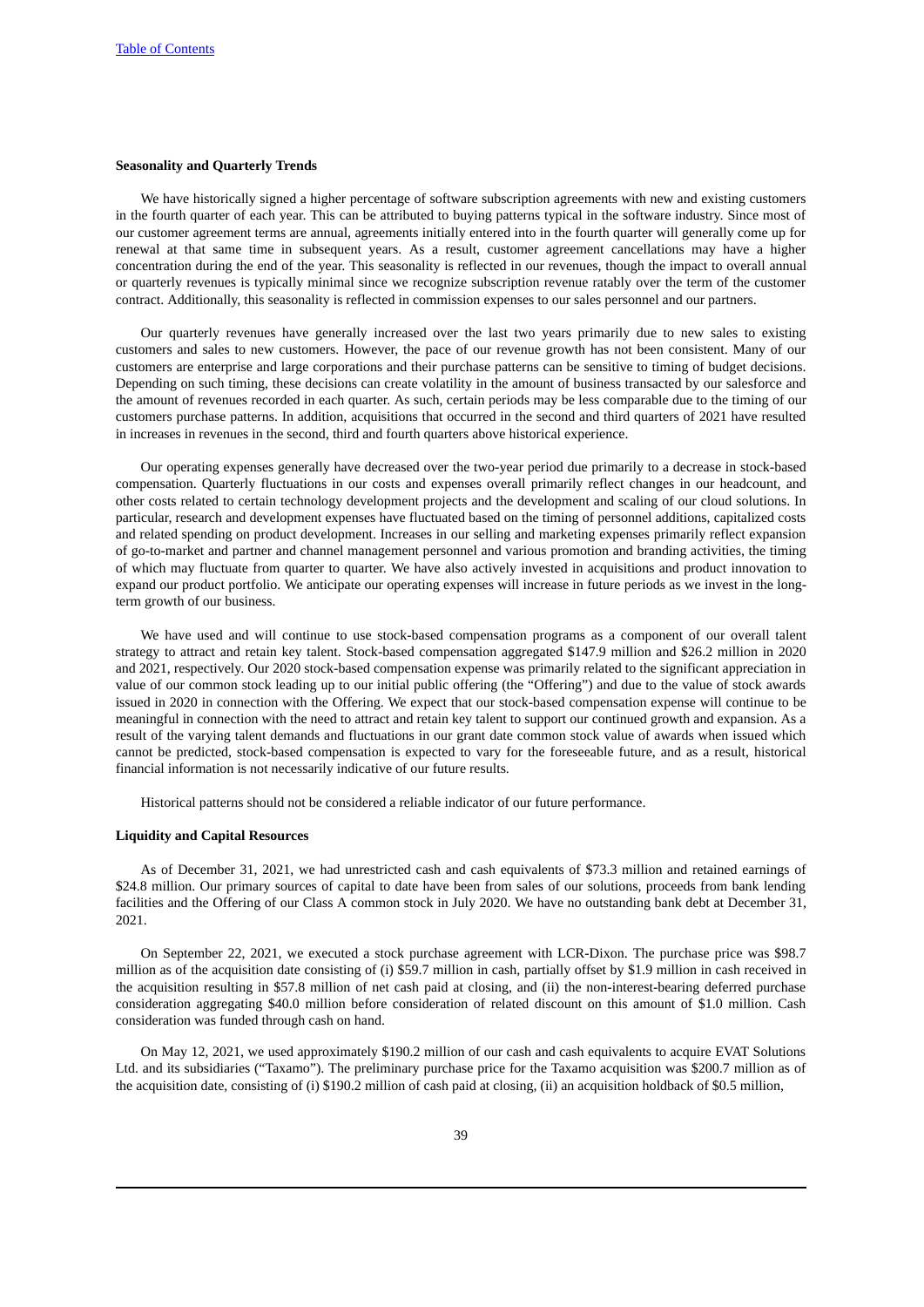**Seasonality and Quarterly Trends**

We have historically signed a higher percentage of software subscription agreements with new and existing customers in the fourth quarter of each year. This can be attributed to buying patterns typical in the software industry. Since most of our customer agreement terms are annual, agreements initially entered into in the fourth quarter will generally come up for renewal at that same time in subsequent years. As a result, customer agreement cancellations may have a higher concentration during the end of the year. This seasonality is reflected in our revenues, though the impact to overall annual or quarterly revenues is typically minimal since we recognize subscription revenue ratably over the term of the customer contract. Additionally, this seasonality is reflected in commission expenses to our sales personnel and our partners.

Our quarterly revenues have generally increased over the last two years primarily due to new sales to existing customers and sales to new customers. However, the pace of our revenue growth has not been consistent. Many of our customers are enterprise and large corporations and their purchase patterns can be sensitive to timing of budget decisions. Depending on such timing, these decisions can create volatility in the amount of business transacted by our salesforce and the amount of revenues recorded in each quarter. As such, certain periods may be less comparable due to the timing of our customers purchase patterns. In addition, acquisitions that occurred in the second and third quarters of 2021 have resulted in increases in revenues in the second, third and fourth quarters above historical experience.

Our operating expenses generally have decreased over the two-year period due primarily to a decrease in stock-based compensation. Quarterly fluctuations in our costs and expenses overall primarily reflect changes in our headcount, and other costs related to certain technology development projects and the development and scaling of our cloud solutions. In particular, research and development expenses have fluctuated based on the timing of personnel additions, capitalized costs and related spending on product development. Increases in our selling and marketing expenses primarily reflect expansion of go-to-market and partner and channel management personnel and various promotion and branding activities, the timing of which may fluctuate from quarter to quarter. We have also actively invested in acquisitions and product innovation to expand our product portfolio. We anticipate our operating expenses will increase in future periods as we invest in the long-term growth of our business.

We have used and will continue to use stock-based compensation programs as a component of our overall talent strategy to attract and retain key talent. Stock-based compensation aggregated $147.9 million and $26.2 million in 2020 and 2021, respectively. Our 2020 stock-based compensation expense was primarily related to the significant appreciation in value of our common stock leading up to our initial public offering (the "Offering") and due to the value of stock awards issued in 2020 in connection with the Offering. We expect that our stock-based compensation expense will continue to be meaningful in connection with the need to attract and retain key talent to support our continued growth and expansion. As a result of the varying talent demands and fluctuations in our grant date common stock value of awards when issued which cannot be predicted, stock-based compensation is expected to vary for the foreseeable future, and as a result, historical financial information is not necessarily indicative of our future results.

Historical patterns should not be considered a reliable indicator of our future performance.

**Liquidity and Capital Resources**

As of December 31, 2021, we had unrestricted cash and cash equivalents of $73.3 million and retained earnings of $24.8 million. Our primary sources of capital to date have been from sales of our solutions, proceeds from bank lending facilities and the Offering of our Class A common stock in July 2020. We have no outstanding bank debt at December 31, 2021.

On September 22, 2021, we executed a stock purchase agreement with LCR-Dixon. The purchase price was $98.7 million as of the acquisition date consisting of (i) $59.7 million in cash, partially offset by $1.9 million in cash received in the acquisition resulting in $57.8 million of net cash paid at closing, and (ii) the non-interest-bearing deferred purchase consideration aggregating $40.0 million before consideration of related discount on this amount of $1.0 million. Cash consideration was funded through cash on hand.

On May 12, 2021, we used approximately $190.2 million of our cash and cash equivalents to acquire EVAT Solutions Ltd. and its subsidiaries ("Taxamo"). The preliminary purchase price for the Taxamo acquisition was $200.7 million as of the acquisition date, consisting of (i) $190.2 million of cash paid at closing, (ii) an acquisition holdback of $0.5 million,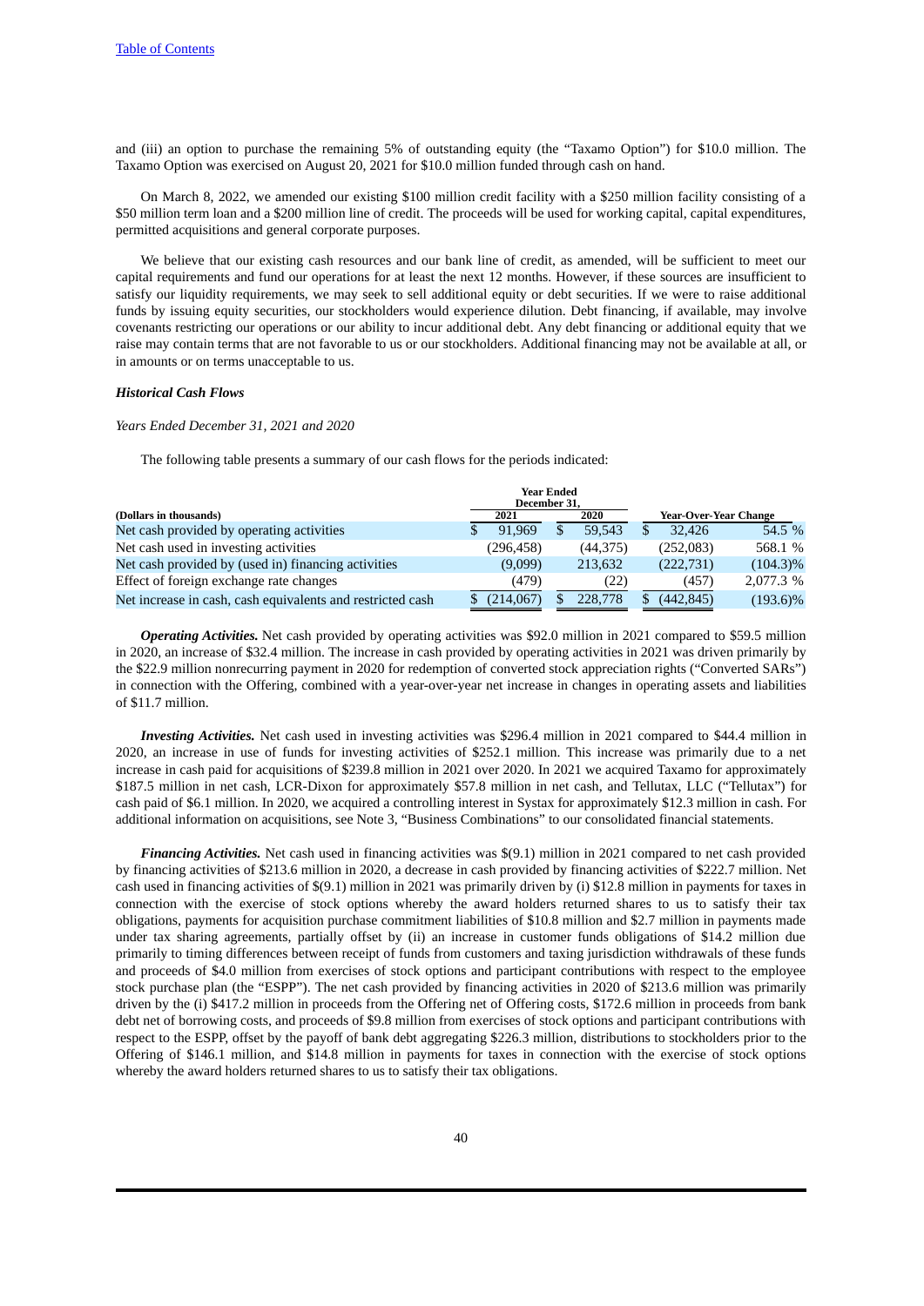and (iii) an option to purchase the remaining 5% of outstanding equity (the "Taxamo Option") for $10.0 million. The Taxamo Option was exercised on August 20, 2021 for $10.0 million funded through cash on hand.

On March 8, 2022, we amended our existing $100 million credit facility with a $250 million facility consisting of a $50 million term loan and a $200 million line of credit. The proceeds will be used for working capital, capital expenditures, permitted acquisitions and general corporate purposes.

We believe that our existing cash resources and our bank line of credit, as amended, will be sufficient to meet our capital requirements and fund our operations for at least the next 12 months. However, if these sources are insufficient to satisfy our liquidity requirements, we may seek to sell additional equity or debt securities. If we were to raise additional funds by issuing equity securities, our stockholders would experience dilution. Debt financing, if available, may involve covenants restricting our operations or our ability to incur additional debt. Any debt financing or additional equity that we raise may contain terms that are not favorable to us or our stockholders. Additional financing may not be available at all, or in amounts or on terms unacceptable to us.

***Historical Cash Flows***

*Years Ended December 31, 2021 and 2020*

The following table presents a summary of our cash flows for the periods indicated:

| (Dollars in thousands) | Year Ended December 31, 2021 | Year Ended December 31, 2020 | Year-Over-Year Change | |
|---|---|---|---|---|
| Net cash provided by operating activities | $ 91,969 | $ 59,543 | $ 32,426 | 54.5 % |
| Net cash used in investing activities | (296,458) | (44,375) | (252,083) | 568.1 % |
| Net cash provided by (used in) financing activities | (9,099) | 213,632 | (222,731) | (104.3)% |
| Effect of foreign exchange rate changes | (479) | (22) | (457) | 2,077.3 % |
| Net increase in cash, cash equivalents and restricted cash | $ (214,067) | $ 228,778 | $ (442,845) | (193.6)% |

***Operating Activities.*** Net cash provided by operating activities was $92.0 million in 2021 compared to $59.5 million in 2020, an increase of $32.4 million. The increase in cash provided by operating activities in 2021 was driven primarily by the $22.9 million nonrecurring payment in 2020 for redemption of converted stock appreciation rights ("Converted SARs") in connection with the Offering, combined with a year-over-year net increase in changes in operating assets and liabilities of $11.7 million.

***Investing Activities.*** Net cash used in investing activities was $296.4 million in 2021 compared to $44.4 million in 2020, an increase in use of funds for investing activities of $252.1 million. This increase was primarily due to a net increase in cash paid for acquisitions of $239.8 million in 2021 over 2020. In 2021 we acquired Taxamo for approximately $187.5 million in net cash, LCR-Dixon for approximately $57.8 million in net cash, and Tellutax, LLC ("Tellutax") for cash paid of $6.1 million. In 2020, we acquired a controlling interest in Systax for approximately $12.3 million in cash. For additional information on acquisitions, see Note 3, "Business Combinations" to our consolidated financial statements.

***Financing Activities.*** Net cash used in financing activities was $(9.1) million in 2021 compared to net cash provided by financing activities of $213.6 million in 2020, a decrease in cash provided by financing activities of $222.7 million. Net cash used in financing activities of $(9.1) million in 2021 was primarily driven by (i) $12.8 million in payments for taxes in connection with the exercise of stock options whereby the award holders returned shares to us to satisfy their tax obligations, payments for acquisition purchase commitment liabilities of $10.8 million and $2.7 million in payments made under tax sharing agreements, partially offset by (ii) an increase in customer funds obligations of $14.2 million due primarily to timing differences between receipt of funds from customers and taxing jurisdiction withdrawals of these funds and proceeds of $4.0 million from exercises of stock options and participant contributions with respect to the employee stock purchase plan (the "ESPP"). The net cash provided by financing activities in 2020 of $213.6 million was primarily driven by the (i) $417.2 million in proceeds from the Offering net of Offering costs, $172.6 million in proceeds from bank debt net of borrowing costs, and proceeds of $9.8 million from exercises of stock options and participant contributions with respect to the ESPP, offset by the payoff of bank debt aggregating $226.3 million, distributions to stockholders prior to the Offering of $146.1 million, and $14.8 million in payments for taxes in connection with the exercise of stock options whereby the award holders returned shares to us to satisfy their tax obligations.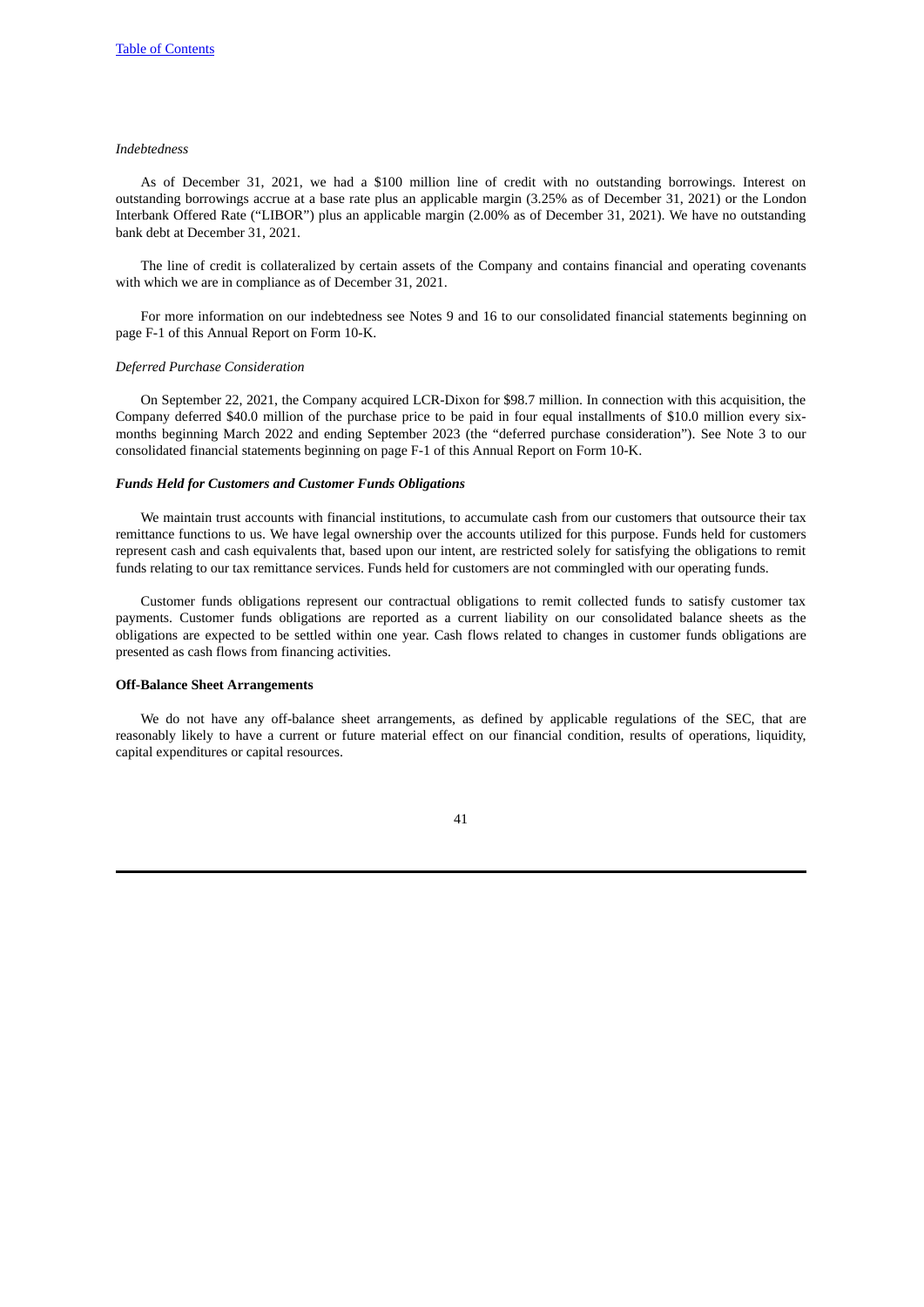*Indebtedness*

As of December 31, 2021, we had a $100 million line of credit with no outstanding borrowings. Interest on outstanding borrowings accrue at a base rate plus an applicable margin (3.25% as of December 31, 2021) or the London Interbank Offered Rate ("LIBOR") plus an applicable margin (2.00% as of December 31, 2021). We have no outstanding bank debt at December 31, 2021.

The line of credit is collateralized by certain assets of the Company and contains financial and operating covenants with which we are in compliance as of December 31, 2021.

For more information on our indebtedness see Notes 9 and 16 to our consolidated financial statements beginning on page F-1 of this Annual Report on Form 10-K.

*Deferred Purchase Consideration*

On September 22, 2021, the Company acquired LCR-Dixon for $98.7 million. In connection with this acquisition, the Company deferred $40.0 million of the purchase price to be paid in four equal installments of $10.0 million every six-months beginning March 2022 and ending September 2023 (the "deferred purchase consideration"). See Note 3 to our consolidated financial statements beginning on page F-1 of this Annual Report on Form 10-K.

***Funds Held for Customers and Customer Funds Obligations***

We maintain trust accounts with financial institutions, to accumulate cash from our customers that outsource their tax remittance functions to us. We have legal ownership over the accounts utilized for this purpose. Funds held for customers represent cash and cash equivalents that, based upon our intent, are restricted solely for satisfying the obligations to remit funds relating to our tax remittance services. Funds held for customers are not commingled with our operating funds.

Customer funds obligations represent our contractual obligations to remit collected funds to satisfy customer tax payments. Customer funds obligations are reported as a current liability on our consolidated balance sheets as the obligations are expected to be settled within one year. Cash flows related to changes in customer funds obligations are presented as cash flows from financing activities.

**Off-Balance Sheet Arrangements**

We do not have any off-balance sheet arrangements, as defined by applicable regulations of the SEC, that are reasonably likely to have a current or future material effect on our financial condition, results of operations, liquidity, capital expenditures or capital resources.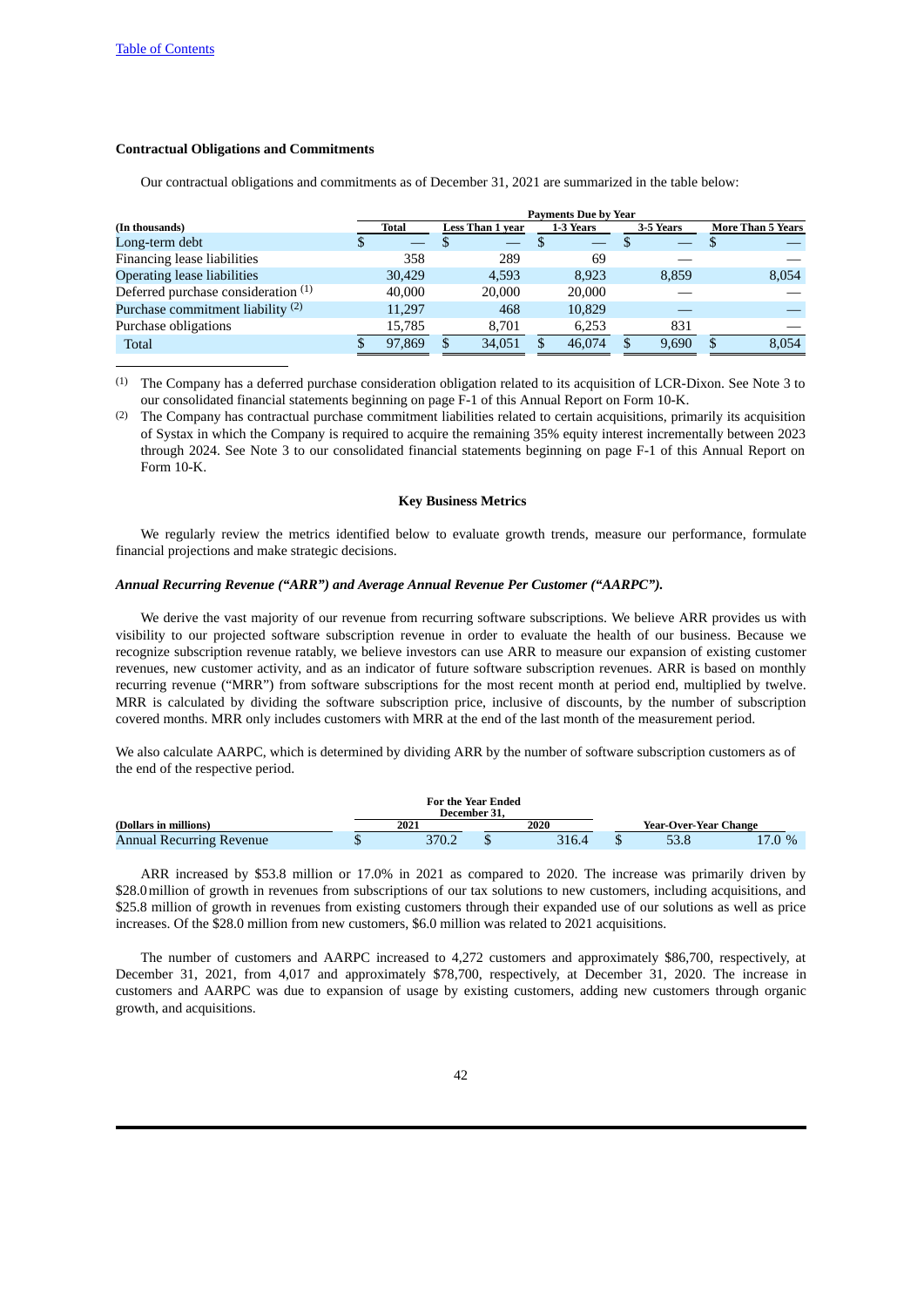**Contractual Obligations and Commitments**

Our contractual obligations and commitments as of December 31, 2021 are summarized in the table below:

| | Payments Due by Year | | | | |
|---|---|---|---|---|---|
| (In thousands) | Total | Less Than 1 year | 1-3 Years | 3-5 Years | More Than 5 Years |
| Long-term debt | $ — | $ — | $ — | $ — | $ — |
| Financing lease liabilities | 358 | 289 | 69 | — | — |
| Operating lease liabilities | 30,429 | 4,593 | 8,923 | 8,859 | 8,054 |
| Deferred purchase consideration [1] | 40,000 | 20,000 | 20,000 | — | — |
| Purchase commitment liability [2] | 11,297 | 468 | 10,829 | — | — |
| Purchase obligations | 15,785 | 8,701 | 6,253 | 831 | — |
| Total | $ 97,869 | $ 34,051 | $ 46,074 | $ 9,690 | $ 8,054 |

(1) The Company has a deferred purchase consideration obligation related to its acquisition of LCR-Dixon. See Note 3 to our consolidated financial statements beginning on page F-1 of this Annual Report on Form 10-K.

(2) The Company has contractual purchase commitment liabilities related to certain acquisitions, primarily its acquisition of Systax in which the Company is required to acquire the remaining 35% equity interest incrementally between 2023 through 2024. See Note 3 to our consolidated financial statements beginning on page F-1 of this Annual Report on Form 10-K.

## Key Business Metrics

We regularly review the metrics identified below to evaluate growth trends, measure our performance, formulate financial projections and make strategic decisions.

### *Annual Recurring Revenue ("ARR") and Average Annual Revenue Per Customer ("AARPC").*

We derive the vast majority of our revenue from recurring software subscriptions. We believe ARR provides us with visibility to our projected software subscription revenue in order to evaluate the health of our business. Because we recognize subscription revenue ratably, we believe investors can use ARR to measure our expansion of existing customer revenues, new customer activity, and as an indicator of future software subscription revenues. ARR is based on monthly recurring revenue ("MRR") from software subscriptions for the most recent month at period end, multiplied by twelve. MRR is calculated by dividing the software subscription price, inclusive of discounts, by the number of subscription covered months. MRR only includes customers with MRR at the end of the last month of the measurement period.

We also calculate AARPC, which is determined by dividing ARR by the number of software subscription customers as of the end of the respective period.

| | For the Year Ended December 31, | | Year-Over-Year Change | |
|---|---|---|---|---|
| (Dollars in millions) | 2021 | 2020 | | |
| Annual Recurring Revenue | $ 370.2 | $ 316.4 | $ 53.8 | 17.0 % |

ARR increased by $53.8 million or 17.0% in 2021 as compared to 2020. The increase was primarily driven by $28.0 million of growth in revenues from subscriptions of our tax solutions to new customers, including acquisitions, and $25.8 million of growth in revenues from existing customers through their expanded use of our solutions as well as price increases. Of the $28.0 million from new customers, $6.0 million was related to 2021 acquisitions.

The number of customers and AARPC increased to 4,272 customers and approximately $86,700, respectively, at December 31, 2021, from 4,017 and approximately $78,700, respectively, at December 31, 2020. The increase in customers and AARPC was due to expansion of usage by existing customers, adding new customers through organic growth, and acquisitions.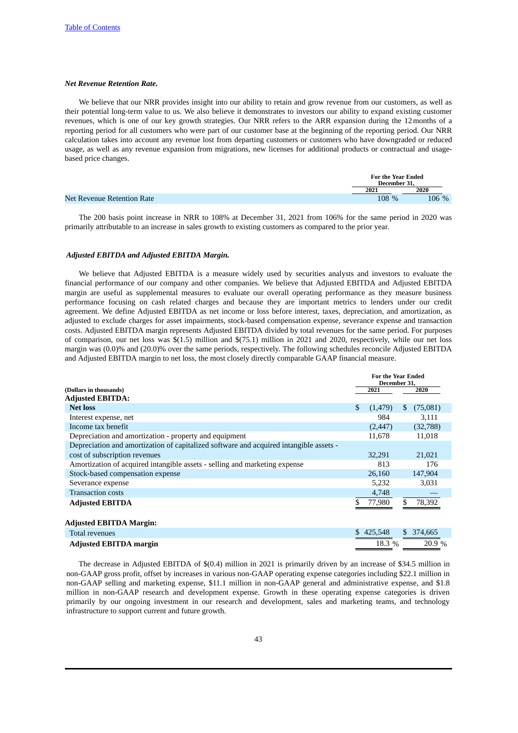### *Net Revenue Retention Rate.*

We believe that our NRR provides insight into our ability to retain and grow revenue from our customers, as well as their potential long-term value to us. We also believe it demonstrates to investors our ability to expand existing customer revenues, which is one of our key growth strategies. Our NRR refers to the ARR expansion during the 12 months of a reporting period for all customers who were part of our customer base at the beginning of the reporting period. Our NRR calculation takes into account any revenue lost from departing customers or customers who have downgraded or reduced usage, as well as any revenue expansion from migrations, new licenses for additional products or contractual and usage-based price changes.

| | For the Year Ended December 31, | |
|---|---|---|
| | 2021 | 2020 |
| Net Revenue Retention Rate | 108 % | 106 % |

The 200 basis point increase in NRR to 108% at December 31, 2021 from 106% for the same period in 2020 was primarily attributable to an increase in sales growth to existing customers as compared to the prior year.

### *Adjusted EBITDA and Adjusted EBITDA Margin.*

We believe that Adjusted EBITDA is a measure widely used by securities analysts and investors to evaluate the financial performance of our company and other companies. We believe that Adjusted EBITDA and Adjusted EBITDA margin are useful as supplemental measures to evaluate our overall operating performance as they measure business performance focusing on cash related charges and because they are important metrics to lenders under our credit agreement. We define Adjusted EBITDA as net income or loss before interest, taxes, depreciation, and amortization, as adjusted to exclude charges for asset impairments, stock-based compensation expense, severance expense and transaction costs. Adjusted EBITDA margin represents Adjusted EBITDA divided by total revenues for the same period. For purposes of comparison, our net loss was $(1.5) million and $(75.1) million in 2021 and 2020, respectively, while our net loss margin was (0.0)% and (20.0)% over the same periods, respectively. The following schedules reconcile Adjusted EBITDA and Adjusted EBITDA margin to net loss, the most closely directly comparable GAAP financial measure.

| (Dollars in thousands) | For the Year Ended December 31, 2021 | For the Year Ended December 31, 2020 |
|---|---|---|
| **Adjusted EBITDA:** | | |
| **Net loss** | $ (1,479) | $ (75,081) |
| Interest expense, net | 984 | 3,111 |
| Income tax benefit | (2,447) | (32,788) |
| Depreciation and amortization - property and equipment | 11,678 | 11,018 |
| Depreciation and amortization of capitalized software and acquired intangible assets - cost of subscription revenues | 32,291 | 21,021 |
| Amortization of acquired intangible assets - selling and marketing expense | 813 | 176 |
| Stock-based compensation expense | 26,160 | 147,904 |
| Severance expense | 5,232 | 3,031 |
| Transaction costs | 4,748 | — |
| **Adjusted EBITDA** | $ 77,980 | $ 78,392 |
| | | |
| **Adjusted EBITDA Margin:** | | |
| Total revenues | $ 425,548 | $ 374,665 |
| **Adjusted EBITDA margin** | 18.3 % | 20.9 % |

The decrease in Adjusted EBITDA of $(0.4) million in 2021 is primarily driven by an increase of $34.5 million in non-GAAP gross profit, offset by increases in various non-GAAP operating expense categories including $22.1 million in non-GAAP selling and marketing expense, $11.1 million in non-GAAP general and administrative expense, and $1.8 million in non-GAAP research and development expense. Growth in these operating expense categories is driven primarily by our ongoing investment in our research and development, sales and marketing teams, and technology infrastructure to support current and future growth.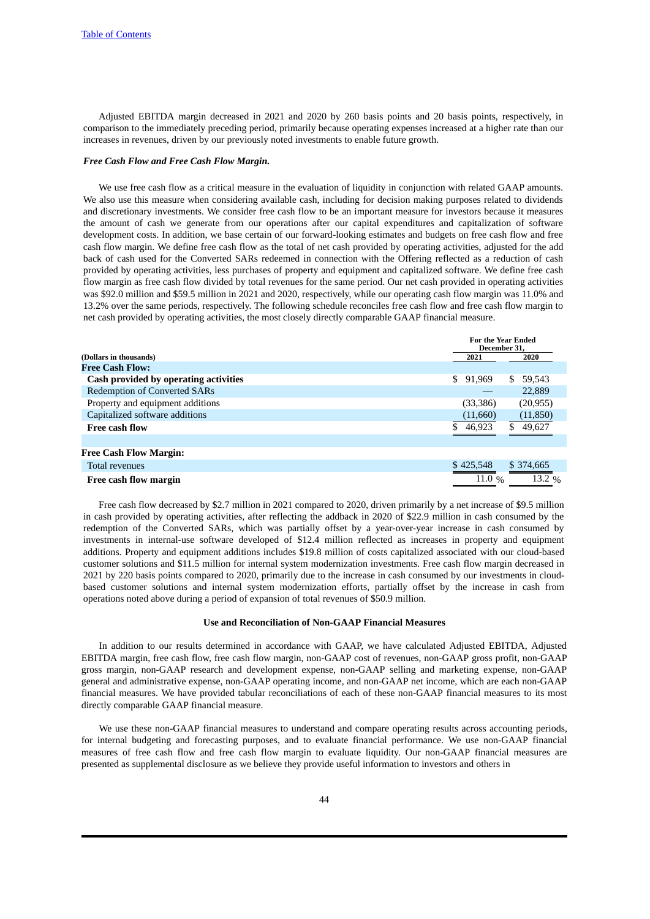Adjusted EBITDA margin decreased in 2021 and 2020 by 260 basis points and 20 basis points, respectively, in comparison to the immediately preceding period, primarily because operating expenses increased at a higher rate than our increases in revenues, driven by our previously noted investments to enable future growth.

***Free Cash Flow and Free Cash Flow Margin.***

We use free cash flow as a critical measure in the evaluation of liquidity in conjunction with related GAAP amounts. We also use this measure when considering available cash, including for decision making purposes related to dividends and discretionary investments. We consider free cash flow to be an important measure for investors because it measures the amount of cash we generate from our operations after our capital expenditures and capitalization of software development costs. In addition, we base certain of our forward-looking estimates and budgets on free cash flow and free cash flow margin. We define free cash flow as the total of net cash provided by operating activities, adjusted for the add back of cash used for the Converted SARs redeemed in connection with the Offering reflected as a reduction of cash provided by operating activities, less purchases of property and equipment and capitalized software. We define free cash flow margin as free cash flow divided by total revenues for the same period. Our net cash provided in operating activities was $92.0 million and $59.5 million in 2021 and 2020, respectively, while our operating cash flow margin was 11.0% and 13.2% over the same periods, respectively. The following schedule reconciles free cash flow and free cash flow margin to net cash provided by operating activities, the most closely directly comparable GAAP financial measure.

| (Dollars in thousands) | For the Year Ended December 31, 2021 | 2020 |
|---|---|---|
| **Free Cash Flow:** | | |
| **Cash provided by operating activities** | $ 91,969 | $ 59,543 |
| Redemption of Converted SARs | — | 22,889 |
| Property and equipment additions | (33,386) | (20,955) |
| Capitalized software additions | (11,660) | (11,850) |
| **Free cash flow** | $ 46,923 | $ 49,627 |
| | | |
| **Free Cash Flow Margin:** | | |
| Total revenues | $ 425,548 | $ 374,665 |
| **Free cash flow margin** | 11.0 % | 13.2 % |

Free cash flow decreased by $2.7 million in 2021 compared to 2020, driven primarily by a net increase of $9.5 million in cash provided by operating activities, after reflecting the addback in 2020 of $22.9 million in cash consumed by the redemption of the Converted SARs, which was partially offset by a year-over-year increase in cash consumed by investments in internal-use software developed of $12.4 million reflected as increases in property and equipment additions. Property and equipment additions includes $19.8 million of costs capitalized associated with our cloud-based customer solutions and $11.5 million for internal system modernization investments. Free cash flow margin decreased in 2021 by 220 basis points compared to 2020, primarily due to the increase in cash consumed by our investments in cloud-based customer solutions and internal system modernization efforts, partially offset by the increase in cash from operations noted above during a period of expansion of total revenues of $50.9 million.

## Use and Reconciliation of Non-GAAP Financial Measures

In addition to our results determined in accordance with GAAP, we have calculated Adjusted EBITDA, Adjusted EBITDA margin, free cash flow, free cash flow margin, non-GAAP cost of revenues, non-GAAP gross profit, non-GAAP gross margin, non-GAAP research and development expense, non-GAAP selling and marketing expense, non-GAAP general and administrative expense, non-GAAP operating income, and non-GAAP net income, which are each non-GAAP financial measures. We have provided tabular reconciliations of each of these non-GAAP financial measures to its most directly comparable GAAP financial measure.

We use these non-GAAP financial measures to understand and compare operating results across accounting periods, for internal budgeting and forecasting purposes, and to evaluate financial performance. We use non-GAAP financial measures of free cash flow and free cash flow margin to evaluate liquidity. Our non-GAAP financial measures are presented as supplemental disclosure as we believe they provide useful information to investors and others in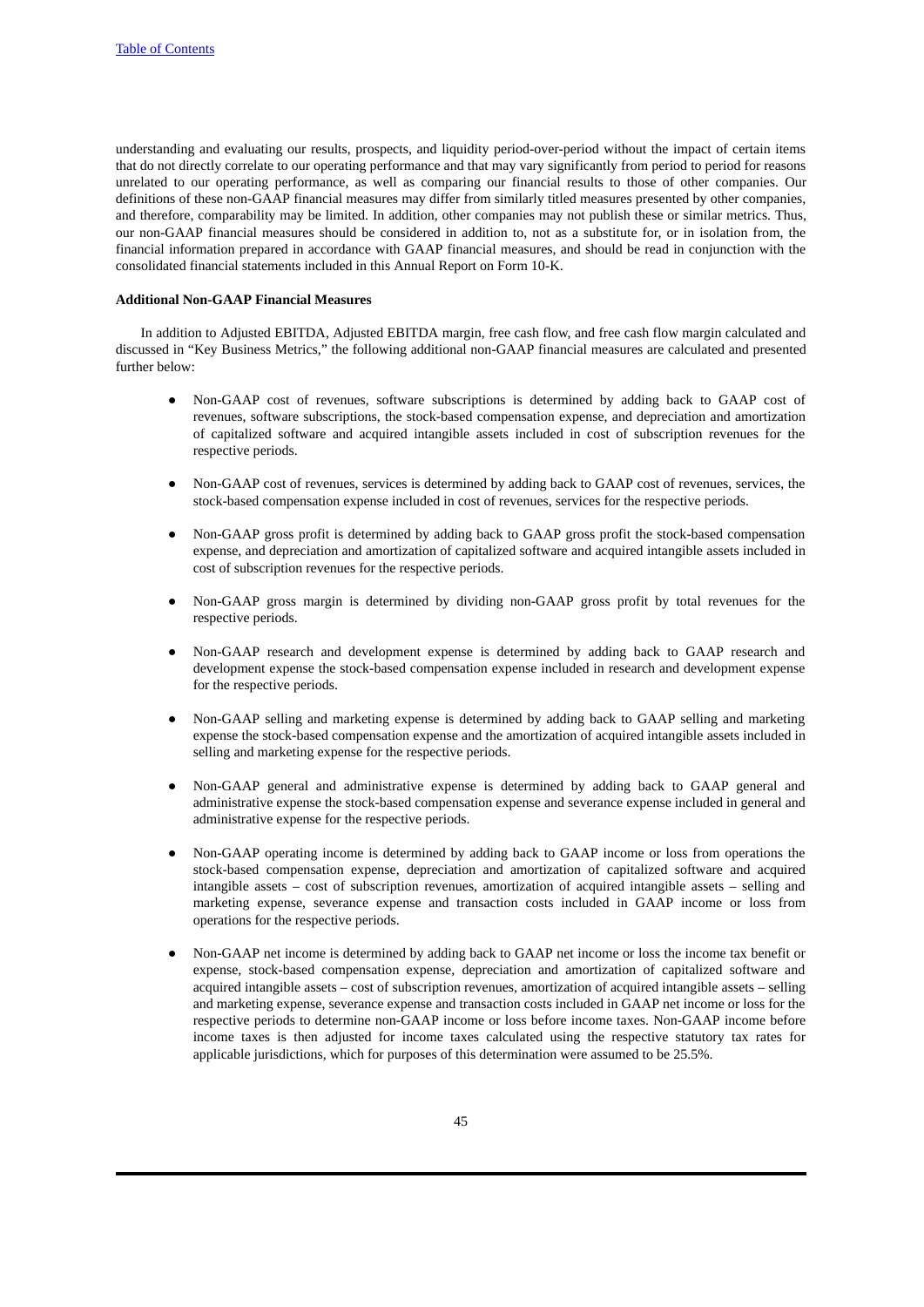understanding and evaluating our results, prospects, and liquidity period-over-period without the impact of certain items that do not directly correlate to our operating performance and that may vary significantly from period to period for reasons unrelated to our operating performance, as well as comparing our financial results to those of other companies. Our definitions of these non-GAAP financial measures may differ from similarly titled measures presented by other companies, and therefore, comparability may be limited. In addition, other companies may not publish these or similar metrics. Thus, our non-GAAP financial measures should be considered in addition to, not as a substitute for, or in isolation from, the financial information prepared in accordance with GAAP financial measures, and should be read in conjunction with the consolidated financial statements included in this Annual Report on Form 10-K.

**Additional Non-GAAP Financial Measures**

In addition to Adjusted EBITDA, Adjusted EBITDA margin, free cash flow, and free cash flow margin calculated and discussed in "Key Business Metrics," the following additional non-GAAP financial measures are calculated and presented further below:

- Non-GAAP cost of revenues, software subscriptions is determined by adding back to GAAP cost of revenues, software subscriptions, the stock-based compensation expense, and depreciation and amortization of capitalized software and acquired intangible assets included in cost of subscription revenues for the respective periods.

- Non-GAAP cost of revenues, services is determined by adding back to GAAP cost of revenues, services, the stock-based compensation expense included in cost of revenues, services for the respective periods.

- Non-GAAP gross profit is determined by adding back to GAAP gross profit the stock-based compensation expense, and depreciation and amortization of capitalized software and acquired intangible assets included in cost of subscription revenues for the respective periods.

- Non-GAAP gross margin is determined by dividing non-GAAP gross profit by total revenues for the respective periods.

- Non-GAAP research and development expense is determined by adding back to GAAP research and development expense the stock-based compensation expense included in research and development expense for the respective periods.

- Non-GAAP selling and marketing expense is determined by adding back to GAAP selling and marketing expense the stock-based compensation expense and the amortization of acquired intangible assets included in selling and marketing expense for the respective periods.

- Non-GAAP general and administrative expense is determined by adding back to GAAP general and administrative expense the stock-based compensation expense and severance expense included in general and administrative expense for the respective periods.

- Non-GAAP operating income is determined by adding back to GAAP income or loss from operations the stock-based compensation expense, depreciation and amortization of capitalized software and acquired intangible assets – cost of subscription revenues, amortization of acquired intangible assets – selling and marketing expense, severance expense and transaction costs included in GAAP income or loss from operations for the respective periods.

- Non-GAAP net income is determined by adding back to GAAP net income or loss the income tax benefit or expense, stock-based compensation expense, depreciation and amortization of capitalized software and acquired intangible assets – cost of subscription revenues, amortization of acquired intangible assets – selling and marketing expense, severance expense and transaction costs included in GAAP net income or loss for the respective periods to determine non-GAAP income or loss before income taxes. Non-GAAP income before income taxes is then adjusted for income taxes calculated using the respective statutory tax rates for applicable jurisdictions, which for purposes of this determination were assumed to be 25.5%.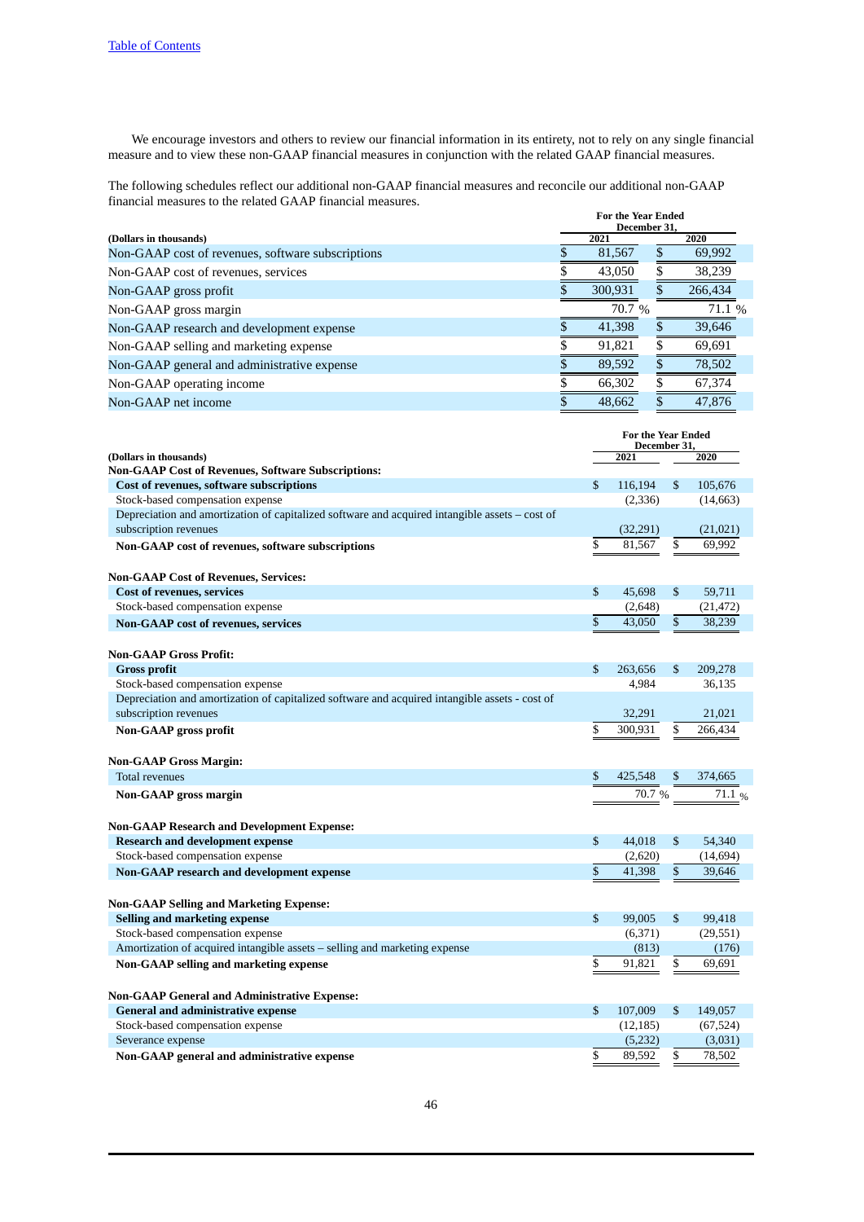We encourage investors and others to review our financial information in its entirety, not to rely on any single financial measure and to view these non-GAAP financial measures in conjunction with the related GAAP financial measures.

The following schedules reflect our additional non-GAAP financial measures and reconcile our additional non-GAAP financial measures to the related GAAP financial measures.

| (Dollars in thousands) | For the Year Ended December 31, 2021 | 2020 |
|---|---|---|
| Non-GAAP cost of revenues, software subscriptions | $ 81,567 | $ 69,992 |
| Non-GAAP cost of revenues, services | $ 43,050 | $ 38,239 |
| Non-GAAP gross profit | $ 300,931 | $ 266,434 |
| Non-GAAP gross margin | 70.7 % | 71.1 % |
| Non-GAAP research and development expense | $ 41,398 | $ 39,646 |
| Non-GAAP selling and marketing expense | $ 91,821 | $ 69,691 |
| Non-GAAP general and administrative expense | $ 89,592 | $ 78,502 |
| Non-GAAP operating income | $ 66,302 | $ 67,374 |
| Non-GAAP net income | $ 48,662 | $ 47,876 |

| (Dollars in thousands) | For the Year Ended December 31, 2021 | 2020 |
|---|---|---|
| **Non-GAAP Cost of Revenues, Software Subscriptions:** | | |
| **Cost of revenues, software subscriptions** | $ 116,194 | $ 105,676 |
| Stock-based compensation expense | (2,336) | (14,663) |
| Depreciation and amortization of capitalized software and acquired intangible assets – cost of subscription revenues | (32,291) | (21,021) |
| **Non-GAAP cost of revenues, software subscriptions** | $ 81,567 | $ 69,992 |
| **Non-GAAP Cost of Revenues, Services:** | | |
| **Cost of revenues, services** | $ 45,698 | $ 59,711 |
| Stock-based compensation expense | (2,648) | (21,472) |
| **Non-GAAP cost of revenues, services** | $ 43,050 | $ 38,239 |
| **Non-GAAP Gross Profit:** | | |
| **Gross profit** | $ 263,656 | $ 209,278 |
| Stock-based compensation expense | 4,984 | 36,135 |
| Depreciation and amortization of capitalized software and acquired intangible assets - cost of subscription revenues | 32,291 | 21,021 |
| **Non-GAAP gross profit** | $ 300,931 | $ 266,434 |
| **Non-GAAP Gross Margin:** | | |
| Total revenues | $ 425,548 | $ 374,665 |
| **Non-GAAP gross margin** | 70.7 % | 71.1 % |
| **Non-GAAP Research and Development Expense:** | | |
| **Research and development expense** | $ 44,018 | $ 54,340 |
| Stock-based compensation expense | (2,620) | (14,694) |
| **Non-GAAP research and development expense** | $ 41,398 | $ 39,646 |
| **Non-GAAP Selling and Marketing Expense:** | | |
| **Selling and marketing expense** | $ 99,005 | $ 99,418 |
| Stock-based compensation expense | (6,371) | (29,551) |
| Amortization of acquired intangible assets – selling and marketing expense | (813) | (176) |
| **Non-GAAP selling and marketing expense** | $ 91,821 | $ 69,691 |
| **Non-GAAP General and Administrative Expense:** | | |
| **General and administrative expense** | $ 107,009 | $ 149,057 |
| Stock-based compensation expense | (12,185) | (67,524) |
| Severance expense | (5,232) | (3,031) |
| **Non-GAAP general and administrative expense** | $ 89,592 | $ 78,502 |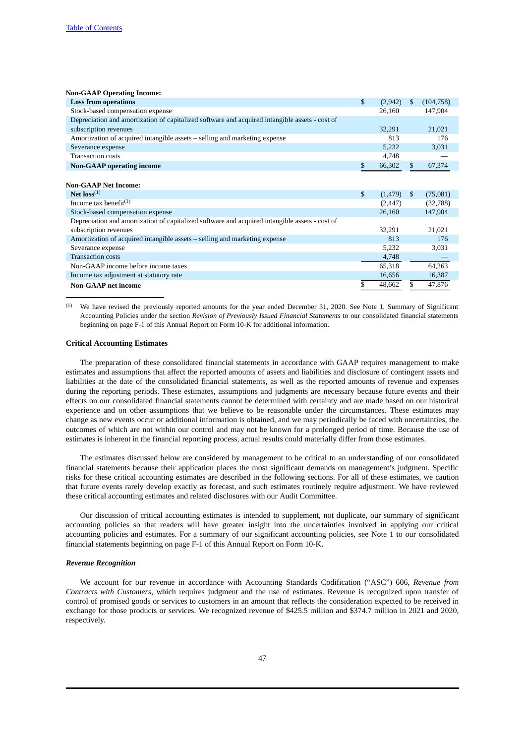| **Non-GAAP Operating Income:** | | |
|---|---|---|
| **Loss from operations** | $ (2,942) | $ (104,758) |
| Stock-based compensation expense | 26,160 | 147,904 |
| Depreciation and amortization of capitalized software and acquired intangible assets - cost of subscription revenues | 32,291 | 21,021 |
| Amortization of acquired intangible assets – selling and marketing expense | 813 | 176 |
| Severance expense | 5,232 | 3,031 |
| Transaction costs | 4,748 | — |
| **Non-GAAP operating income** | $ 66,302 | $ 67,374 |

| **Non-GAAP Net Income:** | | |
|---|---|---|
| **Net loss**[(1)] | $ (1,479) | $ (75,081) |
| Income tax benefit[(1)] | (2,447) | (32,788) |
| Stock-based compensation expense | 26,160 | 147,904 |
| Depreciation and amortization of capitalized software and acquired intangible assets - cost of subscription revenues | 32,291 | 21,021 |
| Amortization of acquired intangible assets – selling and marketing expense | 813 | 176 |
| Severance expense | 5,232 | 3,031 |
| Transaction costs | 4,748 | — |
| Non-GAAP income before income taxes | 65,318 | 64,263 |
| Income tax adjustment at statutory rate | 16,656 | 16,387 |
| **Non-GAAP net income** | $ 48,662 | $ 47,876 |

(1) We have revised the previously reported amounts for the year ended December 31, 2020. See Note 1, Summary of Significant Accounting Policies under the section *Revision of Previously Issued Financial Statements* to our consolidated financial statements beginning on page F-1 of this Annual Report on Form 10-K for additional information.

### Critical Accounting Estimates

The preparation of these consolidated financial statements in accordance with GAAP requires management to make estimates and assumptions that affect the reported amounts of assets and liabilities and disclosure of contingent assets and liabilities at the date of the consolidated financial statements, as well as the reported amounts of revenue and expenses during the reporting periods. These estimates, assumptions and judgments are necessary because future events and their effects on our consolidated financial statements cannot be determined with certainty and are made based on our historical experience and on other assumptions that we believe to be reasonable under the circumstances. These estimates may change as new events occur or additional information is obtained, and we may periodically be faced with uncertainties, the outcomes of which are not within our control and may not be known for a prolonged period of time. Because the use of estimates is inherent in the financial reporting process, actual results could materially differ from those estimates.

The estimates discussed below are considered by management to be critical to an understanding of our consolidated financial statements because their application places the most significant demands on management's judgment. Specific risks for these critical accounting estimates are described in the following sections. For all of these estimates, we caution that future events rarely develop exactly as forecast, and such estimates routinely require adjustment. We have reviewed these critical accounting estimates and related disclosures with our Audit Committee.

Our discussion of critical accounting estimates is intended to supplement, not duplicate, our summary of significant accounting policies so that readers will have greater insight into the uncertainties involved in applying our critical accounting policies and estimates. For a summary of our significant accounting policies, see Note 1 to our consolidated financial statements beginning on page F-1 of this Annual Report on Form 10-K.

#### *Revenue Recognition*

We account for our revenue in accordance with Accounting Standards Codification ("ASC") 606, *Revenue from Contracts with Customers*, which requires judgment and the use of estimates. Revenue is recognized upon transfer of control of promised goods or services to customers in an amount that reflects the consideration expected to be received in exchange for those products or services. We recognized revenue of $425.5 million and $374.7 million in 2021 and 2020, respectively.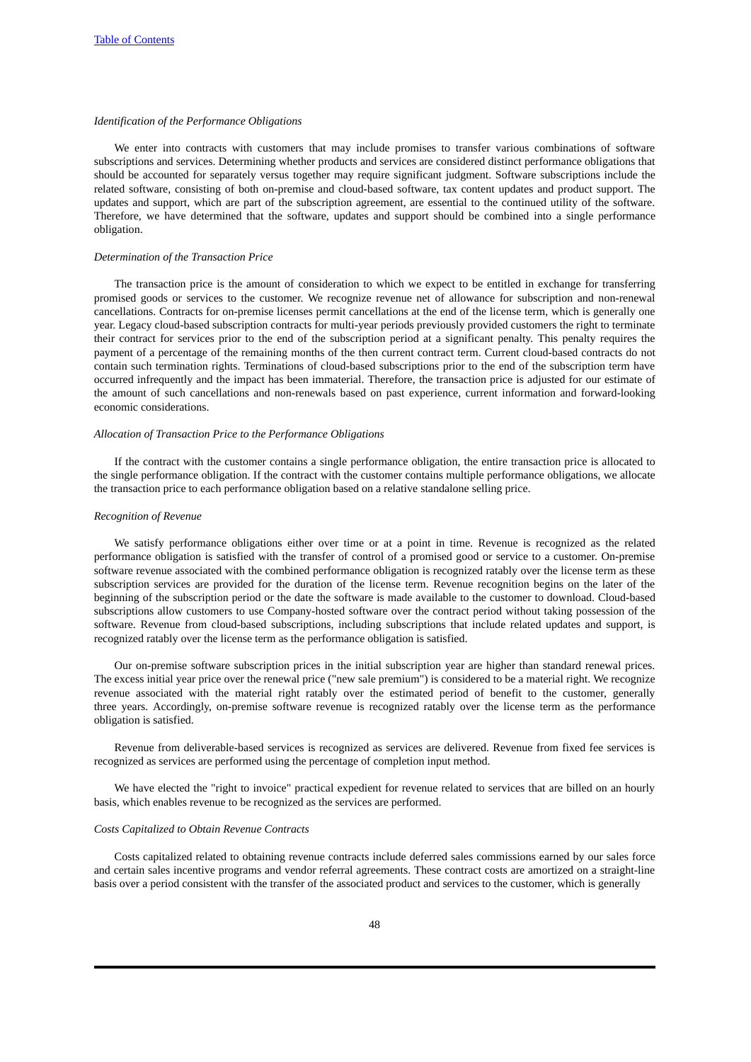*Identification of the Performance Obligations*

We enter into contracts with customers that may include promises to transfer various combinations of software subscriptions and services. Determining whether products and services are considered distinct performance obligations that should be accounted for separately versus together may require significant judgment. Software subscriptions include the related software, consisting of both on-premise and cloud-based software, tax content updates and product support. The updates and support, which are part of the subscription agreement, are essential to the continued utility of the software. Therefore, we have determined that the software, updates and support should be combined into a single performance obligation.

*Determination of the Transaction Price*

The transaction price is the amount of consideration to which we expect to be entitled in exchange for transferring promised goods or services to the customer. We recognize revenue net of allowance for subscription and non-renewal cancellations. Contracts for on-premise licenses permit cancellations at the end of the license term, which is generally one year. Legacy cloud-based subscription contracts for multi-year periods previously provided customers the right to terminate their contract for services prior to the end of the subscription period at a significant penalty. This penalty requires the payment of a percentage of the remaining months of the then current contract term. Current cloud-based contracts do not contain such termination rights. Terminations of cloud-based subscriptions prior to the end of the subscription term have occurred infrequently and the impact has been immaterial. Therefore, the transaction price is adjusted for our estimate of the amount of such cancellations and non-renewals based on past experience, current information and forward-looking economic considerations.

*Allocation of Transaction Price to the Performance Obligations*

If the contract with the customer contains a single performance obligation, the entire transaction price is allocated to the single performance obligation. If the contract with the customer contains multiple performance obligations, we allocate the transaction price to each performance obligation based on a relative standalone selling price.

*Recognition of Revenue*

We satisfy performance obligations either over time or at a point in time. Revenue is recognized as the related performance obligation is satisfied with the transfer of control of a promised good or service to a customer. On-premise software revenue associated with the combined performance obligation is recognized ratably over the license term as these subscription services are provided for the duration of the license term. Revenue recognition begins on the later of the beginning of the subscription period or the date the software is made available to the customer to download. Cloud-based subscriptions allow customers to use Company-hosted software over the contract period without taking possession of the software. Revenue from cloud-based subscriptions, including subscriptions that include related updates and support, is recognized ratably over the license term as the performance obligation is satisfied.

Our on-premise software subscription prices in the initial subscription year are higher than standard renewal prices. The excess initial year price over the renewal price ("new sale premium") is considered to be a material right. We recognize revenue associated with the material right ratably over the estimated period of benefit to the customer, generally three years. Accordingly, on-premise software revenue is recognized ratably over the license term as the performance obligation is satisfied.

Revenue from deliverable-based services is recognized as services are delivered. Revenue from fixed fee services is recognized as services are performed using the percentage of completion input method.

We have elected the "right to invoice" practical expedient for revenue related to services that are billed on an hourly basis, which enables revenue to be recognized as the services are performed.

*Costs Capitalized to Obtain Revenue Contracts*

Costs capitalized related to obtaining revenue contracts include deferred sales commissions earned by our sales force and certain sales incentive programs and vendor referral agreements. These contract costs are amortized on a straight-line basis over a period consistent with the transfer of the associated product and services to the customer, which is generally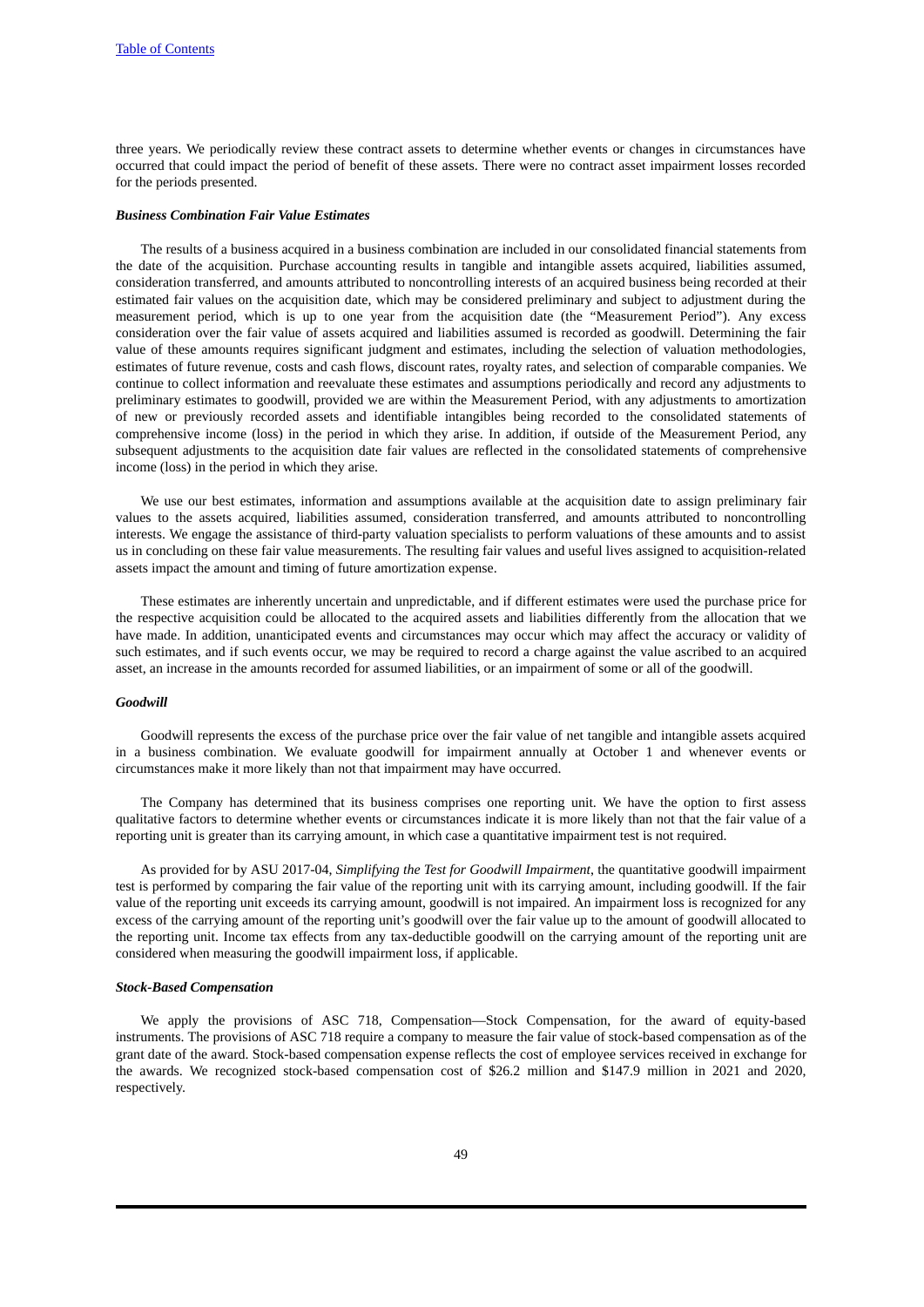three years. We periodically review these contract assets to determine whether events or changes in circumstances have occurred that could impact the period of benefit of these assets. There were no contract asset impairment losses recorded for the periods presented.

***Business Combination Fair Value Estimates***

The results of a business acquired in a business combination are included in our consolidated financial statements from the date of the acquisition. Purchase accounting results in tangible and intangible assets acquired, liabilities assumed, consideration transferred, and amounts attributed to noncontrolling interests of an acquired business being recorded at their estimated fair values on the acquisition date, which may be considered preliminary and subject to adjustment during the measurement period, which is up to one year from the acquisition date (the "Measurement Period"). Any excess consideration over the fair value of assets acquired and liabilities assumed is recorded as goodwill. Determining the fair value of these amounts requires significant judgment and estimates, including the selection of valuation methodologies, estimates of future revenue, costs and cash flows, discount rates, royalty rates, and selection of comparable companies. We continue to collect information and reevaluate these estimates and assumptions periodically and record any adjustments to preliminary estimates to goodwill, provided we are within the Measurement Period, with any adjustments to amortization of new or previously recorded assets and identifiable intangibles being recorded to the consolidated statements of comprehensive income (loss) in the period in which they arise. In addition, if outside of the Measurement Period, any subsequent adjustments to the acquisition date fair values are reflected in the consolidated statements of comprehensive income (loss) in the period in which they arise.

We use our best estimates, information and assumptions available at the acquisition date to assign preliminary fair values to the assets acquired, liabilities assumed, consideration transferred, and amounts attributed to noncontrolling interests. We engage the assistance of third-party valuation specialists to perform valuations of these amounts and to assist us in concluding on these fair value measurements. The resulting fair values and useful lives assigned to acquisition-related assets impact the amount and timing of future amortization expense.

These estimates are inherently uncertain and unpredictable, and if different estimates were used the purchase price for the respective acquisition could be allocated to the acquired assets and liabilities differently from the allocation that we have made. In addition, unanticipated events and circumstances may occur which may affect the accuracy or validity of such estimates, and if such events occur, we may be required to record a charge against the value ascribed to an acquired asset, an increase in the amounts recorded for assumed liabilities, or an impairment of some or all of the goodwill.

***Goodwill***

Goodwill represents the excess of the purchase price over the fair value of net tangible and intangible assets acquired in a business combination. We evaluate goodwill for impairment annually at October 1 and whenever events or circumstances make it more likely than not that impairment may have occurred.

The Company has determined that its business comprises one reporting unit. We have the option to first assess qualitative factors to determine whether events or circumstances indicate it is more likely than not that the fair value of a reporting unit is greater than its carrying amount, in which case a quantitative impairment test is not required.

As provided for by ASU 2017-04, *Simplifying the Test for Goodwill Impairment*, the quantitative goodwill impairment test is performed by comparing the fair value of the reporting unit with its carrying amount, including goodwill. If the fair value of the reporting unit exceeds its carrying amount, goodwill is not impaired. An impairment loss is recognized for any excess of the carrying amount of the reporting unit's goodwill over the fair value up to the amount of goodwill allocated to the reporting unit. Income tax effects from any tax-deductible goodwill on the carrying amount of the reporting unit are considered when measuring the goodwill impairment loss, if applicable.

***Stock-Based Compensation***

We apply the provisions of ASC 718, Compensation—Stock Compensation, for the award of equity-based instruments. The provisions of ASC 718 require a company to measure the fair value of stock-based compensation as of the grant date of the award. Stock-based compensation expense reflects the cost of employee services received in exchange for the awards. We recognized stock-based compensation cost of $26.2 million and $147.9 million in 2021 and 2020, respectively.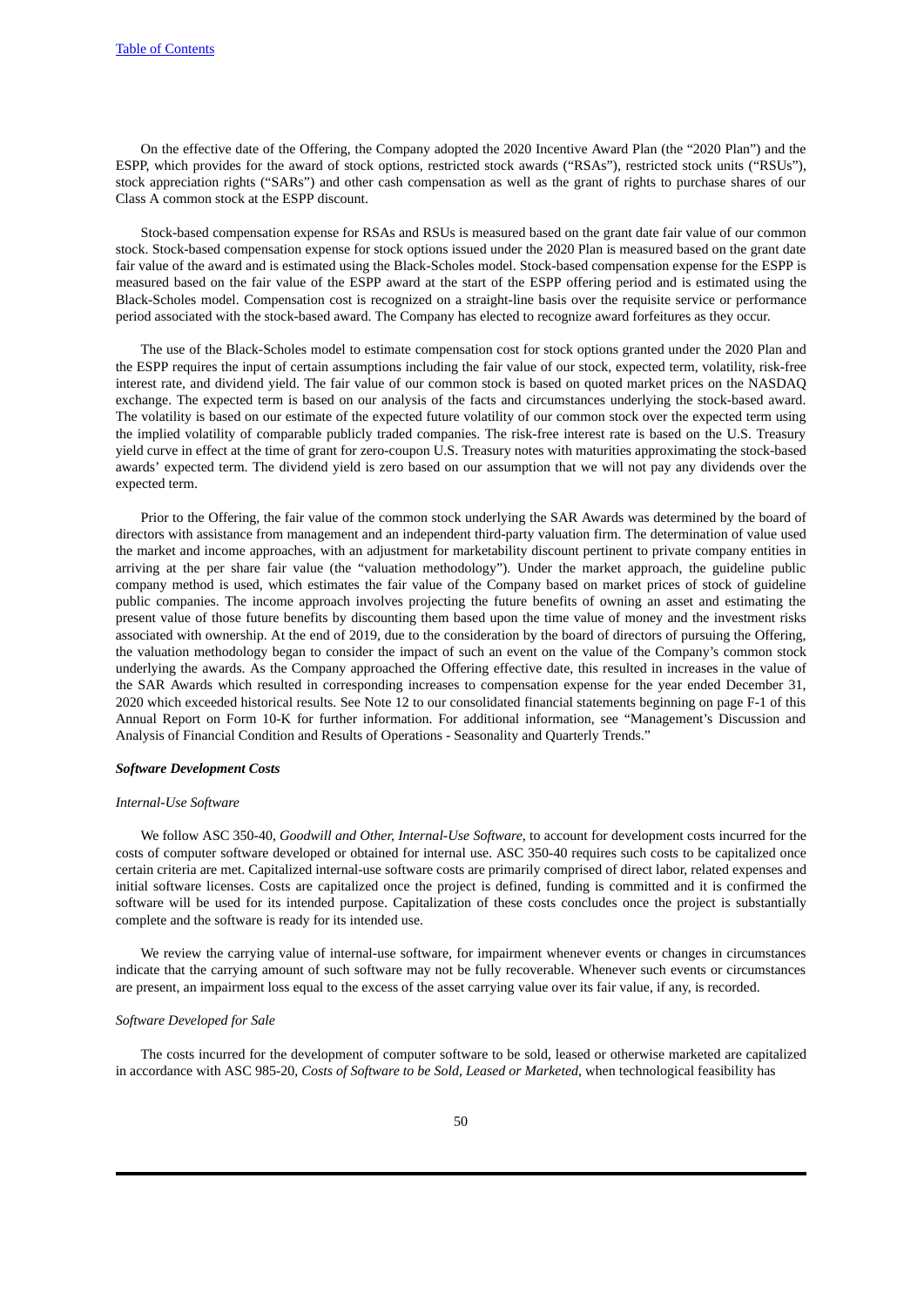On the effective date of the Offering, the Company adopted the 2020 Incentive Award Plan (the "2020 Plan") and the ESPP, which provides for the award of stock options, restricted stock awards ("RSAs"), restricted stock units ("RSUs"), stock appreciation rights ("SARs") and other cash compensation as well as the grant of rights to purchase shares of our Class A common stock at the ESPP discount.

Stock-based compensation expense for RSAs and RSUs is measured based on the grant date fair value of our common stock. Stock-based compensation expense for stock options issued under the 2020 Plan is measured based on the grant date fair value of the award and is estimated using the Black-Scholes model. Stock-based compensation expense for the ESPP is measured based on the fair value of the ESPP award at the start of the ESPP offering period and is estimated using the Black-Scholes model. Compensation cost is recognized on a straight-line basis over the requisite service or performance period associated with the stock-based award. The Company has elected to recognize award forfeitures as they occur.

The use of the Black-Scholes model to estimate compensation cost for stock options granted under the 2020 Plan and the ESPP requires the input of certain assumptions including the fair value of our stock, expected term, volatility, risk-free interest rate, and dividend yield. The fair value of our common stock is based on quoted market prices on the NASDAQ exchange. The expected term is based on our analysis of the facts and circumstances underlying the stock-based award. The volatility is based on our estimate of the expected future volatility of our common stock over the expected term using the implied volatility of comparable publicly traded companies. The risk-free interest rate is based on the U.S. Treasury yield curve in effect at the time of grant for zero-coupon U.S. Treasury notes with maturities approximating the stock-based awards' expected term. The dividend yield is zero based on our assumption that we will not pay any dividends over the expected term.

Prior to the Offering, the fair value of the common stock underlying the SAR Awards was determined by the board of directors with assistance from management and an independent third-party valuation firm. The determination of value used the market and income approaches, with an adjustment for marketability discount pertinent to private company entities in arriving at the per share fair value (the "valuation methodology"). Under the market approach, the guideline public company method is used, which estimates the fair value of the Company based on market prices of stock of guideline public companies. The income approach involves projecting the future benefits of owning an asset and estimating the present value of those future benefits by discounting them based upon the time value of money and the investment risks associated with ownership. At the end of 2019, due to the consideration by the board of directors of pursuing the Offering, the valuation methodology began to consider the impact of such an event on the value of the Company's common stock underlying the awards. As the Company approached the Offering effective date, this resulted in increases in the value of the SAR Awards which resulted in corresponding increases to compensation expense for the year ended December 31, 2020 which exceeded historical results. See Note 12 to our consolidated financial statements beginning on page F-1 of this Annual Report on Form 10-K for further information. For additional information, see "Management's Discussion and Analysis of Financial Condition and Results of Operations - Seasonality and Quarterly Trends."

***Software Development Costs***

*Internal-Use Software*

We follow ASC 350-40, *Goodwill and Other, Internal-Use Software*, to account for development costs incurred for the costs of computer software developed or obtained for internal use. ASC 350-40 requires such costs to be capitalized once certain criteria are met. Capitalized internal-use software costs are primarily comprised of direct labor, related expenses and initial software licenses. Costs are capitalized once the project is defined, funding is committed and it is confirmed the software will be used for its intended purpose. Capitalization of these costs concludes once the project is substantially complete and the software is ready for its intended use.

We review the carrying value of internal-use software, for impairment whenever events or changes in circumstances indicate that the carrying amount of such software may not be fully recoverable. Whenever such events or circumstances are present, an impairment loss equal to the excess of the asset carrying value over its fair value, if any, is recorded.

*Software Developed for Sale*

The costs incurred for the development of computer software to be sold, leased or otherwise marketed are capitalized in accordance with ASC 985-20, *Costs of Software to be Sold, Leased or Marketed*, when technological feasibility has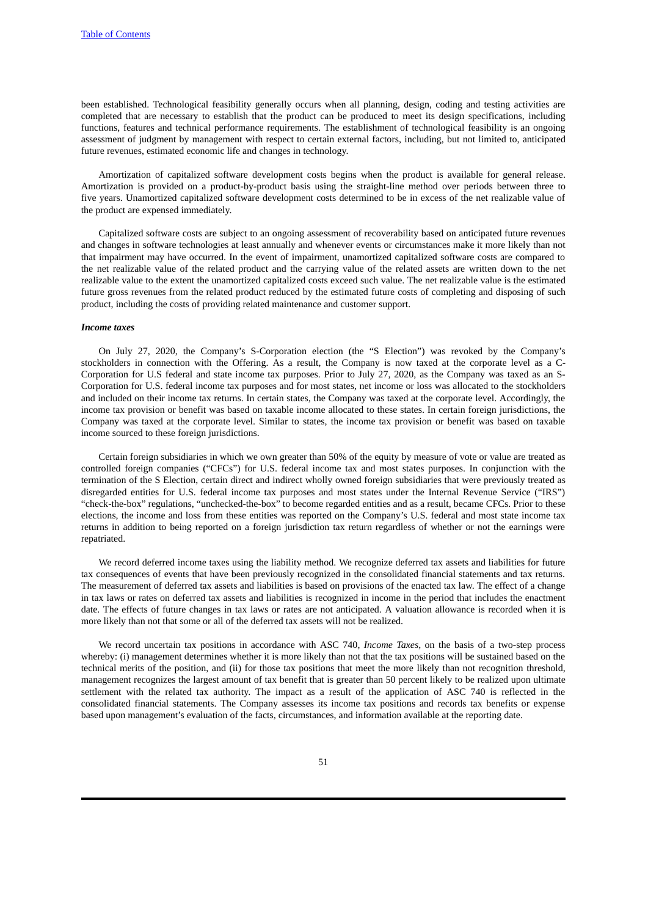been established. Technological feasibility generally occurs when all planning, design, coding and testing activities are completed that are necessary to establish that the product can be produced to meet its design specifications, including functions, features and technical performance requirements. The establishment of technological feasibility is an ongoing assessment of judgment by management with respect to certain external factors, including, but not limited to, anticipated future revenues, estimated economic life and changes in technology.

Amortization of capitalized software development costs begins when the product is available for general release. Amortization is provided on a product-by-product basis using the straight-line method over periods between three to five years. Unamortized capitalized software development costs determined to be in excess of the net realizable value of the product are expensed immediately.

Capitalized software costs are subject to an ongoing assessment of recoverability based on anticipated future revenues and changes in software technologies at least annually and whenever events or circumstances make it more likely than not that impairment may have occurred. In the event of impairment, unamortized capitalized software costs are compared to the net realizable value of the related product and the carrying value of the related assets are written down to the net realizable value to the extent the unamortized capitalized costs exceed such value. The net realizable value is the estimated future gross revenues from the related product reduced by the estimated future costs of completing and disposing of such product, including the costs of providing related maintenance and customer support.

***Income taxes***

On July 27, 2020, the Company's S-Corporation election (the "S Election") was revoked by the Company's stockholders in connection with the Offering. As a result, the Company is now taxed at the corporate level as a C-Corporation for U.S federal and state income tax purposes. Prior to July 27, 2020, as the Company was taxed as an S-Corporation for U.S. federal income tax purposes and for most states, net income or loss was allocated to the stockholders and included on their income tax returns. In certain states, the Company was taxed at the corporate level. Accordingly, the income tax provision or benefit was based on taxable income allocated to these states. In certain foreign jurisdictions, the Company was taxed at the corporate level. Similar to states, the income tax provision or benefit was based on taxable income sourced to these foreign jurisdictions.

Certain foreign subsidiaries in which we own greater than 50% of the equity by measure of vote or value are treated as controlled foreign companies ("CFCs") for U.S. federal income tax and most states purposes. In conjunction with the termination of the S Election, certain direct and indirect wholly owned foreign subsidiaries that were previously treated as disregarded entities for U.S. federal income tax purposes and most states under the Internal Revenue Service ("IRS") "check-the-box" regulations, "unchecked-the-box" to become regarded entities and as a result, became CFCs. Prior to these elections, the income and loss from these entities was reported on the Company's U.S. federal and most state income tax returns in addition to being reported on a foreign jurisdiction tax return regardless of whether or not the earnings were repatriated.

We record deferred income taxes using the liability method. We recognize deferred tax assets and liabilities for future tax consequences of events that have been previously recognized in the consolidated financial statements and tax returns. The measurement of deferred tax assets and liabilities is based on provisions of the enacted tax law. The effect of a change in tax laws or rates on deferred tax assets and liabilities is recognized in income in the period that includes the enactment date. The effects of future changes in tax laws or rates are not anticipated. A valuation allowance is recorded when it is more likely than not that some or all of the deferred tax assets will not be realized.

We record uncertain tax positions in accordance with ASC 740, *Income Taxes*, on the basis of a two-step process whereby: (i) management determines whether it is more likely than not that the tax positions will be sustained based on the technical merits of the position, and (ii) for those tax positions that meet the more likely than not recognition threshold, management recognizes the largest amount of tax benefit that is greater than 50 percent likely to be realized upon ultimate settlement with the related tax authority. The impact as a result of the application of ASC 740 is reflected in the consolidated financial statements. The Company assesses its income tax positions and records tax benefits or expense based upon management's evaluation of the facts, circumstances, and information available at the reporting date.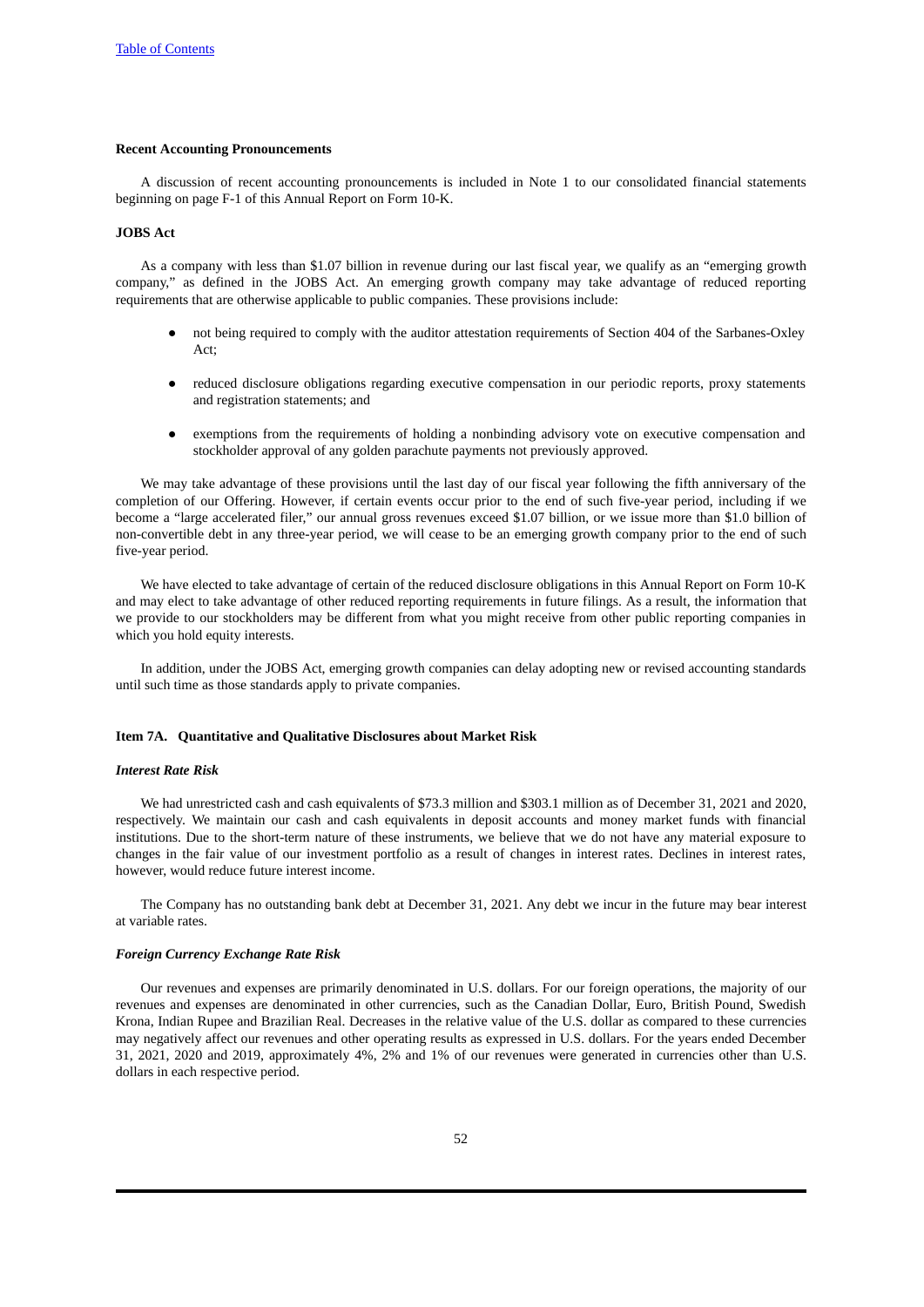### Recent Accounting Pronouncements

A discussion of recent accounting pronouncements is included in Note 1 to our consolidated financial statements beginning on page F-1 of this Annual Report on Form 10-K.

### JOBS Act

As a company with less than $1.07 billion in revenue during our last fiscal year, we qualify as an "emerging growth company," as defined in the JOBS Act. An emerging growth company may take advantage of reduced reporting requirements that are otherwise applicable to public companies. These provisions include:

- not being required to comply with the auditor attestation requirements of Section 404 of the Sarbanes-Oxley Act;
- reduced disclosure obligations regarding executive compensation in our periodic reports, proxy statements and registration statements; and
- exemptions from the requirements of holding a nonbinding advisory vote on executive compensation and stockholder approval of any golden parachute payments not previously approved.

We may take advantage of these provisions until the last day of our fiscal year following the fifth anniversary of the completion of our Offering. However, if certain events occur prior to the end of such five-year period, including if we become a "large accelerated filer," our annual gross revenues exceed $1.07 billion, or we issue more than $1.0 billion of non-convertible debt in any three-year period, we will cease to be an emerging growth company prior to the end of such five-year period.

We have elected to take advantage of certain of the reduced disclosure obligations in this Annual Report on Form 10-K and may elect to take advantage of other reduced reporting requirements in future filings. As a result, the information that we provide to our stockholders may be different from what you might receive from other public reporting companies in which you hold equity interests.

In addition, under the JOBS Act, emerging growth companies can delay adopting new or revised accounting standards until such time as those standards apply to private companies.

## Item 7A. Quantitative and Qualitative Disclosures about Market Risk

#### *Interest Rate Risk*

We had unrestricted cash and cash equivalents of $73.3 million and $303.1 million as of December 31, 2021 and 2020, respectively. We maintain our cash and cash equivalents in deposit accounts and money market funds with financial institutions. Due to the short-term nature of these instruments, we believe that we do not have any material exposure to changes in the fair value of our investment portfolio as a result of changes in interest rates. Declines in interest rates, however, would reduce future interest income.

The Company has no outstanding bank debt at December 31, 2021. Any debt we incur in the future may bear interest at variable rates.

#### *Foreign Currency Exchange Rate Risk*

Our revenues and expenses are primarily denominated in U.S. dollars. For our foreign operations, the majority of our revenues and expenses are denominated in other currencies, such as the Canadian Dollar, Euro, British Pound, Swedish Krona, Indian Rupee and Brazilian Real. Decreases in the relative value of the U.S. dollar as compared to these currencies may negatively affect our revenues and other operating results as expressed in U.S. dollars. For the years ended December 31, 2021, 2020 and 2019, approximately 4%, 2% and 1% of our revenues were generated in currencies other than U.S. dollars in each respective period.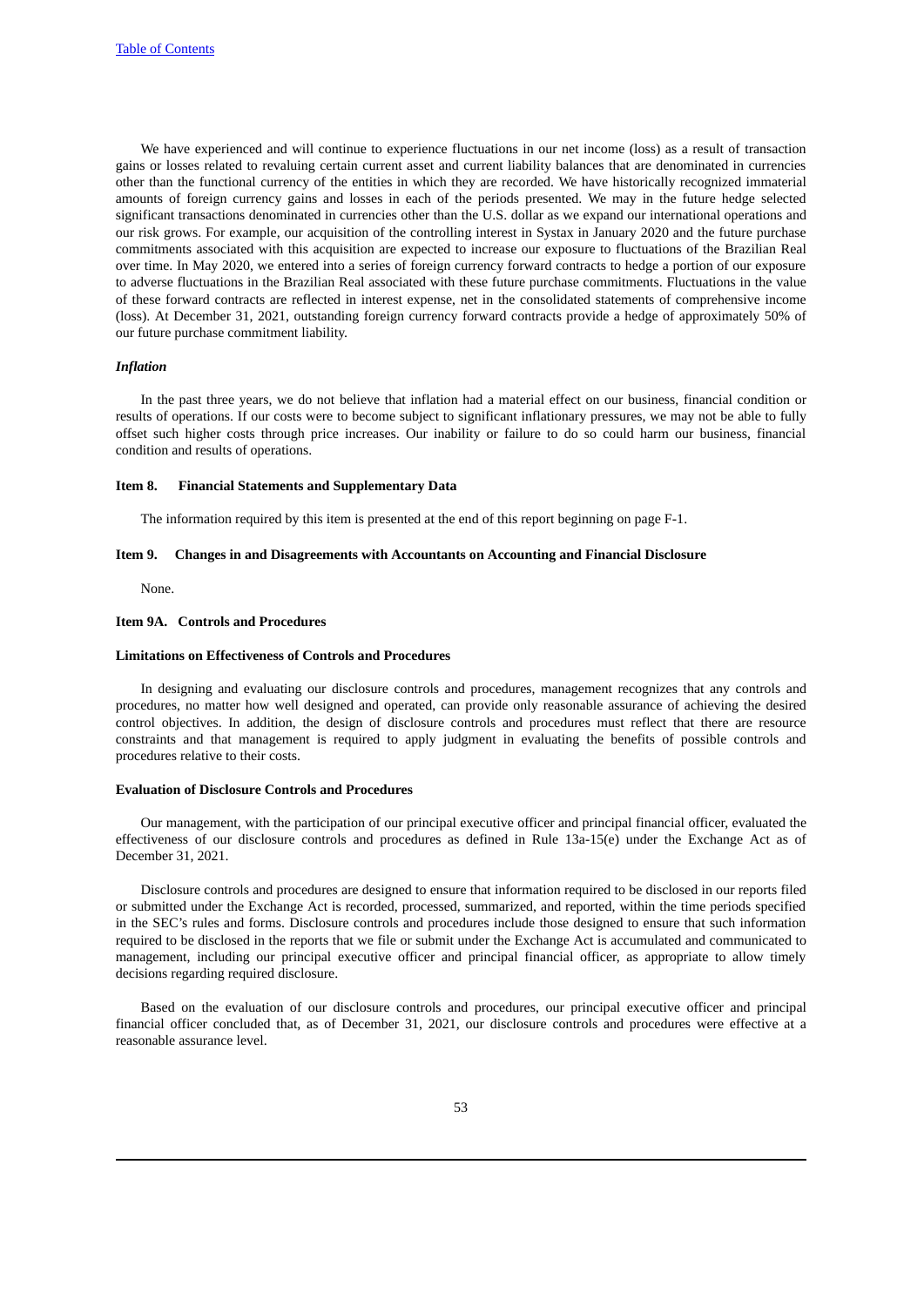We have experienced and will continue to experience fluctuations in our net income (loss) as a result of transaction gains or losses related to revaluing certain current asset and current liability balances that are denominated in currencies other than the functional currency of the entities in which they are recorded. We have historically recognized immaterial amounts of foreign currency gains and losses in each of the periods presented. We may in the future hedge selected significant transactions denominated in currencies other than the U.S. dollar as we expand our international operations and our risk grows. For example, our acquisition of the controlling interest in Systax in January 2020 and the future purchase commitments associated with this acquisition are expected to increase our exposure to fluctuations of the Brazilian Real over time. In May 2020, we entered into a series of foreign currency forward contracts to hedge a portion of our exposure to adverse fluctuations in the Brazilian Real associated with these future purchase commitments. Fluctuations in the value of these forward contracts are reflected in interest expense, net in the consolidated statements of comprehensive income (loss). At December 31, 2021, outstanding foreign currency forward contracts provide a hedge of approximately 50% of our future purchase commitment liability.

*Inflation*

In the past three years, we do not believe that inflation had a material effect on our business, financial condition or results of operations. If our costs were to become subject to significant inflationary pressures, we may not be able to fully offset such higher costs through price increases. Our inability or failure to do so could harm our business, financial condition and results of operations.

## Item 8. Financial Statements and Supplementary Data

The information required by this item is presented at the end of this report beginning on page F-1.

## Item 9. Changes in and Disagreements with Accountants on Accounting and Financial Disclosure

None.

## Item 9A. Controls and Procedures

### Limitations on Effectiveness of Controls and Procedures

In designing and evaluating our disclosure controls and procedures, management recognizes that any controls and procedures, no matter how well designed and operated, can provide only reasonable assurance of achieving the desired control objectives. In addition, the design of disclosure controls and procedures must reflect that there are resource constraints and that management is required to apply judgment in evaluating the benefits of possible controls and procedures relative to their costs.

### Evaluation of Disclosure Controls and Procedures

Our management, with the participation of our principal executive officer and principal financial officer, evaluated the effectiveness of our disclosure controls and procedures as defined in Rule 13a-15(e) under the Exchange Act as of December 31, 2021.

Disclosure controls and procedures are designed to ensure that information required to be disclosed in our reports filed or submitted under the Exchange Act is recorded, processed, summarized, and reported, within the time periods specified in the SEC's rules and forms. Disclosure controls and procedures include those designed to ensure that such information required to be disclosed in the reports that we file or submit under the Exchange Act is accumulated and communicated to management, including our principal executive officer and principal financial officer, as appropriate to allow timely decisions regarding required disclosure.

Based on the evaluation of our disclosure controls and procedures, our principal executive officer and principal financial officer concluded that, as of December 31, 2021, our disclosure controls and procedures were effective at a reasonable assurance level.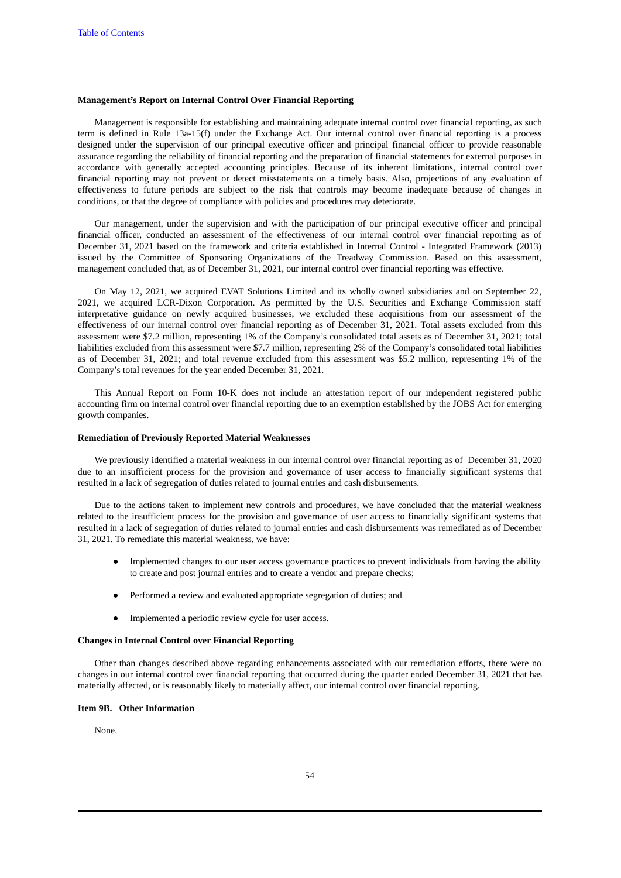**Management's Report on Internal Control Over Financial Reporting**

Management is responsible for establishing and maintaining adequate internal control over financial reporting, as such term is defined in Rule 13a-15(f) under the Exchange Act. Our internal control over financial reporting is a process designed under the supervision of our principal executive officer and principal financial officer to provide reasonable assurance regarding the reliability of financial reporting and the preparation of financial statements for external purposes in accordance with generally accepted accounting principles. Because of its inherent limitations, internal control over financial reporting may not prevent or detect misstatements on a timely basis. Also, projections of any evaluation of effectiveness to future periods are subject to the risk that controls may become inadequate because of changes in conditions, or that the degree of compliance with policies and procedures may deteriorate.

Our management, under the supervision and with the participation of our principal executive officer and principal financial officer, conducted an assessment of the effectiveness of our internal control over financial reporting as of December 31, 2021 based on the framework and criteria established in Internal Control - Integrated Framework (2013) issued by the Committee of Sponsoring Organizations of the Treadway Commission. Based on this assessment, management concluded that, as of December 31, 2021, our internal control over financial reporting was effective.

On May 12, 2021, we acquired EVAT Solutions Limited and its wholly owned subsidiaries and on September 22, 2021, we acquired LCR-Dixon Corporation. As permitted by the U.S. Securities and Exchange Commission staff interpretative guidance on newly acquired businesses, we excluded these acquisitions from our assessment of the effectiveness of our internal control over financial reporting as of December 31, 2021. Total assets excluded from this assessment were $7.2 million, representing 1% of the Company's consolidated total assets as of December 31, 2021; total liabilities excluded from this assessment were $7.7 million, representing 2% of the Company's consolidated total liabilities as of December 31, 2021; and total revenue excluded from this assessment was $5.2 million, representing 1% of the Company's total revenues for the year ended December 31, 2021.

This Annual Report on Form 10-K does not include an attestation report of our independent registered public accounting firm on internal control over financial reporting due to an exemption established by the JOBS Act for emerging growth companies.

**Remediation of Previously Reported Material Weaknesses**

We previously identified a material weakness in our internal control over financial reporting as of December 31, 2020 due to an insufficient process for the provision and governance of user access to financially significant systems that resulted in a lack of segregation of duties related to journal entries and cash disbursements.

Due to the actions taken to implement new controls and procedures, we have concluded that the material weakness related to the insufficient process for the provision and governance of user access to financially significant systems that resulted in a lack of segregation of duties related to journal entries and cash disbursements was remediated as of December 31, 2021. To remediate this material weakness, we have:

- Implemented changes to our user access governance practices to prevent individuals from having the ability to create and post journal entries and to create a vendor and prepare checks;
- Performed a review and evaluated appropriate segregation of duties; and
- Implemented a periodic review cycle for user access.

**Changes in Internal Control over Financial Reporting**

Other than changes described above regarding enhancements associated with our remediation efforts, there were no changes in our internal control over financial reporting that occurred during the quarter ended December 31, 2021 that has materially affected, or is reasonably likely to materially affect, our internal control over financial reporting.

**Item 9B. Other Information**

None.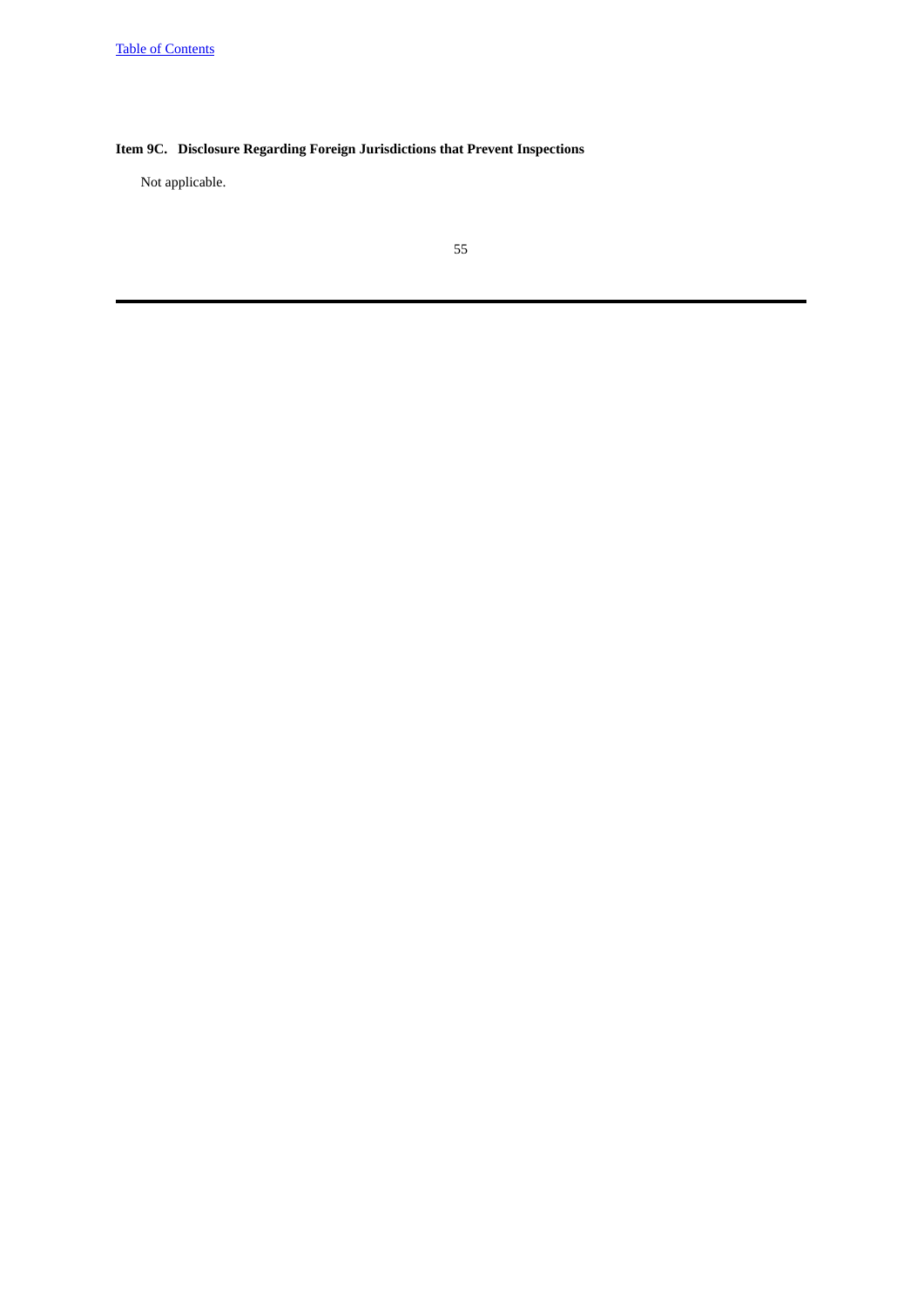**Item 9C. Disclosure Regarding Foreign Jurisdictions that Prevent Inspections**

Not applicable.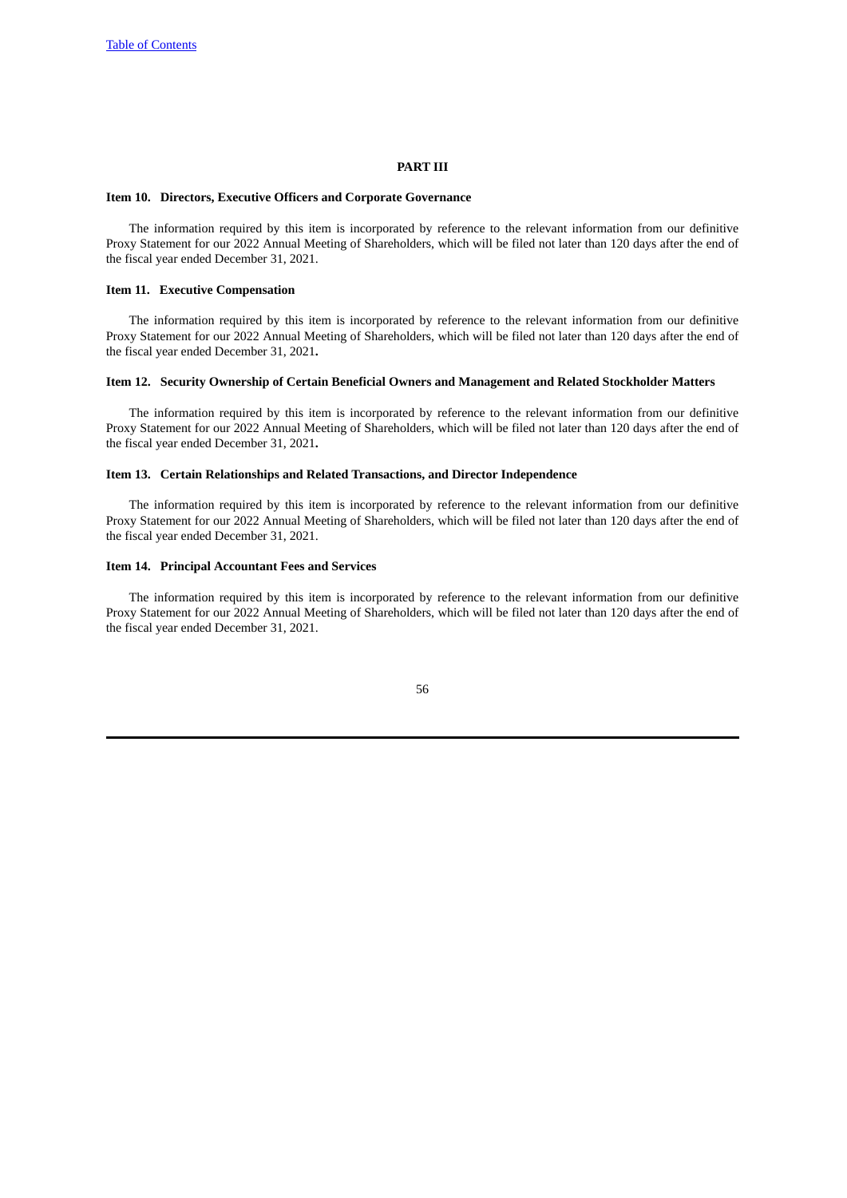# PART III

## Item 10. Directors, Executive Officers and Corporate Governance

The information required by this item is incorporated by reference to the relevant information from our definitive Proxy Statement for our 2022 Annual Meeting of Shareholders, which will be filed not later than 120 days after the end of the fiscal year ended December 31, 2021.

## Item 11. Executive Compensation

The information required by this item is incorporated by reference to the relevant information from our definitive Proxy Statement for our 2022 Annual Meeting of Shareholders, which will be filed not later than 120 days after the end of the fiscal year ended December 31, 2021.

## Item 12. Security Ownership of Certain Beneficial Owners and Management and Related Stockholder Matters

The information required by this item is incorporated by reference to the relevant information from our definitive Proxy Statement for our 2022 Annual Meeting of Shareholders, which will be filed not later than 120 days after the end of the fiscal year ended December 31, 2021.

## Item 13. Certain Relationships and Related Transactions, and Director Independence

The information required by this item is incorporated by reference to the relevant information from our definitive Proxy Statement for our 2022 Annual Meeting of Shareholders, which will be filed not later than 120 days after the end of the fiscal year ended December 31, 2021.

## Item 14. Principal Accountant Fees and Services

The information required by this item is incorporated by reference to the relevant information from our definitive Proxy Statement for our 2022 Annual Meeting of Shareholders, which will be filed not later than 120 days after the end of the fiscal year ended December 31, 2021.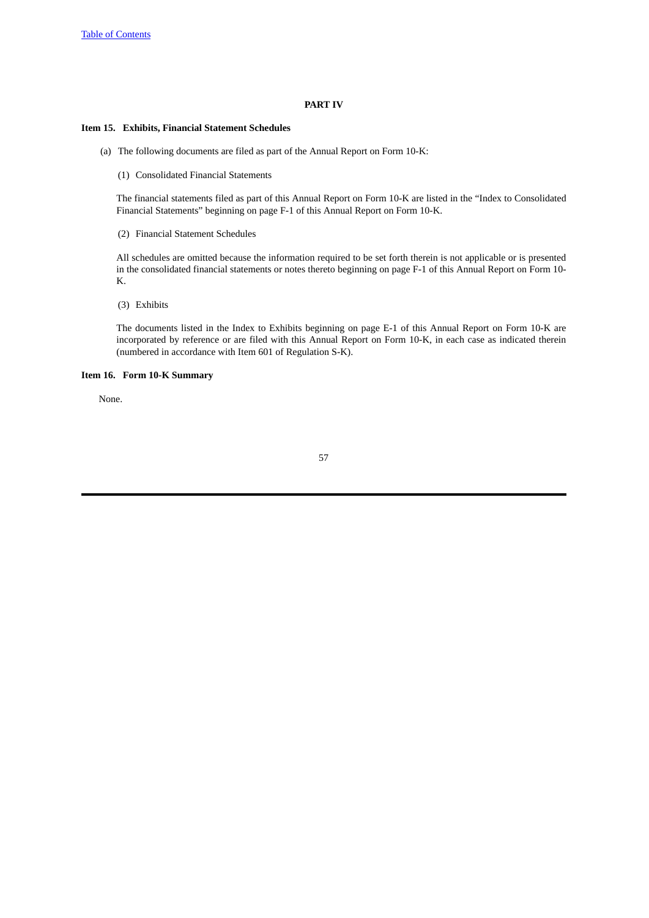# PART IV

## Item 15. Exhibits, Financial Statement Schedules

(a) The following documents are filed as part of the Annual Report on Form 10-K:

(1) Consolidated Financial Statements

The financial statements filed as part of this Annual Report on Form 10-K are listed in the "Index to Consolidated Financial Statements" beginning on page F-1 of this Annual Report on Form 10-K.

(2) Financial Statement Schedules

All schedules are omitted because the information required to be set forth therein is not applicable or is presented in the consolidated financial statements or notes thereto beginning on page F-1 of this Annual Report on Form 10-K.

(3) Exhibits

The documents listed in the Index to Exhibits beginning on page E-1 of this Annual Report on Form 10-K are incorporated by reference or are filed with this Annual Report on Form 10-K, in each case as indicated therein (numbered in accordance with Item 601 of Regulation S-K).

## Item 16. Form 10-K Summary

None.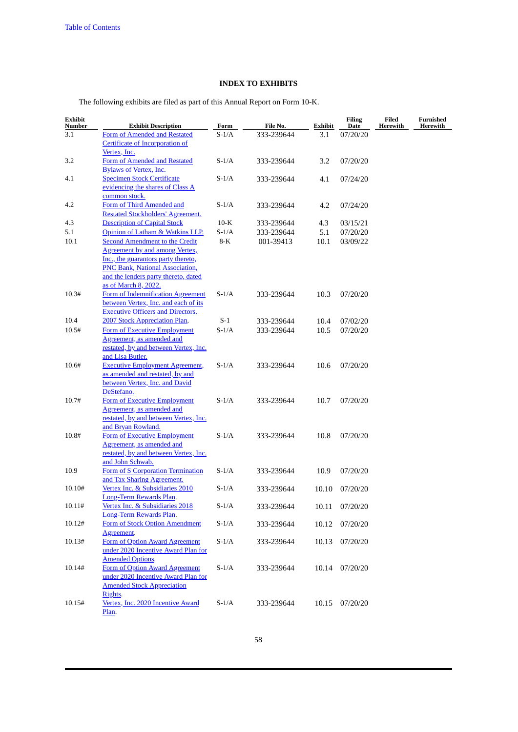## INDEX TO EXHIBITS

The following exhibits are filed as part of this Annual Report on Form 10-K.

| Exhibit Number | Exhibit Description | Form | File No. | Exhibit | Filing Date | Filed Herewith | Furnished Herewith |
|---|---|---|---|---|---|---|---|
| 3.1 | Form of Amended and Restated Certificate of Incorporation of Vertex, Inc. | S-1/A | 333-239644 | 3.1 | 07/20/20 | | |
| 3.2 | Form of Amended and Restated Bylaws of Vertex, Inc. | S-1/A | 333-239644 | 3.2 | 07/20/20 | | |
| 4.1 | Specimen Stock Certificate evidencing the shares of Class A common stock. | S-1/A | 333-239644 | 4.1 | 07/24/20 | | |
| 4.2 | Form of Third Amended and Restated Stockholders' Agreement. | S-1/A | 333-239644 | 4.2 | 07/24/20 | | |
| 4.3 | Description of Capital Stock | 10-K | 333-239644 | 4.3 | 03/15/21 | | |
| 5.1 | Opinion of Latham & Watkins LLP. | S-1/A | 333-239644 | 5.1 | 07/20/20 | | |
| 10.1 | Second Amendment to the Credit Agreement by and among Vertex, Inc., the guarantors party thereto, PNC Bank, National Association, and the lenders party thereto, dated as of March 8, 2022. | 8-K | 001-39413 | 10.1 | 03/09/22 | | |
| 10.3# | Form of Indemnification Agreement between Vertex, Inc. and each of its Executive Officers and Directors. | S-1/A | 333-239644 | 10.3 | 07/20/20 | | |
| 10.4 | 2007 Stock Appreciation Plan. | S-1 | 333-239644 | 10.4 | 07/02/20 | | |
| 10.5# | Form of Executive Employment Agreement, as amended and restated, by and between Vertex, Inc. and Lisa Butler. | S-1/A | 333-239644 | 10.5 | 07/20/20 | | |
| 10.6# | Executive Employment Agreement, as amended and restated, by and between Vertex, Inc. and David DeStefano. | S-1/A | 333-239644 | 10.6 | 07/20/20 | | |
| 10.7# | Form of Executive Employment Agreement, as amended and restated, by and between Vertex, Inc. and Bryan Rowland. | S-1/A | 333-239644 | 10.7 | 07/20/20 | | |
| 10.8# | Form of Executive Employment Agreement, as amended and restated, by and between Vertex, Inc. and John Schwab. | S-1/A | 333-239644 | 10.8 | 07/20/20 | | |
| 10.9 | Form of S Corporation Termination and Tax Sharing Agreement. | S-1/A | 333-239644 | 10.9 | 07/20/20 | | |
| 10.10# | Vertex Inc. & Subsidiaries 2010 Long-Term Rewards Plan. | S-1/A | 333-239644 | 10.10 | 07/20/20 | | |
| 10.11# | Vertex Inc. & Subsidiaries 2018 Long-Term Rewards Plan. | S-1/A | 333-239644 | 10.11 | 07/20/20 | | |
| 10.12# | Form of Stock Option Amendment Agreement. | S-1/A | 333-239644 | 10.12 | 07/20/20 | | |
| 10.13# | Form of Option Award Agreement under 2020 Incentive Award Plan for Amended Options. | S-1/A | 333-239644 | 10.13 | 07/20/20 | | |
| 10.14# | Form of Option Award Agreement under 2020 Incentive Award Plan for Amended Stock Appreciation Rights. | S-1/A | 333-239644 | 10.14 | 07/20/20 | | |
| 10.15# | Vertex, Inc. 2020 Incentive Award Plan. | S-1/A | 333-239644 | 10.15 | 07/20/20 | | |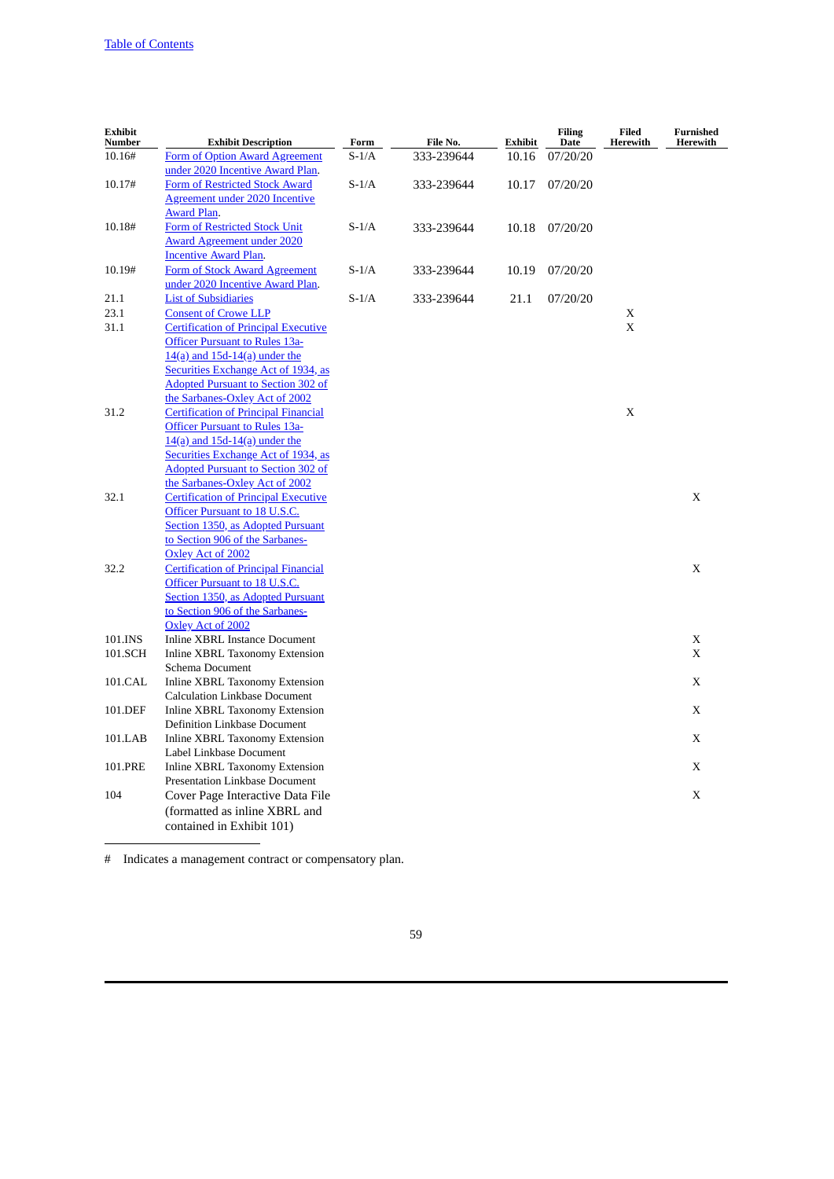| Exhibit Number | Exhibit Description | Form | File No. | Exhibit | Filing Date | Filed Herewith | Furnished Herewith |
|---|---|---|---|---|---|---|---|
| 10.16# | Form of Option Award Agreement under 2020 Incentive Award Plan. | S-1/A | 333-239644 | 10.16 | 07/20/20 | | |
| 10.17# | Form of Restricted Stock Award Agreement under 2020 Incentive Award Plan. | S-1/A | 333-239644 | 10.17 | 07/20/20 | | |
| 10.18# | Form of Restricted Stock Unit Award Agreement under 2020 Incentive Award Plan. | S-1/A | 333-239644 | 10.18 | 07/20/20 | | |
| 10.19# | Form of Stock Award Agreement under 2020 Incentive Award Plan. | S-1/A | 333-239644 | 10.19 | 07/20/20 | | |
| 21.1 | List of Subsidiaries | S-1/A | 333-239644 | 21.1 | 07/20/20 | | |
| 23.1 | Consent of Crowe LLP | | | | | X | |
| 31.1 | Certification of Principal Executive Officer Pursuant to Rules 13a-14(a) and 15d-14(a) under the Securities Exchange Act of 1934, as Adopted Pursuant to Section 302 of the Sarbanes-Oxley Act of 2002 | | | | | X | |
| 31.2 | Certification of Principal Financial Officer Pursuant to Rules 13a-14(a) and 15d-14(a) under the Securities Exchange Act of 1934, as Adopted Pursuant to Section 302 of the Sarbanes-Oxley Act of 2002 | | | | | X | |
| 32.1 | Certification of Principal Executive Officer Pursuant to 18 U.S.C. Section 1350, as Adopted Pursuant to Section 906 of the Sarbanes-Oxley Act of 2002 | | | | | | X |
| 32.2 | Certification of Principal Financial Officer Pursuant to 18 U.S.C. Section 1350, as Adopted Pursuant to Section 906 of the Sarbanes-Oxley Act of 2002 | | | | | | X |
| 101.INS | Inline XBRL Instance Document | | | | | | X |
| 101.SCH | Inline XBRL Taxonomy Extension Schema Document | | | | | | X |
| 101.CAL | Inline XBRL Taxonomy Extension Calculation Linkbase Document | | | | | | X |
| 101.DEF | Inline XBRL Taxonomy Extension Definition Linkbase Document | | | | | | X |
| 101.LAB | Inline XBRL Taxonomy Extension Label Linkbase Document | | | | | | X |
| 101.PRE | Inline XBRL Taxonomy Extension Presentation Linkbase Document | | | | | | X |
| 104 | Cover Page Interactive Data File (formatted as inline XBRL and contained in Exhibit 101) | | | | | | X |

# Indicates a management contract or compensatory plan.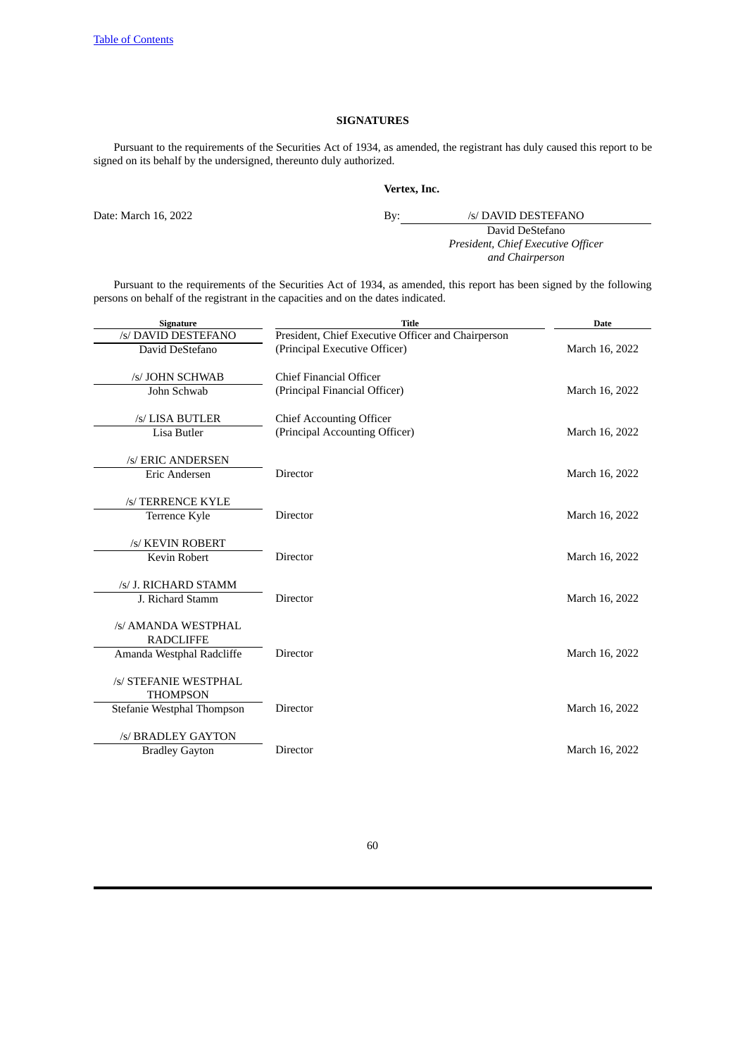## SIGNATURES

Pursuant to the requirements of the Securities Act of 1934, as amended, the registrant has duly caused this report to be signed on its behalf by the undersigned, thereunto duly authorized.

**Vertex, Inc.**

Date: March 16, 2022

By: /s/ DAVID DESTEFANO
David DeStefano
*President, Chief Executive Officer and Chairperson*

Pursuant to the requirements of the Securities Act of 1934, as amended, this report has been signed by the following persons on behalf of the registrant in the capacities and on the dates indicated.

| Signature | Title | Date |
|---|---|---|
| /s/ DAVID DESTEFANO<br>David DeStefano | President, Chief Executive Officer and Chairperson<br>(Principal Executive Officer) | March 16, 2022 |
| /s/ JOHN SCHWAB<br>John Schwab | Chief Financial Officer<br>(Principal Financial Officer) | March 16, 2022 |
| /s/ LISA BUTLER<br>Lisa Butler | Chief Accounting Officer<br>(Principal Accounting Officer) | March 16, 2022 |
| /s/ ERIC ANDERSEN<br>Eric Andersen | Director | March 16, 2022 |
| /s/ TERRENCE KYLE<br>Terrence Kyle | Director | March 16, 2022 |
| /s/ KEVIN ROBERT<br>Kevin Robert | Director | March 16, 2022 |
| /s/ J. RICHARD STAMM<br>J. Richard Stamm | Director | March 16, 2022 |
| /s/ AMANDA WESTPHAL RADCLIFFE<br>Amanda Westphal Radcliffe | Director | March 16, 2022 |
| /s/ STEFANIE WESTPHAL THOMPSON<br>Stefanie Westphal Thompson | Director | March 16, 2022 |
| /s/ BRADLEY GAYTON<br>Bradley Gayton | Director | March 16, 2022 |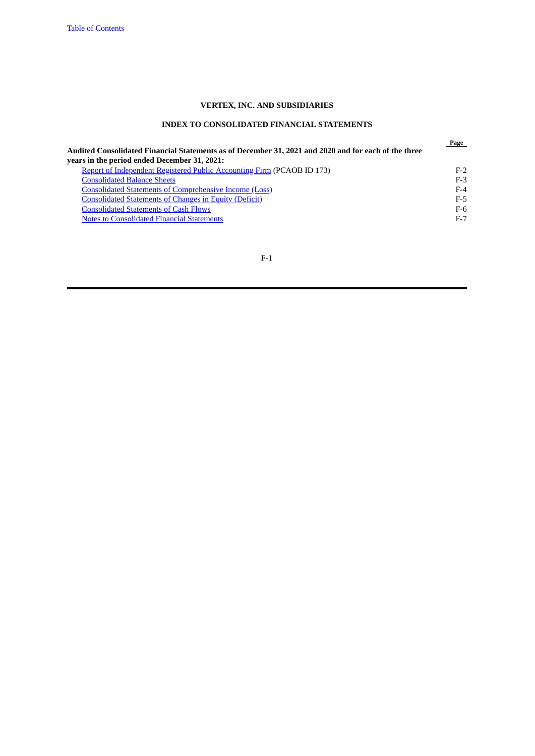**VERTEX, INC. AND SUBSIDIARIES**

**INDEX TO CONSOLIDATED FINANCIAL STATEMENTS**

| | Page |
|---|---|
| **Audited Consolidated Financial Statements as of December 31, 2021 and 2020 and for each of the three years in the period ended December 31, 2021:** | |
| Report of Independent Registered Public Accounting Firm (PCAOB ID 173) | F-2 |
| Consolidated Balance Sheets | F-3 |
| Consolidated Statements of Comprehensive Income (Loss) | F-4 |
| Consolidated Statements of Changes in Equity (Deficit) | F-5 |
| Consolidated Statements of Cash Flows | F-6 |
| Notes to Consolidated Financial Statements | F-7 |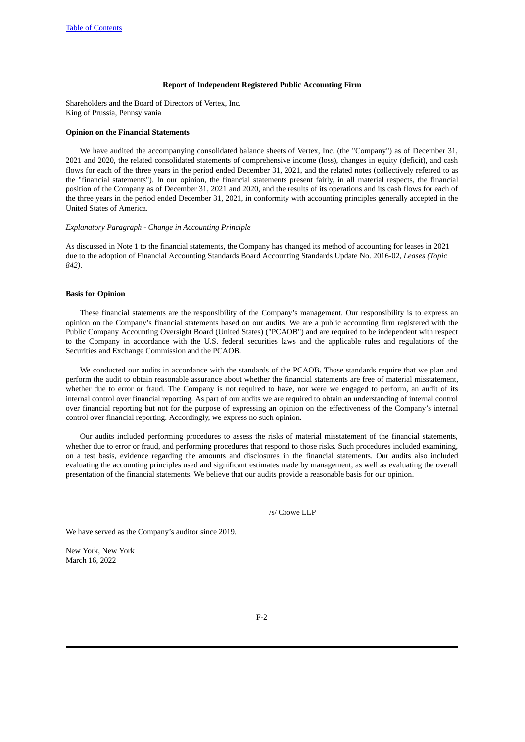[Table of Contents](#)

## Report of Independent Registered Public Accounting Firm

Shareholders and the Board of Directors of Vertex, Inc.
King of Prussia, Pennsylvania

### Opinion on the Financial Statements

We have audited the accompanying consolidated balance sheets of Vertex, Inc. (the "Company") as of December 31, 2021 and 2020, the related consolidated statements of comprehensive income (loss), changes in equity (deficit), and cash flows for each of the three years in the period ended December 31, 2021, and the related notes (collectively referred to as the "financial statements"). In our opinion, the financial statements present fairly, in all material respects, the financial position of the Company as of December 31, 2021 and 2020, and the results of its operations and its cash flows for each of the three years in the period ended December 31, 2021, in conformity with accounting principles generally accepted in the United States of America.

*Explanatory Paragraph - Change in Accounting Principle*

As discussed in Note 1 to the financial statements, the Company has changed its method of accounting for leases in 2021 due to the adoption of Financial Accounting Standards Board Accounting Standards Update No. 2016-02, *Leases (Topic 842)*.

### Basis for Opinion

These financial statements are the responsibility of the Company's management. Our responsibility is to express an opinion on the Company's financial statements based on our audits. We are a public accounting firm registered with the Public Company Accounting Oversight Board (United States) ("PCAOB") and are required to be independent with respect to the Company in accordance with the U.S. federal securities laws and the applicable rules and regulations of the Securities and Exchange Commission and the PCAOB.

We conducted our audits in accordance with the standards of the PCAOB. Those standards require that we plan and perform the audit to obtain reasonable assurance about whether the financial statements are free of material misstatement, whether due to error or fraud. The Company is not required to have, nor were we engaged to perform, an audit of its internal control over financial reporting. As part of our audits we are required to obtain an understanding of internal control over financial reporting but not for the purpose of expressing an opinion on the effectiveness of the Company's internal control over financial reporting. Accordingly, we express no such opinion.

Our audits included performing procedures to assess the risks of material misstatement of the financial statements, whether due to error or fraud, and performing procedures that respond to those risks. Such procedures included examining, on a test basis, evidence regarding the amounts and disclosures in the financial statements. Our audits also included evaluating the accounting principles used and significant estimates made by management, as well as evaluating the overall presentation of the financial statements. We believe that our audits provide a reasonable basis for our opinion.

/s/ Crowe LLP

We have served as the Company's auditor since 2019.

New York, New York
March 16, 2022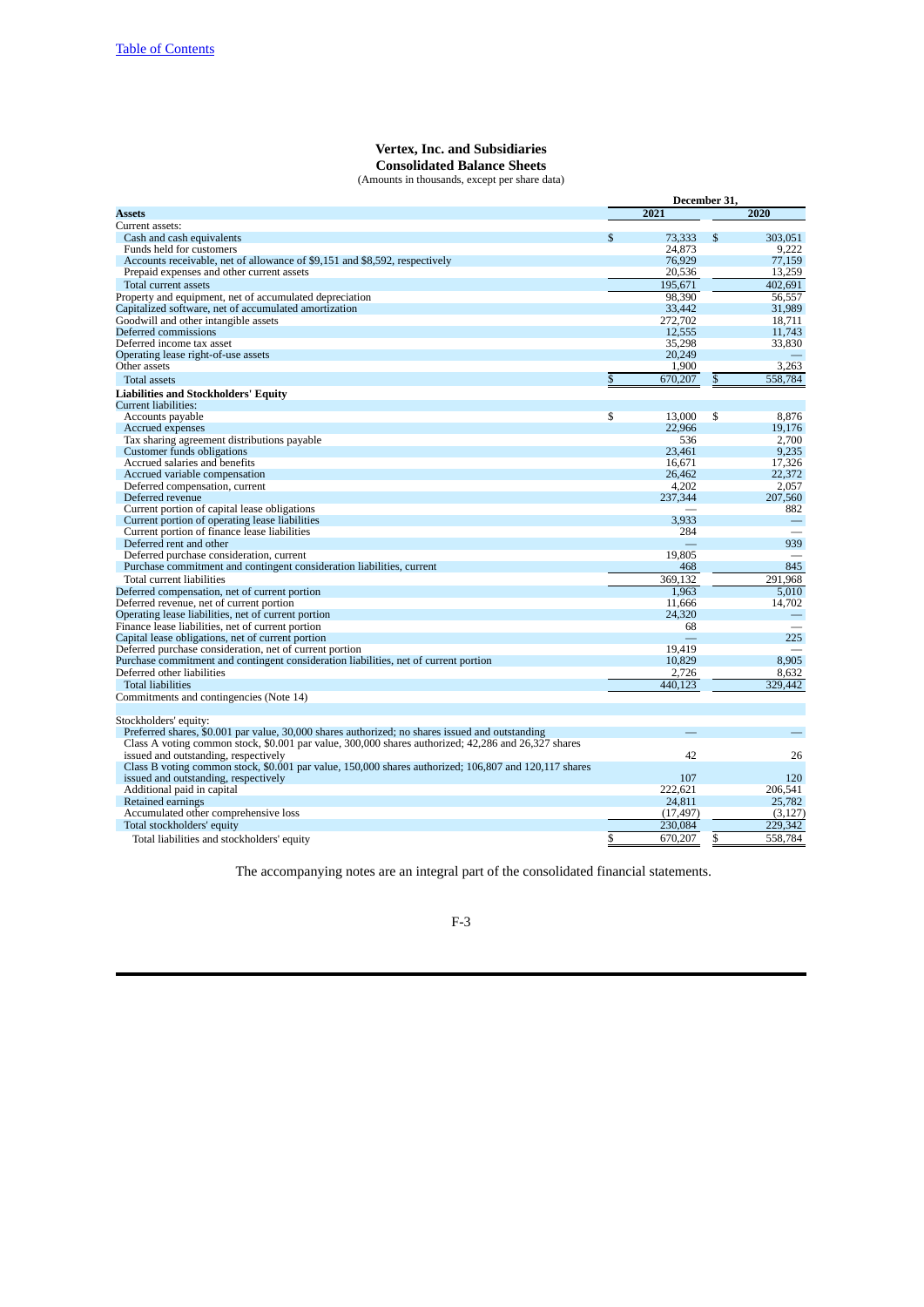# Vertex, Inc. and Subsidiaries
## Consolidated Balance Sheets
(Amounts in thousands, except per share data)

| | December 31, | |
|---|---|---|
| **Assets** | **2021** | **2020** |
| Current assets: | | |
| Cash and cash equivalents | $ 73,333 | $ 303,051 |
| Funds held for customers | 24,873 | 9,222 |
| Accounts receivable, net of allowance of $9,151 and $8,592, respectively | 76,929 | 77,159 |
| Prepaid expenses and other current assets | 20,536 | 13,259 |
| Total current assets | 195,671 | 402,691 |
| Property and equipment, net of accumulated depreciation | 98,390 | 56,557 |
| Capitalized software, net of accumulated amortization | 33,442 | 31,989 |
| Goodwill and other intangible assets | 272,702 | 18,711 |
| Deferred commissions | 12,555 | 11,743 |
| Deferred income tax asset | 35,298 | 33,830 |
| Operating lease right-of-use assets | 20,249 | — |
| Other assets | 1,900 | 3,263 |
| Total assets | $ 670,207 | $ 558,784 |
| **Liabilities and Stockholders' Equity** | | |
| Current liabilities: | | |
| Accounts payable | $ 13,000 | $ 8,876 |
| Accrued expenses | 22,966 | 19,176 |
| Tax sharing agreement distributions payable | 536 | 2,700 |
| Customer funds obligations | 23,461 | 9,235 |
| Accrued salaries and benefits | 16,671 | 17,326 |
| Accrued variable compensation | 26,462 | 22,372 |
| Deferred compensation, current | 4,202 | 2,057 |
| Deferred revenue | 237,344 | 207,560 |
| Current portion of capital lease obligations | — | 882 |
| Current portion of operating lease liabilities | 3,933 | — |
| Current portion of finance lease liabilities | 284 | — |
| Deferred rent and other | — | 939 |
| Deferred purchase consideration, current | 19,805 | — |
| Purchase commitment and contingent consideration liabilities, current | 468 | 845 |
| Total current liabilities | 369,132 | 291,968 |
| Deferred compensation, net of current portion | 1,963 | 5,010 |
| Deferred revenue, net of current portion | 11,666 | 14,702 |
| Operating lease liabilities, net of current portion | 24,320 | — |
| Finance lease liabilities, net of current portion | 68 | — |
| Capital lease obligations, net of current portion | — | 225 |
| Deferred purchase consideration, net of current portion | 19,419 | — |
| Purchase commitment and contingent consideration liabilities, net of current portion | 10,829 | 8,905 |
| Deferred other liabilities | 2,726 | 8,632 |
| Total liabilities | 440,123 | 329,442 |
| Commitments and contingencies (Note 14) | | |
| | | |
| Stockholders' equity: | | |
| Preferred shares, $0.001 par value, 30,000 shares authorized; no shares issued and outstanding | — | — |
| Class A voting common stock, $0.001 par value, 300,000 shares authorized; 42,286 and 26,327 shares issued and outstanding, respectively | 42 | 26 |
| Class B voting common stock, $0.001 par value, 150,000 shares authorized; 106,807 and 120,117 shares issued and outstanding, respectively | 107 | 120 |
| Additional paid in capital | 222,621 | 206,541 |
| Retained earnings | 24,811 | 25,782 |
| Accumulated other comprehensive loss | (17,497) | (3,127) |
| Total stockholders' equity | 230,084 | 229,342 |
| Total liabilities and stockholders' equity | $ 670,207 | $ 558,784 |

The accompanying notes are an integral part of the consolidated financial statements.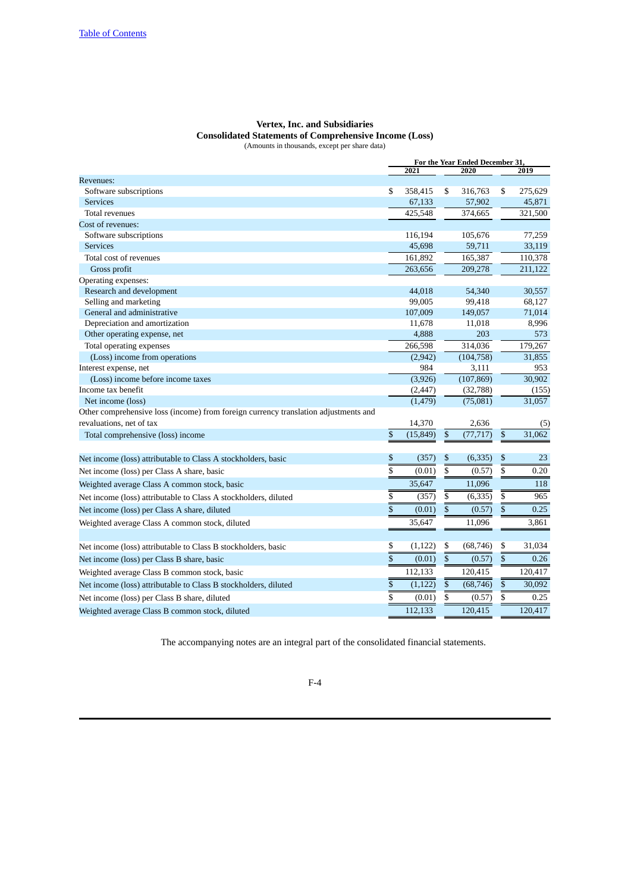**Vertex, Inc. and Subsidiaries**
**Consolidated Statements of Comprehensive Income (Loss)**
(Amounts in thousands, except per share data)

| | For the Year Ended December 31, | | |
|---|---|---|---|
| | 2021 | 2020 | 2019 |
| Revenues: | | | |
| Software subscriptions | $ 358,415 | $ 316,763 | $ 275,629 |
| Services | 67,133 | 57,902 | 45,871 |
| Total revenues | 425,548 | 374,665 | 321,500 |
| Cost of revenues: | | | |
| Software subscriptions | 116,194 | 105,676 | 77,259 |
| Services | 45,698 | 59,711 | 33,119 |
| Total cost of revenues | 161,892 | 165,387 | 110,378 |
| Gross profit | 263,656 | 209,278 | 211,122 |
| Operating expenses: | | | |
| Research and development | 44,018 | 54,340 | 30,557 |
| Selling and marketing | 99,005 | 99,418 | 68,127 |
| General and administrative | 107,009 | 149,057 | 71,014 |
| Depreciation and amortization | 11,678 | 11,018 | 8,996 |
| Other operating expense, net | 4,888 | 203 | 573 |
| Total operating expenses | 266,598 | 314,036 | 179,267 |
| (Loss) income from operations | (2,942) | (104,758) | 31,855 |
| Interest expense, net | 984 | 3,111 | 953 |
| (Loss) income before income taxes | (3,926) | (107,869) | 30,902 |
| Income tax benefit | (2,447) | (32,788) | (155) |
| Net income (loss) | (1,479) | (75,081) | 31,057 |
| Other comprehensive loss (income) from foreign currency translation adjustments and revaluations, net of tax | 14,370 | 2,636 | (5) |
| Total comprehensive (loss) income | $ (15,849) | $ (77,717) | $ 31,062 |
| | | | |
| Net income (loss) attributable to Class A stockholders, basic | $ (357) | $ (6,335) | $ 23 |
| Net income (loss) per Class A share, basic | $ (0.01) | $ (0.57) | $ 0.20 |
| Weighted average Class A common stock, basic | 35,647 | 11,096 | 118 |
| Net income (loss) attributable to Class A stockholders, diluted | $ (357) | $ (6,335) | $ 965 |
| Net income (loss) per Class A share, diluted | $ (0.01) | $ (0.57) | $ 0.25 |
| Weighted average Class A common stock, diluted | 35,647 | 11,096 | 3,861 |
| | | | |
| Net income (loss) attributable to Class B stockholders, basic | $ (1,122) | $ (68,746) | $ 31,034 |
| Net income (loss) per Class B share, basic | $ (0.01) | $ (0.57) | $ 0.26 |
| Weighted average Class B common stock, basic | 112,133 | 120,415 | 120,417 |
| Net income (loss) attributable to Class B stockholders, diluted | $ (1,122) | $ (68,746) | $ 30,092 |
| Net income (loss) per Class B share, diluted | $ (0.01) | $ (0.57) | $ 0.25 |
| Weighted average Class B common stock, diluted | 112,133 | 120,415 | 120,417 |

The accompanying notes are an integral part of the consolidated financial statements.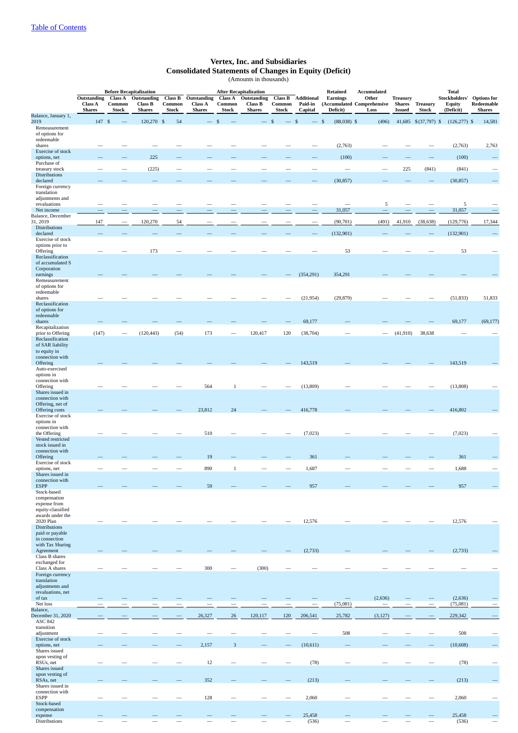[Table of Contents](#)

# Vertex, Inc. and Subsidiaries
## Consolidated Statements of Changes in Equity (Deficit)
(Amounts in thousands)

| | Before Recapitalization | | | | After Recapitalization | | | | | | | | | | |
|---|---|---|---|---|---|---|---|---|---|---|---|---|---|---|---|
| | Outstanding Class A Shares | Class A Common Stock | Outstanding Class B Shares | Class B Common Stock | Outstanding Class A Shares | Class A Common Stock | Outstanding Class B Shares | Class B Common Stock | Additional Paid-in Capital | Retained Earnings (Accumulated Deficit) | Accumulated Other Comprehensive Loss | Treasury Shares Issued | Treasury Stock | Total Stockholders' Equity (Deficit) | Options for Redeemable Shares |
| Balance, January 1, 2019 | 147 | $ — | 120,270 | $ 54 | — | $ — | — | $ — | $ — | $ (88,038) | $ (496) | 41,685 | $ (37,797) | $ (126,277) | $ 14,581 |
| Remeasurement of options for redeemable shares | — | — | — | — | — | — | — | — | — | (2,763) | — | — | — | (2,763) | 2,763 |
| Exercise of stock options, net | — | — | 225 | — | — | — | — | — | — | (100) | — | — | — | (100) | — |
| Purchase of treasury stock | — | — | (225) | — | — | — | — | — | — | — | — | 225 | (841) | (841) | — |
| Distributions declared | — | — | — | — | — | — | — | — | — | (30,857) | — | — | — | (30,857) | — |
| Foreign currency translation adjustments and revaluations | — | — | — | — | — | — | — | — | — | — | 5 | — | — | 5 | — |
| Net income | — | — | — | — | — | — | — | — | — | 31,057 | — | — | — | 31,057 | — |
| Balance, December 31, 2019 | 147 | — | 120,270 | 54 | — | — | — | — | — | (90,701) | (491) | 41,910 | (38,638) | (129,776) | 17,344 |
| Distributions declared | — | — | — | — | — | — | — | — | — | (132,901) | — | — | — | (132,901) | — |
| Exercise of stock options prior to Offering | — | — | 173 | — | — | — | — | — | — | 53 | — | — | — | 53 | — |
| Reclassification of accumulated S Corporation earnings | — | — | — | — | — | — | — | — | (354,291) | 354,291 | — | — | — | — | — |
| Remeasurement of options for redeemable shares | — | — | — | — | — | — | — | — | (21,954) | (29,879) | — | — | — | (51,833) | 51,833 |
| Reclassification of options for redeemable shares | — | — | — | — | — | — | — | — | 69,177 | — | — | — | — | 69,177 | (69,177) |
| Recapitalization prior to Offering | (147) | — | (120,443) | (54) | 173 | — | 120,417 | 120 | (38,704) | — | — | (41,910) | 38,638 | — | — |
| Reclassification of SAR liability to equity in connection with Offering | — | — | — | — | — | — | — | — | 143,519 | — | — | — | — | 143,519 | — |
| Auto-exercised options in connection with Offering | — | — | — | — | 564 | 1 | — | — | (13,809) | — | — | — | — | (13,808) | — |
| Shares issued in connection with Offering, net of Offering costs | — | — | — | — | 23,812 | 24 | — | — | 416,778 | — | — | — | — | 416,802 | — |
| Exercise of stock options in connection with the Offering | — | — | — | — | 510 | — | — | — | (7,023) | — | — | — | — | (7,023) | — |
| Vested restricted stock issued in connection with Offering | — | — | — | — | 19 | — | — | — | 361 | — | — | — | — | 361 | — |
| Exercise of stock options, net | — | — | — | — | 890 | 1 | — | — | 1,687 | — | — | — | — | 1,688 | — |
| Shares issued in connection with ESPP | — | — | — | — | 59 | — | — | — | 957 | — | — | — | — | 957 | — |
| Stock-based compensation expense from equity-classified awards under the 2020 Plan | — | — | — | — | — | — | — | — | 12,576 | — | — | — | — | 12,576 | — |
| Distributions paid or payable in connection with Tax Sharing Agreement | — | — | — | — | — | — | — | — | (2,733) | — | — | — | — | (2,733) | — |
| Class B shares exchanged for Class A shares | — | — | — | — | 300 | — | (300) | — | — | — | — | — | — | — | — |
| Foreign currency translation adjustments and revaluations, net of tax | — | — | — | — | — | — | — | — | — | — | (2,636) | — | — | (2,636) | — |
| Net loss | — | — | — | — | — | — | — | — | — | (75,081) | — | — | — | (75,081) | — |
| Balance, December 31, 2020 | — | — | — | — | 26,327 | 26 | 120,117 | 120 | 206,541 | 25,782 | (3,127) | — | — | 229,342 | — |
| ASC 842 transition adjustment | — | — | — | — | — | — | — | — | — | 508 | — | — | — | 508 | — |
| Exercise of stock options, net | — | — | — | — | 2,157 | 3 | — | — | (10,611) | — | — | — | — | (10,608) | — |
| Shares issued upon vesting of RSUs, net | — | — | — | — | 12 | — | — | — | (78) | — | — | — | — | (78) | — |
| Shares issued upon vesting of RSAs, net | — | — | — | — | 352 | — | — | — | (213) | — | — | — | — | (213) | — |
| Shares issued in connection with ESPP | — | — | — | — | 128 | — | — | — | 2,060 | — | — | — | — | 2,060 | — |
| Stock-based compensation expense | — | — | — | — | — | — | — | — | 25,458 | — | — | — | — | 25,458 | — |
| Distributions | — | — | — | — | — | — | — | — | (536) | — | — | — | — | (536) | — |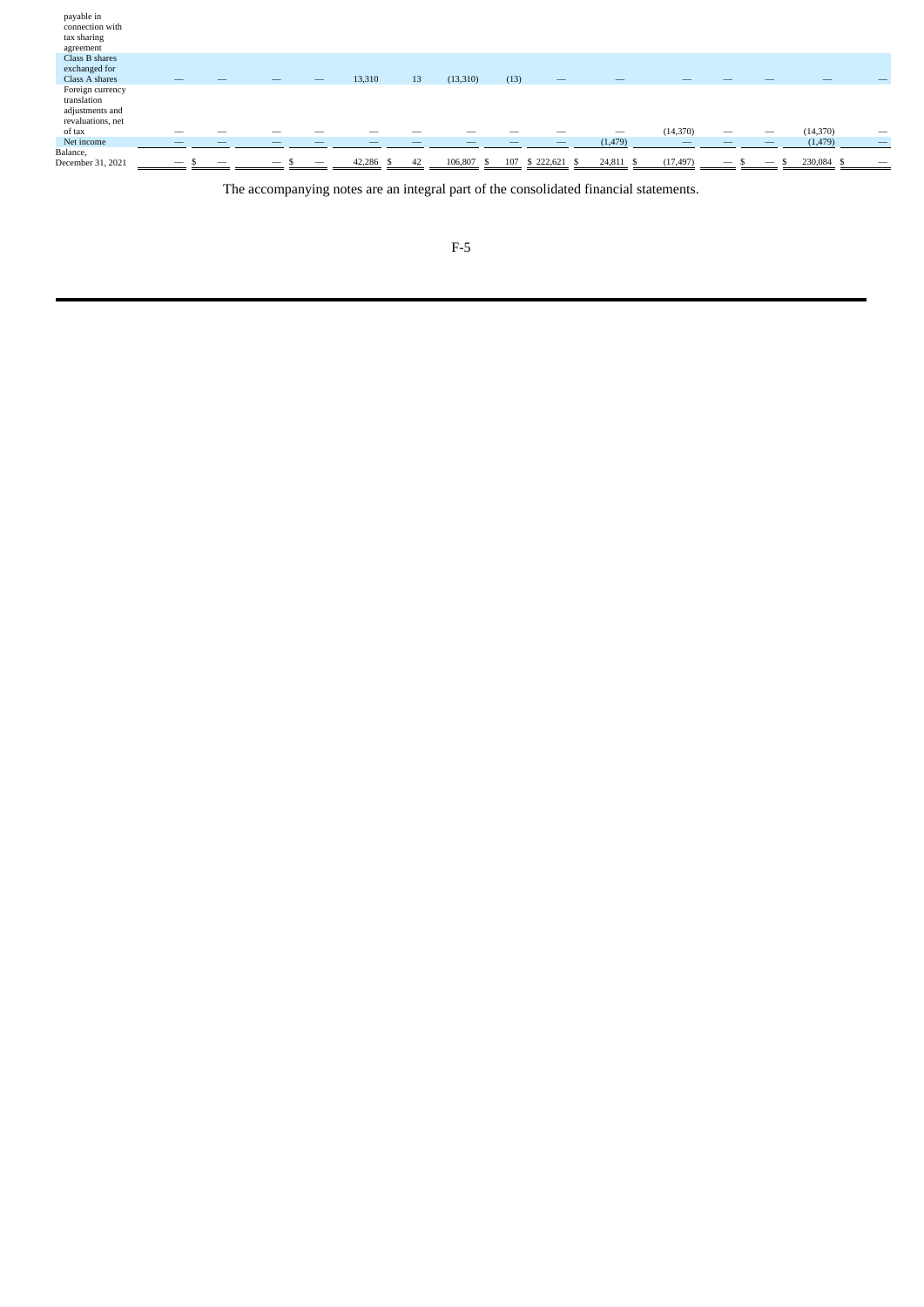| | | | | | | | | | | | | | | | |
|---|---|---|---|---|---|---|---|---|---|---|---|---|---|---|---|
| payable in connection with tax sharing agreement | | | | | | | | | | | | | | | |
| Class B shares exchanged for Class A shares | — | — | — | — | 13,310 | 13 | (13,310) | (13) | — | — | — | — | — | — | — |
| Foreign currency translation adjustments and revaluations, net of tax | — | — | — | — | — | — | — | — | — | — | (14,370) | — | — | (14,370) | — |
| Net income | — | — | — | — | — | — | — | — | — | (1,479) | — | — | — | (1,479) | — |
| Balance, December 31, 2021 | — | $ — | — | $ — | 42,286 | $ 42 | 106,807 | $ 107 | $ 222,621 | $ 24,811 | $ (17,497) | — | $ — | $ 230,084 | $ — |

The accompanying notes are an integral part of the consolidated financial statements.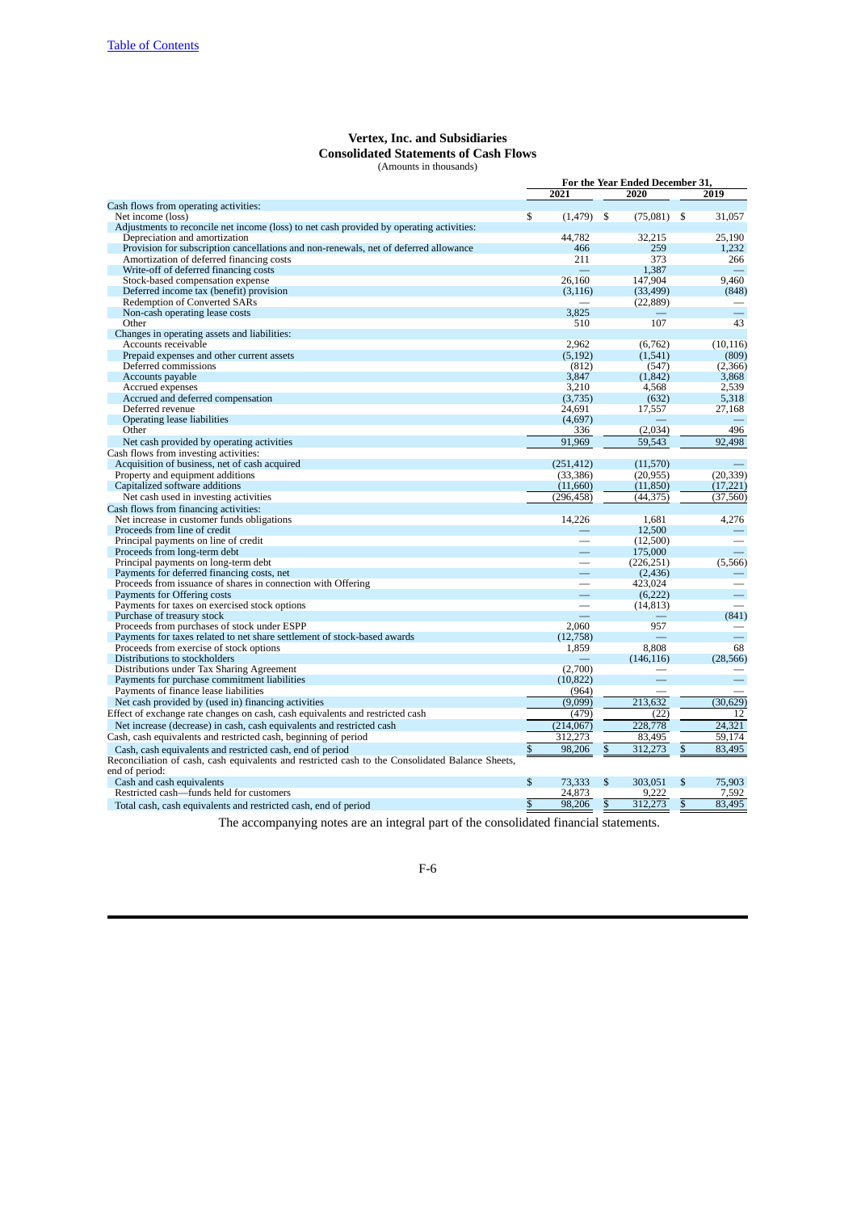# Vertex, Inc. and Subsidiaries
## Consolidated Statements of Cash Flows
(Amounts in thousands)

| | For the Year Ended December 31, | | |
|---|---|---|---|
| | 2021 | 2020 | 2019 |
| Cash flows from operating activities: | | | |
| Net income (loss) | $ (1,479) | $ (75,081) | $ 31,057 |
| Adjustments to reconcile net income (loss) to net cash provided by operating activities: | | | |
| Depreciation and amortization | 44,782 | 32,215 | 25,190 |
| Provision for subscription cancellations and non-renewals, net of deferred allowance | 466 | 259 | 1,232 |
| Amortization of deferred financing costs | 211 | 373 | 266 |
| Write-off of deferred financing costs | — | 1,387 | — |
| Stock-based compensation expense | 26,160 | 147,904 | 9,460 |
| Deferred income tax (benefit) provision | (3,116) | (33,499) | (848) |
| Redemption of Converted SARs | — | (22,889) | — |
| Non-cash operating lease costs | 3,825 | — | — |
| Other | 510 | 107 | 43 |
| Changes in operating assets and liabilities: | | | |
| Accounts receivable | 2,962 | (6,762) | (10,116) |
| Prepaid expenses and other current assets | (5,192) | (1,541) | (809) |
| Deferred commissions | (812) | (547) | (2,366) |
| Accounts payable | 3,847 | (1,842) | 3,868 |
| Accrued expenses | 3,210 | 4,568 | 2,539 |
| Accrued and deferred compensation | (3,735) | (632) | 5,318 |
| Deferred revenue | 24,691 | 17,557 | 27,168 |
| Operating lease liabilities | (4,697) | — | — |
| Other | 336 | (2,034) | 496 |
| Net cash provided by operating activities | 91,969 | 59,543 | 92,498 |
| Cash flows from investing activities: | | | |
| Acquisition of business, net of cash acquired | (251,412) | (11,570) | — |
| Property and equipment additions | (33,386) | (20,955) | (20,339) |
| Capitalized software additions | (11,660) | (11,850) | (17,221) |
| Net cash used in investing activities | (296,458) | (44,375) | (37,560) |
| Cash flows from financing activities: | | | |
| Net increase in customer funds obligations | 14,226 | 1,681 | 4,276 |
| Proceeds from line of credit | — | 12,500 | — |
| Principal payments on line of credit | — | (12,500) | — |
| Proceeds from long-term debt | — | 175,000 | — |
| Principal payments on long-term debt | — | (226,251) | (5,566) |
| Payments for deferred financing costs, net | — | (2,436) | — |
| Proceeds from issuance of shares in connection with Offering | — | 423,024 | — |
| Payments for Offering costs | — | (6,222) | — |
| Payments for taxes on exercised stock options | — | (14,813) | — |
| Purchase of treasury stock | — | — | (841) |
| Proceeds from purchases of stock under ESPP | 2,060 | 957 | — |
| Payments for taxes related to net share settlement of stock-based awards | (12,758) | — | — |
| Proceeds from exercise of stock options | 1,859 | 8,808 | 68 |
| Distributions to stockholders | — | (146,116) | (28,566) |
| Distributions under Tax Sharing Agreement | (2,700) | — | — |
| Payments for purchase commitment liabilities | (10,822) | — | — |
| Payments of finance lease liabilities | (964) | — | — |
| Net cash provided by (used in) financing activities | (9,099) | 213,632 | (30,629) |
| Effect of exchange rate changes on cash, cash equivalents and restricted cash | (479) | (22) | 12 |
| Net increase (decrease) in cash, cash equivalents and restricted cash | (214,067) | 228,778 | 24,321 |
| Cash, cash equivalents and restricted cash, beginning of period | 312,273 | 83,495 | 59,174 |
| Cash, cash equivalents and restricted cash, end of period | $ 98,206 | $ 312,273 | $ 83,495 |
| Reconciliation of cash, cash equivalents and restricted cash to the Consolidated Balance Sheets, end of period: | | | |
| Cash and cash equivalents | $ 73,333 | $ 303,051 | $ 75,903 |
| Restricted cash—funds held for customers | 24,873 | 9,222 | 7,592 |
| Total cash, cash equivalents and restricted cash, end of period | $ 98,206 | $ 312,273 | $ 83,495 |

The accompanying notes are an integral part of the consolidated financial statements.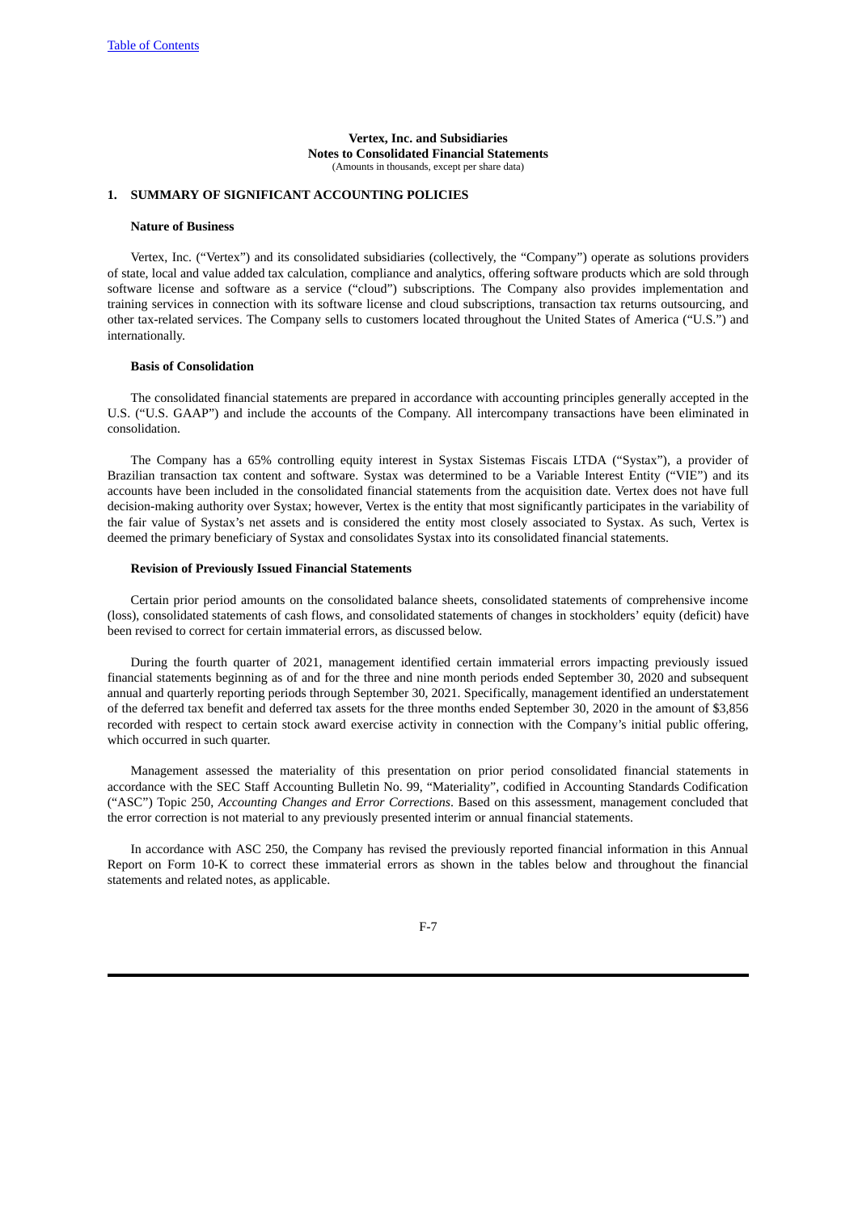**Vertex, Inc. and Subsidiaries**
**Notes to Consolidated Financial Statements**
(Amounts in thousands, except per share data)

## 1. SUMMARY OF SIGNIFICANT ACCOUNTING POLICIES

### Nature of Business

Vertex, Inc. ("Vertex") and its consolidated subsidiaries (collectively, the "Company") operate as solutions providers of state, local and value added tax calculation, compliance and analytics, offering software products which are sold through software license and software as a service ("cloud") subscriptions. The Company also provides implementation and training services in connection with its software license and cloud subscriptions, transaction tax returns outsourcing, and other tax-related services. The Company sells to customers located throughout the United States of America ("U.S.") and internationally.

### Basis of Consolidation

The consolidated financial statements are prepared in accordance with accounting principles generally accepted in the U.S. ("U.S. GAAP") and include the accounts of the Company. All intercompany transactions have been eliminated in consolidation.

The Company has a 65% controlling equity interest in Systax Sistemas Fiscais LTDA ("Systax"), a provider of Brazilian transaction tax content and software. Systax was determined to be a Variable Interest Entity ("VIE") and its accounts have been included in the consolidated financial statements from the acquisition date. Vertex does not have full decision-making authority over Systax; however, Vertex is the entity that most significantly participates in the variability of the fair value of Systax's net assets and is considered the entity most closely associated to Systax. As such, Vertex is deemed the primary beneficiary of Systax and consolidates Systax into its consolidated financial statements.

### Revision of Previously Issued Financial Statements

Certain prior period amounts on the consolidated balance sheets, consolidated statements of comprehensive income (loss), consolidated statements of cash flows, and consolidated statements of changes in stockholders' equity (deficit) have been revised to correct for certain immaterial errors, as discussed below.

During the fourth quarter of 2021, management identified certain immaterial errors impacting previously issued financial statements beginning as of and for the three and nine month periods ended September 30, 2020 and subsequent annual and quarterly reporting periods through September 30, 2021. Specifically, management identified an understatement of the deferred tax benefit and deferred tax assets for the three months ended September 30, 2020 in the amount of $3,856 recorded with respect to certain stock award exercise activity in connection with the Company's initial public offering, which occurred in such quarter.

Management assessed the materiality of this presentation on prior period consolidated financial statements in accordance with the SEC Staff Accounting Bulletin No. 99, "Materiality", codified in Accounting Standards Codification ("ASC") Topic 250, *Accounting Changes and Error Corrections*. Based on this assessment, management concluded that the error correction is not material to any previously presented interim or annual financial statements.

In accordance with ASC 250, the Company has revised the previously reported financial information in this Annual Report on Form 10-K to correct these immaterial errors as shown in the tables below and throughout the financial statements and related notes, as applicable.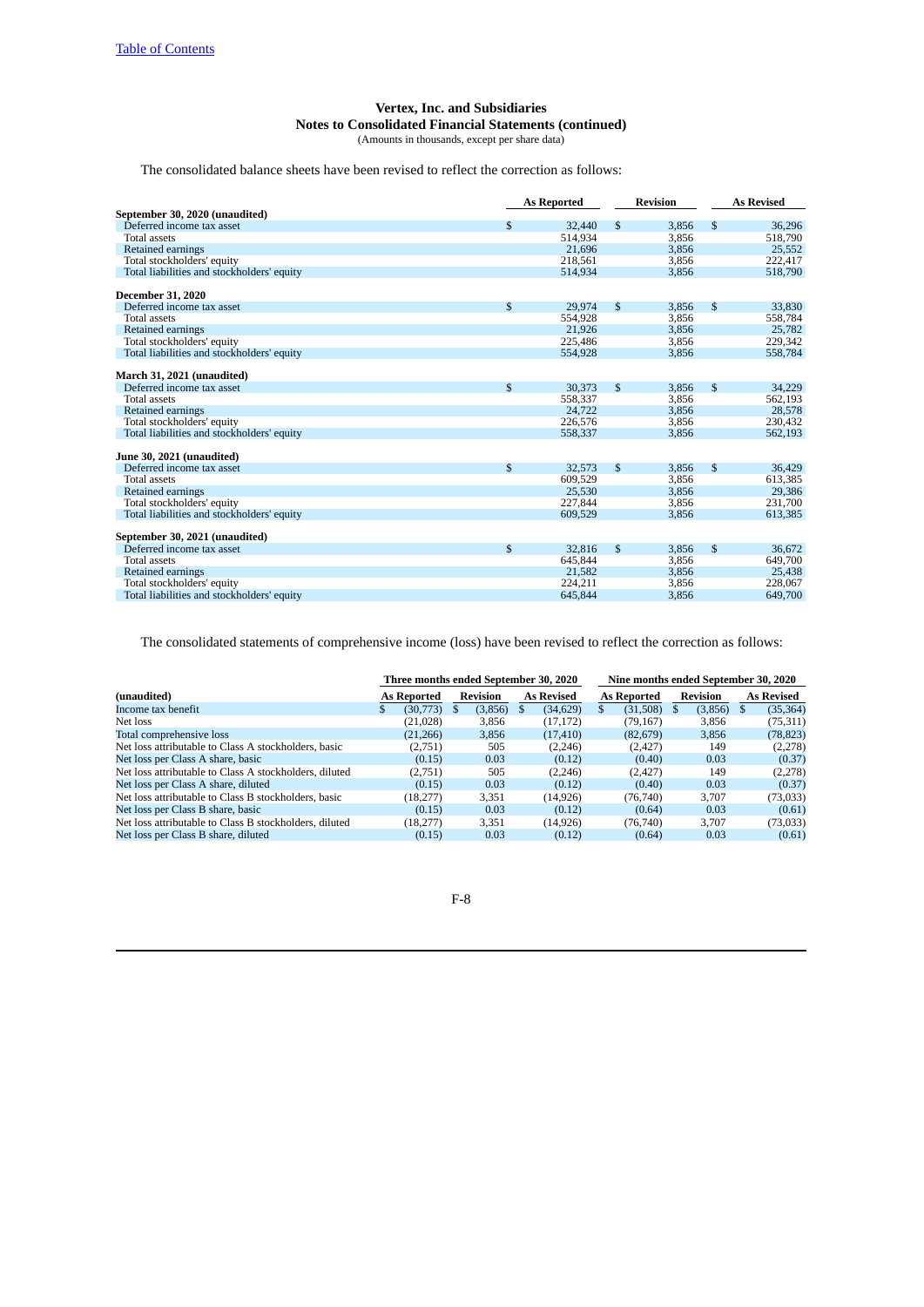**Vertex, Inc. and Subsidiaries**
**Notes to Consolidated Financial Statements (continued)**
(Amounts in thousands, except per share data)

The consolidated balance sheets have been revised to reflect the correction as follows:

| | As Reported | Revision | As Revised |
|---|---|---|---|
| **September 30, 2020 (unaudited)** | | | |
| Deferred income tax asset | $ 32,440 | $ 3,856 | $ 36,296 |
| Total assets | 514,934 | 3,856 | 518,790 |
| Retained earnings | 21,696 | 3,856 | 25,552 |
| Total stockholders' equity | 218,561 | 3,856 | 222,417 |
| Total liabilities and stockholders' equity | 514,934 | 3,856 | 518,790 |
| **December 31, 2020** | | | |
| Deferred income tax asset | $ 29,974 | $ 3,856 | $ 33,830 |
| Total assets | 554,928 | 3,856 | 558,784 |
| Retained earnings | 21,926 | 3,856 | 25,782 |
| Total stockholders' equity | 225,486 | 3,856 | 229,342 |
| Total liabilities and stockholders' equity | 554,928 | 3,856 | 558,784 |
| **March 31, 2021 (unaudited)** | | | |
| Deferred income tax asset | $ 30,373 | $ 3,856 | $ 34,229 |
| Total assets | 558,337 | 3,856 | 562,193 |
| Retained earnings | 24,722 | 3,856 | 28,578 |
| Total stockholders' equity | 226,576 | 3,856 | 230,432 |
| Total liabilities and stockholders' equity | 558,337 | 3,856 | 562,193 |
| **June 30, 2021 (unaudited)** | | | |
| Deferred income tax asset | $ 32,573 | $ 3,856 | $ 36,429 |
| Total assets | 609,529 | 3,856 | 613,385 |
| Retained earnings | 25,530 | 3,856 | 29,386 |
| Total stockholders' equity | 227,844 | 3,856 | 231,700 |
| Total liabilities and stockholders' equity | 609,529 | 3,856 | 613,385 |
| **September 30, 2021 (unaudited)** | | | |
| Deferred income tax asset | $ 32,816 | $ 3,856 | $ 36,672 |
| Total assets | 645,844 | 3,856 | 649,700 |
| Retained earnings | 21,582 | 3,856 | 25,438 |
| Total stockholders' equity | 224,211 | 3,856 | 228,067 |
| Total liabilities and stockholders' equity | 645,844 | 3,856 | 649,700 |

The consolidated statements of comprehensive income (loss) have been revised to reflect the correction as follows:

| | Three months ended September 30, 2020 | | | Nine months ended September 30, 2020 | | |
|---|---|---|---|---|---|---|
| **(unaudited)** | **As Reported** | **Revision** | **As Revised** | **As Reported** | **Revision** | **As Revised** |
| Income tax benefit | $ (30,773) | $ (3,856) | $ (34,629) | $ (31,508) | $ (3,856) | $ (35,364) |
| Net loss | (21,028) | 3,856 | (17,172) | (79,167) | 3,856 | (75,311) |
| Total comprehensive loss | (21,266) | 3,856 | (17,410) | (82,679) | 3,856 | (78,823) |
| Net loss attributable to Class A stockholders, basic | (2,751) | 505 | (2,246) | (2,427) | 149 | (2,278) |
| Net loss per Class A share, basic | (0.15) | 0.03 | (0.12) | (0.40) | 0.03 | (0.37) |
| Net loss attributable to Class A stockholders, diluted | (2,751) | 505 | (2,246) | (2,427) | 149 | (2,278) |
| Net loss per Class A share, diluted | (0.15) | 0.03 | (0.12) | (0.40) | 0.03 | (0.37) |
| Net loss attributable to Class B stockholders, basic | (18,277) | 3,351 | (14,926) | (76,740) | 3,707 | (73,033) |
| Net loss per Class B share, basic | (0.15) | 0.03 | (0.12) | (0.64) | 0.03 | (0.61) |
| Net loss attributable to Class B stockholders, diluted | (18,277) | 3,351 | (14,926) | (76,740) | 3,707 | (73,033) |
| Net loss per Class B share, diluted | (0.15) | 0.03 | (0.12) | (0.64) | 0.03 | (0.61) |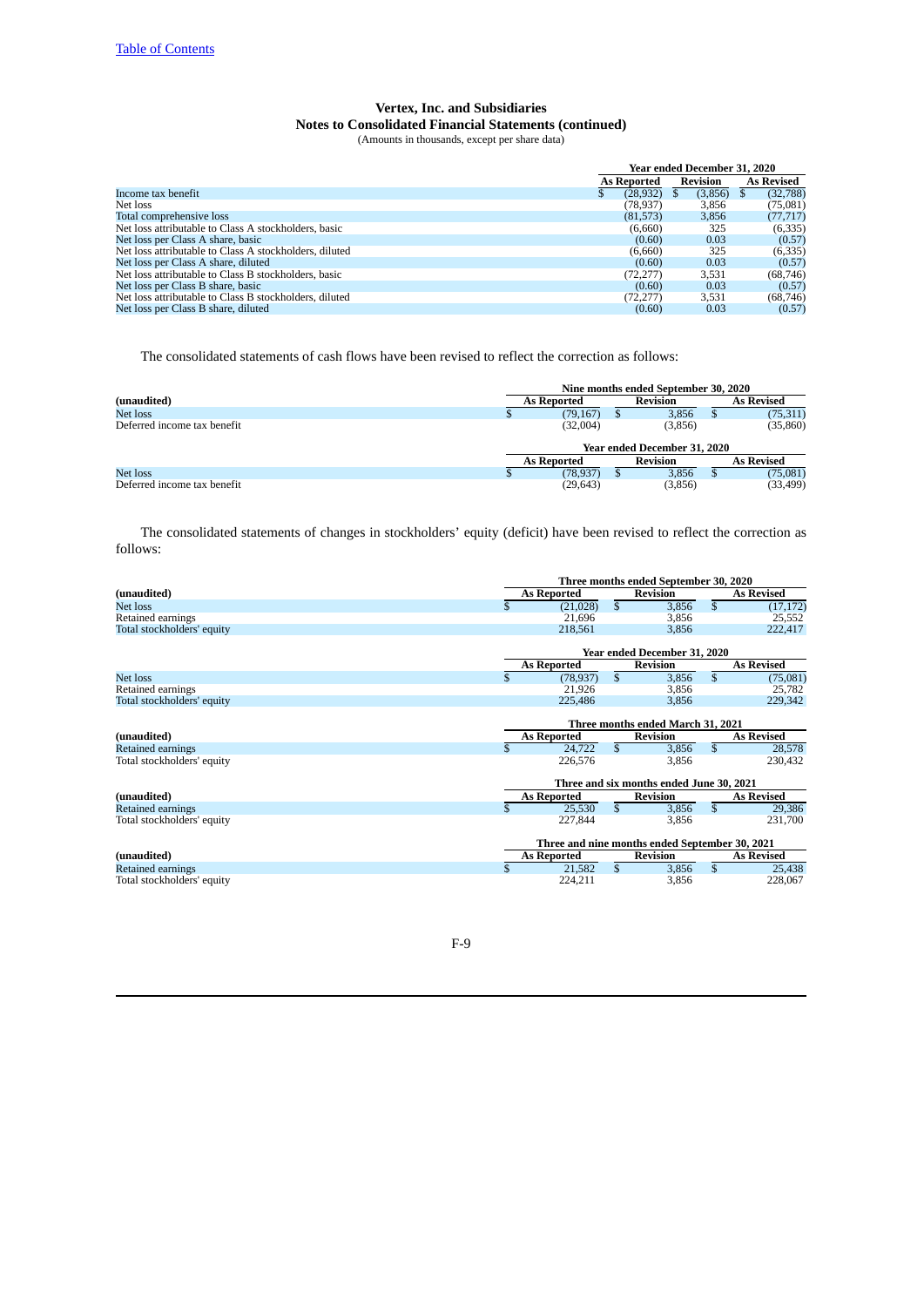**Vertex, Inc. and Subsidiaries**
**Notes to Consolidated Financial Statements (continued)**
(Amounts in thousands, except per share data)

| | Year ended December 31, 2020 | | |
|---|---|---|---|
| | As Reported | Revision | As Revised |
| Income tax benefit | $ (28,932) | $ (3,856) | $ (32,788) |
| Net loss | (78,937) | 3,856 | (75,081) |
| Total comprehensive loss | (81,573) | 3,856 | (77,717) |
| Net loss attributable to Class A stockholders, basic | (6,660) | 325 | (6,335) |
| Net loss per Class A share, basic | (0.60) | 0.03 | (0.57) |
| Net loss attributable to Class A stockholders, diluted | (6,660) | 325 | (6,335) |
| Net loss per Class A share, diluted | (0.60) | 0.03 | (0.57) |
| Net loss attributable to Class B stockholders, basic | (72,277) | 3,531 | (68,746) |
| Net loss per Class B share, basic | (0.60) | 0.03 | (0.57) |
| Net loss attributable to Class B stockholders, diluted | (72,277) | 3,531 | (68,746) |
| Net loss per Class B share, diluted | (0.60) | 0.03 | (0.57) |

The consolidated statements of cash flows have been revised to reflect the correction as follows:

| | Nine months ended September 30, 2020 | | |
|---|---|---|---|
| (unaudited) | As Reported | Revision | As Revised |
| Net loss | $ (79,167) | $ 3,856 | $ (75,311) |
| Deferred income tax benefit | (32,004) | (3,856) | (35,860) |

| | Year ended December 31, 2020 | | |
|---|---|---|---|
| | As Reported | Revision | As Revised |
| Net loss | $ (78,937) | $ 3,856 | $ (75,081) |
| Deferred income tax benefit | (29,643) | (3,856) | (33,499) |

The consolidated statements of changes in stockholders' equity (deficit) have been revised to reflect the correction as follows:

| | Three months ended September 30, 2020 | | |
|---|---|---|---|
| (unaudited) | As Reported | Revision | As Revised |
| Net loss | $ (21,028) | $ 3,856 | $ (17,172) |
| Retained earnings | 21,696 | 3,856 | 25,552 |
| Total stockholders' equity | 218,561 | 3,856 | 222,417 |

| | Year ended December 31, 2020 | | |
|---|---|---|---|
| | As Reported | Revision | As Revised |
| Net loss | $ (78,937) | $ 3,856 | $ (75,081) |
| Retained earnings | 21,926 | 3,856 | 25,782 |
| Total stockholders' equity | 225,486 | 3,856 | 229,342 |

| | Three months ended March 31, 2021 | | |
|---|---|---|---|
| (unaudited) | As Reported | Revision | As Revised |
| Retained earnings | $ 24,722 | $ 3,856 | $ 28,578 |
| Total stockholders' equity | 226,576 | 3,856 | 230,432 |

| | Three and six months ended June 30, 2021 | | |
|---|---|---|---|
| (unaudited) | As Reported | Revision | As Revised |
| Retained earnings | $ 25,530 | $ 3,856 | $ 29,386 |
| Total stockholders' equity | 227,844 | 3,856 | 231,700 |

| | Three and nine months ended September 30, 2021 | | |
|---|---|---|---|
| (unaudited) | As Reported | Revision | As Revised |
| Retained earnings | $ 21,582 | $ 3,856 | $ 25,438 |
| Total stockholders' equity | 224,211 | 3,856 | 228,067 |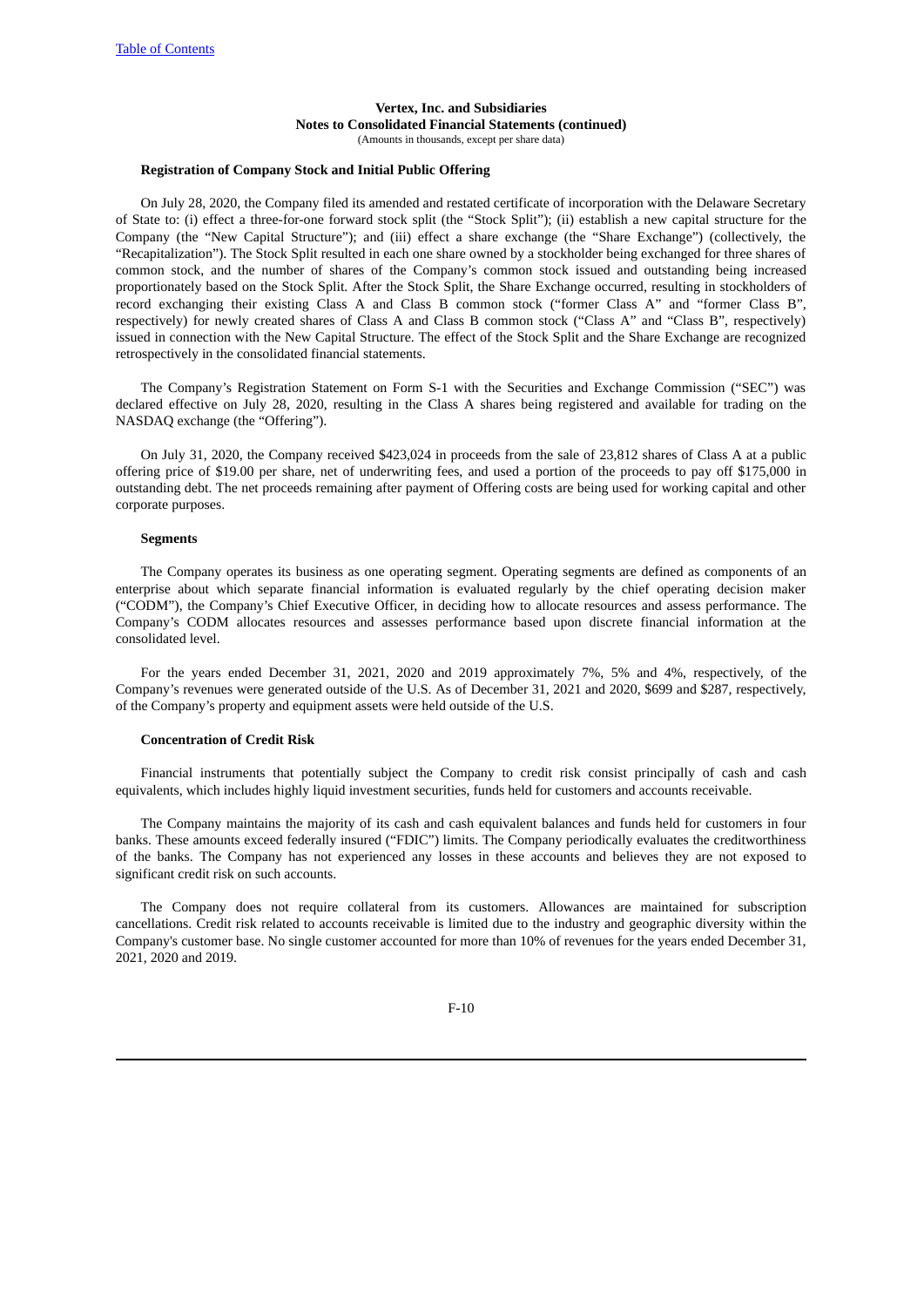**Vertex, Inc. and Subsidiaries**
**Notes to Consolidated Financial Statements (continued)**
(Amounts in thousands, except per share data)

**Registration of Company Stock and Initial Public Offering**

On July 28, 2020, the Company filed its amended and restated certificate of incorporation with the Delaware Secretary of State to: (i) effect a three-for-one forward stock split (the "Stock Split"); (ii) establish a new capital structure for the Company (the "New Capital Structure"); and (iii) effect a share exchange (the "Share Exchange") (collectively, the "Recapitalization"). The Stock Split resulted in each one share owned by a stockholder being exchanged for three shares of common stock, and the number of shares of the Company's common stock issued and outstanding being increased proportionately based on the Stock Split. After the Stock Split, the Share Exchange occurred, resulting in stockholders of record exchanging their existing Class A and Class B common stock ("former Class A" and "former Class B", respectively) for newly created shares of Class A and Class B common stock ("Class A" and "Class B", respectively) issued in connection with the New Capital Structure. The effect of the Stock Split and the Share Exchange are recognized retrospectively in the consolidated financial statements.

The Company's Registration Statement on Form S-1 with the Securities and Exchange Commission ("SEC") was declared effective on July 28, 2020, resulting in the Class A shares being registered and available for trading on the NASDAQ exchange (the "Offering").

On July 31, 2020, the Company received $423,024 in proceeds from the sale of 23,812 shares of Class A at a public offering price of $19.00 per share, net of underwriting fees, and used a portion of the proceeds to pay off $175,000 in outstanding debt. The net proceeds remaining after payment of Offering costs are being used for working capital and other corporate purposes.

**Segments**

The Company operates its business as one operating segment. Operating segments are defined as components of an enterprise about which separate financial information is evaluated regularly by the chief operating decision maker ("CODM"), the Company's Chief Executive Officer, in deciding how to allocate resources and assess performance. The Company's CODM allocates resources and assesses performance based upon discrete financial information at the consolidated level.

For the years ended December 31, 2021, 2020 and 2019 approximately 7%, 5% and 4%, respectively, of the Company's revenues were generated outside of the U.S. As of December 31, 2021 and 2020, $699 and $287, respectively, of the Company's property and equipment assets were held outside of the U.S.

**Concentration of Credit Risk**

Financial instruments that potentially subject the Company to credit risk consist principally of cash and cash equivalents, which includes highly liquid investment securities, funds held for customers and accounts receivable.

The Company maintains the majority of its cash and cash equivalent balances and funds held for customers in four banks. These amounts exceed federally insured ("FDIC") limits. The Company periodically evaluates the creditworthiness of the banks. The Company has not experienced any losses in these accounts and believes they are not exposed to significant credit risk on such accounts.

The Company does not require collateral from its customers. Allowances are maintained for subscription cancellations. Credit risk related to accounts receivable is limited due to the industry and geographic diversity within the Company's customer base. No single customer accounted for more than 10% of revenues for the years ended December 31, 2021, 2020 and 2019.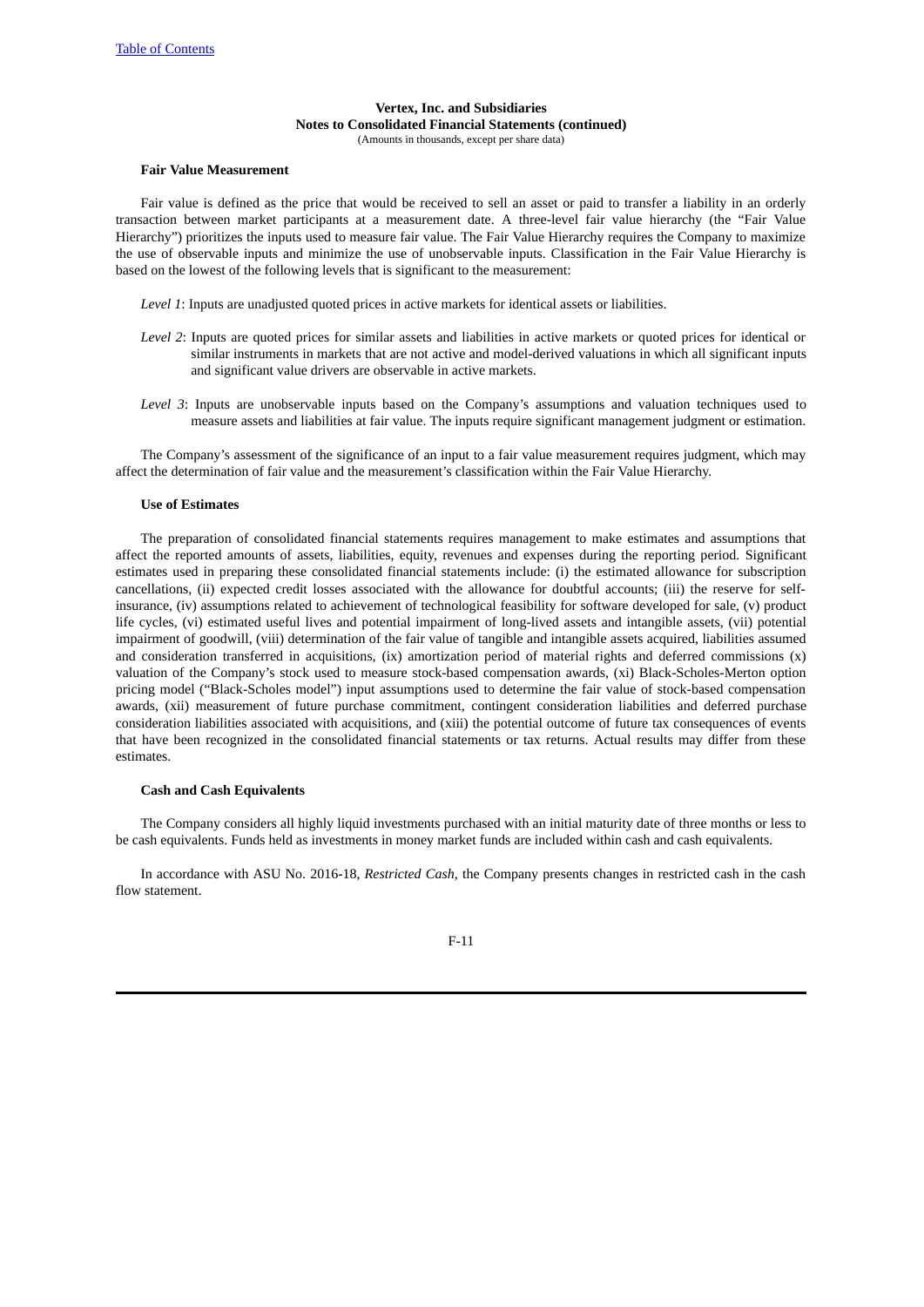**Vertex, Inc. and Subsidiaries**
**Notes to Consolidated Financial Statements (continued)**
(Amounts in thousands, except per share data)

**Fair Value Measurement**

Fair value is defined as the price that would be received to sell an asset or paid to transfer a liability in an orderly transaction between market participants at a measurement date. A three-level fair value hierarchy (the "Fair Value Hierarchy") prioritizes the inputs used to measure fair value. The Fair Value Hierarchy requires the Company to maximize the use of observable inputs and minimize the use of unobservable inputs. Classification in the Fair Value Hierarchy is based on the lowest of the following levels that is significant to the measurement:

*Level 1*: Inputs are unadjusted quoted prices in active markets for identical assets or liabilities.

*Level 2*: Inputs are quoted prices for similar assets and liabilities in active markets or quoted prices for identical or similar instruments in markets that are not active and model-derived valuations in which all significant inputs and significant value drivers are observable in active markets.

*Level 3*: Inputs are unobservable inputs based on the Company's assumptions and valuation techniques used to measure assets and liabilities at fair value. The inputs require significant management judgment or estimation.

The Company's assessment of the significance of an input to a fair value measurement requires judgment, which may affect the determination of fair value and the measurement's classification within the Fair Value Hierarchy.

**Use of Estimates**

The preparation of consolidated financial statements requires management to make estimates and assumptions that affect the reported amounts of assets, liabilities, equity, revenues and expenses during the reporting period. Significant estimates used in preparing these consolidated financial statements include: (i) the estimated allowance for subscription cancellations, (ii) expected credit losses associated with the allowance for doubtful accounts; (iii) the reserve for self-insurance, (iv) assumptions related to achievement of technological feasibility for software developed for sale, (v) product life cycles, (vi) estimated useful lives and potential impairment of long-lived assets and intangible assets, (vii) potential impairment of goodwill, (viii) determination of the fair value of tangible and intangible assets acquired, liabilities assumed and consideration transferred in acquisitions, (ix) amortization period of material rights and deferred commissions (x) valuation of the Company's stock used to measure stock-based compensation awards, (xi) Black-Scholes-Merton option pricing model ("Black-Scholes model") input assumptions used to determine the fair value of stock-based compensation awards, (xii) measurement of future purchase commitment, contingent consideration liabilities and deferred purchase consideration liabilities associated with acquisitions, and (xiii) the potential outcome of future tax consequences of events that have been recognized in the consolidated financial statements or tax returns. Actual results may differ from these estimates.

**Cash and Cash Equivalents**

The Company considers all highly liquid investments purchased with an initial maturity date of three months or less to be cash equivalents. Funds held as investments in money market funds are included within cash and cash equivalents.

In accordance with ASU No. 2016-18, *Restricted Cash*, the Company presents changes in restricted cash in the cash flow statement.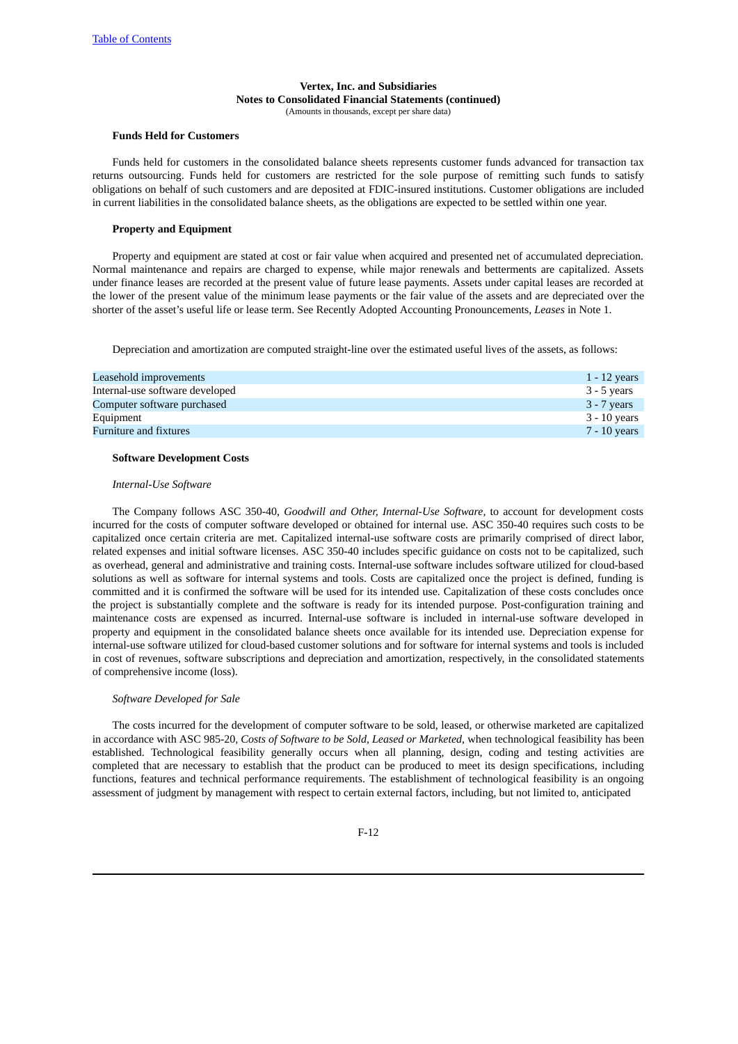**Vertex, Inc. and Subsidiaries**
**Notes to Consolidated Financial Statements (continued)**
(Amounts in thousands, except per share data)

**Funds Held for Customers**

Funds held for customers in the consolidated balance sheets represents customer funds advanced for transaction tax returns outsourcing. Funds held for customers are restricted for the sole purpose of remitting such funds to satisfy obligations on behalf of such customers and are deposited at FDIC-insured institutions. Customer obligations are included in current liabilities in the consolidated balance sheets, as the obligations are expected to be settled within one year.

**Property and Equipment**

Property and equipment are stated at cost or fair value when acquired and presented net of accumulated depreciation. Normal maintenance and repairs are charged to expense, while major renewals and betterments are capitalized. Assets under finance leases are recorded at the present value of future lease payments. Assets under capital leases are recorded at the lower of the present value of the minimum lease payments or the fair value of the assets and are depreciated over the shorter of the asset's useful life or lease term. See Recently Adopted Accounting Pronouncements, *Leases* in Note 1.

Depreciation and amortization are computed straight-line over the estimated useful lives of the assets, as follows:

| | |
|---|---|
| Leasehold improvements | 1 - 12 years |
| Internal-use software developed | 3 - 5 years |
| Computer software purchased | 3 - 7 years |
| Equipment | 3 - 10 years |
| Furniture and fixtures | 7 - 10 years |

**Software Development Costs**

*Internal-Use Software*

The Company follows ASC 350-40, *Goodwill and Other, Internal-Use Software,* to account for development costs incurred for the costs of computer software developed or obtained for internal use. ASC 350-40 requires such costs to be capitalized once certain criteria are met. Capitalized internal-use software costs are primarily comprised of direct labor, related expenses and initial software licenses. ASC 350-40 includes specific guidance on costs not to be capitalized, such as overhead, general and administrative and training costs. Internal-use software includes software utilized for cloud-based solutions as well as software for internal systems and tools. Costs are capitalized once the project is defined, funding is committed and it is confirmed the software will be used for its intended use. Capitalization of these costs concludes once the project is substantially complete and the software is ready for its intended purpose. Post-configuration training and maintenance costs are expensed as incurred. Internal-use software is included in internal-use software developed in property and equipment in the consolidated balance sheets once available for its intended use. Depreciation expense for internal-use software utilized for cloud-based customer solutions and for software for internal systems and tools is included in cost of revenues, software subscriptions and depreciation and amortization, respectively, in the consolidated statements of comprehensive income (loss).

*Software Developed for Sale*

The costs incurred for the development of computer software to be sold, leased, or otherwise marketed are capitalized in accordance with ASC 985-20, *Costs of Software to be Sold, Leased or Marketed*, when technological feasibility has been established. Technological feasibility generally occurs when all planning, design, coding and testing activities are completed that are necessary to establish that the product can be produced to meet its design specifications, including functions, features and technical performance requirements. The establishment of technological feasibility is an ongoing assessment of judgment by management with respect to certain external factors, including, but not limited to, anticipated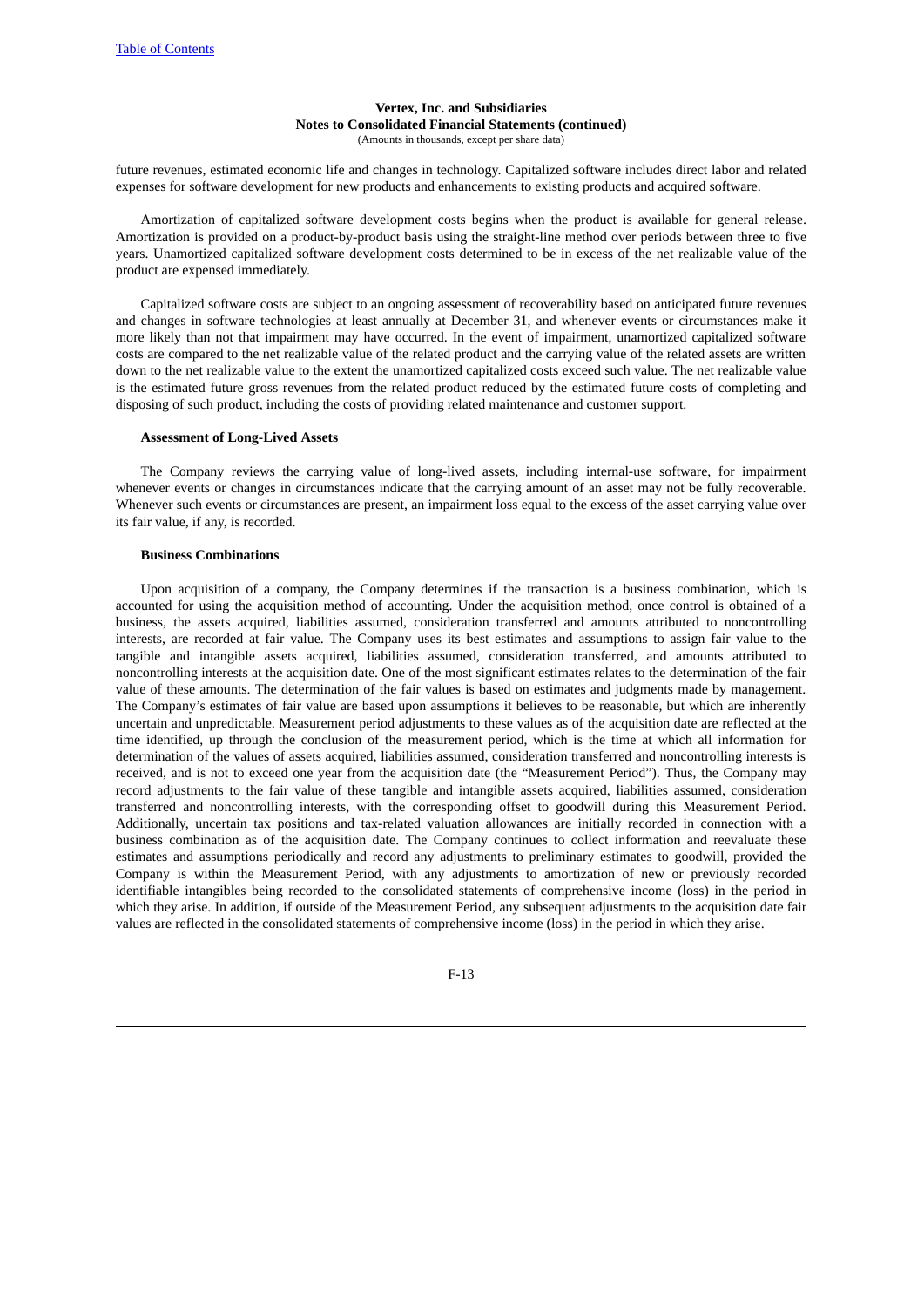future revenues, estimated economic life and changes in technology. Capitalized software includes direct labor and related expenses for software development for new products and enhancements to existing products and acquired software.

Amortization of capitalized software development costs begins when the product is available for general release. Amortization is provided on a product-by-product basis using the straight-line method over periods between three to five years. Unamortized capitalized software development costs determined to be in excess of the net realizable value of the product are expensed immediately.

Capitalized software costs are subject to an ongoing assessment of recoverability based on anticipated future revenues and changes in software technologies at least annually at December 31, and whenever events or circumstances make it more likely than not that impairment may have occurred. In the event of impairment, unamortized capitalized software costs are compared to the net realizable value of the related product and the carrying value of the related assets are written down to the net realizable value to the extent the unamortized capitalized costs exceed such value. The net realizable value is the estimated future gross revenues from the related product reduced by the estimated future costs of completing and disposing of such product, including the costs of providing related maintenance and customer support.

**Assessment of Long-Lived Assets**

The Company reviews the carrying value of long-lived assets, including internal-use software, for impairment whenever events or changes in circumstances indicate that the carrying amount of an asset may not be fully recoverable. Whenever such events or circumstances are present, an impairment loss equal to the excess of the asset carrying value over its fair value, if any, is recorded.

**Business Combinations**

Upon acquisition of a company, the Company determines if the transaction is a business combination, which is accounted for using the acquisition method of accounting. Under the acquisition method, once control is obtained of a business, the assets acquired, liabilities assumed, consideration transferred and amounts attributed to noncontrolling interests, are recorded at fair value. The Company uses its best estimates and assumptions to assign fair value to the tangible and intangible assets acquired, liabilities assumed, consideration transferred, and amounts attributed to noncontrolling interests at the acquisition date. One of the most significant estimates relates to the determination of the fair value of these amounts. The determination of the fair values is based on estimates and judgments made by management. The Company's estimates of fair value are based upon assumptions it believes to be reasonable, but which are inherently uncertain and unpredictable. Measurement period adjustments to these values as of the acquisition date are reflected at the time identified, up through the conclusion of the measurement period, which is the time at which all information for determination of the values of assets acquired, liabilities assumed, consideration transferred and noncontrolling interests is received, and is not to exceed one year from the acquisition date (the "Measurement Period"). Thus, the Company may record adjustments to the fair value of these tangible and intangible assets acquired, liabilities assumed, consideration transferred and noncontrolling interests, with the corresponding offset to goodwill during this Measurement Period. Additionally, uncertain tax positions and tax-related valuation allowances are initially recorded in connection with a business combination as of the acquisition date. The Company continues to collect information and reevaluate these estimates and assumptions periodically and record any adjustments to preliminary estimates to goodwill, provided the Company is within the Measurement Period, with any adjustments to amortization of new or previously recorded identifiable intangibles being recorded to the consolidated statements of comprehensive income (loss) in the period in which they arise. In addition, if outside of the Measurement Period, any subsequent adjustments to the acquisition date fair values are reflected in the consolidated statements of comprehensive income (loss) in the period in which they arise.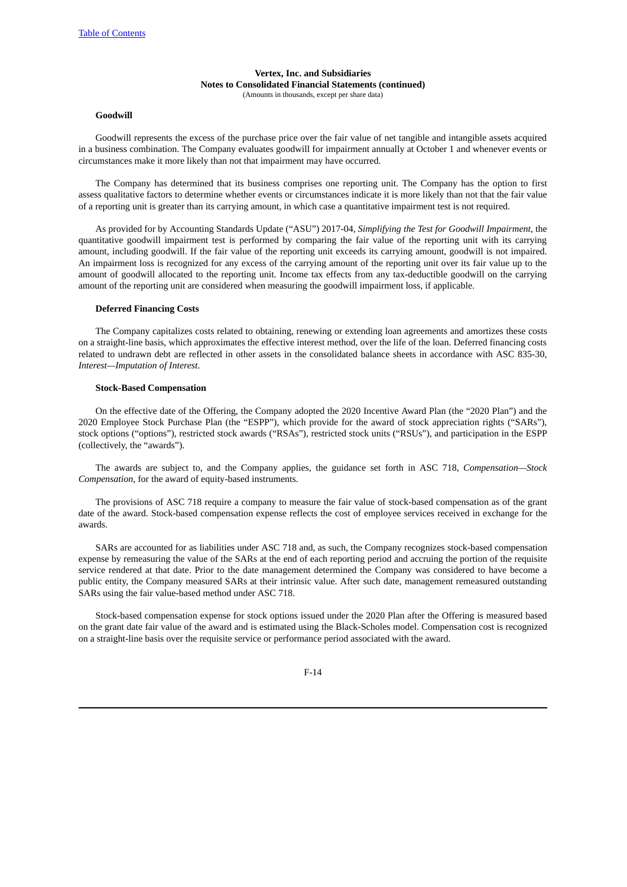**Vertex, Inc. and Subsidiaries**
**Notes to Consolidated Financial Statements (continued)**
(Amounts in thousands, except per share data)

**Goodwill**

Goodwill represents the excess of the purchase price over the fair value of net tangible and intangible assets acquired in a business combination. The Company evaluates goodwill for impairment annually at October 1 and whenever events or circumstances make it more likely than not that impairment may have occurred.

The Company has determined that its business comprises one reporting unit. The Company has the option to first assess qualitative factors to determine whether events or circumstances indicate it is more likely than not that the fair value of a reporting unit is greater than its carrying amount, in which case a quantitative impairment test is not required.

As provided for by Accounting Standards Update ("ASU") 2017-04, *Simplifying the Test for Goodwill Impairment*, the quantitative goodwill impairment test is performed by comparing the fair value of the reporting unit with its carrying amount, including goodwill. If the fair value of the reporting unit exceeds its carrying amount, goodwill is not impaired. An impairment loss is recognized for any excess of the carrying amount of the reporting unit over its fair value up to the amount of goodwill allocated to the reporting unit. Income tax effects from any tax-deductible goodwill on the carrying amount of the reporting unit are considered when measuring the goodwill impairment loss, if applicable.

**Deferred Financing Costs**

The Company capitalizes costs related to obtaining, renewing or extending loan agreements and amortizes these costs on a straight-line basis, which approximates the effective interest method, over the life of the loan. Deferred financing costs related to undrawn debt are reflected in other assets in the consolidated balance sheets in accordance with ASC 835-30, *Interest—Imputation of Interest*.

**Stock-Based Compensation**

On the effective date of the Offering, the Company adopted the 2020 Incentive Award Plan (the "2020 Plan") and the 2020 Employee Stock Purchase Plan (the "ESPP"), which provide for the award of stock appreciation rights ("SARs"), stock options ("options"), restricted stock awards ("RSAs"), restricted stock units ("RSUs"), and participation in the ESPP (collectively, the "awards").

The awards are subject to, and the Company applies, the guidance set forth in ASC 718, *Compensation—Stock Compensation*, for the award of equity-based instruments.

The provisions of ASC 718 require a company to measure the fair value of stock-based compensation as of the grant date of the award. Stock-based compensation expense reflects the cost of employee services received in exchange for the awards.

SARs are accounted for as liabilities under ASC 718 and, as such, the Company recognizes stock-based compensation expense by remeasuring the value of the SARs at the end of each reporting period and accruing the portion of the requisite service rendered at that date. Prior to the date management determined the Company was considered to have become a public entity, the Company measured SARs at their intrinsic value. After such date, management remeasured outstanding SARs using the fair value-based method under ASC 718.

Stock-based compensation expense for stock options issued under the 2020 Plan after the Offering is measured based on the grant date fair value of the award and is estimated using the Black-Scholes model. Compensation cost is recognized on a straight-line basis over the requisite service or performance period associated with the award.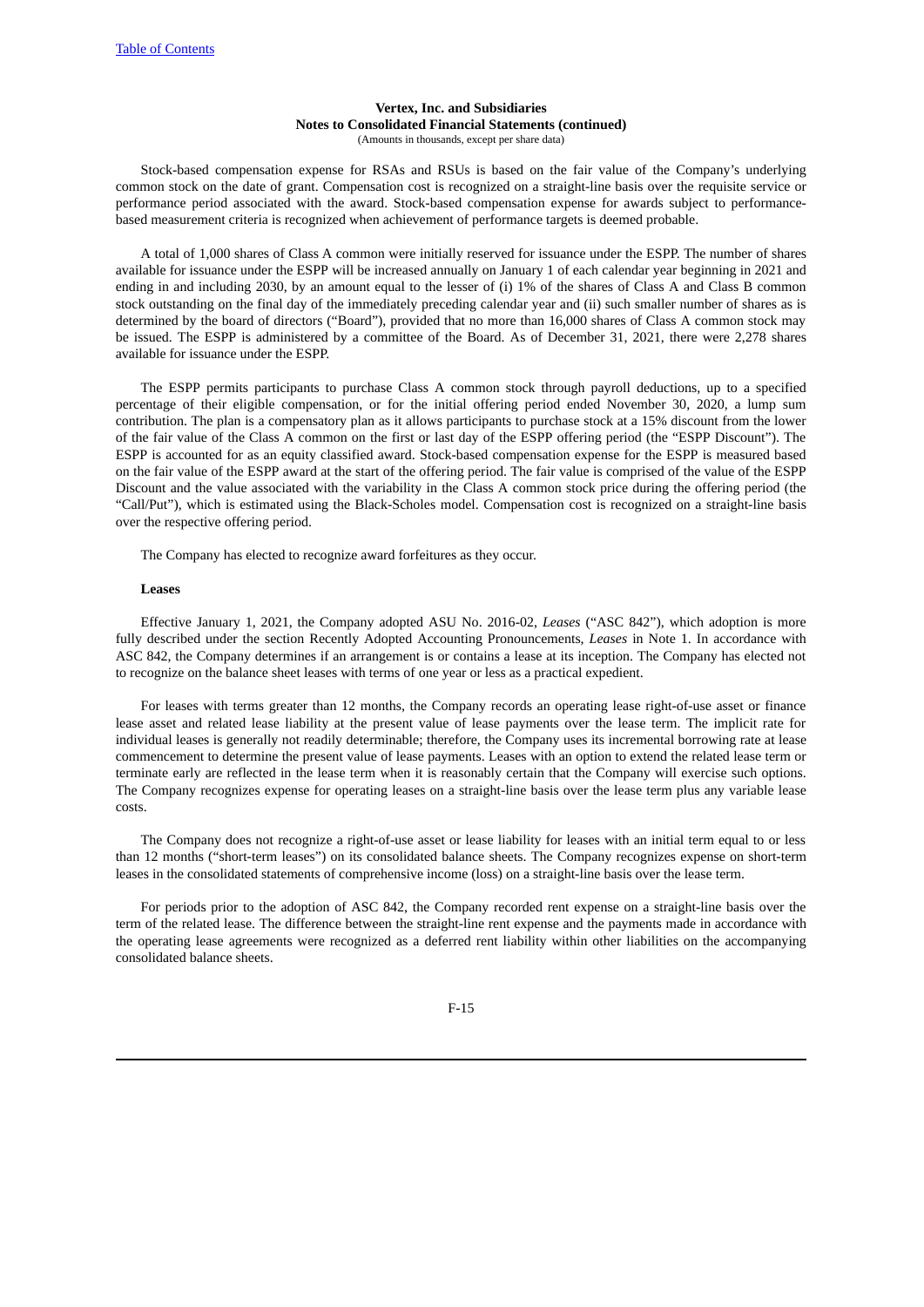Stock-based compensation expense for RSAs and RSUs is based on the fair value of the Company's underlying common stock on the date of grant. Compensation cost is recognized on a straight-line basis over the requisite service or performance period associated with the award. Stock-based compensation expense for awards subject to performance-based measurement criteria is recognized when achievement of performance targets is deemed probable.

A total of 1,000 shares of Class A common were initially reserved for issuance under the ESPP. The number of shares available for issuance under the ESPP will be increased annually on January 1 of each calendar year beginning in 2021 and ending in and including 2030, by an amount equal to the lesser of (i) 1% of the shares of Class A and Class B common stock outstanding on the final day of the immediately preceding calendar year and (ii) such smaller number of shares as is determined by the board of directors ("Board"), provided that no more than 16,000 shares of Class A common stock may be issued. The ESPP is administered by a committee of the Board. As of December 31, 2021, there were 2,278 shares available for issuance under the ESPP.

The ESPP permits participants to purchase Class A common stock through payroll deductions, up to a specified percentage of their eligible compensation, or for the initial offering period ended November 30, 2020, a lump sum contribution. The plan is a compensatory plan as it allows participants to purchase stock at a 15% discount from the lower of the fair value of the Class A common on the first or last day of the ESPP offering period (the "ESPP Discount"). The ESPP is accounted for as an equity classified award. Stock-based compensation expense for the ESPP is measured based on the fair value of the ESPP award at the start of the offering period. The fair value is comprised of the value of the ESPP Discount and the value associated with the variability in the Class A common stock price during the offering period (the "Call/Put"), which is estimated using the Black-Scholes model. Compensation cost is recognized on a straight-line basis over the respective offering period.

The Company has elected to recognize award forfeitures as they occur.

**Leases**

Effective January 1, 2021, the Company adopted ASU No. 2016-02, *Leases* ("ASC 842"), which adoption is more fully described under the section Recently Adopted Accounting Pronouncements, *Leases* in Note 1. In accordance with ASC 842, the Company determines if an arrangement is or contains a lease at its inception. The Company has elected not to recognize on the balance sheet leases with terms of one year or less as a practical expedient.

For leases with terms greater than 12 months, the Company records an operating lease right-of-use asset or finance lease asset and related lease liability at the present value of lease payments over the lease term. The implicit rate for individual leases is generally not readily determinable; therefore, the Company uses its incremental borrowing rate at lease commencement to determine the present value of lease payments. Leases with an option to extend the related lease term or terminate early are reflected in the lease term when it is reasonably certain that the Company will exercise such options. The Company recognizes expense for operating leases on a straight-line basis over the lease term plus any variable lease costs.

The Company does not recognize a right-of-use asset or lease liability for leases with an initial term equal to or less than 12 months ("short-term leases") on its consolidated balance sheets. The Company recognizes expense on short-term leases in the consolidated statements of comprehensive income (loss) on a straight-line basis over the lease term.

For periods prior to the adoption of ASC 842, the Company recorded rent expense on a straight-line basis over the term of the related lease. The difference between the straight-line rent expense and the payments made in accordance with the operating lease agreements were recognized as a deferred rent liability within other liabilities on the accompanying consolidated balance sheets.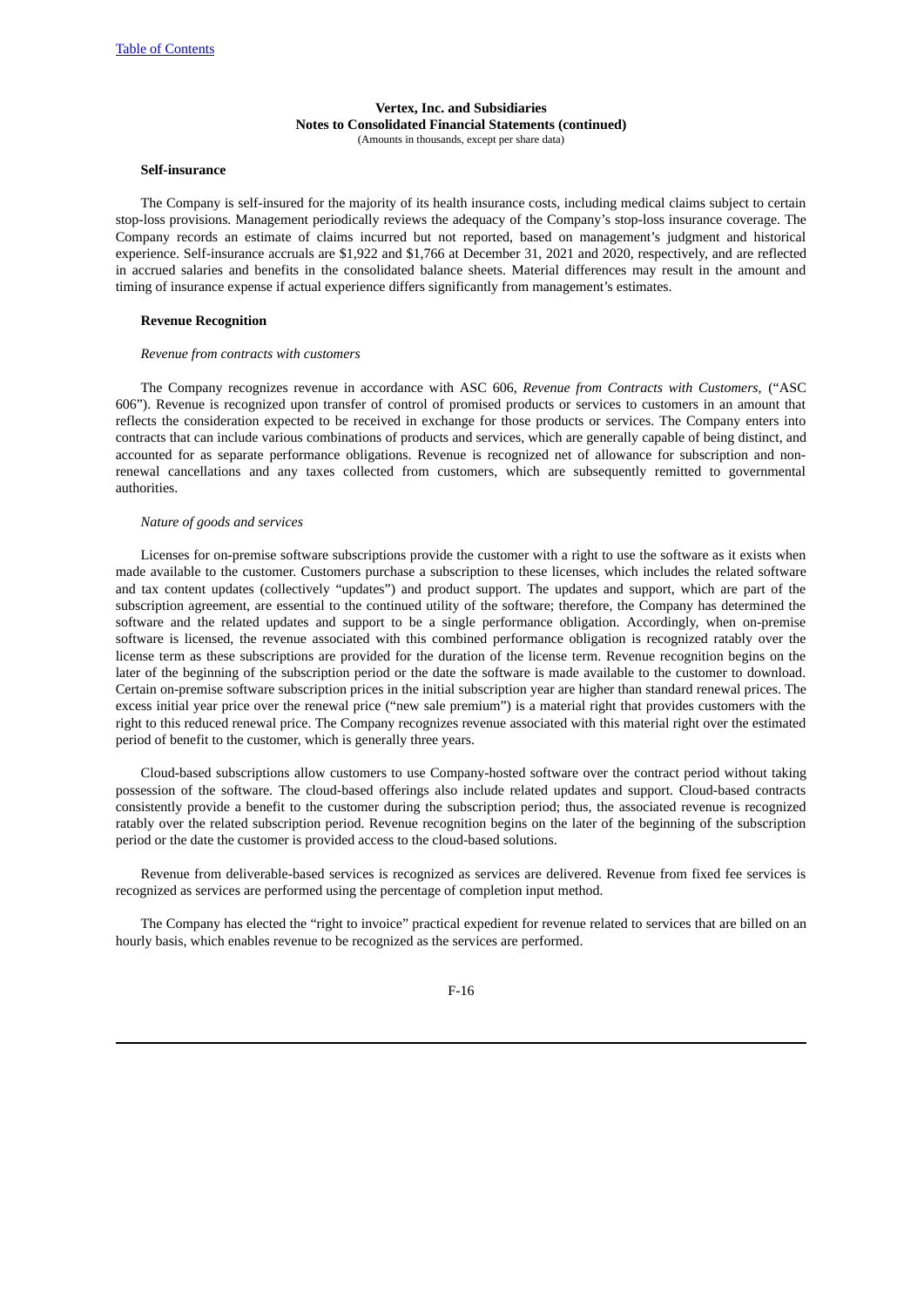**Vertex, Inc. and Subsidiaries**
**Notes to Consolidated Financial Statements (continued)**
(Amounts in thousands, except per share data)

**Self-insurance**

The Company is self-insured for the majority of its health insurance costs, including medical claims subject to certain stop-loss provisions. Management periodically reviews the adequacy of the Company's stop-loss insurance coverage. The Company records an estimate of claims incurred but not reported, based on management's judgment and historical experience. Self-insurance accruals are $1,922 and $1,766 at December 31, 2021 and 2020, respectively, and are reflected in accrued salaries and benefits in the consolidated balance sheets. Material differences may result in the amount and timing of insurance expense if actual experience differs significantly from management's estimates.

**Revenue Recognition**

*Revenue from contracts with customers*

The Company recognizes revenue in accordance with ASC 606, *Revenue from Contracts with Customers*, ("ASC 606"). Revenue is recognized upon transfer of control of promised products or services to customers in an amount that reflects the consideration expected to be received in exchange for those products or services. The Company enters into contracts that can include various combinations of products and services, which are generally capable of being distinct, and accounted for as separate performance obligations. Revenue is recognized net of allowance for subscription and non-renewal cancellations and any taxes collected from customers, which are subsequently remitted to governmental authorities.

*Nature of goods and services*

Licenses for on-premise software subscriptions provide the customer with a right to use the software as it exists when made available to the customer. Customers purchase a subscription to these licenses, which includes the related software and tax content updates (collectively "updates") and product support. The updates and support, which are part of the subscription agreement, are essential to the continued utility of the software; therefore, the Company has determined the software and the related updates and support to be a single performance obligation. Accordingly, when on-premise software is licensed, the revenue associated with this combined performance obligation is recognized ratably over the license term as these subscriptions are provided for the duration of the license term. Revenue recognition begins on the later of the beginning of the subscription period or the date the software is made available to the customer to download. Certain on-premise software subscription prices in the initial subscription year are higher than standard renewal prices. The excess initial year price over the renewal price ("new sale premium") is a material right that provides customers with the right to this reduced renewal price. The Company recognizes revenue associated with this material right over the estimated period of benefit to the customer, which is generally three years.

Cloud-based subscriptions allow customers to use Company-hosted software over the contract period without taking possession of the software. The cloud-based offerings also include related updates and support. Cloud-based contracts consistently provide a benefit to the customer during the subscription period; thus, the associated revenue is recognized ratably over the related subscription period. Revenue recognition begins on the later of the beginning of the subscription period or the date the customer is provided access to the cloud-based solutions.

Revenue from deliverable-based services is recognized as services are delivered. Revenue from fixed fee services is recognized as services are performed using the percentage of completion input method.

The Company has elected the "right to invoice" practical expedient for revenue related to services that are billed on an hourly basis, which enables revenue to be recognized as the services are performed.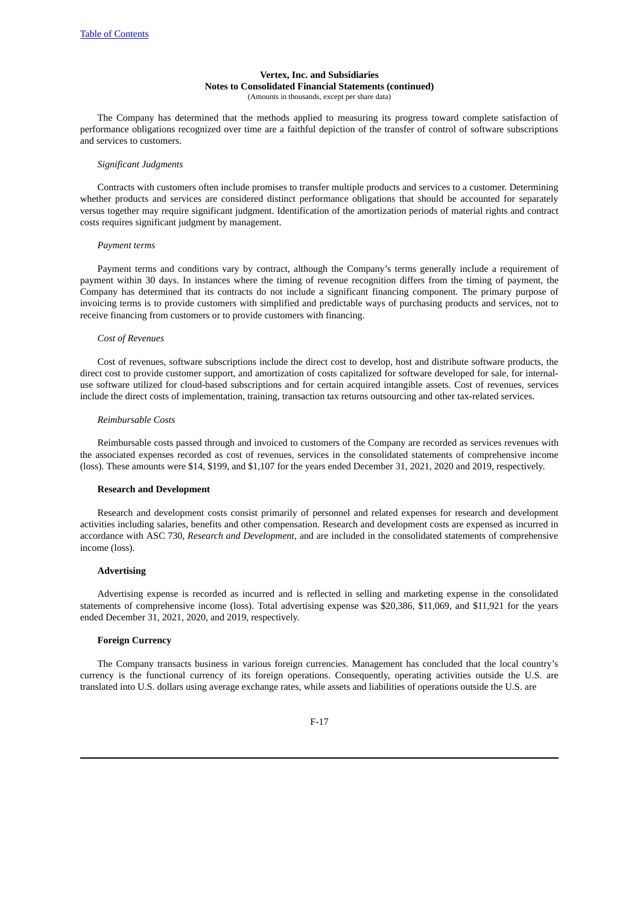The Company has determined that the methods applied to measuring its progress toward complete satisfaction of performance obligations recognized over time are a faithful depiction of the transfer of control of software subscriptions and services to customers.

*Significant Judgments*

Contracts with customers often include promises to transfer multiple products and services to a customer. Determining whether products and services are considered distinct performance obligations that should be accounted for separately versus together may require significant judgment. Identification of the amortization periods of material rights and contract costs requires significant judgment by management.

*Payment terms*

Payment terms and conditions vary by contract, although the Company's terms generally include a requirement of payment within 30 days. In instances where the timing of revenue recognition differs from the timing of payment, the Company has determined that its contracts do not include a significant financing component. The primary purpose of invoicing terms is to provide customers with simplified and predictable ways of purchasing products and services, not to receive financing from customers or to provide customers with financing.

*Cost of Revenues*

Cost of revenues, software subscriptions include the direct cost to develop, host and distribute software products, the direct cost to provide customer support, and amortization of costs capitalized for software developed for sale, for internal-use software utilized for cloud-based subscriptions and for certain acquired intangible assets. Cost of revenues, services include the direct costs of implementation, training, transaction tax returns outsourcing and other tax-related services.

*Reimbursable Costs*

Reimbursable costs passed through and invoiced to customers of the Company are recorded as services revenues with the associated expenses recorded as cost of revenues, services in the consolidated statements of comprehensive income (loss). These amounts were $14, $199, and $1,107 for the years ended December 31, 2021, 2020 and 2019, respectively.

**Research and Development**

Research and development costs consist primarily of personnel and related expenses for research and development activities including salaries, benefits and other compensation. Research and development costs are expensed as incurred in accordance with ASC 730, *Research and Development*, and are included in the consolidated statements of comprehensive income (loss).

**Advertising**

Advertising expense is recorded as incurred and is reflected in selling and marketing expense in the consolidated statements of comprehensive income (loss). Total advertising expense was $20,386, $11,069, and $11,921 for the years ended December 31, 2021, 2020, and 2019, respectively.

**Foreign Currency**

The Company transacts business in various foreign currencies. Management has concluded that the local country's currency is the functional currency of its foreign operations. Consequently, operating activities outside the U.S. are translated into U.S. dollars using average exchange rates, while assets and liabilities of operations outside the U.S. are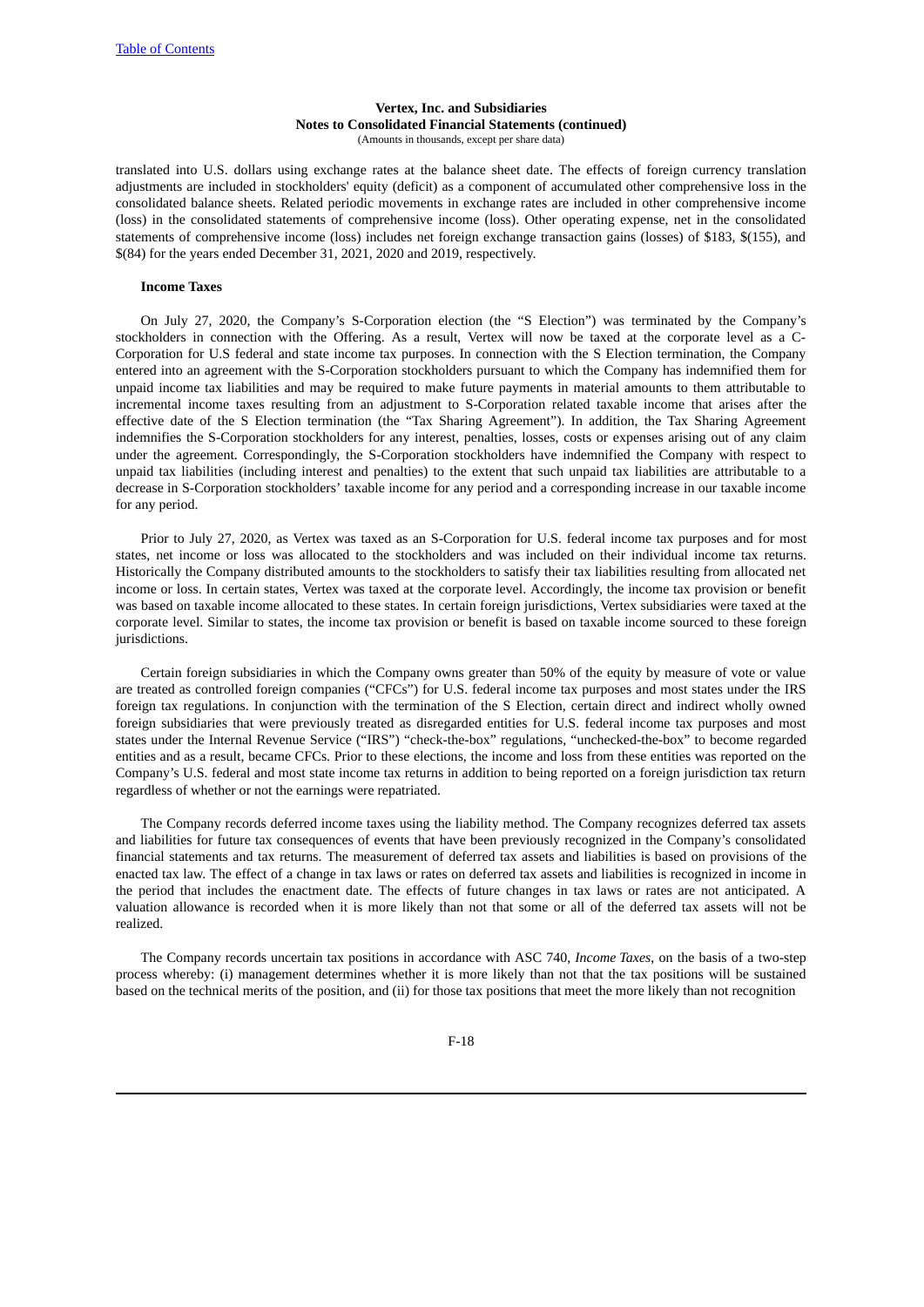translated into U.S. dollars using exchange rates at the balance sheet date. The effects of foreign currency translation adjustments are included in stockholders' equity (deficit) as a component of accumulated other comprehensive loss in the consolidated balance sheets. Related periodic movements in exchange rates are included in other comprehensive income (loss) in the consolidated statements of comprehensive income (loss). Other operating expense, net in the consolidated statements of comprehensive income (loss) includes net foreign exchange transaction gains (losses) of $183, $(155), and $(84) for the years ended December 31, 2021, 2020 and 2019, respectively.

**Income Taxes**

On July 27, 2020, the Company's S-Corporation election (the "S Election") was terminated by the Company's stockholders in connection with the Offering. As a result, Vertex will now be taxed at the corporate level as a C-Corporation for U.S federal and state income tax purposes. In connection with the S Election termination, the Company entered into an agreement with the S-Corporation stockholders pursuant to which the Company has indemnified them for unpaid income tax liabilities and may be required to make future payments in material amounts to them attributable to incremental income taxes resulting from an adjustment to S-Corporation related taxable income that arises after the effective date of the S Election termination (the "Tax Sharing Agreement"). In addition, the Tax Sharing Agreement indemnifies the S-Corporation stockholders for any interest, penalties, losses, costs or expenses arising out of any claim under the agreement. Correspondingly, the S-Corporation stockholders have indemnified the Company with respect to unpaid tax liabilities (including interest and penalties) to the extent that such unpaid tax liabilities are attributable to a decrease in S-Corporation stockholders' taxable income for any period and a corresponding increase in our taxable income for any period.

Prior to July 27, 2020, as Vertex was taxed as an S-Corporation for U.S. federal income tax purposes and for most states, net income or loss was allocated to the stockholders and was included on their individual income tax returns. Historically the Company distributed amounts to the stockholders to satisfy their tax liabilities resulting from allocated net income or loss. In certain states, Vertex was taxed at the corporate level. Accordingly, the income tax provision or benefit was based on taxable income allocated to these states. In certain foreign jurisdictions, Vertex subsidiaries were taxed at the corporate level. Similar to states, the income tax provision or benefit is based on taxable income sourced to these foreign jurisdictions.

Certain foreign subsidiaries in which the Company owns greater than 50% of the equity by measure of vote or value are treated as controlled foreign companies ("CFCs") for U.S. federal income tax purposes and most states under the IRS foreign tax regulations. In conjunction with the termination of the S Election, certain direct and indirect wholly owned foreign subsidiaries that were previously treated as disregarded entities for U.S. federal income tax purposes and most states under the Internal Revenue Service ("IRS") "check-the-box" regulations, "unchecked-the-box" to become regarded entities and as a result, became CFCs. Prior to these elections, the income and loss from these entities was reported on the Company's U.S. federal and most state income tax returns in addition to being reported on a foreign jurisdiction tax return regardless of whether or not the earnings were repatriated.

The Company records deferred income taxes using the liability method. The Company recognizes deferred tax assets and liabilities for future tax consequences of events that have been previously recognized in the Company's consolidated financial statements and tax returns. The measurement of deferred tax assets and liabilities is based on provisions of the enacted tax law. The effect of a change in tax laws or rates on deferred tax assets and liabilities is recognized in income in the period that includes the enactment date. The effects of future changes in tax laws or rates are not anticipated. A valuation allowance is recorded when it is more likely than not that some or all of the deferred tax assets will not be realized.

The Company records uncertain tax positions in accordance with ASC 740, *Income Taxes*, on the basis of a two-step process whereby: (i) management determines whether it is more likely than not that the tax positions will be sustained based on the technical merits of the position, and (ii) for those tax positions that meet the more likely than not recognition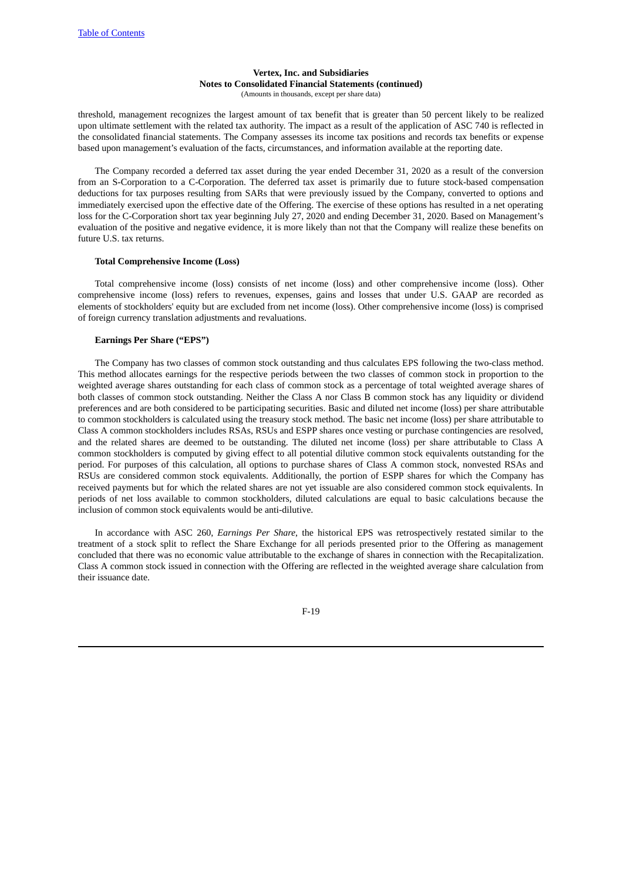threshold, management recognizes the largest amount of tax benefit that is greater than 50 percent likely to be realized upon ultimate settlement with the related tax authority. The impact as a result of the application of ASC 740 is reflected in the consolidated financial statements. The Company assesses its income tax positions and records tax benefits or expense based upon management's evaluation of the facts, circumstances, and information available at the reporting date.

The Company recorded a deferred tax asset during the year ended December 31, 2020 as a result of the conversion from an S-Corporation to a C-Corporation. The deferred tax asset is primarily due to future stock-based compensation deductions for tax purposes resulting from SARs that were previously issued by the Company, converted to options and immediately exercised upon the effective date of the Offering. The exercise of these options has resulted in a net operating loss for the C-Corporation short tax year beginning July 27, 2020 and ending December 31, 2020. Based on Management's evaluation of the positive and negative evidence, it is more likely than not that the Company will realize these benefits on future U.S. tax returns.

**Total Comprehensive Income (Loss)**

Total comprehensive income (loss) consists of net income (loss) and other comprehensive income (loss). Other comprehensive income (loss) refers to revenues, expenses, gains and losses that under U.S. GAAP are recorded as elements of stockholders' equity but are excluded from net income (loss). Other comprehensive income (loss) is comprised of foreign currency translation adjustments and revaluations.

**Earnings Per Share ("EPS")**

The Company has two classes of common stock outstanding and thus calculates EPS following the two-class method. This method allocates earnings for the respective periods between the two classes of common stock in proportion to the weighted average shares outstanding for each class of common stock as a percentage of total weighted average shares of both classes of common stock outstanding. Neither the Class A nor Class B common stock has any liquidity or dividend preferences and are both considered to be participating securities. Basic and diluted net income (loss) per share attributable to common stockholders is calculated using the treasury stock method. The basic net income (loss) per share attributable to Class A common stockholders includes RSAs, RSUs and ESPP shares once vesting or purchase contingencies are resolved, and the related shares are deemed to be outstanding. The diluted net income (loss) per share attributable to Class A common stockholders is computed by giving effect to all potential dilutive common stock equivalents outstanding for the period. For purposes of this calculation, all options to purchase shares of Class A common stock, nonvested RSAs and RSUs are considered common stock equivalents. Additionally, the portion of ESPP shares for which the Company has received payments but for which the related shares are not yet issuable are also considered common stock equivalents. In periods of net loss available to common stockholders, diluted calculations are equal to basic calculations because the inclusion of common stock equivalents would be anti-dilutive.

In accordance with ASC 260, *Earnings Per Share*, the historical EPS was retrospectively restated similar to the treatment of a stock split to reflect the Share Exchange for all periods presented prior to the Offering as management concluded that there was no economic value attributable to the exchange of shares in connection with the Recapitalization. Class A common stock issued in connection with the Offering are reflected in the weighted average share calculation from their issuance date.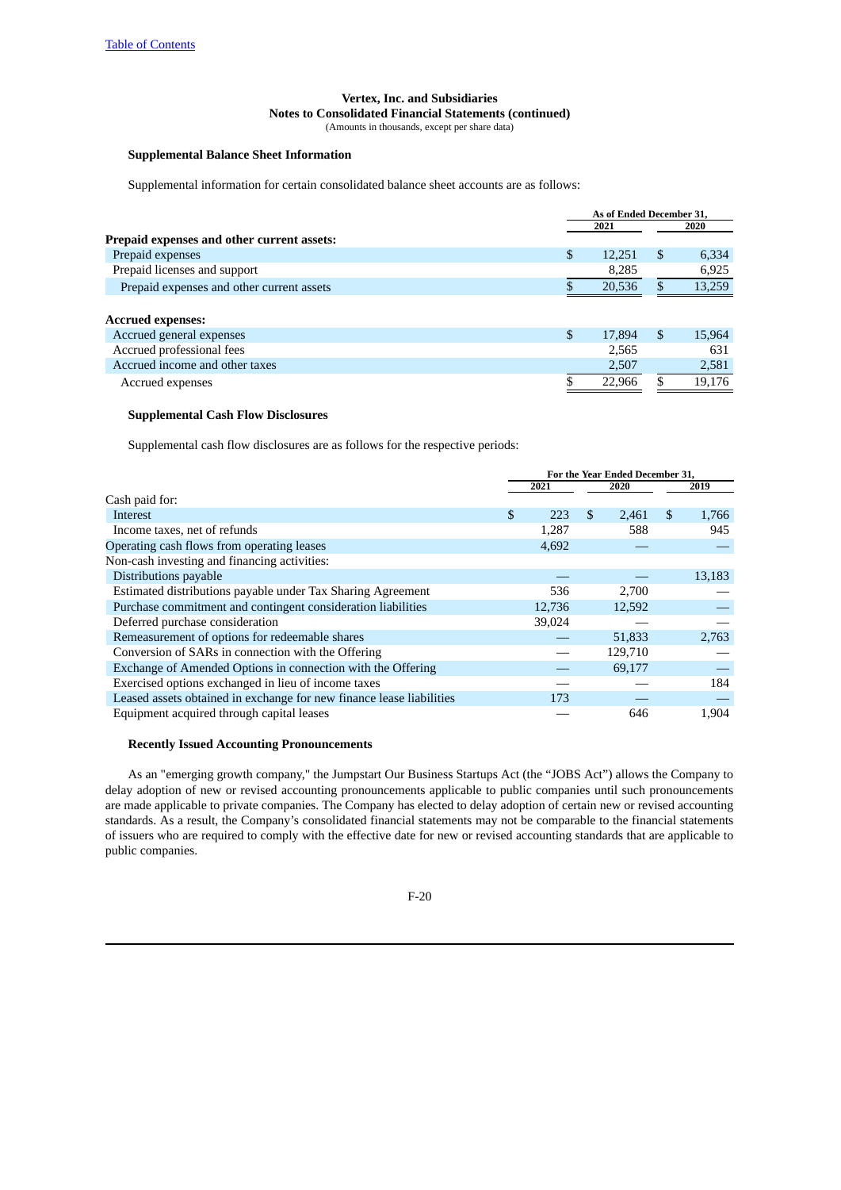Vertex, Inc. and Subsidiaries
Notes to Consolidated Financial Statements (continued)
(Amounts in thousands, except per share data)

**Supplemental Balance Sheet Information**

Supplemental information for certain consolidated balance sheet accounts are as follows:

| | As of Ended December 31, | |
|---|---|---|
| | 2021 | 2020 |
| **Prepaid expenses and other current assets:** | | |
| Prepaid expenses | $ 12,251 | $ 6,334 |
| Prepaid licenses and support | 8,285 | 6,925 |
| Prepaid expenses and other current assets | $ 20,536 | $ 13,259 |
| | | |
| **Accrued expenses:** | | |
| Accrued general expenses | $ 17,894 | $ 15,964 |
| Accrued professional fees | 2,565 | 631 |
| Accrued income and other taxes | 2,507 | 2,581 |
| Accrued expenses | $ 22,966 | $ 19,176 |

**Supplemental Cash Flow Disclosures**

Supplemental cash flow disclosures are as follows for the respective periods:

| | For the Year Ended December 31, | | |
|---|---|---|---|
| | 2021 | 2020 | 2019 |
| Cash paid for: | | | |
| Interest | $ 223 | $ 2,461 | $ 1,766 |
| Income taxes, net of refunds | 1,287 | 588 | 945 |
| Operating cash flows from operating leases | 4,692 | — | — |
| Non-cash investing and financing activities: | | | |
| Distributions payable | — | — | 13,183 |
| Estimated distributions payable under Tax Sharing Agreement | 536 | 2,700 | — |
| Purchase commitment and contingent consideration liabilities | 12,736 | 12,592 | — |
| Deferred purchase consideration | 39,024 | — | — |
| Remeasurement of options for redeemable shares | — | 51,833 | 2,763 |
| Conversion of SARs in connection with the Offering | — | 129,710 | — |
| Exchange of Amended Options in connection with the Offering | — | 69,177 | — |
| Exercised options exchanged in lieu of income taxes | — | — | 184 |
| Leased assets obtained in exchange for new finance lease liabilities | 173 | — | — |
| Equipment acquired through capital leases | — | 646 | 1,904 |

**Recently Issued Accounting Pronouncements**

As an "emerging growth company," the Jumpstart Our Business Startups Act (the "JOBS Act") allows the Company to delay adoption of new or revised accounting pronouncements applicable to public companies until such pronouncements are made applicable to private companies. The Company has elected to delay adoption of certain new or revised accounting standards. As a result, the Company's consolidated financial statements may not be comparable to the financial statements of issuers who are required to comply with the effective date for new or revised accounting standards that are applicable to public companies.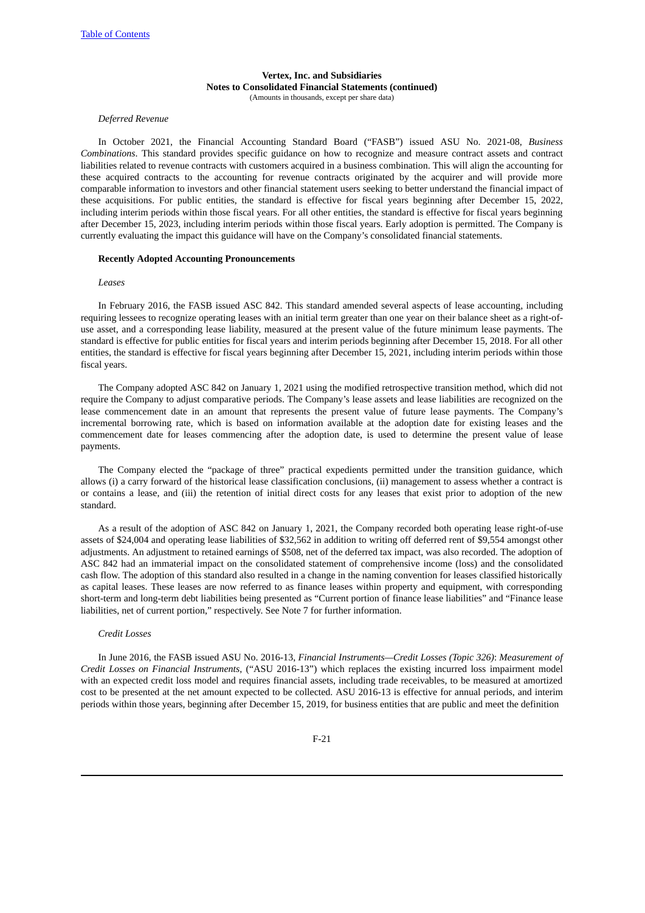**Vertex, Inc. and Subsidiaries**
**Notes to Consolidated Financial Statements (continued)**
(Amounts in thousands, except per share data)

*Deferred Revenue*

In October 2021, the Financial Accounting Standard Board ("FASB") issued ASU No. 2021-08, *Business Combinations*. This standard provides specific guidance on how to recognize and measure contract assets and contract liabilities related to revenue contracts with customers acquired in a business combination. This will align the accounting for these acquired contracts to the accounting for revenue contracts originated by the acquirer and will provide more comparable information to investors and other financial statement users seeking to better understand the financial impact of these acquisitions. For public entities, the standard is effective for fiscal years beginning after December 15, 2022, including interim periods within those fiscal years. For all other entities, the standard is effective for fiscal years beginning after December 15, 2023, including interim periods within those fiscal years. Early adoption is permitted. The Company is currently evaluating the impact this guidance will have on the Company's consolidated financial statements.

**Recently Adopted Accounting Pronouncements**

*Leases*

In February 2016, the FASB issued ASC 842. This standard amended several aspects of lease accounting, including requiring lessees to recognize operating leases with an initial term greater than one year on their balance sheet as a right-of-use asset, and a corresponding lease liability, measured at the present value of the future minimum lease payments. The standard is effective for public entities for fiscal years and interim periods beginning after December 15, 2018. For all other entities, the standard is effective for fiscal years beginning after December 15, 2021, including interim periods within those fiscal years.

The Company adopted ASC 842 on January 1, 2021 using the modified retrospective transition method, which did not require the Company to adjust comparative periods. The Company's lease assets and lease liabilities are recognized on the lease commencement date in an amount that represents the present value of future lease payments. The Company's incremental borrowing rate, which is based on information available at the adoption date for existing leases and the commencement date for leases commencing after the adoption date, is used to determine the present value of lease payments.

The Company elected the "package of three" practical expedients permitted under the transition guidance, which allows (i) a carry forward of the historical lease classification conclusions, (ii) management to assess whether a contract is or contains a lease, and (iii) the retention of initial direct costs for any leases that exist prior to adoption of the new standard.

As a result of the adoption of ASC 842 on January 1, 2021, the Company recorded both operating lease right-of-use assets of $24,004 and operating lease liabilities of $32,562 in addition to writing off deferred rent of $9,554 amongst other adjustments. An adjustment to retained earnings of $508, net of the deferred tax impact, was also recorded. The adoption of ASC 842 had an immaterial impact on the consolidated statement of comprehensive income (loss) and the consolidated cash flow. The adoption of this standard also resulted in a change in the naming convention for leases classified historically as capital leases. These leases are now referred to as finance leases within property and equipment, with corresponding short-term and long-term debt liabilities being presented as "Current portion of finance lease liabilities" and "Finance lease liabilities, net of current portion," respectively. See Note 7 for further information.

*Credit Losses*

In June 2016, the FASB issued ASU No. 2016-13, *Financial Instruments—Credit Losses (Topic 326)*: *Measurement of Credit Losses on Financial Instruments*, ("ASU 2016-13") which replaces the existing incurred loss impairment model with an expected credit loss model and requires financial assets, including trade receivables, to be measured at amortized cost to be presented at the net amount expected to be collected. ASU 2016-13 is effective for annual periods, and interim periods within those years, beginning after December 15, 2019, for business entities that are public and meet the definition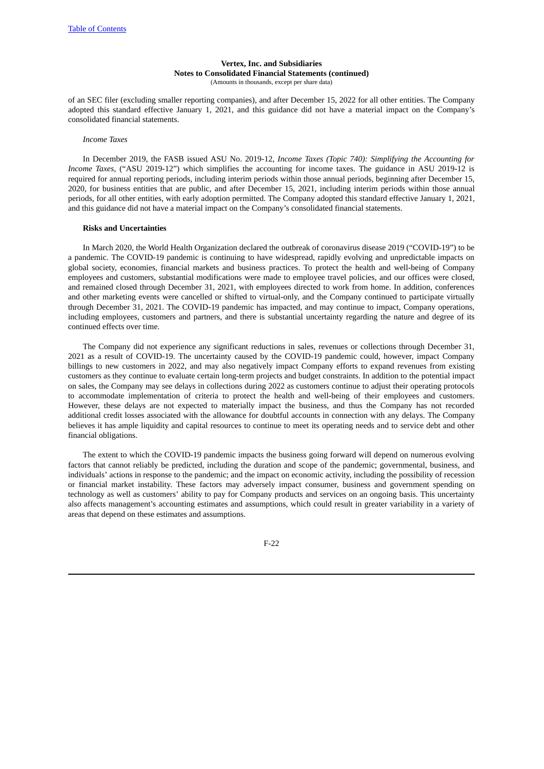of an SEC filer (excluding smaller reporting companies), and after December 15, 2022 for all other entities. The Company adopted this standard effective January 1, 2021, and this guidance did not have a material impact on the Company's consolidated financial statements.

*Income Taxes*

In December 2019, the FASB issued ASU No. 2019-12, *Income Taxes (Topic 740): Simplifying the Accounting for Income Taxes*, ("ASU 2019-12") which simplifies the accounting for income taxes. The guidance in ASU 2019-12 is required for annual reporting periods, including interim periods within those annual periods, beginning after December 15, 2020, for business entities that are public, and after December 15, 2021, including interim periods within those annual periods, for all other entities, with early adoption permitted. The Company adopted this standard effective January 1, 2021, and this guidance did not have a material impact on the Company's consolidated financial statements.

**Risks and Uncertainties**

In March 2020, the World Health Organization declared the outbreak of coronavirus disease 2019 ("COVID-19") to be a pandemic. The COVID-19 pandemic is continuing to have widespread, rapidly evolving and unpredictable impacts on global society, economies, financial markets and business practices. To protect the health and well-being of Company employees and customers, substantial modifications were made to employee travel policies, and our offices were closed, and remained closed through December 31, 2021, with employees directed to work from home. In addition, conferences and other marketing events were cancelled or shifted to virtual-only, and the Company continued to participate virtually through December 31, 2021. The COVID-19 pandemic has impacted, and may continue to impact, Company operations, including employees, customers and partners, and there is substantial uncertainty regarding the nature and degree of its continued effects over time.

The Company did not experience any significant reductions in sales, revenues or collections through December 31, 2021 as a result of COVID-19. The uncertainty caused by the COVID-19 pandemic could, however, impact Company billings to new customers in 2022, and may also negatively impact Company efforts to expand revenues from existing customers as they continue to evaluate certain long-term projects and budget constraints. In addition to the potential impact on sales, the Company may see delays in collections during 2022 as customers continue to adjust their operating protocols to accommodate implementation of criteria to protect the health and well-being of their employees and customers. However, these delays are not expected to materially impact the business, and thus the Company has not recorded additional credit losses associated with the allowance for doubtful accounts in connection with any delays. The Company believes it has ample liquidity and capital resources to continue to meet its operating needs and to service debt and other financial obligations.

The extent to which the COVID-19 pandemic impacts the business going forward will depend on numerous evolving factors that cannot reliably be predicted, including the duration and scope of the pandemic; governmental, business, and individuals' actions in response to the pandemic; and the impact on economic activity, including the possibility of recession or financial market instability. These factors may adversely impact consumer, business and government spending on technology as well as customers' ability to pay for Company products and services on an ongoing basis. This uncertainty also affects management's accounting estimates and assumptions, which could result in greater variability in a variety of areas that depend on these estimates and assumptions.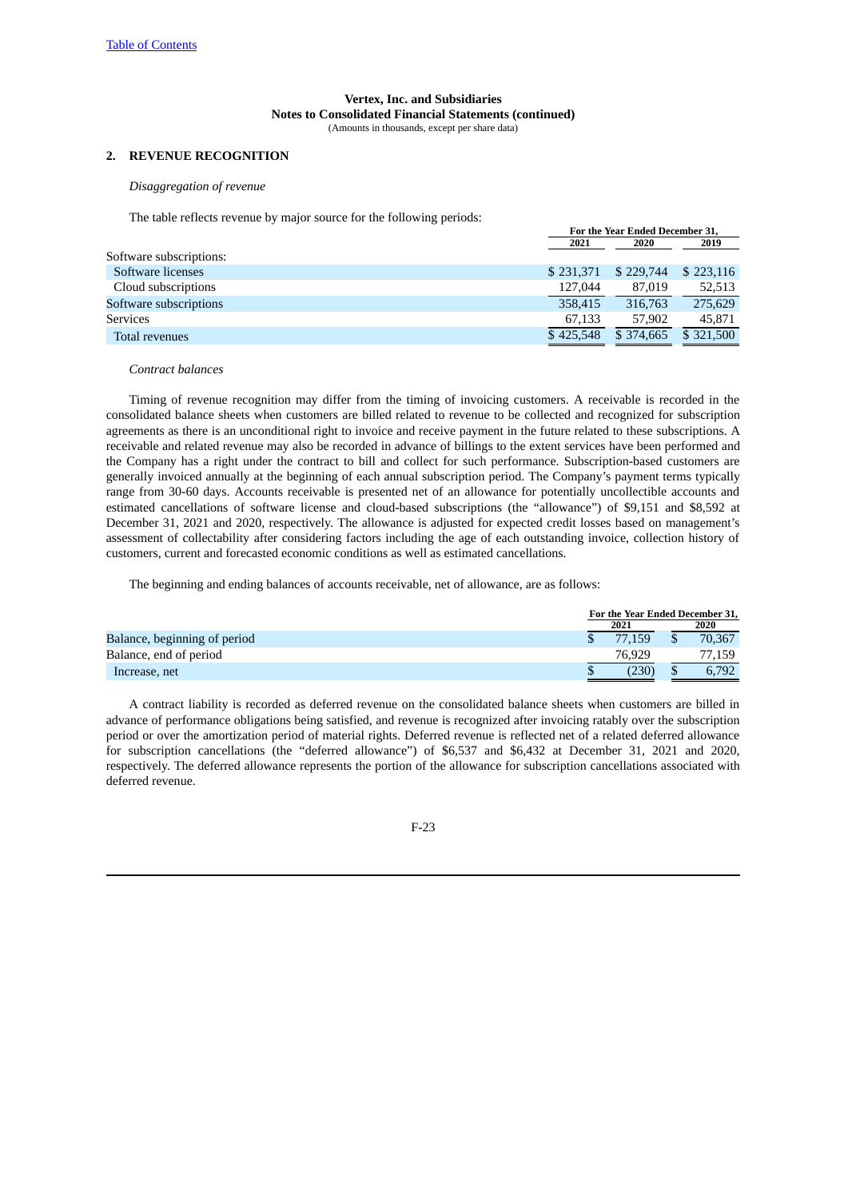**Vertex, Inc. and Subsidiaries**
**Notes to Consolidated Financial Statements (continued)**
(Amounts in thousands, except per share data)

## 2. REVENUE RECOGNITION

*Disaggregation of revenue*

The table reflects revenue by major source for the following periods:

| | For the Year Ended December 31, | | |
|---|---|---|---|
| | 2021 | 2020 | 2019 |
| Software subscriptions: | | | |
| Software licenses | $ 231,371 | $ 229,744 | $ 223,116 |
| Cloud subscriptions | 127,044 | 87,019 | 52,513 |
| Software subscriptions | 358,415 | 316,763 | 275,629 |
| Services | 67,133 | 57,902 | 45,871 |
| Total revenues | $ 425,548 | $ 374,665 | $ 321,500 |

*Contract balances*

Timing of revenue recognition may differ from the timing of invoicing customers. A receivable is recorded in the consolidated balance sheets when customers are billed related to revenue to be collected and recognized for subscription agreements as there is an unconditional right to invoice and receive payment in the future related to these subscriptions. A receivable and related revenue may also be recorded in advance of billings to the extent services have been performed and the Company has a right under the contract to bill and collect for such performance. Subscription-based customers are generally invoiced annually at the beginning of each annual subscription period. The Company's payment terms typically range from 30-60 days. Accounts receivable is presented net of an allowance for potentially uncollectible accounts and estimated cancellations of software license and cloud-based subscriptions (the "allowance") of $9,151 and $8,592 at December 31, 2021 and 2020, respectively. The allowance is adjusted for expected credit losses based on management's assessment of collectability after considering factors including the age of each outstanding invoice, collection history of customers, current and forecasted economic conditions as well as estimated cancellations.

The beginning and ending balances of accounts receivable, net of allowance, are as follows:

| | For the Year Ended December 31, | |
|---|---|---|
| | 2021 | 2020 |
| Balance, beginning of period | $ 77,159 | $ 70,367 |
| Balance, end of period | 76,929 | 77,159 |
| Increase, net | $ (230) | $ 6,792 |

A contract liability is recorded as deferred revenue on the consolidated balance sheets when customers are billed in advance of performance obligations being satisfied, and revenue is recognized after invoicing ratably over the subscription period or over the amortization period of material rights. Deferred revenue is reflected net of a related deferred allowance for subscription cancellations (the "deferred allowance") of $6,537 and $6,432 at December 31, 2021 and 2020, respectively. The deferred allowance represents the portion of the allowance for subscription cancellations associated with deferred revenue.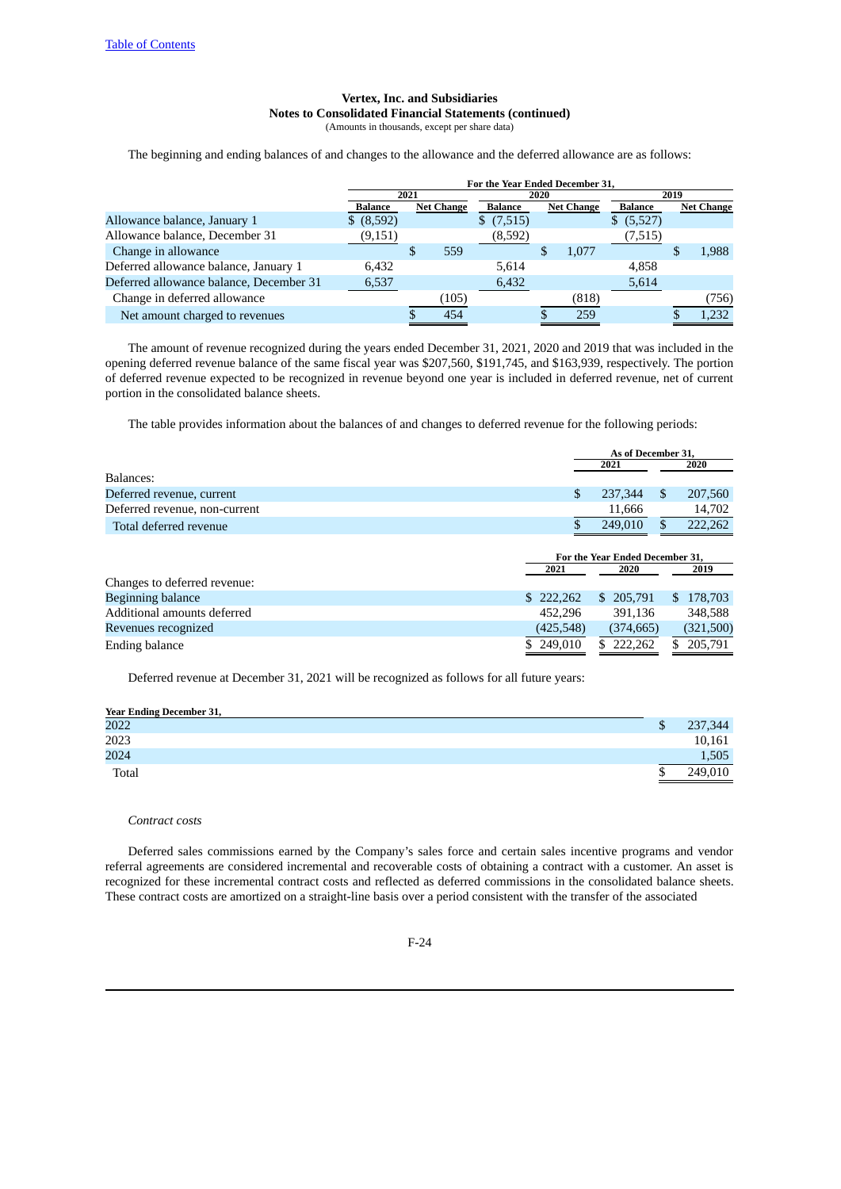**Vertex, Inc. and Subsidiaries**
**Notes to Consolidated Financial Statements (continued)**
(Amounts in thousands, except per share data)

The beginning and ending balances of and changes to the allowance and the deferred allowance are as follows:

| | For the Year Ended December 31, | | | | | |
|---|---|---|---|---|---|---|
| | 2021 | | 2020 | | 2019 | |
| | Balance | Net Change | Balance | Net Change | Balance | Net Change |
| Allowance balance, January 1 | $ (8,592) | | $ (7,515) | | $ (5,527) | |
| Allowance balance, December 31 | (9,151) | | (8,592) | | (7,515) | |
| Change in allowance | | $ 559 | | $ 1,077 | | $ 1,988 |
| Deferred allowance balance, January 1 | 6,432 | | 5,614 | | 4,858 | |
| Deferred allowance balance, December 31 | 6,537 | | 6,432 | | 5,614 | |
| Change in deferred allowance | | (105) | | (818) | | (756) |
| Net amount charged to revenues | | $ 454 | | $ 259 | | $ 1,232 |

The amount of revenue recognized during the years ended December 31, 2021, 2020 and 2019 that was included in the opening deferred revenue balance of the same fiscal year was $207,560, $191,745, and $163,939, respectively. The portion of deferred revenue expected to be recognized in revenue beyond one year is included in deferred revenue, net of current portion in the consolidated balance sheets.

The table provides information about the balances of and changes to deferred revenue for the following periods:

| | As of December 31, | |
|---|---|---|
| | 2021 | 2020 |
| Balances: | | |
| Deferred revenue, current | $ 237,344 | $ 207,560 |
| Deferred revenue, non-current | 11,666 | 14,702 |
| Total deferred revenue | $ 249,010 | $ 222,262 |

| | For the Year Ended December 31, | | |
|---|---|---|---|
| | 2021 | 2020 | 2019 |
| Changes to deferred revenue: | | | |
| Beginning balance | $ 222,262 | $ 205,791 | $ 178,703 |
| Additional amounts deferred | 452,296 | 391,136 | 348,588 |
| Revenues recognized | (425,548) | (374,665) | (321,500) |
| Ending balance | $ 249,010 | $ 222,262 | $ 205,791 |

Deferred revenue at December 31, 2021 will be recognized as follows for all future years:

| Year Ending December 31, | |
|---|---|
| 2022 | $ 237,344 |
| 2023 | 10,161 |
| 2024 | 1,505 |
| Total | $ 249,010 |

*Contract costs*

Deferred sales commissions earned by the Company's sales force and certain sales incentive programs and vendor referral agreements are considered incremental and recoverable costs of obtaining a contract with a customer. An asset is recognized for these incremental contract costs and reflected as deferred commissions in the consolidated balance sheets. These contract costs are amortized on a straight-line basis over a period consistent with the transfer of the associated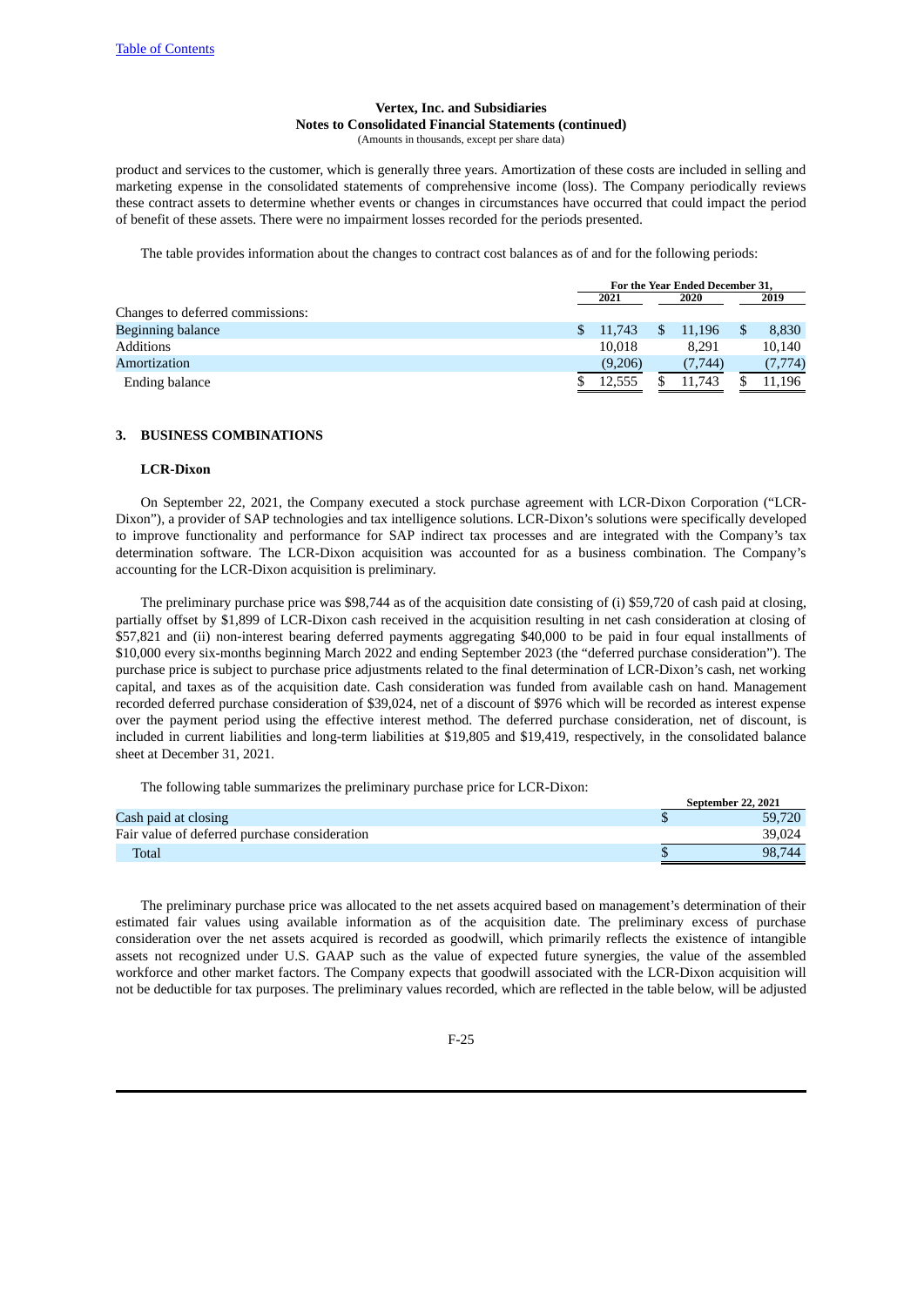product and services to the customer, which is generally three years. Amortization of these costs are included in selling and marketing expense in the consolidated statements of comprehensive income (loss). The Company periodically reviews these contract assets to determine whether events or changes in circumstances have occurred that could impact the period of benefit of these assets. There were no impairment losses recorded for the periods presented.

The table provides information about the changes to contract cost balances as of and for the following periods:

| | For the Year Ended December 31, | | |
|---|---|---|---|
| | 2021 | 2020 | 2019 |
| Changes to deferred commissions: | | | |
| Beginning balance | $ 11,743 | $ 11,196 | $ 8,830 |
| Additions | 10,018 | 8,291 | 10,140 |
| Amortization | (9,206) | (7,744) | (7,774) |
| Ending balance | $ 12,555 | $ 11,743 | $ 11,196 |

## 3. BUSINESS COMBINATIONS

### LCR-Dixon

On September 22, 2021, the Company executed a stock purchase agreement with LCR-Dixon Corporation ("LCR-Dixon"), a provider of SAP technologies and tax intelligence solutions. LCR-Dixon's solutions were specifically developed to improve functionality and performance for SAP indirect tax processes and are integrated with the Company's tax determination software. The LCR-Dixon acquisition was accounted for as a business combination. The Company's accounting for the LCR-Dixon acquisition is preliminary.

The preliminary purchase price was $98,744 as of the acquisition date consisting of (i) $59,720 of cash paid at closing, partially offset by $1,899 of LCR-Dixon cash received in the acquisition resulting in net cash consideration at closing of $57,821 and (ii) non-interest bearing deferred payments aggregating $40,000 to be paid in four equal installments of $10,000 every six-months beginning March 2022 and ending September 2023 (the "deferred purchase consideration"). The purchase price is subject to purchase price adjustments related to the final determination of LCR-Dixon's cash, net working capital, and taxes as of the acquisition date. Cash consideration was funded from available cash on hand. Management recorded deferred purchase consideration of $39,024, net of a discount of $976 which will be recorded as interest expense over the payment period using the effective interest method. The deferred purchase consideration, net of discount, is included in current liabilities and long-term liabilities at $19,805 and $19,419, respectively, in the consolidated balance sheet at December 31, 2021.

The following table summarizes the preliminary purchase price for LCR-Dixon:

| | September 22, 2021 |
|---|---|
| Cash paid at closing | $ 59,720 |
| Fair value of deferred purchase consideration | 39,024 |
| Total | $ 98,744 |

The preliminary purchase price was allocated to the net assets acquired based on management's determination of their estimated fair values using available information as of the acquisition date. The preliminary excess of purchase consideration over the net assets acquired is recorded as goodwill, which primarily reflects the existence of intangible assets not recognized under U.S. GAAP such as the value of expected future synergies, the value of the assembled workforce and other market factors. The Company expects that goodwill associated with the LCR-Dixon acquisition will not be deductible for tax purposes. The preliminary values recorded, which are reflected in the table below, will be adjusted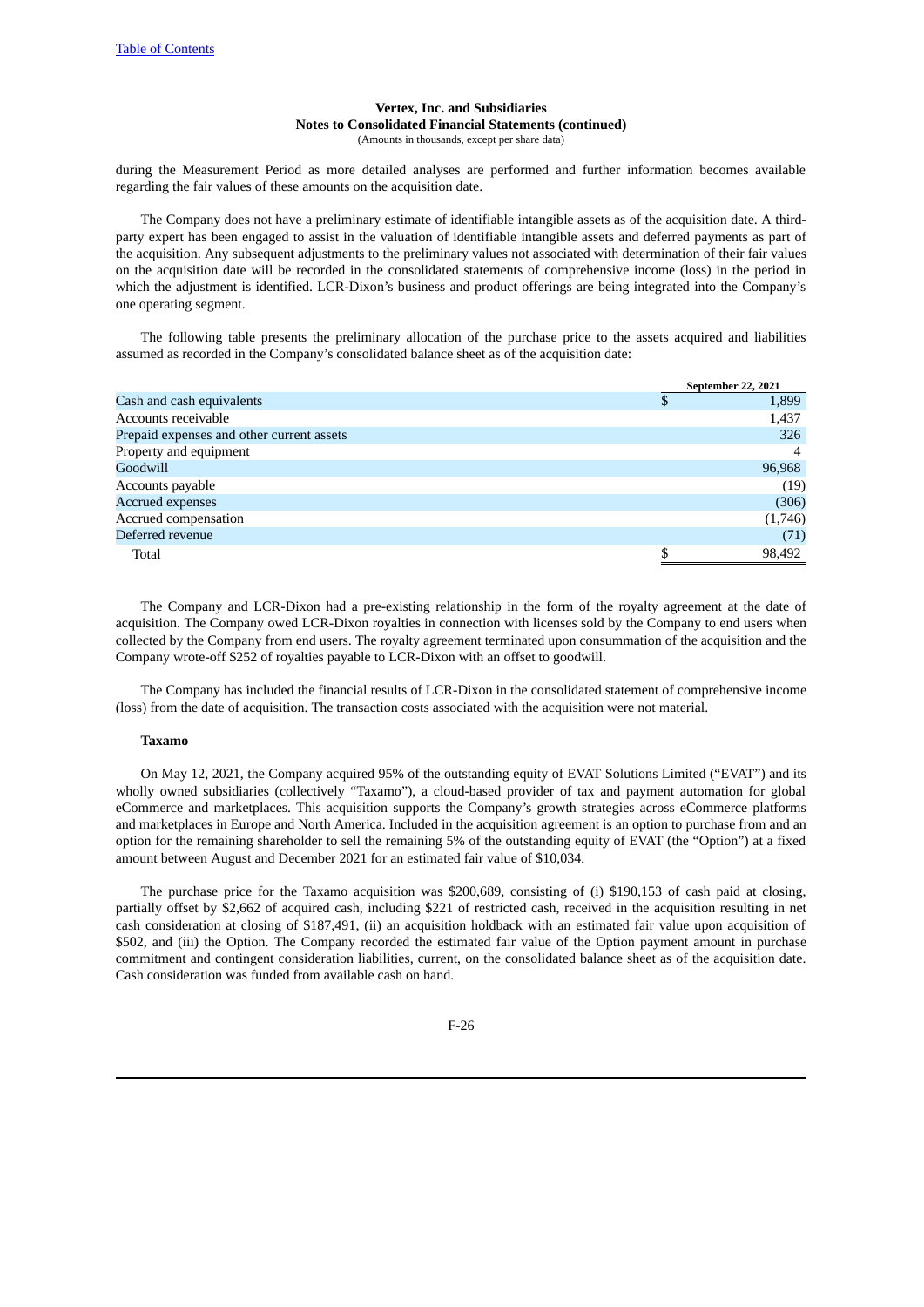during the Measurement Period as more detailed analyses are performed and further information becomes available regarding the fair values of these amounts on the acquisition date.

The Company does not have a preliminary estimate of identifiable intangible assets as of the acquisition date. A third-party expert has been engaged to assist in the valuation of identifiable intangible assets and deferred payments as part of the acquisition. Any subsequent adjustments to the preliminary values not associated with determination of their fair values on the acquisition date will be recorded in the consolidated statements of comprehensive income (loss) in the period in which the adjustment is identified. LCR-Dixon's business and product offerings are being integrated into the Company's one operating segment.

The following table presents the preliminary allocation of the purchase price to the assets acquired and liabilities assumed as recorded in the Company's consolidated balance sheet as of the acquisition date:

| | September 22, 2021 |
|---|---|
| Cash and cash equivalents | $ 1,899 |
| Accounts receivable | 1,437 |
| Prepaid expenses and other current assets | 326 |
| Property and equipment | 4 |
| Goodwill | 96,968 |
| Accounts payable | (19) |
| Accrued expenses | (306) |
| Accrued compensation | (1,746) |
| Deferred revenue | (71) |
| Total | $ 98,492 |

The Company and LCR-Dixon had a pre-existing relationship in the form of the royalty agreement at the date of acquisition. The Company owed LCR-Dixon royalties in connection with licenses sold by the Company to end users when collected by the Company from end users. The royalty agreement terminated upon consummation of the acquisition and the Company wrote-off $252 of royalties payable to LCR-Dixon with an offset to goodwill.

The Company has included the financial results of LCR-Dixon in the consolidated statement of comprehensive income (loss) from the date of acquisition. The transaction costs associated with the acquisition were not material.

**Taxamo**

On May 12, 2021, the Company acquired 95% of the outstanding equity of EVAT Solutions Limited ("EVAT") and its wholly owned subsidiaries (collectively "Taxamo"), a cloud-based provider of tax and payment automation for global eCommerce and marketplaces. This acquisition supports the Company's growth strategies across eCommerce platforms and marketplaces in Europe and North America. Included in the acquisition agreement is an option to purchase from and an option for the remaining shareholder to sell the remaining 5% of the outstanding equity of EVAT (the "Option") at a fixed amount between August and December 2021 for an estimated fair value of $10,034.

The purchase price for the Taxamo acquisition was $200,689, consisting of (i) $190,153 of cash paid at closing, partially offset by $2,662 of acquired cash, including $221 of restricted cash, received in the acquisition resulting in net cash consideration at closing of $187,491, (ii) an acquisition holdback with an estimated fair value upon acquisition of $502, and (iii) the Option. The Company recorded the estimated fair value of the Option payment amount in purchase commitment and contingent consideration liabilities, current, on the consolidated balance sheet as of the acquisition date. Cash consideration was funded from available cash on hand.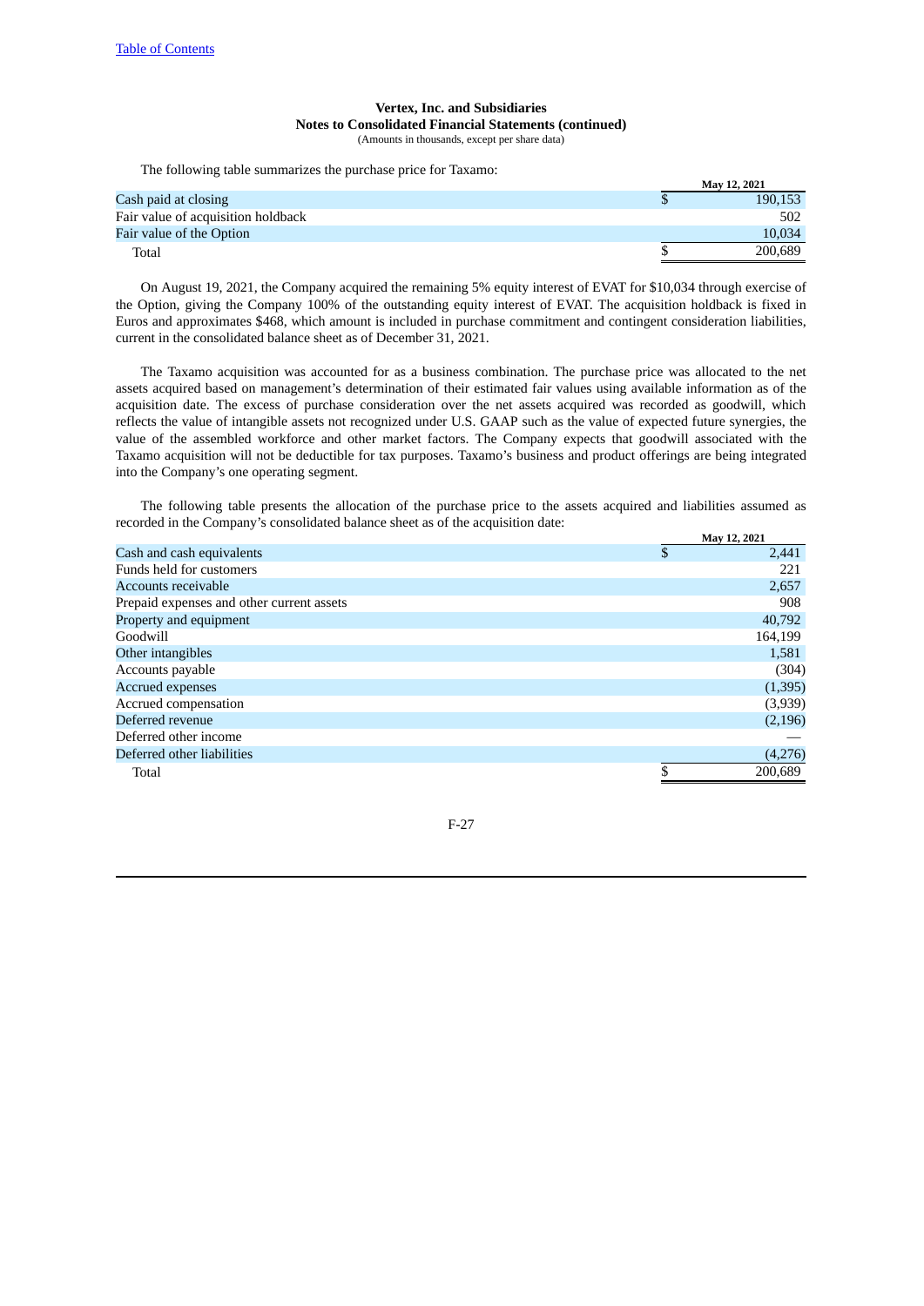**Vertex, Inc. and Subsidiaries**
**Notes to Consolidated Financial Statements (continued)**
(Amounts in thousands, except per share data)

The following table summarizes the purchase price for Taxamo:

| | May 12, 2021 |
|---|---|
| Cash paid at closing | $ 190,153 |
| Fair value of acquisition holdback | 502 |
| Fair value of the Option | 10,034 |
| Total | $ 200,689 |

On August 19, 2021, the Company acquired the remaining 5% equity interest of EVAT for $10,034 through exercise of the Option, giving the Company 100% of the outstanding equity interest of EVAT. The acquisition holdback is fixed in Euros and approximates $468, which amount is included in purchase commitment and contingent consideration liabilities, current in the consolidated balance sheet as of December 31, 2021.

The Taxamo acquisition was accounted for as a business combination. The purchase price was allocated to the net assets acquired based on management's determination of their estimated fair values using available information as of the acquisition date. The excess of purchase consideration over the net assets acquired was recorded as goodwill, which reflects the value of intangible assets not recognized under U.S. GAAP such as the value of expected future synergies, the value of the assembled workforce and other market factors. The Company expects that goodwill associated with the Taxamo acquisition will not be deductible for tax purposes. Taxamo's business and product offerings are being integrated into the Company's one operating segment.

The following table presents the allocation of the purchase price to the assets acquired and liabilities assumed as recorded in the Company's consolidated balance sheet as of the acquisition date:

| | May 12, 2021 |
|---|---|
| Cash and cash equivalents | $ 2,441 |
| Funds held for customers | 221 |
| Accounts receivable | 2,657 |
| Prepaid expenses and other current assets | 908 |
| Property and equipment | 40,792 |
| Goodwill | 164,199 |
| Other intangibles | 1,581 |
| Accounts payable | (304) |
| Accrued expenses | (1,395) |
| Accrued compensation | (3,939) |
| Deferred revenue | (2,196) |
| Deferred other income | — |
| Deferred other liabilities | (4,276) |
| Total | $ 200,689 |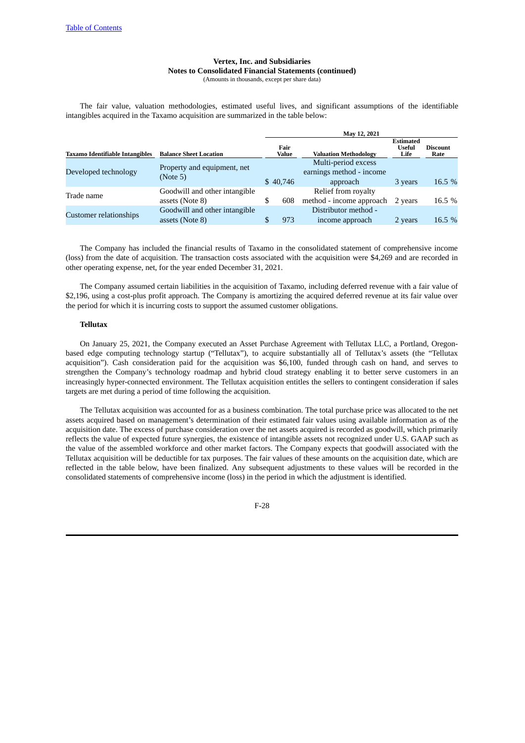Vertex, Inc. and Subsidiaries
Notes to Consolidated Financial Statements (continued)
(Amounts in thousands, except per share data)

The fair value, valuation methodologies, estimated useful lives, and significant assumptions of the identifiable intangibles acquired in the Taxamo acquisition are summarized in the table below:

| | | May 12, 2021 | | | |
|---|---|---|---|---|---|
| **Taxamo Identifiable Intangibles** | **Balance Sheet Location** | **Fair Value** | **Valuation Methodology** | **Estimated Useful Life** | **Discount Rate** |
| Developed technology | Property and equipment, net (Note 5) | $ 40,746 | Multi-period excess earnings method - income approach | 3 years | 16.5 % |
| Trade name | Goodwill and other intangible assets (Note 8) | $ 608 | Relief from royalty method - income approach | 2 years | 16.5 % |
| Customer relationships | Goodwill and other intangible assets (Note 8) | $ 973 | Distributor method - income approach | 2 years | 16.5 % |

The Company has included the financial results of Taxamo in the consolidated statement of comprehensive income (loss) from the date of acquisition. The transaction costs associated with the acquisition were $4,269 and are recorded in other operating expense, net, for the year ended December 31, 2021.

The Company assumed certain liabilities in the acquisition of Taxamo, including deferred revenue with a fair value of $2,196, using a cost-plus profit approach. The Company is amortizing the acquired deferred revenue at its fair value over the period for which it is incurring costs to support the assumed customer obligations.

**Tellutax**

On January 25, 2021, the Company executed an Asset Purchase Agreement with Tellutax LLC, a Portland, Oregon-based edge computing technology startup ("Tellutax"), to acquire substantially all of Tellutax's assets (the "Tellutax acquisition"). Cash consideration paid for the acquisition was $6,100, funded through cash on hand, and serves to strengthen the Company's technology roadmap and hybrid cloud strategy enabling it to better serve customers in an increasingly hyper-connected environment. The Tellutax acquisition entitles the sellers to contingent consideration if sales targets are met during a period of time following the acquisition.

The Tellutax acquisition was accounted for as a business combination. The total purchase price was allocated to the net assets acquired based on management's determination of their estimated fair values using available information as of the acquisition date. The excess of purchase consideration over the net assets acquired is recorded as goodwill, which primarily reflects the value of expected future synergies, the existence of intangible assets not recognized under U.S. GAAP such as the value of the assembled workforce and other market factors. The Company expects that goodwill associated with the Tellutax acquisition will be deductible for tax purposes. The fair values of these amounts on the acquisition date, which are reflected in the table below, have been finalized. Any subsequent adjustments to these values will be recorded in the consolidated statements of comprehensive income (loss) in the period in which the adjustment is identified.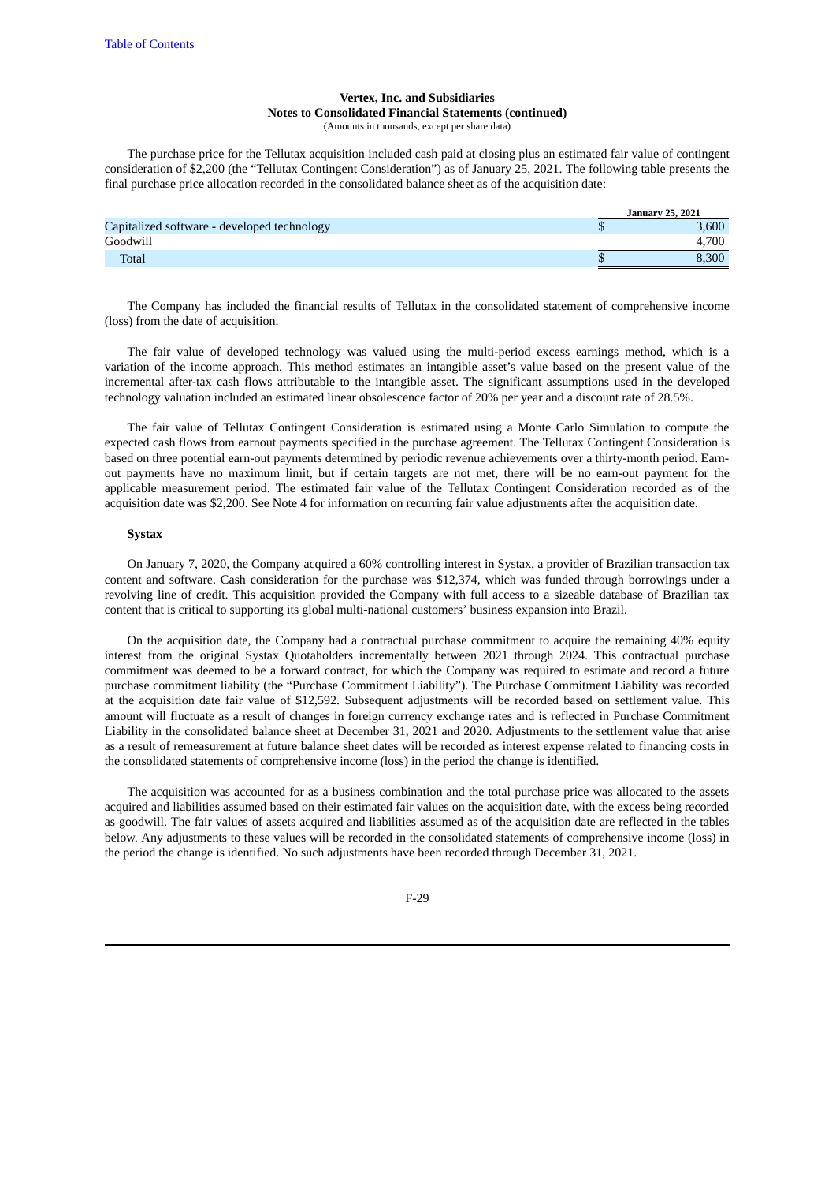**Vertex, Inc. and Subsidiaries**
**Notes to Consolidated Financial Statements (continued)**
(Amounts in thousands, except per share data)

The purchase price for the Tellutax acquisition included cash paid at closing plus an estimated fair value of contingent consideration of $2,200 (the "Tellutax Contingent Consideration") as of January 25, 2021. The following table presents the final purchase price allocation recorded in the consolidated balance sheet as of the acquisition date:

| | January 25, 2021 |
|---|---|
| Capitalized software - developed technology | $ 3,600 |
| Goodwill | 4,700 |
| Total | $ 8,300 |

The Company has included the financial results of Tellutax in the consolidated statement of comprehensive income (loss) from the date of acquisition.

The fair value of developed technology was valued using the multi-period excess earnings method, which is a variation of the income approach. This method estimates an intangible asset's value based on the present value of the incremental after-tax cash flows attributable to the intangible asset. The significant assumptions used in the developed technology valuation included an estimated linear obsolescence factor of 20% per year and a discount rate of 28.5%.

The fair value of Tellutax Contingent Consideration is estimated using a Monte Carlo Simulation to compute the expected cash flows from earnout payments specified in the purchase agreement. The Tellutax Contingent Consideration is based on three potential earn-out payments determined by periodic revenue achievements over a thirty-month period. Earn-out payments have no maximum limit, but if certain targets are not met, there will be no earn-out payment for the applicable measurement period. The estimated fair value of the Tellutax Contingent Consideration recorded as of the acquisition date was $2,200. See Note 4 for information on recurring fair value adjustments after the acquisition date.

**Systax**

On January 7, 2020, the Company acquired a 60% controlling interest in Systax, a provider of Brazilian transaction tax content and software. Cash consideration for the purchase was $12,374, which was funded through borrowings under a revolving line of credit. This acquisition provided the Company with full access to a sizeable database of Brazilian tax content that is critical to supporting its global multi-national customers' business expansion into Brazil.

On the acquisition date, the Company had a contractual purchase commitment to acquire the remaining 40% equity interest from the original Systax Quotaholders incrementally between 2021 through 2024. This contractual purchase commitment was deemed to be a forward contract, for which the Company was required to estimate and record a future purchase commitment liability (the "Purchase Commitment Liability"). The Purchase Commitment Liability was recorded at the acquisition date fair value of $12,592. Subsequent adjustments will be recorded based on settlement value. This amount will fluctuate as a result of changes in foreign currency exchange rates and is reflected in Purchase Commitment Liability in the consolidated balance sheet at December 31, 2021 and 2020. Adjustments to the settlement value that arise as a result of remeasurement at future balance sheet dates will be recorded as interest expense related to financing costs in the consolidated statements of comprehensive income (loss) in the period the change is identified.

The acquisition was accounted for as a business combination and the total purchase price was allocated to the assets acquired and liabilities assumed based on their estimated fair values on the acquisition date, with the excess being recorded as goodwill. The fair values of assets acquired and liabilities assumed as of the acquisition date are reflected in the tables below. Any adjustments to these values will be recorded in the consolidated statements of comprehensive income (loss) in the period the change is identified. No such adjustments have been recorded through December 31, 2021.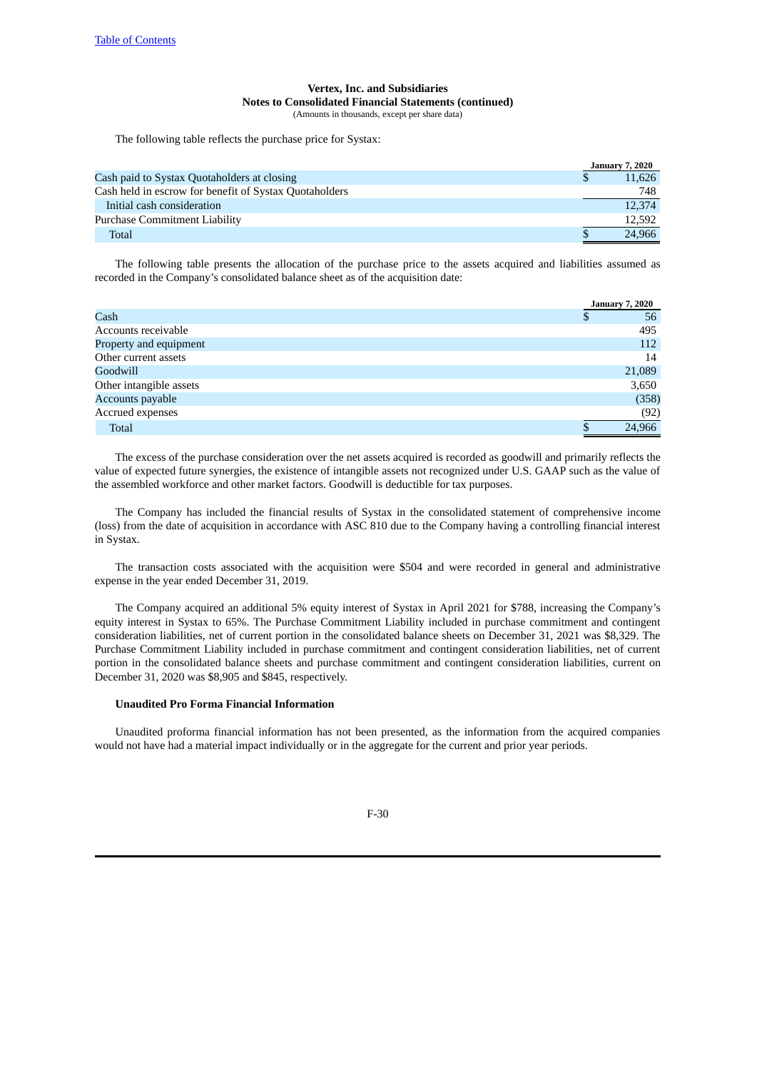**Vertex, Inc. and Subsidiaries**
**Notes to Consolidated Financial Statements (continued)**
(Amounts in thousands, except per share data)

The following table reflects the purchase price for Systax:

| | January 7, 2020 |
|---|---|
| Cash paid to Systax Quotaholders at closing | $ 11,626 |
| Cash held in escrow for benefit of Systax Quotaholders | 748 |
| Initial cash consideration | 12,374 |
| Purchase Commitment Liability | 12,592 |
| Total | $ 24,966 |

The following table presents the allocation of the purchase price to the assets acquired and liabilities assumed as recorded in the Company's consolidated balance sheet as of the acquisition date:

| | January 7, 2020 |
|---|---|
| Cash | $ 56 |
| Accounts receivable | 495 |
| Property and equipment | 112 |
| Other current assets | 14 |
| Goodwill | 21,089 |
| Other intangible assets | 3,650 |
| Accounts payable | (358) |
| Accrued expenses | (92) |
| Total | $ 24,966 |

The excess of the purchase consideration over the net assets acquired is recorded as goodwill and primarily reflects the value of expected future synergies, the existence of intangible assets not recognized under U.S. GAAP such as the value of the assembled workforce and other market factors. Goodwill is deductible for tax purposes.

The Company has included the financial results of Systax in the consolidated statement of comprehensive income (loss) from the date of acquisition in accordance with ASC 810 due to the Company having a controlling financial interest in Systax.

The transaction costs associated with the acquisition were $504 and were recorded in general and administrative expense in the year ended December 31, 2019.

The Company acquired an additional 5% equity interest of Systax in April 2021 for $788, increasing the Company's equity interest in Systax to 65%. The Purchase Commitment Liability included in purchase commitment and contingent consideration liabilities, net of current portion in the consolidated balance sheets on December 31, 2021 was $8,329. The Purchase Commitment Liability included in purchase commitment and contingent consideration liabilities, net of current portion in the consolidated balance sheets and purchase commitment and contingent consideration liabilities, current on December 31, 2020 was $8,905 and $845, respectively.

**Unaudited Pro Forma Financial Information**

Unaudited proforma financial information has not been presented, as the information from the acquired companies would not have had a material impact individually or in the aggregate for the current and prior year periods.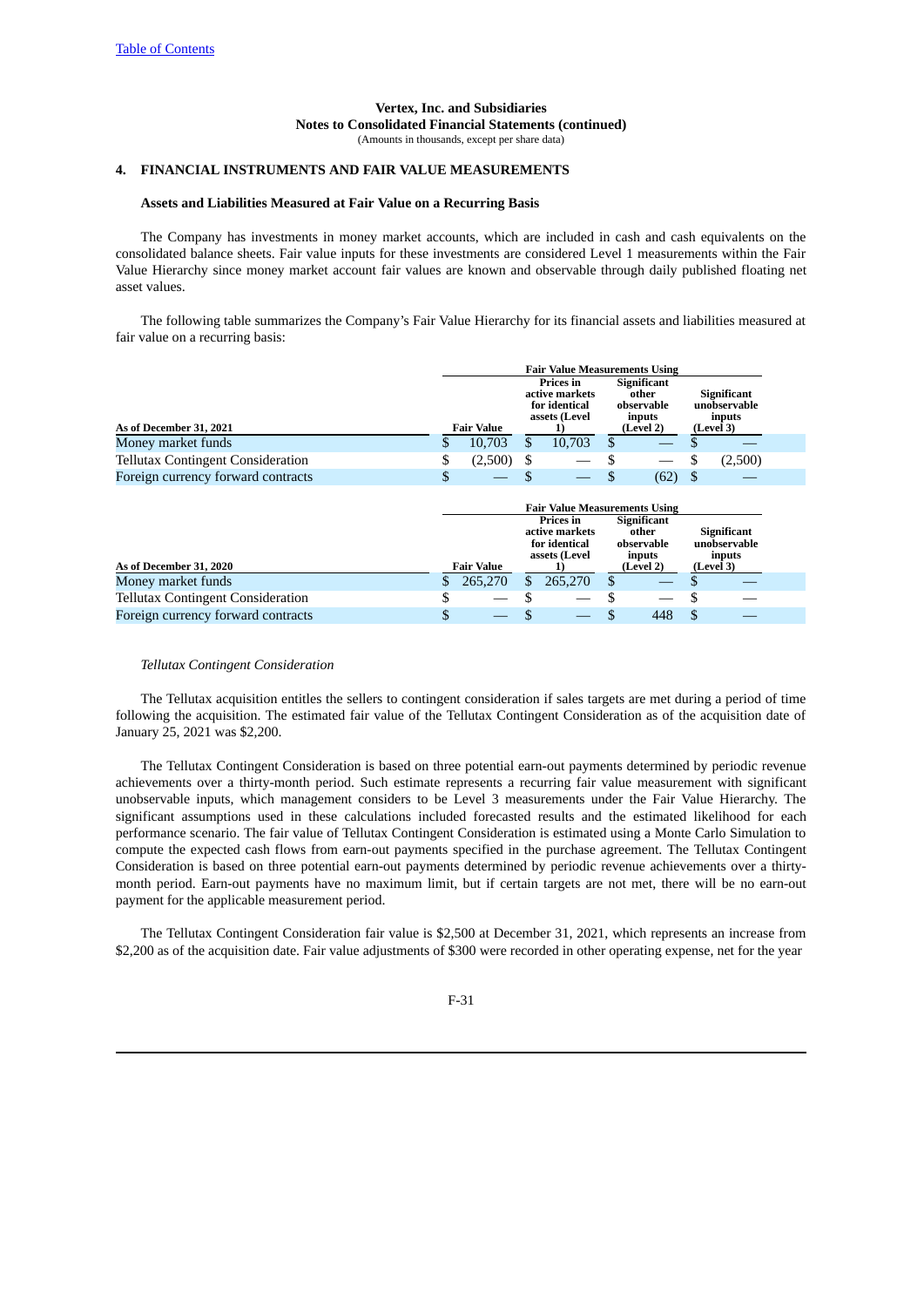Vertex, Inc. and Subsidiaries
Notes to Consolidated Financial Statements (continued)
(Amounts in thousands, except per share data)

## 4. FINANCIAL INSTRUMENTS AND FAIR VALUE MEASUREMENTS

### Assets and Liabilities Measured at Fair Value on a Recurring Basis

The Company has investments in money market accounts, which are included in cash and cash equivalents on the consolidated balance sheets. Fair value inputs for these investments are considered Level 1 measurements within the Fair Value Hierarchy since money market account fair values are known and observable through daily published floating net asset values.

The following table summarizes the Company's Fair Value Hierarchy for its financial assets and liabilities measured at fair value on a recurring basis:

| | | Fair Value Measurements Using | | |
|---|---|---|---|---|
| As of December 31, 2021 | Fair Value | Prices in active markets for identical assets (Level 1) | Significant other observable inputs (Level 2) | Significant unobservable inputs (Level 3) |
| Money market funds | $ 10,703 | $ 10,703 | $ — | $ — |
| Tellutax Contingent Consideration | $ (2,500) | $ — | $ — | $ (2,500) |
| Foreign currency forward contracts | $ — | $ — | $ (62) | $ — |

| | | Fair Value Measurements Using | | |
|---|---|---|---|---|
| As of December 31, 2020 | Fair Value | Prices in active markets for identical assets (Level 1) | Significant other observable inputs (Level 2) | Significant unobservable inputs (Level 3) |
| Money market funds | $ 265,270 | $ 265,270 | $ — | $ — |
| Tellutax Contingent Consideration | $ — | $ — | $ — | $ — |
| Foreign currency forward contracts | $ — | $ — | $ 448 | $ — |

*Tellutax Contingent Consideration*

The Tellutax acquisition entitles the sellers to contingent consideration if sales targets are met during a period of time following the acquisition. The estimated fair value of the Tellutax Contingent Consideration as of the acquisition date of January 25, 2021 was $2,200.

The Tellutax Contingent Consideration is based on three potential earn-out payments determined by periodic revenue achievements over a thirty-month period. Such estimate represents a recurring fair value measurement with significant unobservable inputs, which management considers to be Level 3 measurements under the Fair Value Hierarchy. The significant assumptions used in these calculations included forecasted results and the estimated likelihood for each performance scenario. The fair value of Tellutax Contingent Consideration is estimated using a Monte Carlo Simulation to compute the expected cash flows from earn-out payments specified in the purchase agreement. The Tellutax Contingent Consideration is based on three potential earn-out payments determined by periodic revenue achievements over a thirty-month period. Earn-out payments have no maximum limit, but if certain targets are not met, there will be no earn-out payment for the applicable measurement period.

The Tellutax Contingent Consideration fair value is $2,500 at December 31, 2021, which represents an increase from $2,200 as of the acquisition date. Fair value adjustments of $300 were recorded in other operating expense, net for the year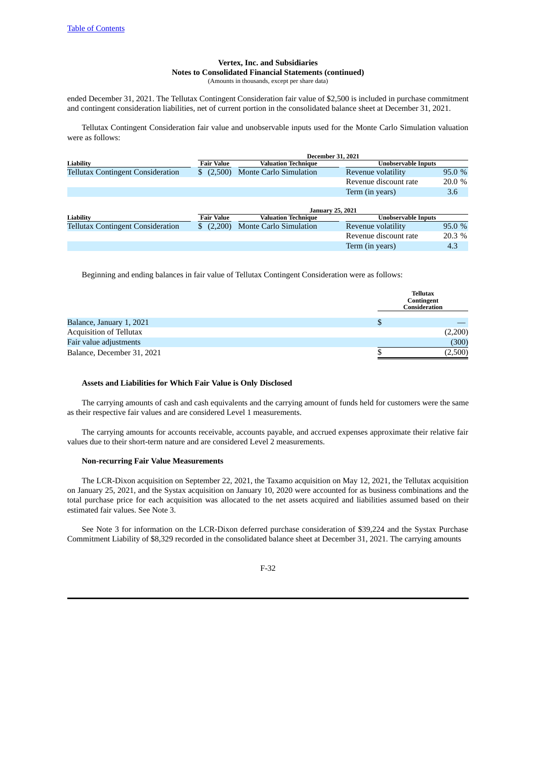ended December 31, 2021. The Tellutax Contingent Consideration fair value of $2,500 is included in purchase commitment and contingent consideration liabilities, net of current portion in the consolidated balance sheet at December 31, 2021.

Tellutax Contingent Consideration fair value and unobservable inputs used for the Monte Carlo Simulation valuation were as follows:

| | December 31, 2021 | | | |
|---|---|---|---|---|
| Liability | Fair Value | Valuation Technique | Unobservable Inputs | |
| Tellutax Contingent Consideration | $ (2,500) | Monte Carlo Simulation | Revenue volatility | 95.0 % |
| | | | Revenue discount rate | 20.0 % |
| | | | Term (in years) | 3.6 |

| | January 25, 2021 | | | |
|---|---|---|---|---|
| Liability | Fair Value | Valuation Technique | Unobservable Inputs | |
| Tellutax Contingent Consideration | $ (2,200) | Monte Carlo Simulation | Revenue volatility | 95.0 % |
| | | | Revenue discount rate | 20.3 % |
| | | | Term (in years) | 4.3 |

Beginning and ending balances in fair value of Tellutax Contingent Consideration were as follows:

| | Tellutax Contingent Consideration |
|---|---|
| Balance, January 1, 2021 | $ — |
| Acquisition of Tellutax | (2,200) |
| Fair value adjustments | (300) |
| Balance, December 31, 2021 | $ (2,500) |

**Assets and Liabilities for Which Fair Value is Only Disclosed**

The carrying amounts of cash and cash equivalents and the carrying amount of funds held for customers were the same as their respective fair values and are considered Level 1 measurements.

The carrying amounts for accounts receivable, accounts payable, and accrued expenses approximate their relative fair values due to their short-term nature and are considered Level 2 measurements.

**Non-recurring Fair Value Measurements**

The LCR-Dixon acquisition on September 22, 2021, the Taxamo acquisition on May 12, 2021, the Tellutax acquisition on January 25, 2021, and the Systax acquisition on January 10, 2020 were accounted for as business combinations and the total purchase price for each acquisition was allocated to the net assets acquired and liabilities assumed based on their estimated fair values. See Note 3.

See Note 3 for information on the LCR-Dixon deferred purchase consideration of $39,224 and the Systax Purchase Commitment Liability of $8,329 recorded in the consolidated balance sheet at December 31, 2021. The carrying amounts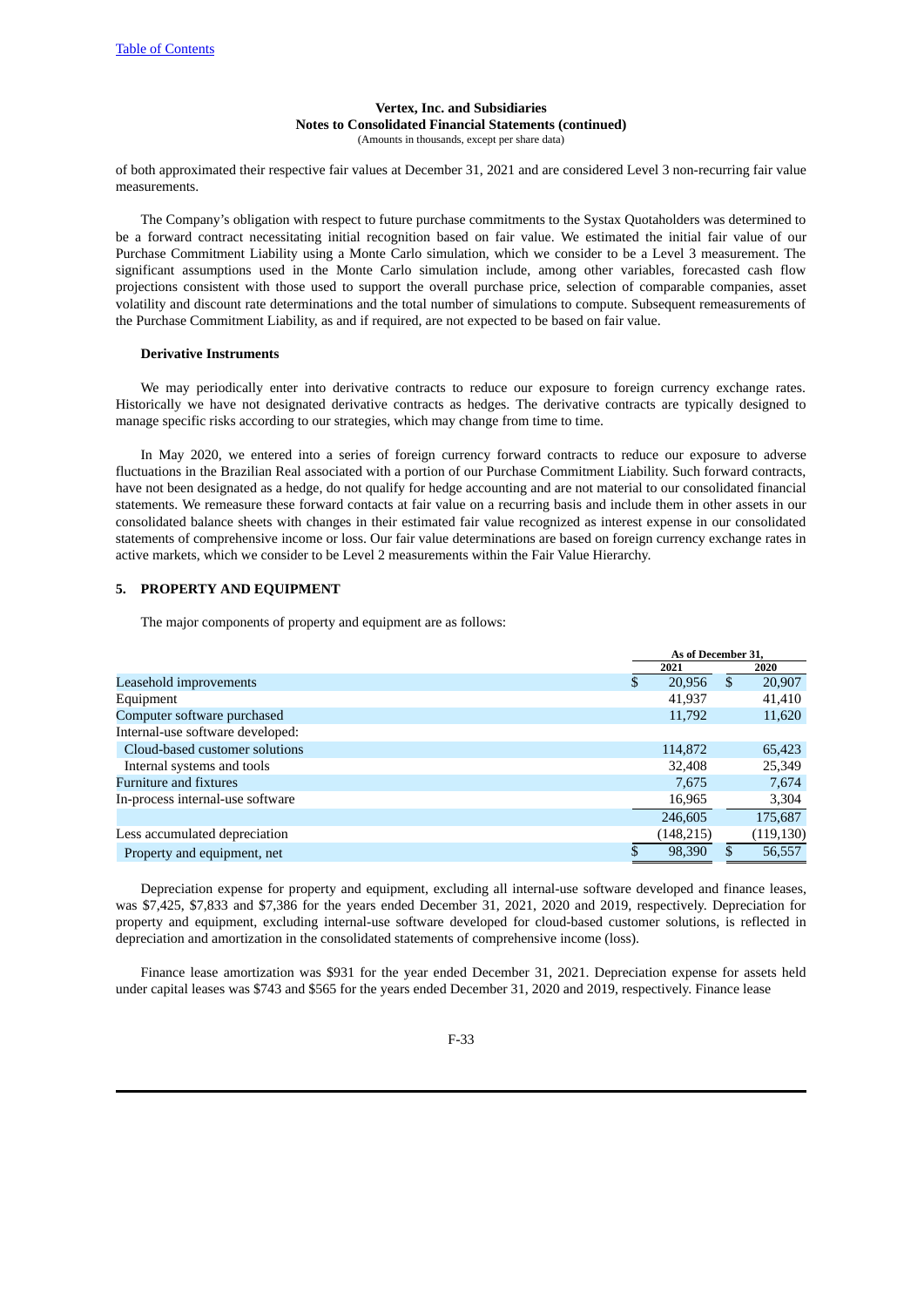of both approximated their respective fair values at December 31, 2021 and are considered Level 3 non-recurring fair value measurements.

The Company's obligation with respect to future purchase commitments to the Systax Quotaholders was determined to be a forward contract necessitating initial recognition based on fair value. We estimated the initial fair value of our Purchase Commitment Liability using a Monte Carlo simulation, which we consider to be a Level 3 measurement. The significant assumptions used in the Monte Carlo simulation include, among other variables, forecasted cash flow projections consistent with those used to support the overall purchase price, selection of comparable companies, asset volatility and discount rate determinations and the total number of simulations to compute. Subsequent remeasurements of the Purchase Commitment Liability, as and if required, are not expected to be based on fair value.

**Derivative Instruments**

We may periodically enter into derivative contracts to reduce our exposure to foreign currency exchange rates. Historically we have not designated derivative contracts as hedges. The derivative contracts are typically designed to manage specific risks according to our strategies, which may change from time to time.

In May 2020, we entered into a series of foreign currency forward contracts to reduce our exposure to adverse fluctuations in the Brazilian Real associated with a portion of our Purchase Commitment Liability. Such forward contracts, have not been designated as a hedge, do not qualify for hedge accounting and are not material to our consolidated financial statements. We remeasure these forward contacts at fair value on a recurring basis and include them in other assets in our consolidated balance sheets with changes in their estimated fair value recognized as interest expense in our consolidated statements of comprehensive income or loss. Our fair value determinations are based on foreign currency exchange rates in active markets, which we consider to be Level 2 measurements within the Fair Value Hierarchy.

## 5. PROPERTY AND EQUIPMENT

The major components of property and equipment are as follows:

| | As of December 31, | |
|---|---|---|
| | 2021 | 2020 |
| Leasehold improvements | $ 20,956 | $ 20,907 |
| Equipment | 41,937 | 41,410 |
| Computer software purchased | 11,792 | 11,620 |
| Internal-use software developed: | | |
| Cloud-based customer solutions | 114,872 | 65,423 |
| Internal systems and tools | 32,408 | 25,349 |
| Furniture and fixtures | 7,675 | 7,674 |
| In-process internal-use software | 16,965 | 3,304 |
| | 246,605 | 175,687 |
| Less accumulated depreciation | (148,215) | (119,130) |
| Property and equipment, net | $ 98,390 | $ 56,557 |

Depreciation expense for property and equipment, excluding all internal-use software developed and finance leases, was $7,425, $7,833 and $7,386 for the years ended December 31, 2021, 2020 and 2019, respectively. Depreciation for property and equipment, excluding internal-use software developed for cloud-based customer solutions, is reflected in depreciation and amortization in the consolidated statements of comprehensive income (loss).

Finance lease amortization was $931 for the year ended December 31, 2021. Depreciation expense for assets held under capital leases was $743 and $565 for the years ended December 31, 2020 and 2019, respectively. Finance lease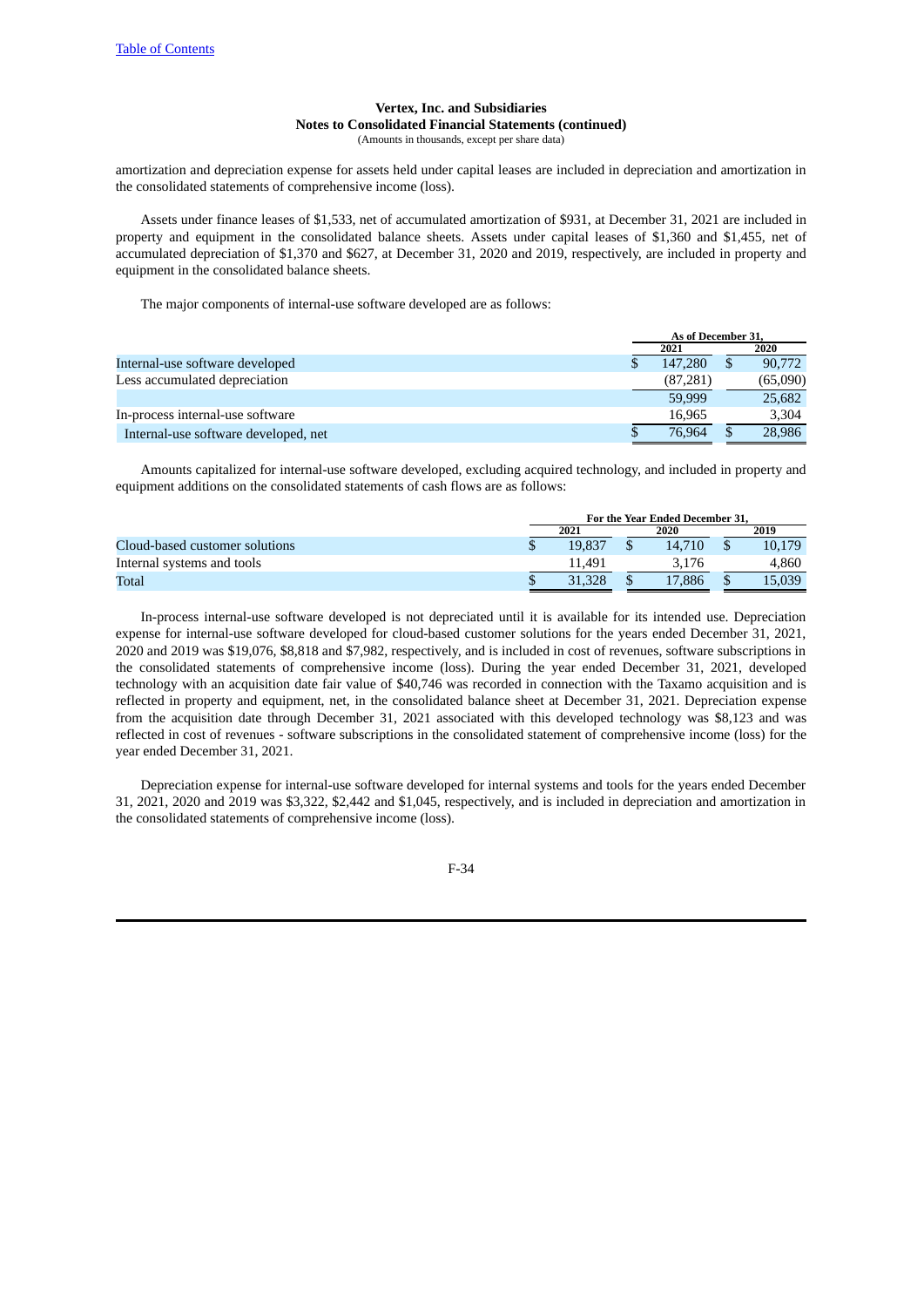amortization and depreciation expense for assets held under capital leases are included in depreciation and amortization in the consolidated statements of comprehensive income (loss).

Assets under finance leases of $1,533, net of accumulated amortization of $931, at December 31, 2021 are included in property and equipment in the consolidated balance sheets. Assets under capital leases of $1,360 and $1,455, net of accumulated depreciation of $1,370 and $627, at December 31, 2020 and 2019, respectively, are included in property and equipment in the consolidated balance sheets.

The major components of internal-use software developed are as follows:

| | As of December 31, | |
|---|---|---|
| | 2021 | 2020 |
| Internal-use software developed | $ 147,280 | $ 90,772 |
| Less accumulated depreciation | (87,281) | (65,090) |
| | 59,999 | 25,682 |
| In-process internal-use software | 16,965 | 3,304 |
| Internal-use software developed, net | $ 76,964 | $ 28,986 |

Amounts capitalized for internal-use software developed, excluding acquired technology, and included in property and equipment additions on the consolidated statements of cash flows are as follows:

| | For the Year Ended December 31, | | |
|---|---|---|---|
| | 2021 | 2020 | 2019 |
| Cloud-based customer solutions | $ 19,837 | $ 14,710 | $ 10,179 |
| Internal systems and tools | 11,491 | 3,176 | 4,860 |
| Total | $ 31,328 | $ 17,886 | $ 15,039 |

In-process internal-use software developed is not depreciated until it is available for its intended use. Depreciation expense for internal-use software developed for cloud-based customer solutions for the years ended December 31, 2021, 2020 and 2019 was $19,076, $8,818 and $7,982, respectively, and is included in cost of revenues, software subscriptions in the consolidated statements of comprehensive income (loss). During the year ended December 31, 2021, developed technology with an acquisition date fair value of $40,746 was recorded in connection with the Taxamo acquisition and is reflected in property and equipment, net, in the consolidated balance sheet at December 31, 2021. Depreciation expense from the acquisition date through December 31, 2021 associated with this developed technology was $8,123 and was reflected in cost of revenues - software subscriptions in the consolidated statement of comprehensive income (loss) for the year ended December 31, 2021.

Depreciation expense for internal-use software developed for internal systems and tools for the years ended December 31, 2021, 2020 and 2019 was $3,322, $2,442 and $1,045, respectively, and is included in depreciation and amortization in the consolidated statements of comprehensive income (loss).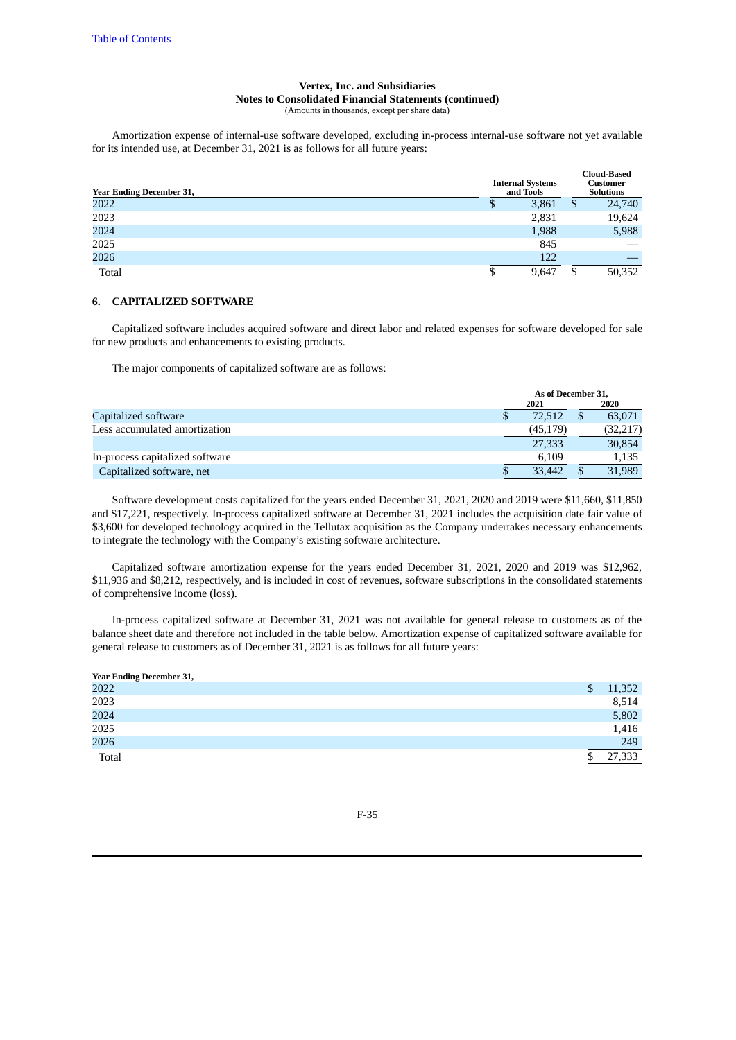Table of Contents

**Vertex, Inc. and Subsidiaries**
**Notes to Consolidated Financial Statements (continued)**
(Amounts in thousands, except per share data)

Amortization expense of internal-use software developed, excluding in-process internal-use software not yet available for its intended use, at December 31, 2021 is as follows for all future years:

| Year Ending December 31, | Internal Systems and Tools | Cloud-Based Customer Solutions |
|---|---|---|
| 2022 | $ 3,861 | $ 24,740 |
| 2023 | 2,831 | 19,624 |
| 2024 | 1,988 | 5,988 |
| 2025 | 845 | — |
| 2026 | 122 | — |
| Total | $ 9,647 | $ 50,352 |

## 6. CAPITALIZED SOFTWARE

Capitalized software includes acquired software and direct labor and related expenses for software developed for sale for new products and enhancements to existing products.

The major components of capitalized software are as follows:

| | As of December 31, | |
|---|---|---|
| | 2021 | 2020 |
| Capitalized software | $ 72,512 | $ 63,071 |
| Less accumulated amortization | (45,179) | (32,217) |
| | 27,333 | 30,854 |
| In-process capitalized software | 6,109 | 1,135 |
| Capitalized software, net | $ 33,442 | $ 31,989 |

Software development costs capitalized for the years ended December 31, 2021, 2020 and 2019 were $11,660, $11,850 and $17,221, respectively. In-process capitalized software at December 31, 2021 includes the acquisition date fair value of $3,600 for developed technology acquired in the Tellutax acquisition as the Company undertakes necessary enhancements to integrate the technology with the Company's existing software architecture.

Capitalized software amortization expense for the years ended December 31, 2021, 2020 and 2019 was $12,962, $11,936 and $8,212, respectively, and is included in cost of revenues, software subscriptions in the consolidated statements of comprehensive income (loss).

In-process capitalized software at December 31, 2021 was not available for general release to customers as of the balance sheet date and therefore not included in the table below. Amortization expense of capitalized software available for general release to customers as of December 31, 2021 is as follows for all future years:

| Year Ending December 31, | |
|---|---|
| 2022 | $ 11,352 |
| 2023 | 8,514 |
| 2024 | 5,802 |
| 2025 | 1,416 |
| 2026 | 249 |
| Total | $ 27,333 |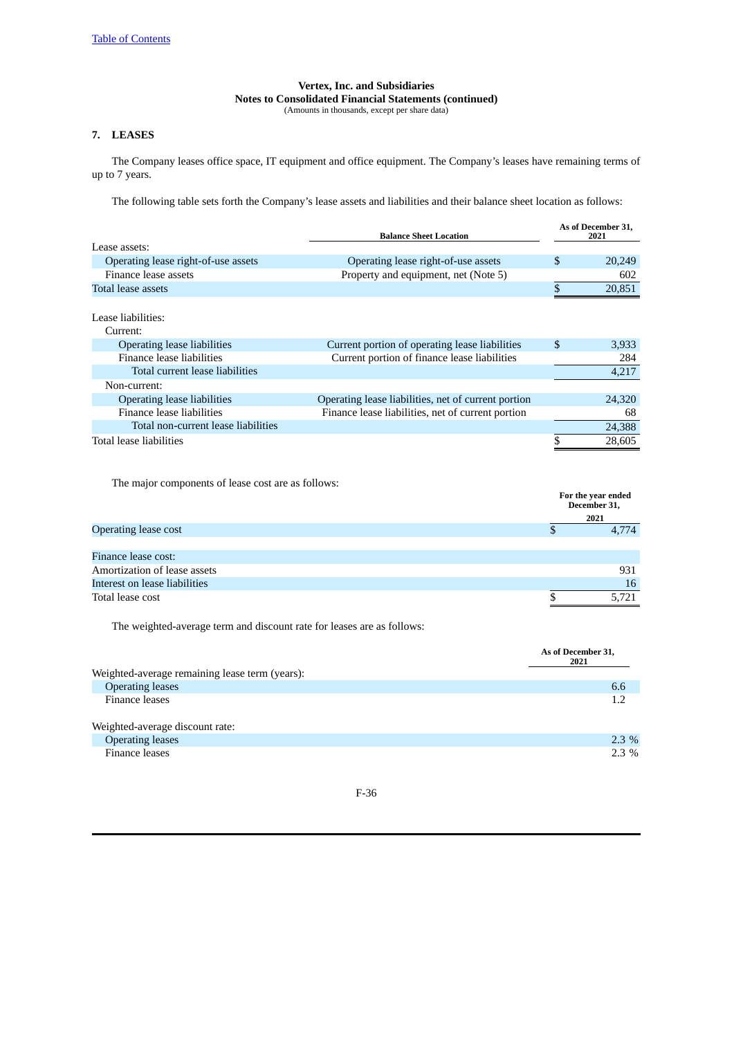Vertex, Inc. and Subsidiaries
Notes to Consolidated Financial Statements (continued)
(Amounts in thousands, except per share data)

## 7. LEASES

The Company leases office space, IT equipment and office equipment. The Company's leases have remaining terms of up to 7 years.

The following table sets forth the Company's lease assets and liabilities and their balance sheet location as follows:

| | Balance Sheet Location | As of December 31, 2021 |
|---|---|---|
| Lease assets: | | |
| Operating lease right-of-use assets | Operating lease right-of-use assets | $ 20,249 |
| Finance lease assets | Property and equipment, net (Note 5) | 602 |
| Total lease assets | | $ 20,851 |
| | | |
| Lease liabilities: | | |
| Current: | | |
| Operating lease liabilities | Current portion of operating lease liabilities | $ 3,933 |
| Finance lease liabilities | Current portion of finance lease liabilities | 284 |
| Total current lease liabilities | | 4,217 |
| Non-current: | | |
| Operating lease liabilities | Operating lease liabilities, net of current portion | 24,320 |
| Finance lease liabilities | Finance lease liabilities, net of current portion | 68 |
| Total non-current lease liabilities | | 24,388 |
| Total lease liabilities | | $ 28,605 |

The major components of lease cost are as follows:

| | For the year ended December 31, 2021 |
|---|---|
| Operating lease cost | $ 4,774 |
| | |
| Finance lease cost: | |
| Amortization of lease assets | 931 |
| Interest on lease liabilities | 16 |
| Total lease cost | $ 5,721 |

The weighted-average term and discount rate for leases are as follows:

| | As of December 31, 2021 |
|---|---|
| Weighted-average remaining lease term (years): | |
| Operating leases | 6.6 |
| Finance leases | 1.2 |
| | |
| Weighted-average discount rate: | |
| Operating leases | 2.3 % |
| Finance leases | 2.3 % |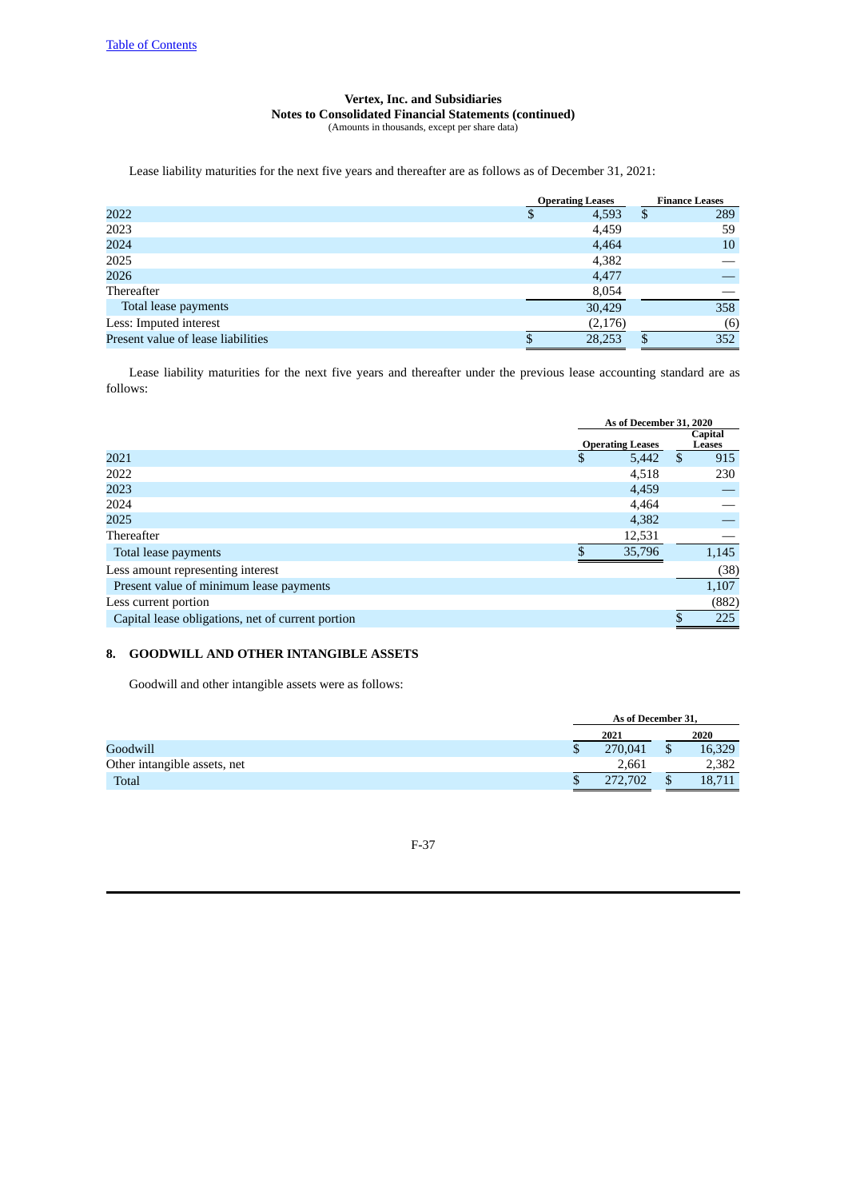Lease liability maturities for the next five years and thereafter are as follows as of December 31, 2021:

| | Operating Leases | Finance Leases |
|---|---|---|
| 2022 | $ 4,593 | $ 289 |
| 2023 | 4,459 | 59 |
| 2024 | 4,464 | 10 |
| 2025 | 4,382 | — |
| 2026 | 4,477 | — |
| Thereafter | 8,054 | — |
| Total lease payments | 30,429 | 358 |
| Less: Imputed interest | (2,176) | (6) |
| Present value of lease liabilities | $ 28,253 | $ 352 |

Lease liability maturities for the next five years and thereafter under the previous lease accounting standard are as follows:

| | As of December 31, 2020 | |
|---|---|---|
| | Operating Leases | Capital Leases |
| 2021 | $ 5,442 | $ 915 |
| 2022 | 4,518 | 230 |
| 2023 | 4,459 | — |
| 2024 | 4,464 | — |
| 2025 | 4,382 | — |
| Thereafter | 12,531 | — |
| Total lease payments | $ 35,796 | 1,145 |
| Less amount representing interest | | (38) |
| Present value of minimum lease payments | | 1,107 |
| Less current portion | | (882) |
| Capital lease obligations, net of current portion | | $ 225 |

## 8. GOODWILL AND OTHER INTANGIBLE ASSETS

Goodwill and other intangible assets were as follows:

| | As of December 31, | |
|---|---|---|
| | 2021 | 2020 |
| Goodwill | $ 270,041 | $ 16,329 |
| Other intangible assets, net | 2,661 | 2,382 |
| Total | $ 272,702 | $ 18,711 |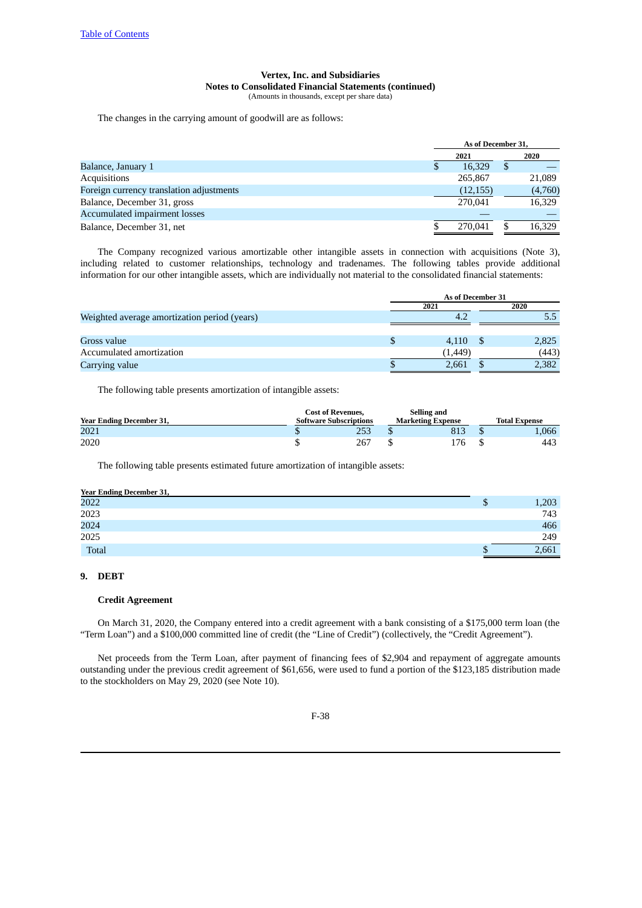Vertex, Inc. and Subsidiaries
**Notes to Consolidated Financial Statements (continued)**
(Amounts in thousands, except per share data)

The changes in the carrying amount of goodwill are as follows:

| | As of December 31, | |
|---|---|---|
| | 2021 | 2020 |
| Balance, January 1 | $ 16,329 | $ — |
| Acquisitions | 265,867 | 21,089 |
| Foreign currency translation adjustments | (12,155) | (4,760) |
| Balance, December 31, gross | 270,041 | 16,329 |
| Accumulated impairment losses | — | — |
| Balance, December 31, net | $ 270,041 | $ 16,329 |

The Company recognized various amortizable other intangible assets in connection with acquisitions (Note 3), including related to customer relationships, technology and tradenames. The following tables provide additional information for our other intangible assets, which are individually not material to the consolidated financial statements:

| | As of December 31 | |
|---|---|---|
| | 2021 | 2020 |
| Weighted average amortization period (years) | 4.2 | 5.5 |
| | | |
| Gross value | $ 4,110 | $ 2,825 |
| Accumulated amortization | (1,449) | (443) |
| Carrying value | $ 2,661 | $ 2,382 |

The following table presents amortization of intangible assets:

| Year Ending December 31, | Cost of Revenues, Software Subscriptions | Selling and Marketing Expense | Total Expense |
|---|---|---|---|
| 2021 | $ 253 | $ 813 | $ 1,066 |
| 2020 | $ 267 | $ 176 | $ 443 |

The following table presents estimated future amortization of intangible assets:

| Year Ending December 31, | |
|---|---|
| 2022 | $ 1,203 |
| 2023 | 743 |
| 2024 | 466 |
| 2025 | 249 |
| Total | $ 2,661 |

## 9. DEBT

### Credit Agreement

On March 31, 2020, the Company entered into a credit agreement with a bank consisting of a $175,000 term loan (the "Term Loan") and a $100,000 committed line of credit (the "Line of Credit") (collectively, the "Credit Agreement").

Net proceeds from the Term Loan, after payment of financing fees of $2,904 and repayment of aggregate amounts outstanding under the previous credit agreement of $61,656, were used to fund a portion of the $123,185 distribution made to the stockholders on May 29, 2020 (see Note 10).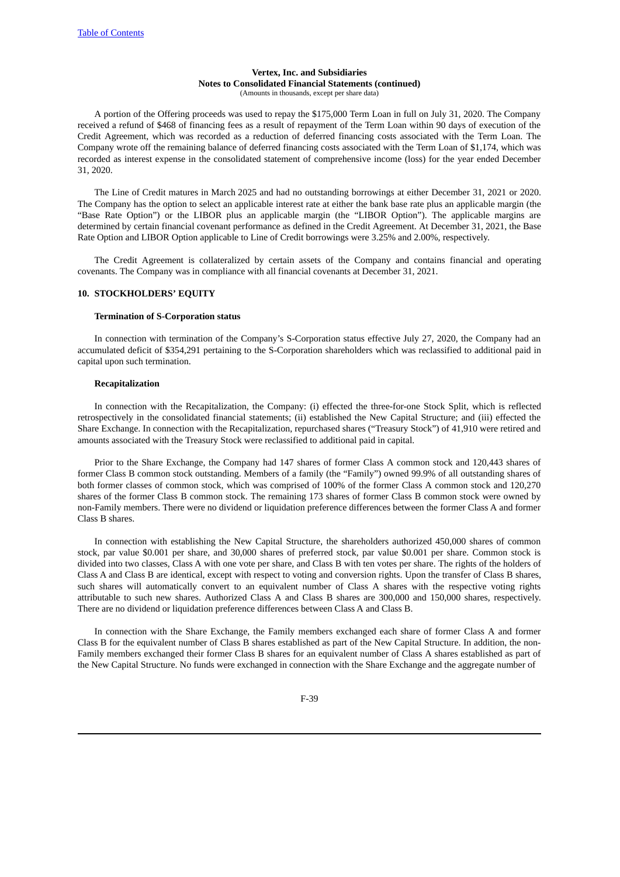A portion of the Offering proceeds was used to repay the $175,000 Term Loan in full on July 31, 2020. The Company received a refund of $468 of financing fees as a result of repayment of the Term Loan within 90 days of execution of the Credit Agreement, which was recorded as a reduction of deferred financing costs associated with the Term Loan. The Company wrote off the remaining balance of deferred financing costs associated with the Term Loan of $1,174, which was recorded as interest expense in the consolidated statement of comprehensive income (loss) for the year ended December 31, 2020.

The Line of Credit matures in March 2025 and had no outstanding borrowings at either December 31, 2021 or 2020. The Company has the option to select an applicable interest rate at either the bank base rate plus an applicable margin (the "Base Rate Option") or the LIBOR plus an applicable margin (the "LIBOR Option"). The applicable margins are determined by certain financial covenant performance as defined in the Credit Agreement. At December 31, 2021, the Base Rate Option and LIBOR Option applicable to Line of Credit borrowings were 3.25% and 2.00%, respectively.

The Credit Agreement is collateralized by certain assets of the Company and contains financial and operating covenants. The Company was in compliance with all financial covenants at December 31, 2021.

## 10. STOCKHOLDERS' EQUITY

### Termination of S-Corporation status

In connection with termination of the Company's S-Corporation status effective July 27, 2020, the Company had an accumulated deficit of $354,291 pertaining to the S-Corporation shareholders which was reclassified to additional paid in capital upon such termination.

### Recapitalization

In connection with the Recapitalization, the Company: (i) effected the three-for-one Stock Split, which is reflected retrospectively in the consolidated financial statements; (ii) established the New Capital Structure; and (iii) effected the Share Exchange. In connection with the Recapitalization, repurchased shares ("Treasury Stock") of 41,910 were retired and amounts associated with the Treasury Stock were reclassified to additional paid in capital.

Prior to the Share Exchange, the Company had 147 shares of former Class A common stock and 120,443 shares of former Class B common stock outstanding. Members of a family (the "Family") owned 99.9% of all outstanding shares of both former classes of common stock, which was comprised of 100% of the former Class A common stock and 120,270 shares of the former Class B common stock. The remaining 173 shares of former Class B common stock were owned by non-Family members. There were no dividend or liquidation preference differences between the former Class A and former Class B shares.

In connection with establishing the New Capital Structure, the shareholders authorized 450,000 shares of common stock, par value $0.001 per share, and 30,000 shares of preferred stock, par value $0.001 per share. Common stock is divided into two classes, Class A with one vote per share, and Class B with ten votes per share. The rights of the holders of Class A and Class B are identical, except with respect to voting and conversion rights. Upon the transfer of Class B shares, such shares will automatically convert to an equivalent number of Class A shares with the respective voting rights attributable to such new shares. Authorized Class A and Class B shares are 300,000 and 150,000 shares, respectively. There are no dividend or liquidation preference differences between Class A and Class B.

In connection with the Share Exchange, the Family members exchanged each share of former Class A and former Class B for the equivalent number of Class B shares established as part of the New Capital Structure. In addition, the non-Family members exchanged their former Class B shares for an equivalent number of Class A shares established as part of the New Capital Structure. No funds were exchanged in connection with the Share Exchange and the aggregate number of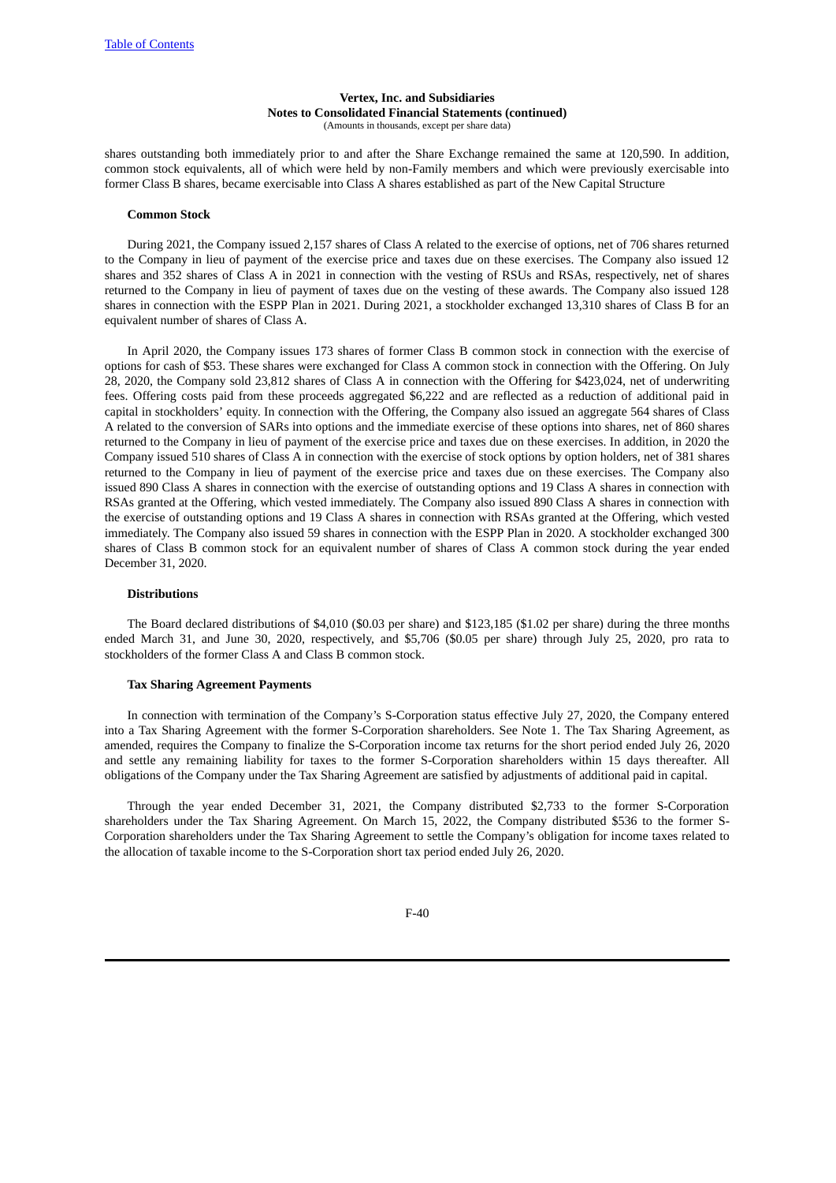Vertex, Inc. and Subsidiaries
Notes to Consolidated Financial Statements (continued)
(Amounts in thousands, except per share data)

shares outstanding both immediately prior to and after the Share Exchange remained the same at 120,590. In addition, common stock equivalents, all of which were held by non-Family members and which were previously exercisable into former Class B shares, became exercisable into Class A shares established as part of the New Capital Structure

**Common Stock**

During 2021, the Company issued 2,157 shares of Class A related to the exercise of options, net of 706 shares returned to the Company in lieu of payment of the exercise price and taxes due on these exercises. The Company also issued 12 shares and 352 shares of Class A in 2021 in connection with the vesting of RSUs and RSAs, respectively, net of shares returned to the Company in lieu of payment of taxes due on the vesting of these awards. The Company also issued 128 shares in connection with the ESPP Plan in 2021. During 2021, a stockholder exchanged 13,310 shares of Class B for an equivalent number of shares of Class A.

In April 2020, the Company issues 173 shares of former Class B common stock in connection with the exercise of options for cash of $53. These shares were exchanged for Class A common stock in connection with the Offering. On July 28, 2020, the Company sold 23,812 shares of Class A in connection with the Offering for $423,024, net of underwriting fees. Offering costs paid from these proceeds aggregated $6,222 and are reflected as a reduction of additional paid in capital in stockholders' equity. In connection with the Offering, the Company also issued an aggregate 564 shares of Class A related to the conversion of SARs into options and the immediate exercise of these options into shares, net of 860 shares returned to the Company in lieu of payment of the exercise price and taxes due on these exercises. In addition, in 2020 the Company issued 510 shares of Class A in connection with the exercise of stock options by option holders, net of 381 shares returned to the Company in lieu of payment of the exercise price and taxes due on these exercises. The Company also issued 890 Class A shares in connection with the exercise of outstanding options and 19 Class A shares in connection with RSAs granted at the Offering, which vested immediately. The Company also issued 890 Class A shares in connection with the exercise of outstanding options and 19 Class A shares in connection with RSAs granted at the Offering, which vested immediately. The Company also issued 59 shares in connection with the ESPP Plan in 2020. A stockholder exchanged 300 shares of Class B common stock for an equivalent number of shares of Class A common stock during the year ended December 31, 2020.

**Distributions**

The Board declared distributions of $4,010 ($0.03 per share) and $123,185 ($1.02 per share) during the three months ended March 31, and June 30, 2020, respectively, and $5,706 ($0.05 per share) through July 25, 2020, pro rata to stockholders of the former Class A and Class B common stock.

**Tax Sharing Agreement Payments**

In connection with termination of the Company's S-Corporation status effective July 27, 2020, the Company entered into a Tax Sharing Agreement with the former S-Corporation shareholders. See Note 1. The Tax Sharing Agreement, as amended, requires the Company to finalize the S-Corporation income tax returns for the short period ended July 26, 2020 and settle any remaining liability for taxes to the former S-Corporation shareholders within 15 days thereafter. All obligations of the Company under the Tax Sharing Agreement are satisfied by adjustments of additional paid in capital.

Through the year ended December 31, 2021, the Company distributed $2,733 to the former S-Corporation shareholders under the Tax Sharing Agreement. On March 15, 2022, the Company distributed $536 to the former S-Corporation shareholders under the Tax Sharing Agreement to settle the Company's obligation for income taxes related to the allocation of taxable income to the S-Corporation short tax period ended July 26, 2020.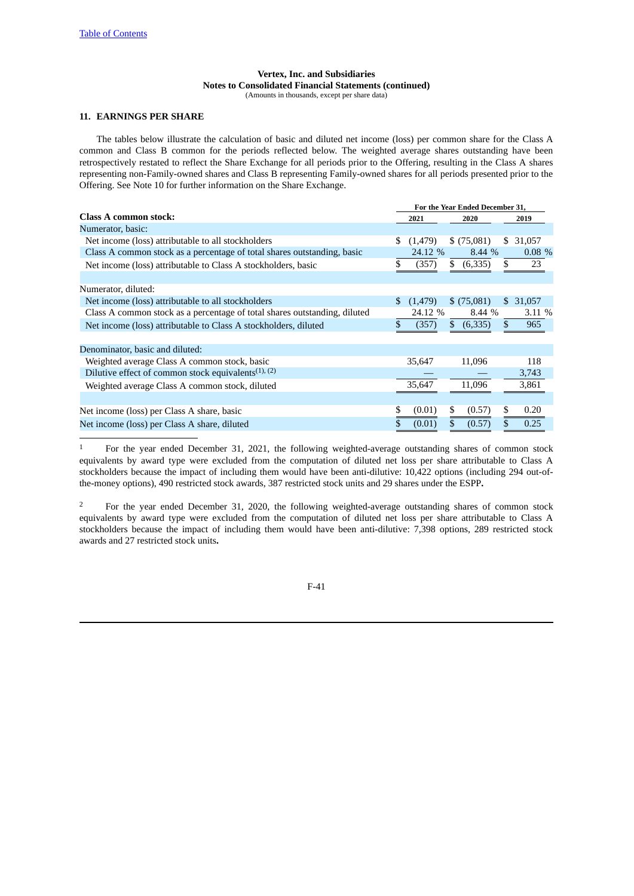Vertex, Inc. and Subsidiaries
Notes to Consolidated Financial Statements (continued)
(Amounts in thousands, except per share data)

## 11. EARNINGS PER SHARE

The tables below illustrate the calculation of basic and diluted net income (loss) per common share for the Class A common and Class B common for the periods reflected below. The weighted average shares outstanding have been retrospectively restated to reflect the Share Exchange for all periods prior to the Offering, resulting in the Class A shares representing non-Family-owned shares and Class B representing Family-owned shares for all periods presented prior to the Offering. See Note 10 for further information on the Share Exchange.

| | For the Year Ended December 31, | | |
|---|---|---|---|
| **Class A common stock:** | 2021 | 2020 | 2019 |
| Numerator, basic: | | | |
| Net income (loss) attributable to all stockholders | $ (1,479) | $ (75,081) | $ 31,057 |
| Class A common stock as a percentage of total shares outstanding, basic | 24.12 % | 8.44 % | 0.08 % |
| Net income (loss) attributable to Class A stockholders, basic | $ (357) | $ (6,335) | $ 23 |
| | | | |
| Numerator, diluted: | | | |
| Net income (loss) attributable to all stockholders | $ (1,479) | $ (75,081) | $ 31,057 |
| Class A common stock as a percentage of total shares outstanding, diluted | 24.12 % | 8.44 % | 3.11 % |
| Net income (loss) attributable to Class A stockholders, diluted | $ (357) | $ (6,335) | $ 965 |
| | | | |
| Denominator, basic and diluted: | | | |
| Weighted average Class A common stock, basic | 35,647 | 11,096 | 118 |
| Dilutive effect of common stock equivalents[(1), (2)] | — | — | 3,743 |
| Weighted average Class A common stock, diluted | 35,647 | 11,096 | 3,861 |
| | | | |
| Net income (loss) per Class A share, basic | $ (0.01) | $ (0.57) | $ 0.20 |
| Net income (loss) per Class A share, diluted | $ (0.01) | $ (0.57) | $ 0.25 |

[1] For the year ended December 31, 2021, the following weighted-average outstanding shares of common stock equivalents by award type were excluded from the computation of diluted net loss per share attributable to Class A stockholders because the impact of including them would have been anti-dilutive: 10,422 options (including 294 out-of-the-money options), 490 restricted stock awards, 387 restricted stock units and 29 shares under the ESPP**.**

[2] For the year ended December 31, 2020, the following weighted-average outstanding shares of common stock equivalents by award type were excluded from the computation of diluted net loss per share attributable to Class A stockholders because the impact of including them would have been anti-dilutive: 7,398 options, 289 restricted stock awards and 27 restricted stock units**.**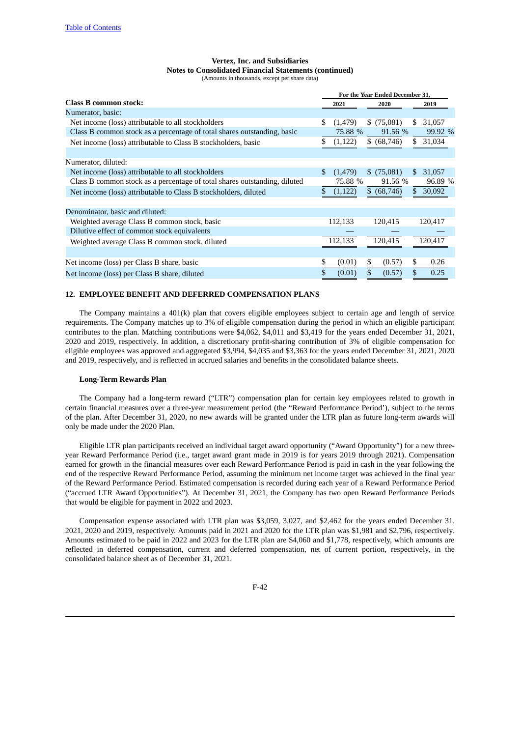**Vertex, Inc. and Subsidiaries**
**Notes to Consolidated Financial Statements (continued)**
(Amounts in thousands, except per share data)

| | For the Year Ended December 31, | | |
|---|---|---|---|
| **Class B common stock:** | 2021 | 2020 | 2019 |
| Numerator, basic: | | | |
| Net income (loss) attributable to all stockholders | $ (1,479) | $ (75,081) | $ 31,057 |
| Class B common stock as a percentage of total shares outstanding, basic | 75.88 % | 91.56 % | 99.92 % |
| Net income (loss) attributable to Class B stockholders, basic | $ (1,122) | $ (68,746) | $ 31,034 |
| | | | |
| Numerator, diluted: | | | |
| Net income (loss) attributable to all stockholders | $ (1,479) | $ (75,081) | $ 31,057 |
| Class B common stock as a percentage of total shares outstanding, diluted | 75.88 % | 91.56 % | 96.89 % |
| Net income (loss) attributable to Class B stockholders, diluted | $ (1,122) | $ (68,746) | $ 30,092 |
| | | | |
| Denominator, basic and diluted: | | | |
| Weighted average Class B common stock, basic | 112,133 | 120,415 | 120,417 |
| Dilutive effect of common stock equivalents | — | — | — |
| Weighted average Class B common stock, diluted | 112,133 | 120,415 | 120,417 |
| | | | |
| Net income (loss) per Class B share, basic | $ (0.01) | $ (0.57) | $ 0.26 |
| Net income (loss) per Class B share, diluted | $ (0.01) | $ (0.57) | $ 0.25 |

## 12. EMPLOYEE BENEFIT AND DEFERRED COMPENSATION PLANS

The Company maintains a 401(k) plan that covers eligible employees subject to certain age and length of service requirements. The Company matches up to 3% of eligible compensation during the period in which an eligible participant contributes to the plan. Matching contributions were $4,062, $4,011 and $3,419 for the years ended December 31, 2021, 2020 and 2019, respectively. In addition, a discretionary profit-sharing contribution of 3% of eligible compensation for eligible employees was approved and aggregated $3,994, $4,035 and $3,363 for the years ended December 31, 2021, 2020 and 2019, respectively, and is reflected in accrued salaries and benefits in the consolidated balance sheets.

### Long-Term Rewards Plan

The Company had a long-term reward ("LTR") compensation plan for certain key employees related to growth in certain financial measures over a three-year measurement period (the "Reward Performance Period'), subject to the terms of the plan. After December 31, 2020, no new awards will be granted under the LTR plan as future long-term awards will only be made under the 2020 Plan.

Eligible LTR plan participants received an individual target award opportunity ("Award Opportunity") for a new three-year Reward Performance Period (i.e., target award grant made in 2019 is for years 2019 through 2021). Compensation earned for growth in the financial measures over each Reward Performance Period is paid in cash in the year following the end of the respective Reward Performance Period, assuming the minimum net income target was achieved in the final year of the Reward Performance Period. Estimated compensation is recorded during each year of a Reward Performance Period ("accrued LTR Award Opportunities"). At December 31, 2021, the Company has two open Reward Performance Periods that would be eligible for payment in 2022 and 2023.

Compensation expense associated with LTR plan was $3,059, 3,027, and $2,462 for the years ended December 31, 2021, 2020 and 2019, respectively. Amounts paid in 2021 and 2020 for the LTR plan was $1,981 and $2,796, respectively. Amounts estimated to be paid in 2022 and 2023 for the LTR plan are $4,060 and $1,778, respectively, which amounts are reflected in deferred compensation, current and deferred compensation, net of current portion, respectively, in the consolidated balance sheet as of December 31, 2021.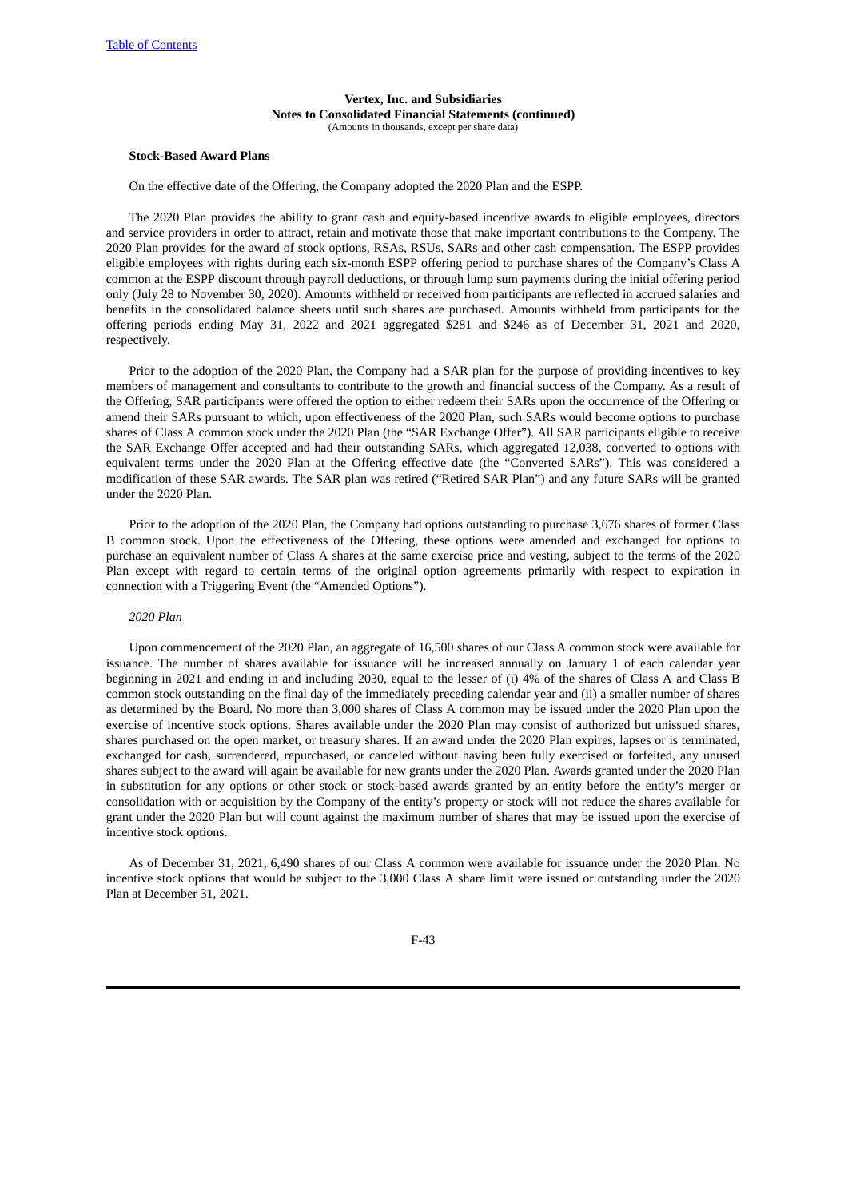**Vertex, Inc. and Subsidiaries**
**Notes to Consolidated Financial Statements (continued)**
(Amounts in thousands, except per share data)

**Stock-Based Award Plans**

On the effective date of the Offering, the Company adopted the 2020 Plan and the ESPP.

The 2020 Plan provides the ability to grant cash and equity-based incentive awards to eligible employees, directors and service providers in order to attract, retain and motivate those that make important contributions to the Company. The 2020 Plan provides for the award of stock options, RSAs, RSUs, SARs and other cash compensation. The ESPP provides eligible employees with rights during each six-month ESPP offering period to purchase shares of the Company's Class A common at the ESPP discount through payroll deductions, or through lump sum payments during the initial offering period only (July 28 to November 30, 2020). Amounts withheld or received from participants are reflected in accrued salaries and benefits in the consolidated balance sheets until such shares are purchased. Amounts withheld from participants for the offering periods ending May 31, 2022 and 2021 aggregated $281 and $246 as of December 31, 2021 and 2020, respectively.

Prior to the adoption of the 2020 Plan, the Company had a SAR plan for the purpose of providing incentives to key members of management and consultants to contribute to the growth and financial success of the Company. As a result of the Offering, SAR participants were offered the option to either redeem their SARs upon the occurrence of the Offering or amend their SARs pursuant to which, upon effectiveness of the 2020 Plan, such SARs would become options to purchase shares of Class A common stock under the 2020 Plan (the "SAR Exchange Offer"). All SAR participants eligible to receive the SAR Exchange Offer accepted and had their outstanding SARs, which aggregated 12,038, converted to options with equivalent terms under the 2020 Plan at the Offering effective date (the "Converted SARs"). This was considered a modification of these SAR awards. The SAR plan was retired ("Retired SAR Plan") and any future SARs will be granted under the 2020 Plan.

Prior to the adoption of the 2020 Plan, the Company had options outstanding to purchase 3,676 shares of former Class B common stock. Upon the effectiveness of the Offering, these options were amended and exchanged for options to purchase an equivalent number of Class A shares at the same exercise price and vesting, subject to the terms of the 2020 Plan except with regard to certain terms of the original option agreements primarily with respect to expiration in connection with a Triggering Event (the "Amended Options").

*2020 Plan*

Upon commencement of the 2020 Plan, an aggregate of 16,500 shares of our Class A common stock were available for issuance. The number of shares available for issuance will be increased annually on January 1 of each calendar year beginning in 2021 and ending in and including 2030, equal to the lesser of (i) 4% of the shares of Class A and Class B common stock outstanding on the final day of the immediately preceding calendar year and (ii) a smaller number of shares as determined by the Board. No more than 3,000 shares of Class A common may be issued under the 2020 Plan upon the exercise of incentive stock options. Shares available under the 2020 Plan may consist of authorized but unissued shares, shares purchased on the open market, or treasury shares. If an award under the 2020 Plan expires, lapses or is terminated, exchanged for cash, surrendered, repurchased, or canceled without having been fully exercised or forfeited, any unused shares subject to the award will again be available for new grants under the 2020 Plan. Awards granted under the 2020 Plan in substitution for any options or other stock or stock-based awards granted by an entity before the entity's merger or consolidation with or acquisition by the Company of the entity's property or stock will not reduce the shares available for grant under the 2020 Plan but will count against the maximum number of shares that may be issued upon the exercise of incentive stock options.

As of December 31, 2021, 6,490 shares of our Class A common were available for issuance under the 2020 Plan. No incentive stock options that would be subject to the 3,000 Class A share limit were issued or outstanding under the 2020 Plan at December 31, 2021.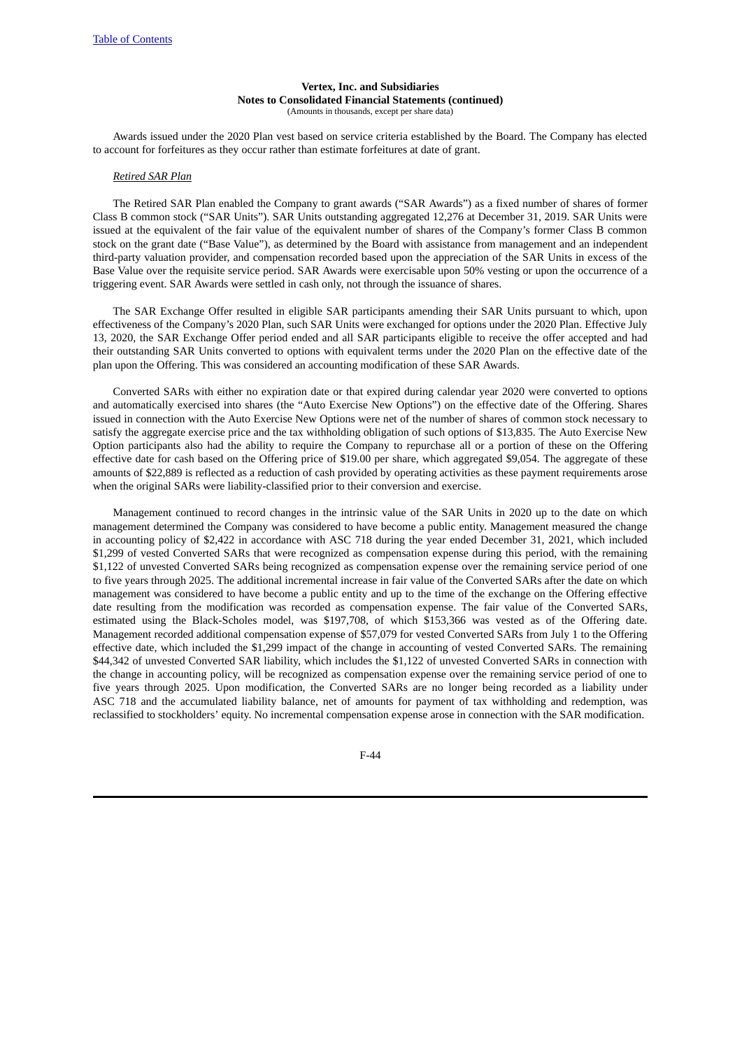Awards issued under the 2020 Plan vest based on service criteria established by the Board. The Company has elected to account for forfeitures as they occur rather than estimate forfeitures at date of grant.

*Retired SAR Plan*

The Retired SAR Plan enabled the Company to grant awards ("SAR Awards") as a fixed number of shares of former Class B common stock ("SAR Units"). SAR Units outstanding aggregated 12,276 at December 31, 2019. SAR Units were issued at the equivalent of the fair value of the equivalent number of shares of the Company's former Class B common stock on the grant date ("Base Value"), as determined by the Board with assistance from management and an independent third-party valuation provider, and compensation recorded based upon the appreciation of the SAR Units in excess of the Base Value over the requisite service period. SAR Awards were exercisable upon 50% vesting or upon the occurrence of a triggering event. SAR Awards were settled in cash only, not through the issuance of shares.

The SAR Exchange Offer resulted in eligible SAR participants amending their SAR Units pursuant to which, upon effectiveness of the Company's 2020 Plan, such SAR Units were exchanged for options under the 2020 Plan. Effective July 13, 2020, the SAR Exchange Offer period ended and all SAR participants eligible to receive the offer accepted and had their outstanding SAR Units converted to options with equivalent terms under the 2020 Plan on the effective date of the plan upon the Offering. This was considered an accounting modification of these SAR Awards.

Converted SARs with either no expiration date or that expired during calendar year 2020 were converted to options and automatically exercised into shares (the "Auto Exercise New Options") on the effective date of the Offering. Shares issued in connection with the Auto Exercise New Options were net of the number of shares of common stock necessary to satisfy the aggregate exercise price and the tax withholding obligation of such options of $13,835. The Auto Exercise New Option participants also had the ability to require the Company to repurchase all or a portion of these on the Offering effective date for cash based on the Offering price of $19.00 per share, which aggregated $9,054. The aggregate of these amounts of $22,889 is reflected as a reduction of cash provided by operating activities as these payment requirements arose when the original SARs were liability-classified prior to their conversion and exercise.

Management continued to record changes in the intrinsic value of the SAR Units in 2020 up to the date on which management determined the Company was considered to have become a public entity. Management measured the change in accounting policy of $2,422 in accordance with ASC 718 during the year ended December 31, 2021, which included $1,299 of vested Converted SARs that were recognized as compensation expense during this period, with the remaining $1,122 of unvested Converted SARs being recognized as compensation expense over the remaining service period of one to five years through 2025. The additional incremental increase in fair value of the Converted SARs after the date on which management was considered to have become a public entity and up to the time of the exchange on the Offering effective date resulting from the modification was recorded as compensation expense. The fair value of the Converted SARs, estimated using the Black-Scholes model, was $197,708, of which $153,366 was vested as of the Offering date. Management recorded additional compensation expense of $57,079 for vested Converted SARs from July 1 to the Offering effective date, which included the $1,299 impact of the change in accounting of vested Converted SARs. The remaining $44,342 of unvested Converted SAR liability, which includes the $1,122 of unvested Converted SARs in connection with the change in accounting policy, will be recognized as compensation expense over the remaining service period of one to five years through 2025. Upon modification, the Converted SARs are no longer being recorded as a liability under ASC 718 and the accumulated liability balance, net of amounts for payment of tax withholding and redemption, was reclassified to stockholders' equity. No incremental compensation expense arose in connection with the SAR modification.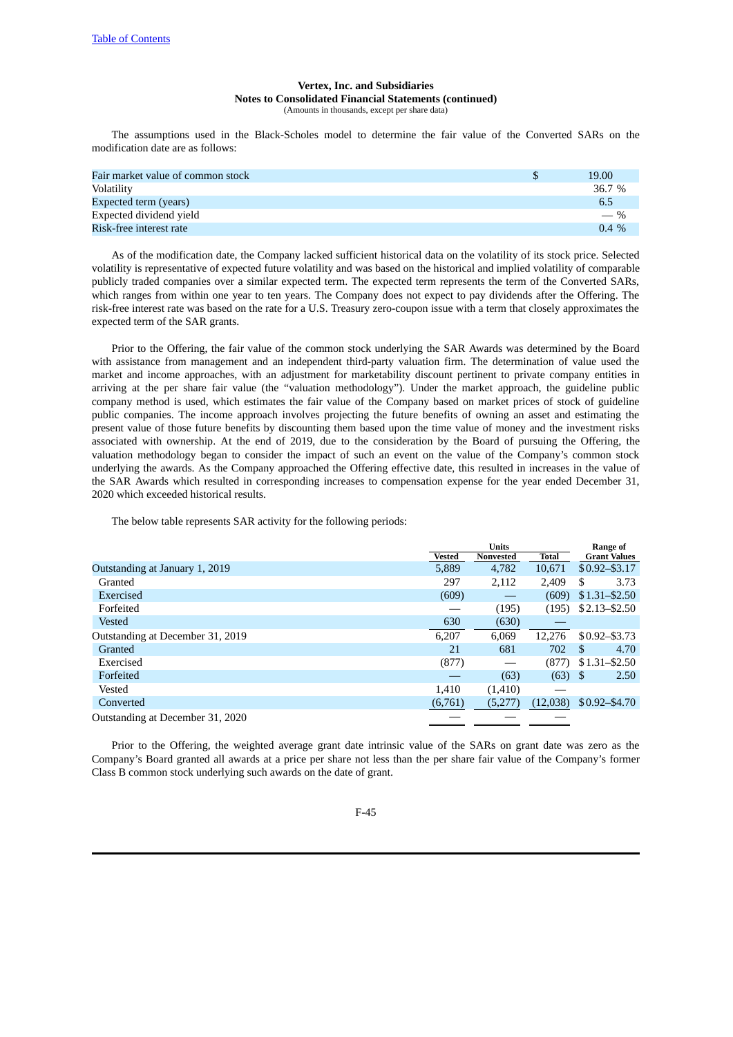**Vertex, Inc. and Subsidiaries**
**Notes to Consolidated Financial Statements (continued)**
(Amounts in thousands, except per share data)

The assumptions used in the Black-Scholes model to determine the fair value of the Converted SARs on the modification date are as follows:

| | |
|---|---|
| Fair market value of common stock | $ 19.00 |
| Volatility | 36.7 % |
| Expected term (years) | 6.5 |
| Expected dividend yield | — % |
| Risk-free interest rate | 0.4 % |

As of the modification date, the Company lacked sufficient historical data on the volatility of its stock price. Selected volatility is representative of expected future volatility and was based on the historical and implied volatility of comparable publicly traded companies over a similar expected term. The expected term represents the term of the Converted SARs, which ranges from within one year to ten years. The Company does not expect to pay dividends after the Offering. The risk-free interest rate was based on the rate for a U.S. Treasury zero-coupon issue with a term that closely approximates the expected term of the SAR grants.

Prior to the Offering, the fair value of the common stock underlying the SAR Awards was determined by the Board with assistance from management and an independent third-party valuation firm. The determination of value used the market and income approaches, with an adjustment for marketability discount pertinent to private company entities in arriving at the per share fair value (the "valuation methodology"). Under the market approach, the guideline public company method is used, which estimates the fair value of the Company based on market prices of stock of guideline public companies. The income approach involves projecting the future benefits of owning an asset and estimating the present value of those future benefits by discounting them based upon the time value of money and the investment risks associated with ownership. At the end of 2019, due to the consideration by the Board of pursuing the Offering, the valuation methodology began to consider the impact of such an event on the value of the Company's common stock underlying the awards. As the Company approached the Offering effective date, this resulted in increases in the value of the SAR Awards which resulted in corresponding increases to compensation expense for the year ended December 31, 2020 which exceeded historical results.

The below table represents SAR activity for the following periods:

| | Units | | | Range of |
|---|---|---|---|---|
| | Vested | Nonvested | Total | Grant Values |
| Outstanding at January 1, 2019 | 5,889 | 4,782 | 10,671 | $0.92–$3.17 |
| Granted | 297 | 2,112 | 2,409 | $ 3.73 |
| Exercised | (609) | — | (609) | $1.31–$2.50 |
| Forfeited | — | (195) | (195) | $2.13–$2.50 |
| Vested | 630 | (630) | — | |
| Outstanding at December 31, 2019 | 6,207 | 6,069 | 12,276 | $0.92–$3.73 |
| Granted | 21 | 681 | 702 | $ 4.70 |
| Exercised | (877) | — | (877) | $1.31–$2.50 |
| Forfeited | — | (63) | (63) | $ 2.50 |
| Vested | 1,410 | (1,410) | — | |
| Converted | (6,761) | (5,277) | (12,038) | $0.92–$4.70 |
| Outstanding at December 31, 2020 | — | — | — | |

Prior to the Offering, the weighted average grant date intrinsic value of the SARs on grant date was zero as the Company's Board granted all awards at a price per share not less than the per share fair value of the Company's former Class B common stock underlying such awards on the date of grant.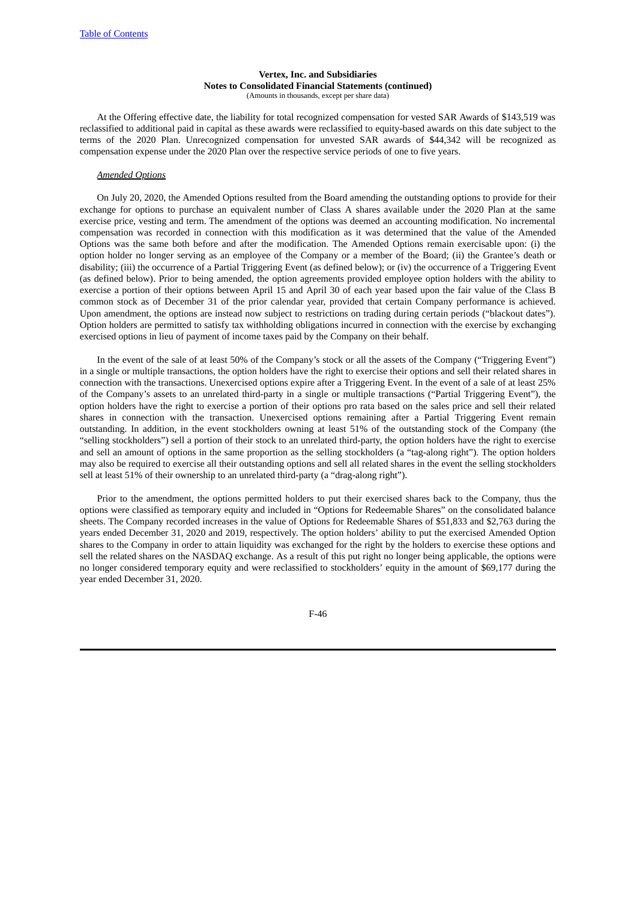At the Offering effective date, the liability for total recognized compensation for vested SAR Awards of $143,519 was reclassified to additional paid in capital as these awards were reclassified to equity-based awards on this date subject to the terms of the 2020 Plan. Unrecognized compensation for unvested SAR awards of $44,342 will be recognized as compensation expense under the 2020 Plan over the respective service periods of one to five years.

*Amended Options*

On July 20, 2020, the Amended Options resulted from the Board amending the outstanding options to provide for their exchange for options to purchase an equivalent number of Class A shares available under the 2020 Plan at the same exercise price, vesting and term. The amendment of the options was deemed an accounting modification. No incremental compensation was recorded in connection with this modification as it was determined that the value of the Amended Options was the same both before and after the modification. The Amended Options remain exercisable upon: (i) the option holder no longer serving as an employee of the Company or a member of the Board; (ii) the Grantee's death or disability; (iii) the occurrence of a Partial Triggering Event (as defined below); or (iv) the occurrence of a Triggering Event (as defined below). Prior to being amended, the option agreements provided employee option holders with the ability to exercise a portion of their options between April 15 and April 30 of each year based upon the fair value of the Class B common stock as of December 31 of the prior calendar year, provided that certain Company performance is achieved. Upon amendment, the options are instead now subject to restrictions on trading during certain periods ("blackout dates"). Option holders are permitted to satisfy tax withholding obligations incurred in connection with the exercise by exchanging exercised options in lieu of payment of income taxes paid by the Company on their behalf.

In the event of the sale of at least 50% of the Company's stock or all the assets of the Company ("Triggering Event") in a single or multiple transactions, the option holders have the right to exercise their options and sell their related shares in connection with the transactions. Unexercised options expire after a Triggering Event. In the event of a sale of at least 25% of the Company's assets to an unrelated third-party in a single or multiple transactions ("Partial Triggering Event"), the option holders have the right to exercise a portion of their options pro rata based on the sales price and sell their related shares in connection with the transaction. Unexercised options remaining after a Partial Triggering Event remain outstanding. In addition, in the event stockholders owning at least 51% of the outstanding stock of the Company (the "selling stockholders") sell a portion of their stock to an unrelated third-party, the option holders have the right to exercise and sell an amount of options in the same proportion as the selling stockholders (a "tag-along right"). The option holders may also be required to exercise all their outstanding options and sell all related shares in the event the selling stockholders sell at least 51% of their ownership to an unrelated third-party (a "drag-along right").

Prior to the amendment, the options permitted holders to put their exercised shares back to the Company, thus the options were classified as temporary equity and included in "Options for Redeemable Shares" on the consolidated balance sheets. The Company recorded increases in the value of Options for Redeemable Shares of $51,833 and $2,763 during the years ended December 31, 2020 and 2019, respectively. The option holders' ability to put the exercised Amended Option shares to the Company in order to attain liquidity was exchanged for the right by the holders to exercise these options and sell the related shares on the NASDAQ exchange. As a result of this put right no longer being applicable, the options were no longer considered temporary equity and were reclassified to stockholders' equity in the amount of $69,177 during the year ended December 31, 2020.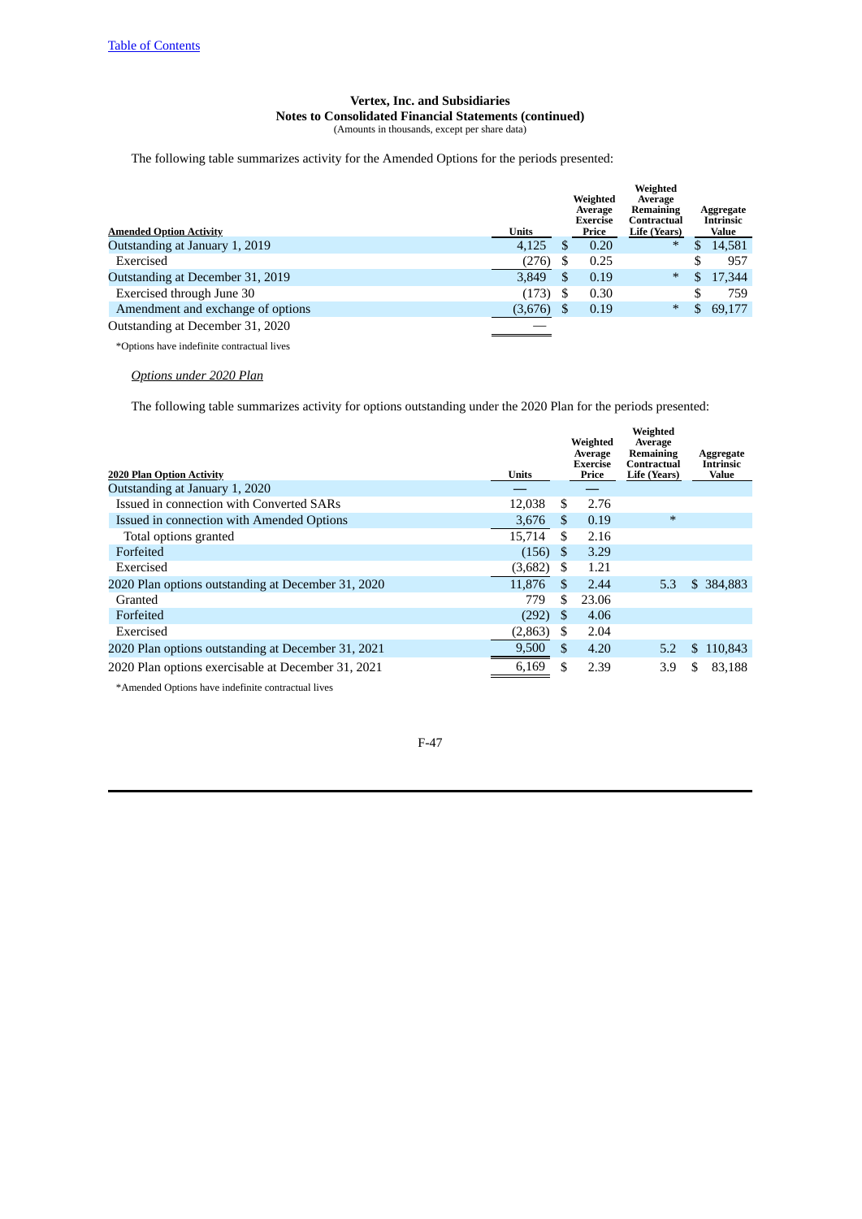Vertex, Inc. and Subsidiaries
Notes to Consolidated Financial Statements (continued)
(Amounts in thousands, except per share data)

The following table summarizes activity for the Amended Options for the periods presented:

| Amended Option Activity | Units | Weighted Average Exercise Price | Weighted Average Remaining Contractual Life (Years) | Aggregate Intrinsic Value |
|---|---|---|---|---|
| Outstanding at January 1, 2019 | 4,125 | $ 0.20 | * | $ 14,581 |
| Exercised | (276) | $ 0.25 | | $ 957 |
| Outstanding at December 31, 2019 | 3,849 | $ 0.19 | * | $ 17,344 |
| Exercised through June 30 | (173) | $ 0.30 | | $ 759 |
| Amendment and exchange of options | (3,676) | $ 0.19 | * | $ 69,177 |
| Outstanding at December 31, 2020 | — | | | |

*Options have indefinite contractual lives

*Options under 2020 Plan*

The following table summarizes activity for options outstanding under the 2020 Plan for the periods presented:

| 2020 Plan Option Activity | Units | Weighted Average Exercise Price | Weighted Average Remaining Contractual Life (Years) | Aggregate Intrinsic Value |
|---|---|---|---|---|
| Outstanding at January 1, 2020 | — | — | | |
| Issued in connection with Converted SARs | 12,038 | $ 2.76 | | |
| Issued in connection with Amended Options | 3,676 | $ 0.19 | * | |
| Total options granted | 15,714 | $ 2.16 | | |
| Forfeited | (156) | $ 3.29 | | |
| Exercised | (3,682) | $ 1.21 | | |
| 2020 Plan options outstanding at December 31, 2020 | 11,876 | $ 2.44 | 5.3 | $ 384,883 |
| Granted | 779 | $ 23.06 | | |
| Forfeited | (292) | $ 4.06 | | |
| Exercised | (2,863) | $ 2.04 | | |
| 2020 Plan options outstanding at December 31, 2021 | 9,500 | $ 4.20 | 5.2 | $ 110,843 |
| 2020 Plan options exercisable at December 31, 2021 | 6,169 | $ 2.39 | 3.9 | $ 83,188 |

*Amended Options have indefinite contractual lives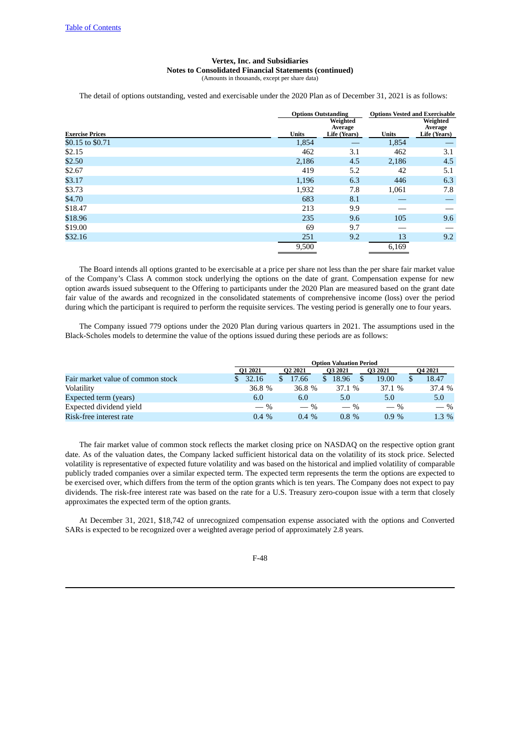Vertex, Inc. and Subsidiaries
Notes to Consolidated Financial Statements (continued)
(Amounts in thousands, except per share data)

The detail of options outstanding, vested and exercisable under the 2020 Plan as of December 31, 2021 is as follows:

| | Options Outstanding | | Options Vested and Exercisable | |
|---|---|---|---|---|
| Exercise Prices | Units | Weighted Average Life (Years) | Units | Weighted Average Life (Years) |
| \$0.15 to \$0.71 | 1,854 | — | 1,854 | — |
| \$2.15 | 462 | 3.1 | 462 | 3.1 |
| \$2.50 | 2,186 | 4.5 | 2,186 | 4.5 |
| \$2.67 | 419 | 5.2 | 42 | 5.1 |
| \$3.17 | 1,196 | 6.3 | 446 | 6.3 |
| \$3.73 | 1,932 | 7.8 | 1,061 | 7.8 |
| \$4.70 | 683 | 8.1 | — | — |
| \$18.47 | 213 | 9.9 | — | — |
| \$18.96 | 235 | 9.6 | 105 | 9.6 |
| \$19.00 | 69 | 9.7 | — | — |
| \$32.16 | 251 | 9.2 | 13 | 9.2 |
| | 9,500 | | 6,169 | |

The Board intends all options granted to be exercisable at a price per share not less than the per share fair market value of the Company's Class A common stock underlying the options on the date of grant. Compensation expense for new option awards issued subsequent to the Offering to participants under the 2020 Plan are measured based on the grant date fair value of the awards and recognized in the consolidated statements of comprehensive income (loss) over the period during which the participant is required to perform the requisite services. The vesting period is generally one to four years.

The Company issued 779 options under the 2020 Plan during various quarters in 2021. The assumptions used in the Black-Scholes models to determine the value of the options issued during these periods are as follows:

| | Option Valuation Period | | | | |
|---|---|---|---|---|---|
| | Q1 2021 | Q2 2021 | Q3 2021 | Q3 2021 | Q4 2021 |
| Fair market value of common stock | \$ 32.16 | \$ 17.66 | \$ 18.96 | \$ 19.00 | \$ 18.47 |
| Volatility | 36.8 % | 36.8 % | 37.1 % | 37.1 % | 37.4 % |
| Expected term (years) | 6.0 | 6.0 | 5.0 | 5.0 | 5.0 |
| Expected dividend yield | — % | — % | — % | — % | — % |
| Risk-free interest rate | 0.4 % | 0.4 % | 0.8 % | 0.9 % | 1.3 % |

The fair market value of common stock reflects the market closing price on NASDAQ on the respective option grant date. As of the valuation dates, the Company lacked sufficient historical data on the volatility of its stock price. Selected volatility is representative of expected future volatility and was based on the historical and implied volatility of comparable publicly traded companies over a similar expected term. The expected term represents the term the options are expected to be exercised over, which differs from the term of the option grants which is ten years. The Company does not expect to pay dividends. The risk-free interest rate was based on the rate for a U.S. Treasury zero-coupon issue with a term that closely approximates the expected term of the option grants.

At December 31, 2021, \$18,742 of unrecognized compensation expense associated with the options and Converted SARs is expected to be recognized over a weighted average period of approximately 2.8 years.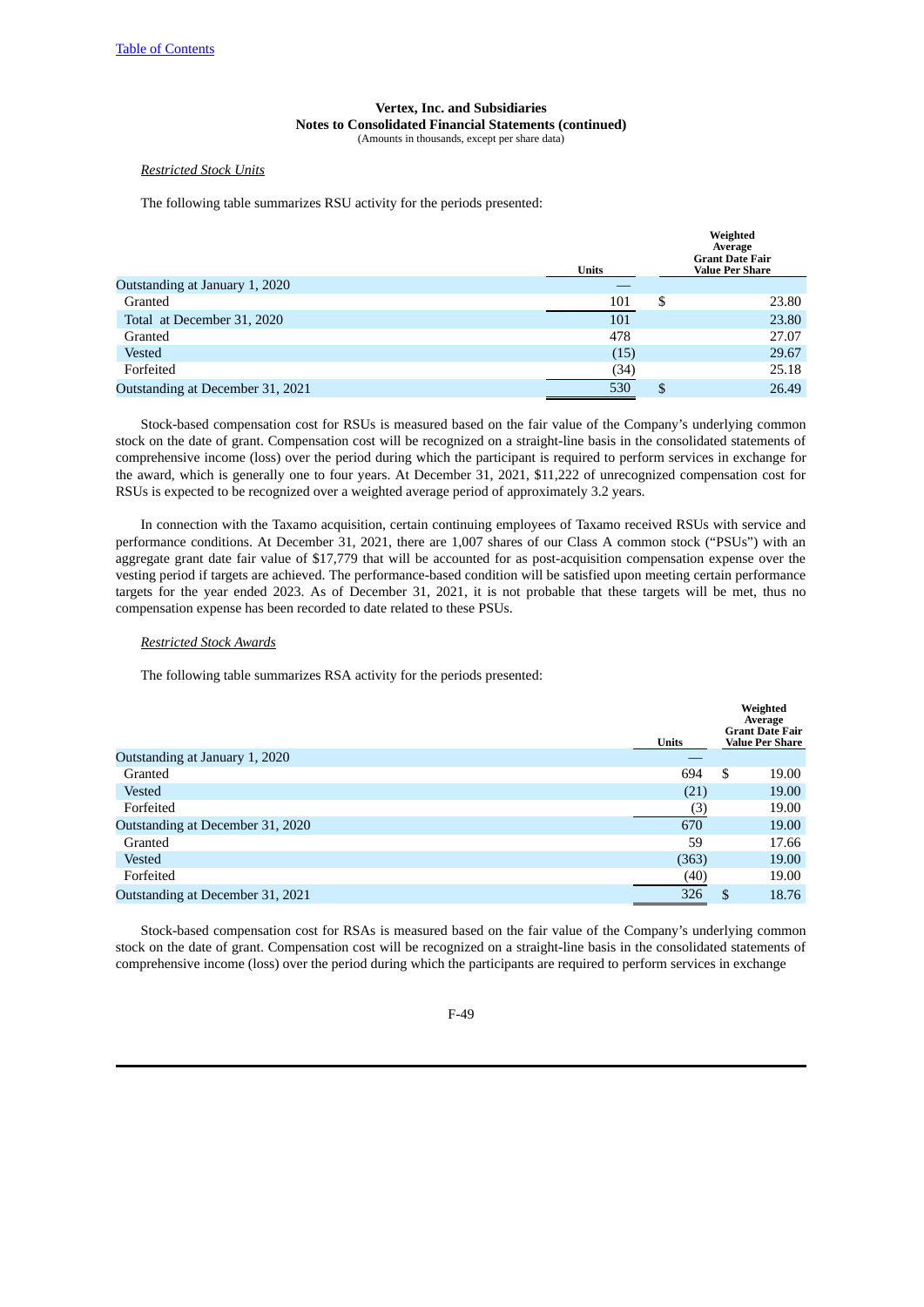Vertex, Inc. and Subsidiaries
Notes to Consolidated Financial Statements (continued)
(Amounts in thousands, except per share data)

*Restricted Stock Units*

The following table summarizes RSU activity for the periods presented:

| | Units | Weighted Average Grant Date Fair Value Per Share |
|---|---|---|
| Outstanding at January 1, 2020 | — | |
| Granted | 101 | $ 23.80 |
| Total at December 31, 2020 | 101 | 23.80 |
| Granted | 478 | 27.07 |
| Vested | (15) | 29.67 |
| Forfeited | (34) | 25.18 |
| Outstanding at December 31, 2021 | 530 | $ 26.49 |

Stock-based compensation cost for RSUs is measured based on the fair value of the Company's underlying common stock on the date of grant. Compensation cost will be recognized on a straight-line basis in the consolidated statements of comprehensive income (loss) over the period during which the participant is required to perform services in exchange for the award, which is generally one to four years. At December 31, 2021, $11,222 of unrecognized compensation cost for RSUs is expected to be recognized over a weighted average period of approximately 3.2 years.

In connection with the Taxamo acquisition, certain continuing employees of Taxamo received RSUs with service and performance conditions. At December 31, 2021, there are 1,007 shares of our Class A common stock ("PSUs") with an aggregate grant date fair value of $17,779 that will be accounted for as post-acquisition compensation expense over the vesting period if targets are achieved. The performance-based condition will be satisfied upon meeting certain performance targets for the year ended 2023. As of December 31, 2021, it is not probable that these targets will be met, thus no compensation expense has been recorded to date related to these PSUs.

*Restricted Stock Awards*

The following table summarizes RSA activity for the periods presented:

| | Units | Weighted Average Grant Date Fair Value Per Share |
|---|---|---|
| Outstanding at January 1, 2020 | — | |
| Granted | 694 | $ 19.00 |
| Vested | (21) | 19.00 |
| Forfeited | (3) | 19.00 |
| Outstanding at December 31, 2020 | 670 | 19.00 |
| Granted | 59 | 17.66 |
| Vested | (363) | 19.00 |
| Forfeited | (40) | 19.00 |
| Outstanding at December 31, 2021 | 326 | $ 18.76 |

Stock-based compensation cost for RSAs is measured based on the fair value of the Company's underlying common stock on the date of grant. Compensation cost will be recognized on a straight-line basis in the consolidated statements of comprehensive income (loss) over the period during which the participants are required to perform services in exchange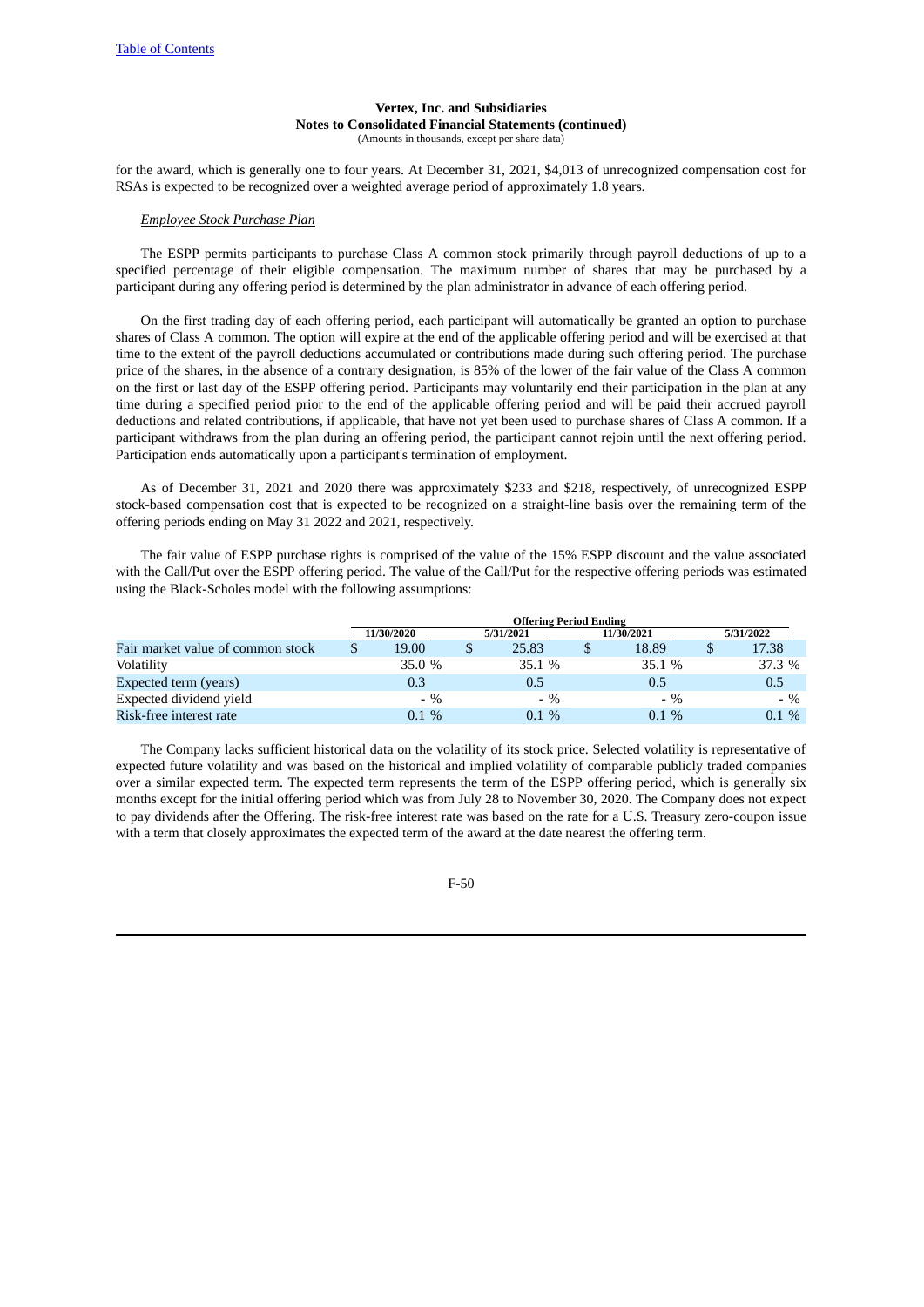for the award, which is generally one to four years. At December 31, 2021, $4,013 of unrecognized compensation cost for RSAs is expected to be recognized over a weighted average period of approximately 1.8 years.

*Employee Stock Purchase Plan*

The ESPP permits participants to purchase Class A common stock primarily through payroll deductions of up to a specified percentage of their eligible compensation. The maximum number of shares that may be purchased by a participant during any offering period is determined by the plan administrator in advance of each offering period.

On the first trading day of each offering period, each participant will automatically be granted an option to purchase shares of Class A common. The option will expire at the end of the applicable offering period and will be exercised at that time to the extent of the payroll deductions accumulated or contributions made during such offering period. The purchase price of the shares, in the absence of a contrary designation, is 85% of the lower of the fair value of the Class A common on the first or last day of the ESPP offering period. Participants may voluntarily end their participation in the plan at any time during a specified period prior to the end of the applicable offering period and will be paid their accrued payroll deductions and related contributions, if applicable, that have not yet been used to purchase shares of Class A common. If a participant withdraws from the plan during an offering period, the participant cannot rejoin until the next offering period. Participation ends automatically upon a participant's termination of employment.

As of December 31, 2021 and 2020 there was approximately $233 and $218, respectively, of unrecognized ESPP stock-based compensation cost that is expected to be recognized on a straight-line basis over the remaining term of the offering periods ending on May 31 2022 and 2021, respectively.

The fair value of ESPP purchase rights is comprised of the value of the 15% ESPP discount and the value associated with the Call/Put over the ESPP offering period. The value of the Call/Put for the respective offering periods was estimated using the Black-Scholes model with the following assumptions:

| | Offering Period Ending | | | |
|---|---|---|---|---|
| | 11/30/2020 | 5/31/2021 | 11/30/2021 | 5/31/2022 |
| Fair market value of common stock | $ 19.00 | $ 25.83 | $ 18.89 | $ 17.38 |
| Volatility | 35.0 % | 35.1 % | 35.1 % | 37.3 % |
| Expected term (years) | 0.3 | 0.5 | 0.5 | 0.5 |
| Expected dividend yield | - % | - % | - % | - % |
| Risk-free interest rate | 0.1 % | 0.1 % | 0.1 % | 0.1 % |

The Company lacks sufficient historical data on the volatility of its stock price. Selected volatility is representative of expected future volatility and was based on the historical and implied volatility of comparable publicly traded companies over a similar expected term. The expected term represents the term of the ESPP offering period, which is generally six months except for the initial offering period which was from July 28 to November 30, 2020. The Company does not expect to pay dividends after the Offering. The risk-free interest rate was based on the rate for a U.S. Treasury zero-coupon issue with a term that closely approximates the expected term of the award at the date nearest the offering term.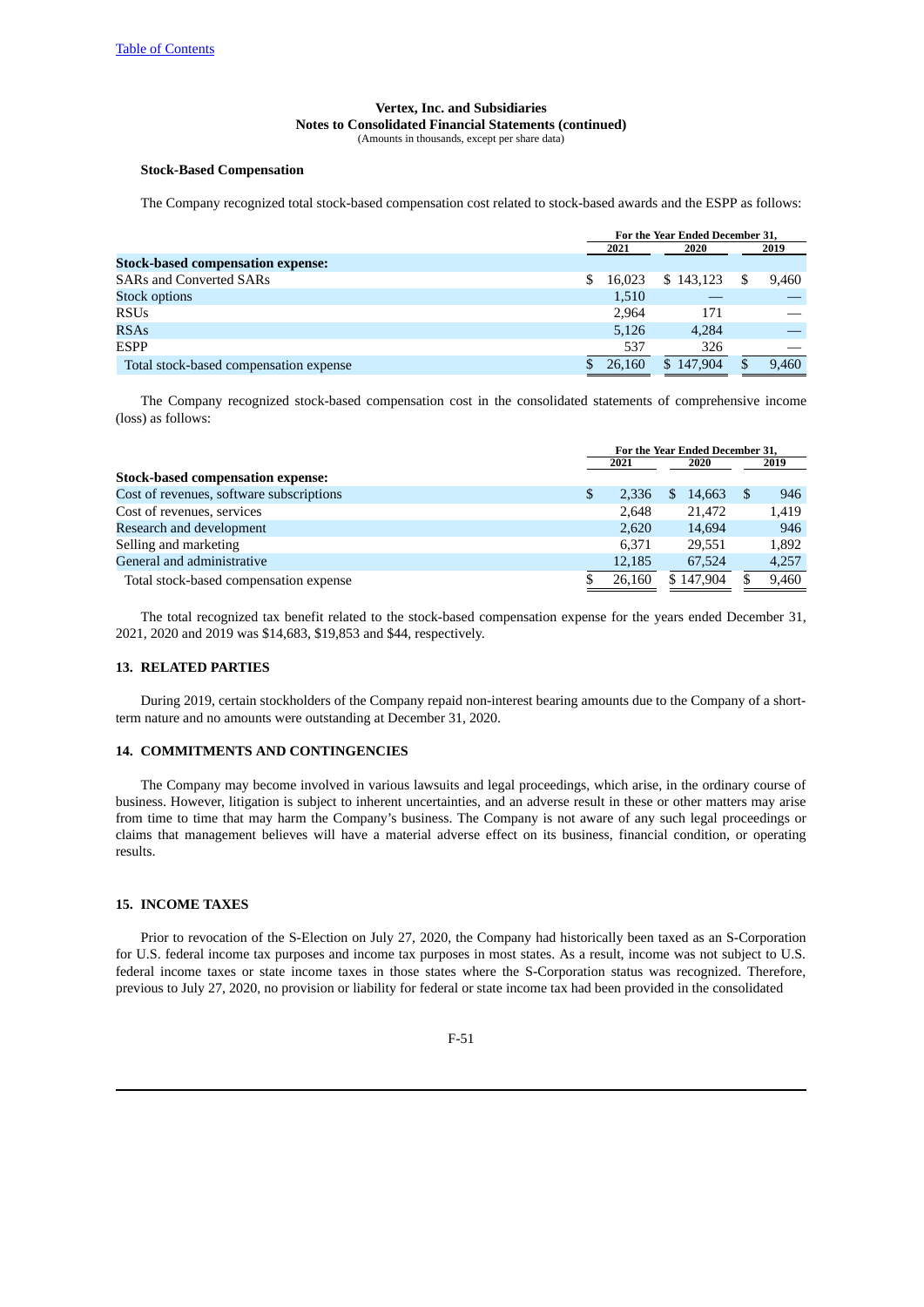**Vertex, Inc. and Subsidiaries**
**Notes to Consolidated Financial Statements (continued)**
(Amounts in thousands, except per share data)

**Stock-Based Compensation**

The Company recognized total stock-based compensation cost related to stock-based awards and the ESPP as follows:

| | For the Year Ended December 31, | | |
|---|---|---|---|
| | 2021 | 2020 | 2019 |
| **Stock-based compensation expense:** | | | |
| SARs and Converted SARs | $ 16,023 | $ 143,123 | $ 9,460 |
| Stock options | 1,510 | — | — |
| RSUs | 2,964 | 171 | — |
| RSAs | 5,126 | 4,284 | — |
| ESPP | 537 | 326 | — |
| Total stock-based compensation expense | $ 26,160 | $ 147,904 | $ 9,460 |

The Company recognized stock-based compensation cost in the consolidated statements of comprehensive income (loss) as follows:

| | For the Year Ended December 31, | | |
|---|---|---|---|
| | 2021 | 2020 | 2019 |
| **Stock-based compensation expense:** | | | |
| Cost of revenues, software subscriptions | $ 2,336 | $ 14,663 | $ 946 |
| Cost of revenues, services | 2,648 | 21,472 | 1,419 |
| Research and development | 2,620 | 14,694 | 946 |
| Selling and marketing | 6,371 | 29,551 | 1,892 |
| General and administrative | 12,185 | 67,524 | 4,257 |
| Total stock-based compensation expense | $ 26,160 | $ 147,904 | $ 9,460 |

The total recognized tax benefit related to the stock-based compensation expense for the years ended December 31, 2021, 2020 and 2019 was $14,683, $19,853 and $44, respectively.

## 13. RELATED PARTIES

During 2019, certain stockholders of the Company repaid non-interest bearing amounts due to the Company of a short-term nature and no amounts were outstanding at December 31, 2020.

## 14. COMMITMENTS AND CONTINGENCIES

The Company may become involved in various lawsuits and legal proceedings, which arise, in the ordinary course of business. However, litigation is subject to inherent uncertainties, and an adverse result in these or other matters may arise from time to time that may harm the Company's business. The Company is not aware of any such legal proceedings or claims that management believes will have a material adverse effect on its business, financial condition, or operating results.

## 15. INCOME TAXES

Prior to revocation of the S-Election on July 27, 2020, the Company had historically been taxed as an S-Corporation for U.S. federal income tax purposes and income tax purposes in most states. As a result, income was not subject to U.S. federal income taxes or state income taxes in those states where the S-Corporation status was recognized. Therefore, previous to July 27, 2020, no provision or liability for federal or state income tax had been provided in the consolidated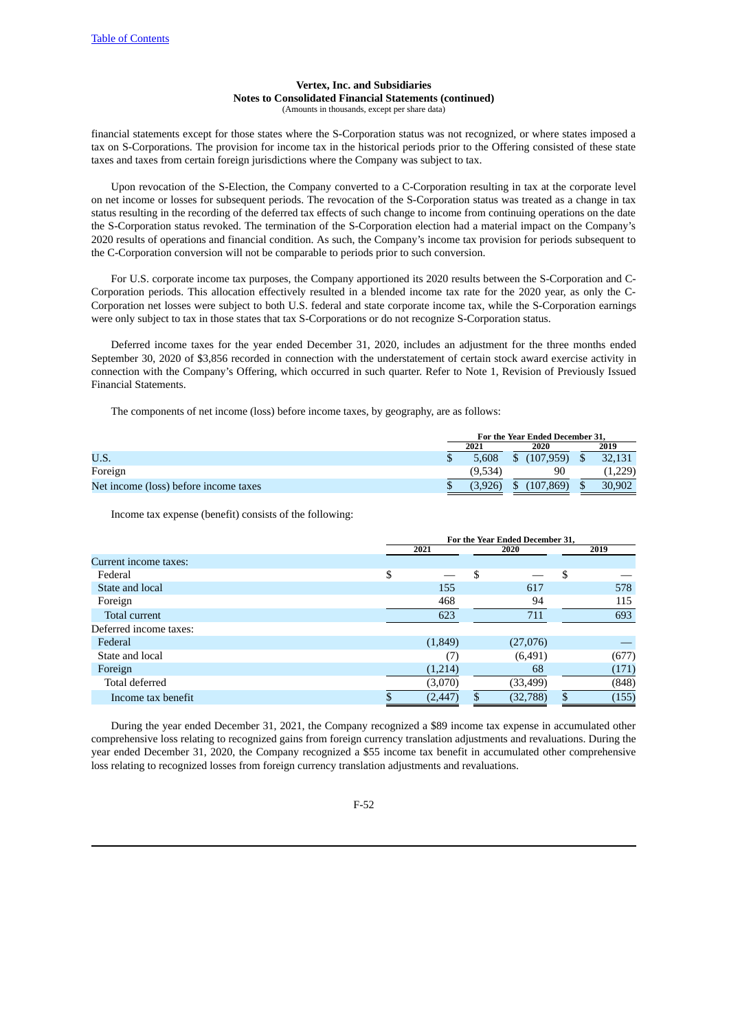financial statements except for those states where the S-Corporation status was not recognized, or where states imposed a tax on S-Corporations. The provision for income tax in the historical periods prior to the Offering consisted of these state taxes and taxes from certain foreign jurisdictions where the Company was subject to tax.

Upon revocation of the S-Election, the Company converted to a C-Corporation resulting in tax at the corporate level on net income or losses for subsequent periods. The revocation of the S-Corporation status was treated as a change in tax status resulting in the recording of the deferred tax effects of such change to income from continuing operations on the date the S-Corporation status revoked. The termination of the S-Corporation election had a material impact on the Company's 2020 results of operations and financial condition. As such, the Company's income tax provision for periods subsequent to the C-Corporation conversion will not be comparable to periods prior to such conversion.

For U.S. corporate income tax purposes, the Company apportioned its 2020 results between the S-Corporation and C-Corporation periods. This allocation effectively resulted in a blended income tax rate for the 2020 year, as only the C-Corporation net losses were subject to both U.S. federal and state corporate income tax, while the S-Corporation earnings were only subject to tax in those states that tax S-Corporations or do not recognize S-Corporation status.

Deferred income taxes for the year ended December 31, 2020, includes an adjustment for the three months ended September 30, 2020 of $3,856 recorded in connection with the understatement of certain stock award exercise activity in connection with the Company's Offering, which occurred in such quarter. Refer to Note 1, Revision of Previously Issued Financial Statements.

The components of net income (loss) before income taxes, by geography, are as follows:

| | For the Year Ended December 31, | | |
|---|---|---|---|
| | 2021 | 2020 | 2019 |
| U.S. | $ 5,608 | $ (107,959) | $ 32,131 |
| Foreign | (9,534) | 90 | (1,229) |
| Net income (loss) before income taxes | $ (3,926) | $ (107,869) | $ 30,902 |

Income tax expense (benefit) consists of the following:

| | For the Year Ended December 31, | | |
|---|---|---|---|
| | 2021 | 2020 | 2019 |
| Current income taxes: | | | |
| Federal | $ — | $ — | $ — |
| State and local | 155 | 617 | 578 |
| Foreign | 468 | 94 | 115 |
| Total current | 623 | 711 | 693 |
| Deferred income taxes: | | | |
| Federal | (1,849) | (27,076) | — |
| State and local | (7) | (6,491) | (677) |
| Foreign | (1,214) | 68 | (171) |
| Total deferred | (3,070) | (33,499) | (848) |
| Income tax benefit | $ (2,447) | $ (32,788) | $ (155) |

During the year ended December 31, 2021, the Company recognized a $89 income tax expense in accumulated other comprehensive loss relating to recognized gains from foreign currency translation adjustments and revaluations. During the year ended December 31, 2020, the Company recognized a $55 income tax benefit in accumulated other comprehensive loss relating to recognized losses from foreign currency translation adjustments and revaluations.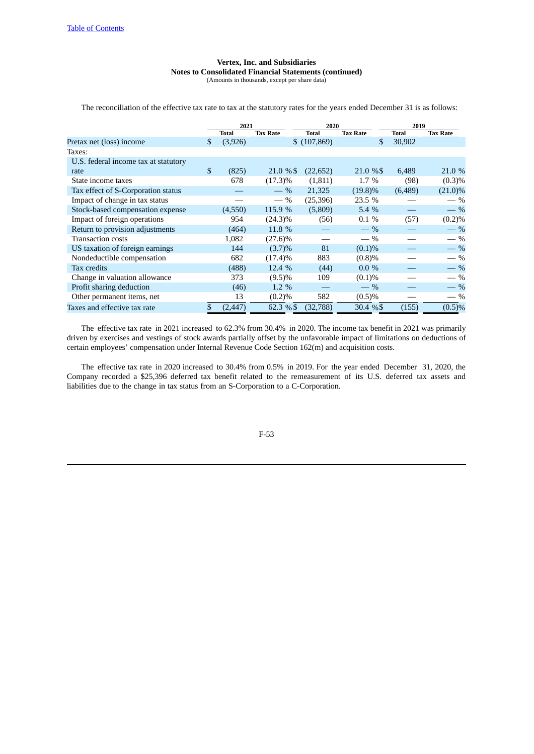**Vertex, Inc. and Subsidiaries**
**Notes to Consolidated Financial Statements (continued)**
(Amounts in thousands, except per share data)

The reconciliation of the effective tax rate to tax at the statutory rates for the years ended December 31 is as follows:

| | 2021 | | 2020 | | 2019 | |
|---|---|---|---|---|---|---|
| | Total | Tax Rate | Total | Tax Rate | Total | Tax Rate |
| Pretax net (loss) income | $ (3,926) | | $ (107,869) | | $ 30,902 | |
| Taxes: | | | | | | |
| U.S. federal income tax at statutory rate | $ (825) | 21.0 % | $ (22,652) | 21.0 % | $ 6,489 | 21.0 % |
| State income taxes | 678 | (17.3)% | (1,811) | 1.7 % | (98) | (0.3)% |
| Tax effect of S-Corporation status | — | — % | 21,325 | (19.8)% | (6,489) | (21.0)% |
| Impact of change in tax status | — | — % | (25,396) | 23.5 % | — | — % |
| Stock-based compensation expense | (4,550) | 115.9 % | (5,809) | 5.4 % | — | — % |
| Impact of foreign operations | 954 | (24.3)% | (56) | 0.1 % | (57) | (0.2)% |
| Return to provision adjustments | (464) | 11.8 % | — | — % | — | — % |
| Transaction costs | 1,082 | (27.6)% | — | — % | — | — % |
| US taxation of foreign earnings | 144 | (3.7)% | 81 | (0.1)% | — | — % |
| Nondeductible compensation | 682 | (17.4)% | 883 | (0.8)% | — | — % |
| Tax credits | (488) | 12.4 % | (44) | 0.0 % | — | — % |
| Change in valuation allowance | 373 | (9.5)% | 109 | (0.1)% | — | — % |
| Profit sharing deduction | (46) | 1.2 % | — | — % | — | — % |
| Other permanent items, net | 13 | (0.2)% | 582 | (0.5)% | — | — % |
| Taxes and effective tax rate | $ (2,447) | 62.3 % | $ (32,788) | 30.4 % | $ (155) | (0.5)% |

The effective tax rate in 2021 increased to 62.3% from 30.4% in 2020. The income tax benefit in 2021 was primarily driven by exercises and vestings of stock awards partially offset by the unfavorable impact of limitations on deductions of certain employees' compensation under Internal Revenue Code Section 162(m) and acquisition costs.

The effective tax rate in 2020 increased to 30.4% from 0.5% in 2019. For the year ended December 31, 2020, the Company recorded a $25,396 deferred tax benefit related to the remeasurement of its U.S. deferred tax assets and liabilities due to the change in tax status from an S-Corporation to a C-Corporation.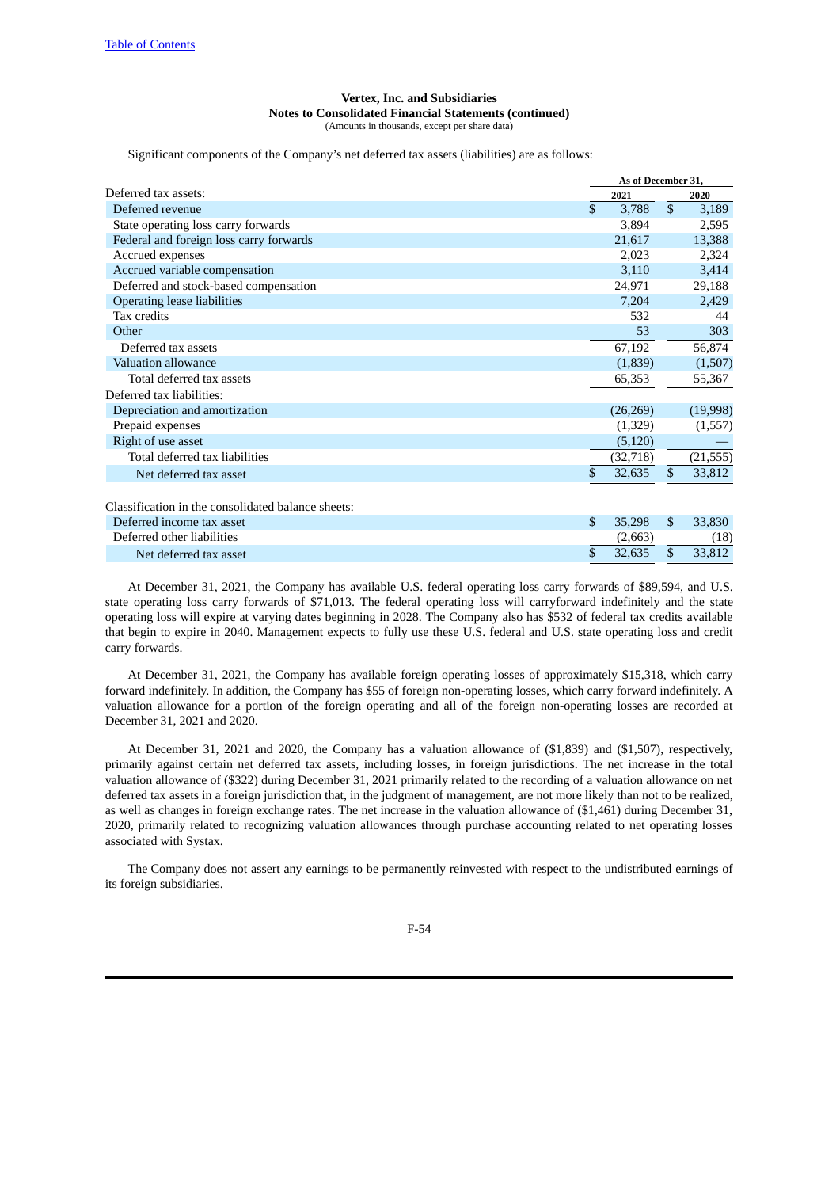**Vertex, Inc. and Subsidiaries**
**Notes to Consolidated Financial Statements (continued)**
(Amounts in thousands, except per share data)

Significant components of the Company's net deferred tax assets (liabilities) are as follows:

| | As of December 31, | |
|---|---|---|
| | 2021 | 2020 |
| Deferred tax assets: | | |
| Deferred revenue | $ 3,788 | $ 3,189 |
| State operating loss carry forwards | 3,894 | 2,595 |
| Federal and foreign loss carry forwards | 21,617 | 13,388 |
| Accrued expenses | 2,023 | 2,324 |
| Accrued variable compensation | 3,110 | 3,414 |
| Deferred and stock-based compensation | 24,971 | 29,188 |
| Operating lease liabilities | 7,204 | 2,429 |
| Tax credits | 532 | 44 |
| Other | 53 | 303 |
| Deferred tax assets | 67,192 | 56,874 |
| Valuation allowance | (1,839) | (1,507) |
| Total deferred tax assets | 65,353 | 55,367 |
| Deferred tax liabilities: | | |
| Depreciation and amortization | (26,269) | (19,998) |
| Prepaid expenses | (1,329) | (1,557) |
| Right of use asset | (5,120) | — |
| Total deferred tax liabilities | (32,718) | (21,555) |
| Net deferred tax asset | $ 32,635 | $ 33,812 |
| | | |
| Classification in the consolidated balance sheets: | | |
| Deferred income tax asset | $ 35,298 | $ 33,830 |
| Deferred other liabilities | (2,663) | (18) |
| Net deferred tax asset | $ 32,635 | $ 33,812 |

At December 31, 2021, the Company has available U.S. federal operating loss carry forwards of $89,594, and U.S. state operating loss carry forwards of $71,013. The federal operating loss will carryforward indefinitely and the state operating loss will expire at varying dates beginning in 2028. The Company also has $532 of federal tax credits available that begin to expire in 2040. Management expects to fully use these U.S. federal and U.S. state operating loss and credit carry forwards.

At December 31, 2021, the Company has available foreign operating losses of approximately $15,318, which carry forward indefinitely. In addition, the Company has $55 of foreign non-operating losses, which carry forward indefinitely. A valuation allowance for a portion of the foreign operating and all of the foreign non-operating losses are recorded at December 31, 2021 and 2020.

At December 31, 2021 and 2020, the Company has a valuation allowance of ($1,839) and ($1,507), respectively, primarily against certain net deferred tax assets, including losses, in foreign jurisdictions. The net increase in the total valuation allowance of ($322) during December 31, 2021 primarily related to the recording of a valuation allowance on net deferred tax assets in a foreign jurisdiction that, in the judgment of management, are not more likely than not to be realized, as well as changes in foreign exchange rates. The net increase in the valuation allowance of ($1,461) during December 31, 2020, primarily related to recognizing valuation allowances through purchase accounting related to net operating losses associated with Systax.

The Company does not assert any earnings to be permanently reinvested with respect to the undistributed earnings of its foreign subsidiaries.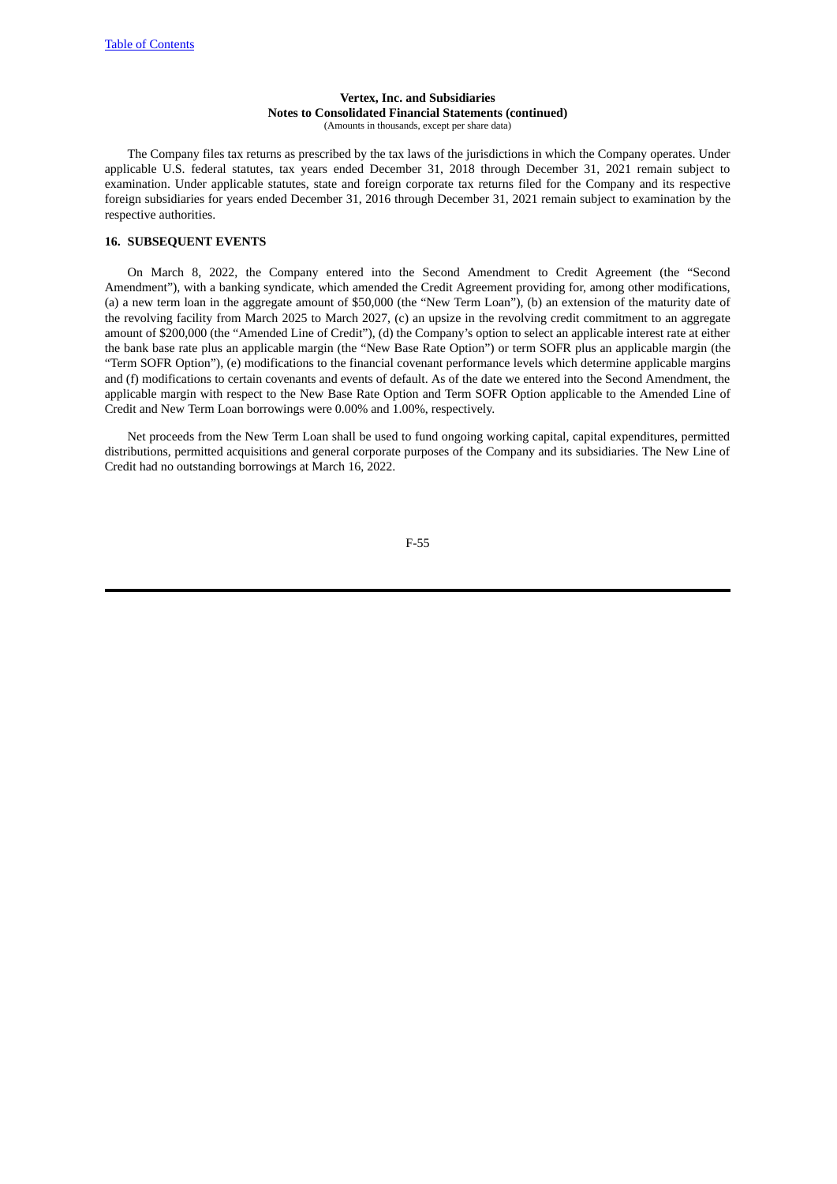The Company files tax returns as prescribed by the tax laws of the jurisdictions in which the Company operates. Under applicable U.S. federal statutes, tax years ended December 31, 2018 through December 31, 2021 remain subject to examination. Under applicable statutes, state and foreign corporate tax returns filed for the Company and its respective foreign subsidiaries for years ended December 31, 2016 through December 31, 2021 remain subject to examination by the respective authorities.

## 16. SUBSEQUENT EVENTS

On March 8, 2022, the Company entered into the Second Amendment to Credit Agreement (the "Second Amendment"), with a banking syndicate, which amended the Credit Agreement providing for, among other modifications, (a) a new term loan in the aggregate amount of $50,000 (the "New Term Loan"), (b) an extension of the maturity date of the revolving facility from March 2025 to March 2027, (c) an upsize in the revolving credit commitment to an aggregate amount of $200,000 (the "Amended Line of Credit"), (d) the Company's option to select an applicable interest rate at either the bank base rate plus an applicable margin (the "New Base Rate Option") or term SOFR plus an applicable margin (the "Term SOFR Option"), (e) modifications to the financial covenant performance levels which determine applicable margins and (f) modifications to certain covenants and events of default. As of the date we entered into the Second Amendment, the applicable margin with respect to the New Base Rate Option and Term SOFR Option applicable to the Amended Line of Credit and New Term Loan borrowings were 0.00% and 1.00%, respectively.

Net proceeds from the New Term Loan shall be used to fund ongoing working capital, capital expenditures, permitted distributions, permitted acquisitions and general corporate purposes of the Company and its subsidiaries. The New Line of Credit had no outstanding borrowings at March 16, 2022.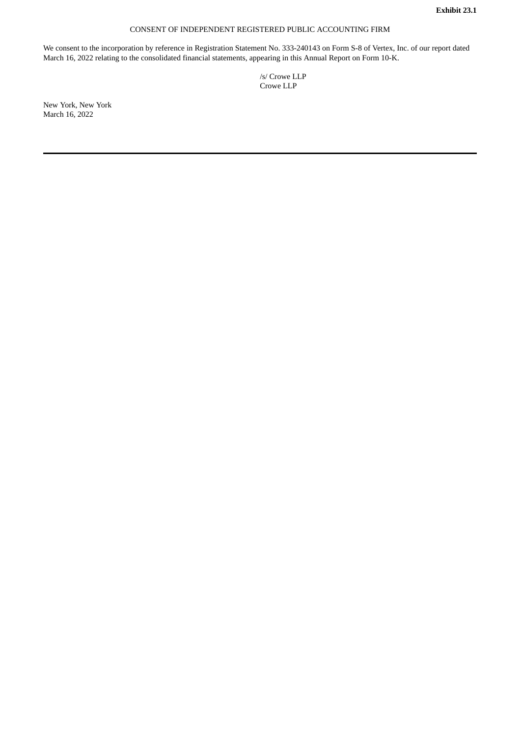**Exhibit 23.1**

CONSENT OF INDEPENDENT REGISTERED PUBLIC ACCOUNTING FIRM

We consent to the incorporation by reference in Registration Statement No. 333-240143 on Form S-8 of Vertex, Inc. of our report dated March 16, 2022 relating to the consolidated financial statements, appearing in this Annual Report on Form 10-K.

/s/ Crowe LLP
Crowe LLP

New York, New York
March 16, 2022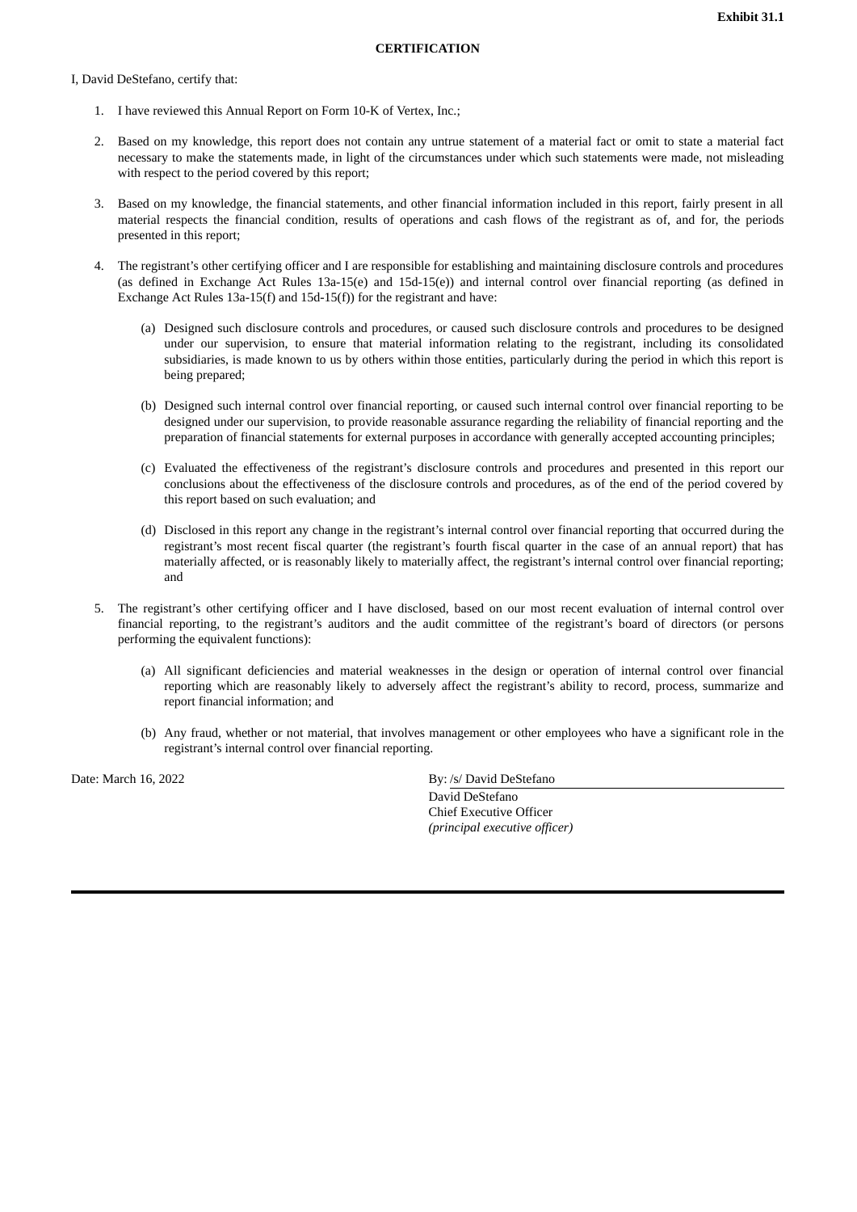**Exhibit 31.1**

**CERTIFICATION**

I, David DeStefano, certify that:

1. I have reviewed this Annual Report on Form 10-K of Vertex, Inc.;

2. Based on my knowledge, this report does not contain any untrue statement of a material fact or omit to state a material fact necessary to make the statements made, in light of the circumstances under which such statements were made, not misleading with respect to the period covered by this report;

3. Based on my knowledge, the financial statements, and other financial information included in this report, fairly present in all material respects the financial condition, results of operations and cash flows of the registrant as of, and for, the periods presented in this report;

4. The registrant's other certifying officer and I are responsible for establishing and maintaining disclosure controls and procedures (as defined in Exchange Act Rules 13a-15(e) and 15d-15(e)) and internal control over financial reporting (as defined in Exchange Act Rules 13a-15(f) and 15d-15(f)) for the registrant and have:

   (a) Designed such disclosure controls and procedures, or caused such disclosure controls and procedures to be designed under our supervision, to ensure that material information relating to the registrant, including its consolidated subsidiaries, is made known to us by others within those entities, particularly during the period in which this report is being prepared;

   (b) Designed such internal control over financial reporting, or caused such internal control over financial reporting to be designed under our supervision, to provide reasonable assurance regarding the reliability of financial reporting and the preparation of financial statements for external purposes in accordance with generally accepted accounting principles;

   (c) Evaluated the effectiveness of the registrant's disclosure controls and procedures and presented in this report our conclusions about the effectiveness of the disclosure controls and procedures, as of the end of the period covered by this report based on such evaluation; and

   (d) Disclosed in this report any change in the registrant's internal control over financial reporting that occurred during the registrant's most recent fiscal quarter (the registrant's fourth fiscal quarter in the case of an annual report) that has materially affected, or is reasonably likely to materially affect, the registrant's internal control over financial reporting; and

5. The registrant's other certifying officer and I have disclosed, based on our most recent evaluation of internal control over financial reporting, to the registrant's auditors and the audit committee of the registrant's board of directors (or persons performing the equivalent functions):

   (a) All significant deficiencies and material weaknesses in the design or operation of internal control over financial reporting which are reasonably likely to adversely affect the registrant's ability to record, process, summarize and report financial information; and

   (b) Any fraud, whether or not material, that involves management or other employees who have a significant role in the registrant's internal control over financial reporting.

Date: March 16, 2022

By: /s/ David DeStefano
David DeStefano
Chief Executive Officer
*(principal executive officer)*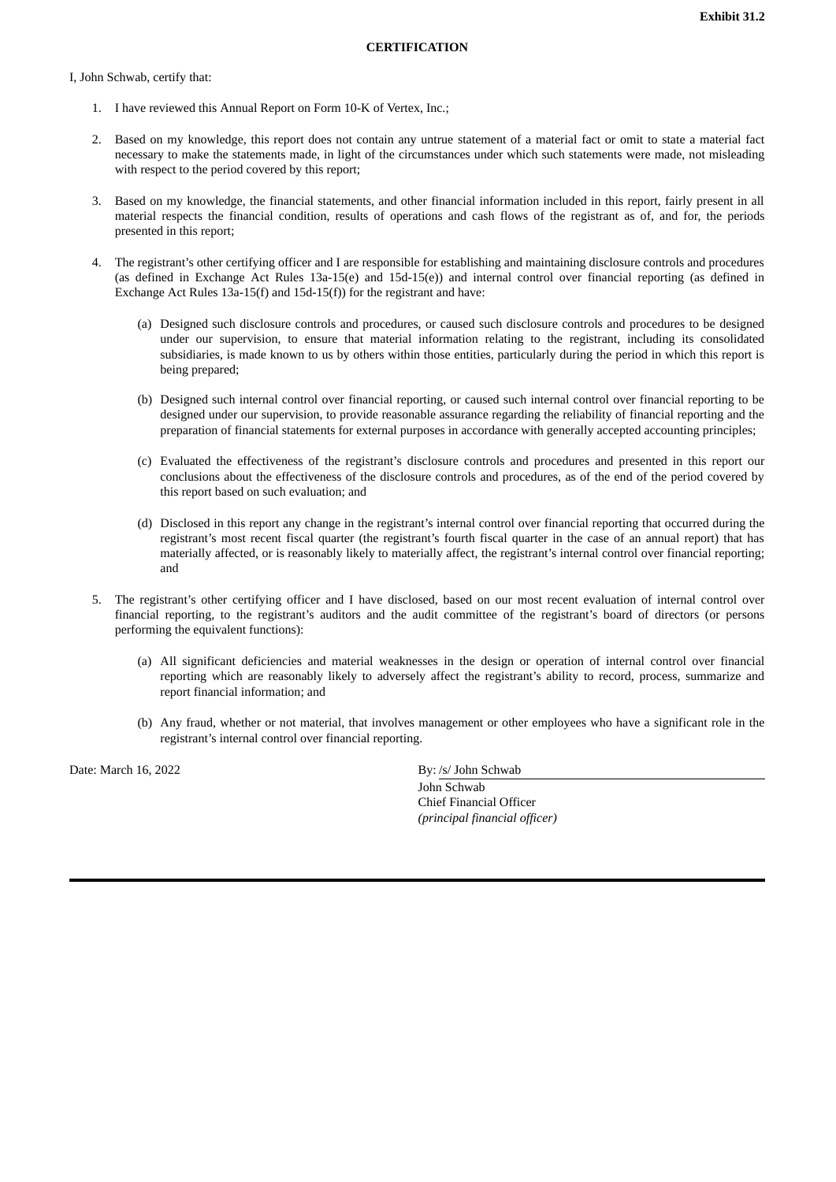**Exhibit 31.2**

**CERTIFICATION**

I, John Schwab, certify that:

1. I have reviewed this Annual Report on Form 10-K of Vertex, Inc.;

2. Based on my knowledge, this report does not contain any untrue statement of a material fact or omit to state a material fact necessary to make the statements made, in light of the circumstances under which such statements were made, not misleading with respect to the period covered by this report;

3. Based on my knowledge, the financial statements, and other financial information included in this report, fairly present in all material respects the financial condition, results of operations and cash flows of the registrant as of, and for, the periods presented in this report;

4. The registrant's other certifying officer and I are responsible for establishing and maintaining disclosure controls and procedures (as defined in Exchange Act Rules 13a-15(e) and 15d-15(e)) and internal control over financial reporting (as defined in Exchange Act Rules 13a-15(f) and 15d-15(f)) for the registrant and have:

   (a) Designed such disclosure controls and procedures, or caused such disclosure controls and procedures to be designed under our supervision, to ensure that material information relating to the registrant, including its consolidated subsidiaries, is made known to us by others within those entities, particularly during the period in which this report is being prepared;

   (b) Designed such internal control over financial reporting, or caused such internal control over financial reporting to be designed under our supervision, to provide reasonable assurance regarding the reliability of financial reporting and the preparation of financial statements for external purposes in accordance with generally accepted accounting principles;

   (c) Evaluated the effectiveness of the registrant's disclosure controls and procedures and presented in this report our conclusions about the effectiveness of the disclosure controls and procedures, as of the end of the period covered by this report based on such evaluation; and

   (d) Disclosed in this report any change in the registrant's internal control over financial reporting that occurred during the registrant's most recent fiscal quarter (the registrant's fourth fiscal quarter in the case of an annual report) that has materially affected, or is reasonably likely to materially affect, the registrant's internal control over financial reporting; and

5. The registrant's other certifying officer and I have disclosed, based on our most recent evaluation of internal control over financial reporting, to the registrant's auditors and the audit committee of the registrant's board of directors (or persons performing the equivalent functions):

   (a) All significant deficiencies and material weaknesses in the design or operation of internal control over financial reporting which are reasonably likely to adversely affect the registrant's ability to record, process, summarize and report financial information; and

   (b) Any fraud, whether or not material, that involves management or other employees who have a significant role in the registrant's internal control over financial reporting.

Date: March 16, 2022

By: /s/ John Schwab
John Schwab
Chief Financial Officer
*(principal financial officer)*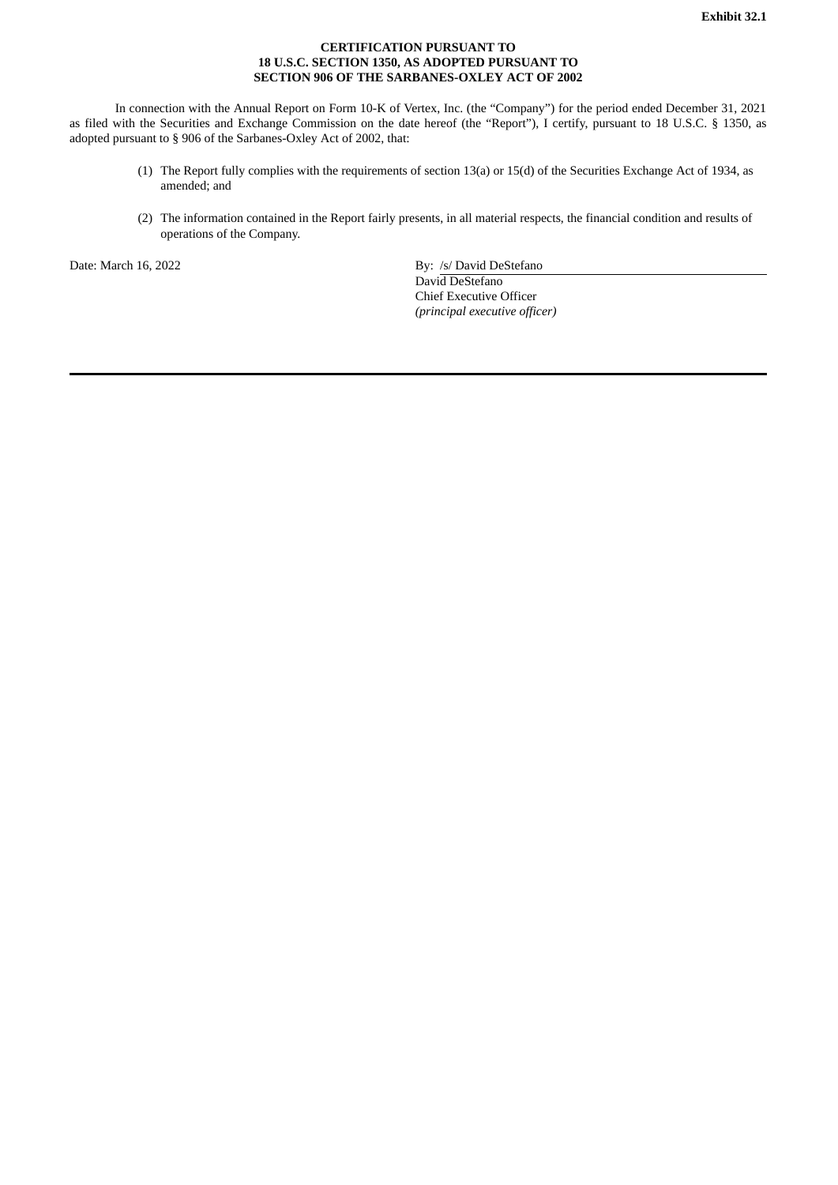**Exhibit 32.1**

**CERTIFICATION PURSUANT TO**
**18 U.S.C. SECTION 1350, AS ADOPTED PURSUANT TO**
**SECTION 906 OF THE SARBANES-OXLEY ACT OF 2002**

In connection with the Annual Report on Form 10-K of Vertex, Inc. (the "Company") for the period ended December 31, 2021 as filed with the Securities and Exchange Commission on the date hereof (the "Report"), I certify, pursuant to 18 U.S.C. § 1350, as adopted pursuant to § 906 of the Sarbanes-Oxley Act of 2002, that:

(1) The Report fully complies with the requirements of section 13(a) or 15(d) of the Securities Exchange Act of 1934, as amended; and

(2) The information contained in the Report fairly presents, in all material respects, the financial condition and results of operations of the Company.

Date: March 16, 2022

By: /s/ David DeStefano
David DeStefano
Chief Executive Officer
*(principal executive officer)*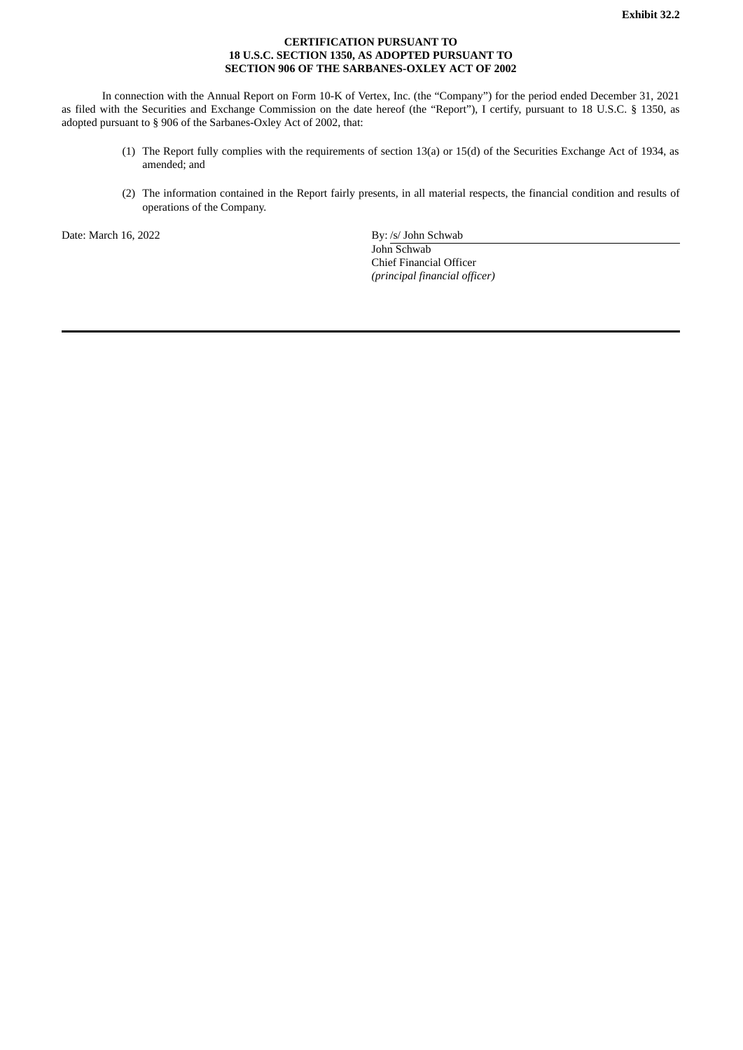**Exhibit 32.2**

**CERTIFICATION PURSUANT TO**
**18 U.S.C. SECTION 1350, AS ADOPTED PURSUANT TO**
**SECTION 906 OF THE SARBANES-OXLEY ACT OF 2002**

In connection with the Annual Report on Form 10-K of Vertex, Inc. (the "Company") for the period ended December 31, 2021 as filed with the Securities and Exchange Commission on the date hereof (the "Report"), I certify, pursuant to 18 U.S.C. § 1350, as adopted pursuant to § 906 of the Sarbanes-Oxley Act of 2002, that:

(1) The Report fully complies with the requirements of section 13(a) or 15(d) of the Securities Exchange Act of 1934, as amended; and

(2) The information contained in the Report fairly presents, in all material respects, the financial condition and results of operations of the Company.

Date: March 16, 2022

By: /s/ John Schwab
John Schwab
Chief Financial Officer
*(principal financial officer)*